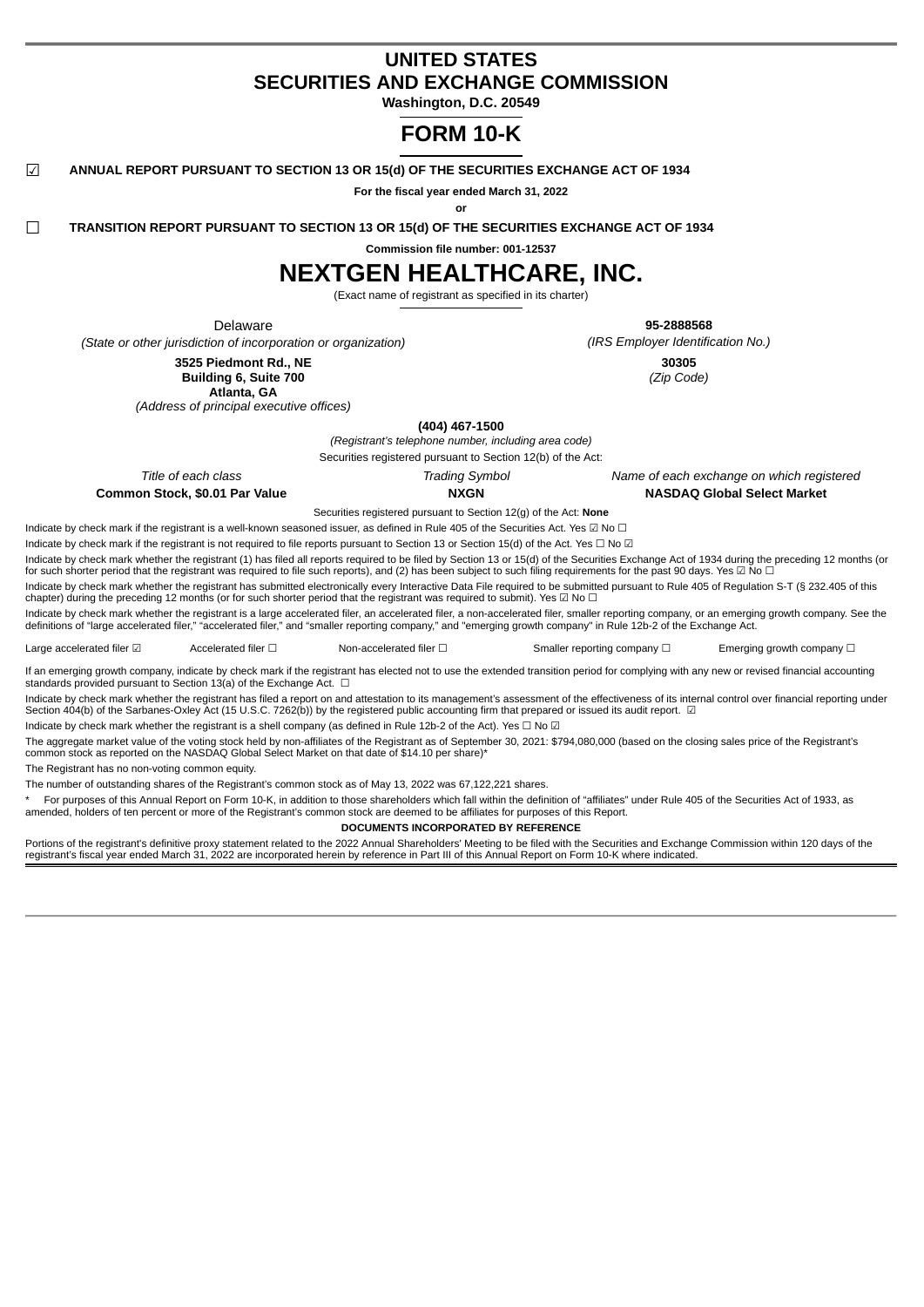# UNITED STATES
# SECURITIES AND EXCHANGE COMMISSION

**Washington, D.C. 20549**

# FORM 10-K

☑ **ANNUAL REPORT PURSUANT TO SECTION 13 OR 15(d) OF THE SECURITIES EXCHANGE ACT OF 1934**

**For the fiscal year ended March 31, 2022**

**or**

☐ **TRANSITION REPORT PURSUANT TO SECTION 13 OR 15(d) OF THE SECURITIES EXCHANGE ACT OF 1934**

**Commission file number: 001-12537**

# NEXTGEN HEALTHCARE, INC.

(Exact name of registrant as specified in its charter)

| | |
|---|---|
| Delaware | **95-2888568** |
| *(State or other jurisdiction of incorporation or organization)* | *(IRS Employer Identification No.)* |
| **3525 Piedmont Rd., NE Building 6, Suite 700 Atlanta, GA** | **30305** |
| *(Address of principal executive offices)* | *(Zip Code)* |

**(404) 467-1500**

*(Registrant's telephone number, including area code)*

Securities registered pursuant to Section 12(b) of the Act:

| *Title of each class* | *Trading Symbol* | *Name of each exchange on which registered* |
|---|---|---|
| **Common Stock, $0.01 Par Value** | **NXGN** | **NASDAQ Global Select Market** |

Securities registered pursuant to Section 12(g) of the Act: **None**

Indicate by check mark if the registrant is a well-known seasoned issuer, as defined in Rule 405 of the Securities Act. Yes ☑ No ☐

Indicate by check mark if the registrant is not required to file reports pursuant to Section 13 or Section 15(d) of the Act. Yes ☐ No ☑

Indicate by check mark whether the registrant (1) has filed all reports required to be filed by Section 13 or 15(d) of the Securities Exchange Act of 1934 during the preceding 12 months (or for such shorter period that the registrant was required to file such reports), and (2) has been subject to such filing requirements for the past 90 days. Yes ☑ No ☐

Indicate by check mark whether the registrant has submitted electronically every Interactive Data File required to be submitted pursuant to Rule 405 of Regulation S-T (§ 232.405 of this chapter) during the preceding 12 months (or for such shorter period that the registrant was required to submit). Yes ☑ No ☐

Indicate by check mark whether the registrant is a large accelerated filer, an accelerated filer, a non-accelerated filer, smaller reporting company, or an emerging growth company. See the definitions of "large accelerated filer," "accelerated filer," and "smaller reporting company," and "emerging growth company" in Rule 12b-2 of the Exchange Act.

| | | | | |
|---|---|---|---|---|
| Large accelerated filer ☑ | Accelerated filer ☐ | Non-accelerated filer ☐ | Smaller reporting company ☐ | Emerging growth company ☐ |

If an emerging growth company, indicate by check mark if the registrant has elected not to use the extended transition period for complying with any new or revised financial accounting standards provided pursuant to Section 13(a) of the Exchange Act. ☐

Indicate by check mark whether the registrant has filed a report on and attestation to its management's assessment of the effectiveness of its internal control over financial reporting under Section 404(b) of the Sarbanes-Oxley Act (15 U.S.C. 7262(b)) by the registered public accounting firm that prepared or issued its audit report. ☑

Indicate by check mark whether the registrant is a shell company (as defined in Rule 12b-2 of the Act). Yes ☐ No ☑

The aggregate market value of the voting stock held by non-affiliates of the Registrant as of September 30, 2021: $794,080,000 (based on the closing sales price of the Registrant's common stock as reported on the NASDAQ Global Select Market on that date of $14.10 per share)*

The Registrant has no non-voting common equity.

The number of outstanding shares of the Registrant's common stock as of May 13, 2022 was 67,122,221 shares.

\* For purposes of this Annual Report on Form 10-K, in addition to those shareholders which fall within the definition of "affiliates" under Rule 405 of the Securities Act of 1933, as amended, holders of ten percent or more of the Registrant's common stock are deemed to be affiliates for purposes of this Report.

**DOCUMENTS INCORPORATED BY REFERENCE**

Portions of the registrant's definitive proxy statement related to the 2022 Annual Shareholders' Meeting to be filed with the Securities and Exchange Commission within 120 days of the registrant's fiscal year ended March 31, 2022 are incorporated herein by reference in Part III of this Annual Report on Form 10-K where indicated.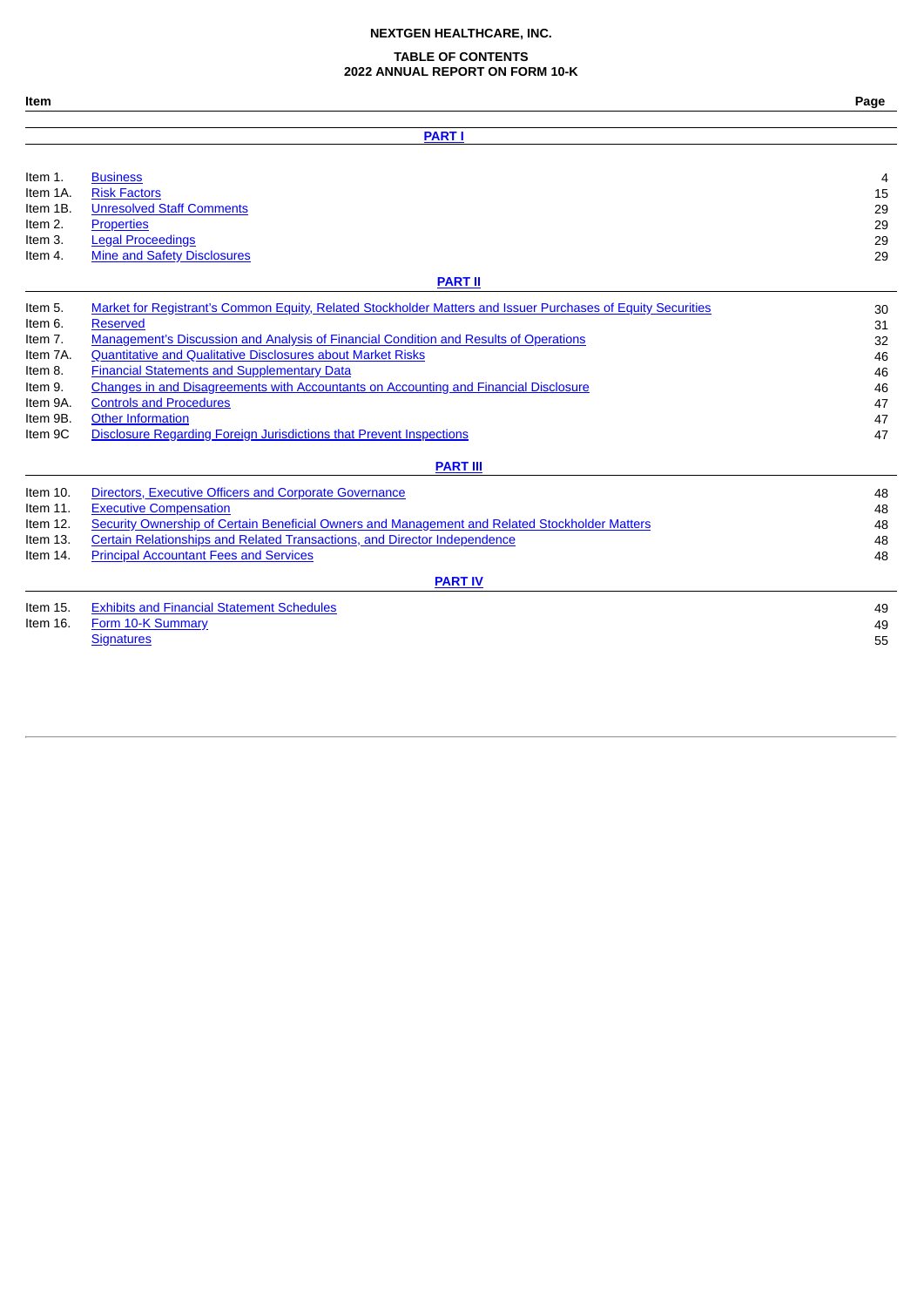**NEXTGEN HEALTHCARE, INC.**

**TABLE OF CONTENTS**
**2022 ANNUAL REPORT ON FORM 10-K**

| Item | | Page |
|---|---|---|
| | **PART I** | |
| Item 1. | Business | 4 |
| Item 1A. | Risk Factors | 15 |
| Item 1B. | Unresolved Staff Comments | 29 |
| Item 2. | Properties | 29 |
| Item 3. | Legal Proceedings | 29 |
| Item 4. | Mine and Safety Disclosures | 29 |
| | **PART II** | |
| Item 5. | Market for Registrant’s Common Equity, Related Stockholder Matters and Issuer Purchases of Equity Securities | 30 |
| Item 6. | Reserved | 31 |
| Item 7. | Management’s Discussion and Analysis of Financial Condition and Results of Operations | 32 |
| Item 7A. | Quantitative and Qualitative Disclosures about Market Risks | 46 |
| Item 8. | Financial Statements and Supplementary Data | 46 |
| Item 9. | Changes in and Disagreements with Accountants on Accounting and Financial Disclosure | 46 |
| Item 9A. | Controls and Procedures | 47 |
| Item 9B. | Other Information | 47 |
| Item 9C | Disclosure Regarding Foreign Jurisdictions that Prevent Inspections | 47 |
| | **PART III** | |
| Item 10. | Directors, Executive Officers and Corporate Governance | 48 |
| Item 11. | Executive Compensation | 48 |
| Item 12. | Security Ownership of Certain Beneficial Owners and Management and Related Stockholder Matters | 48 |
| Item 13. | Certain Relationships and Related Transactions, and Director Independence | 48 |
| Item 14. | Principal Accountant Fees and Services | 48 |
| | **PART IV** | |
| Item 15. | Exhibits and Financial Statement Schedules | 49 |
| Item 16. | Form 10-K Summary | 49 |
| | Signatures | 55 |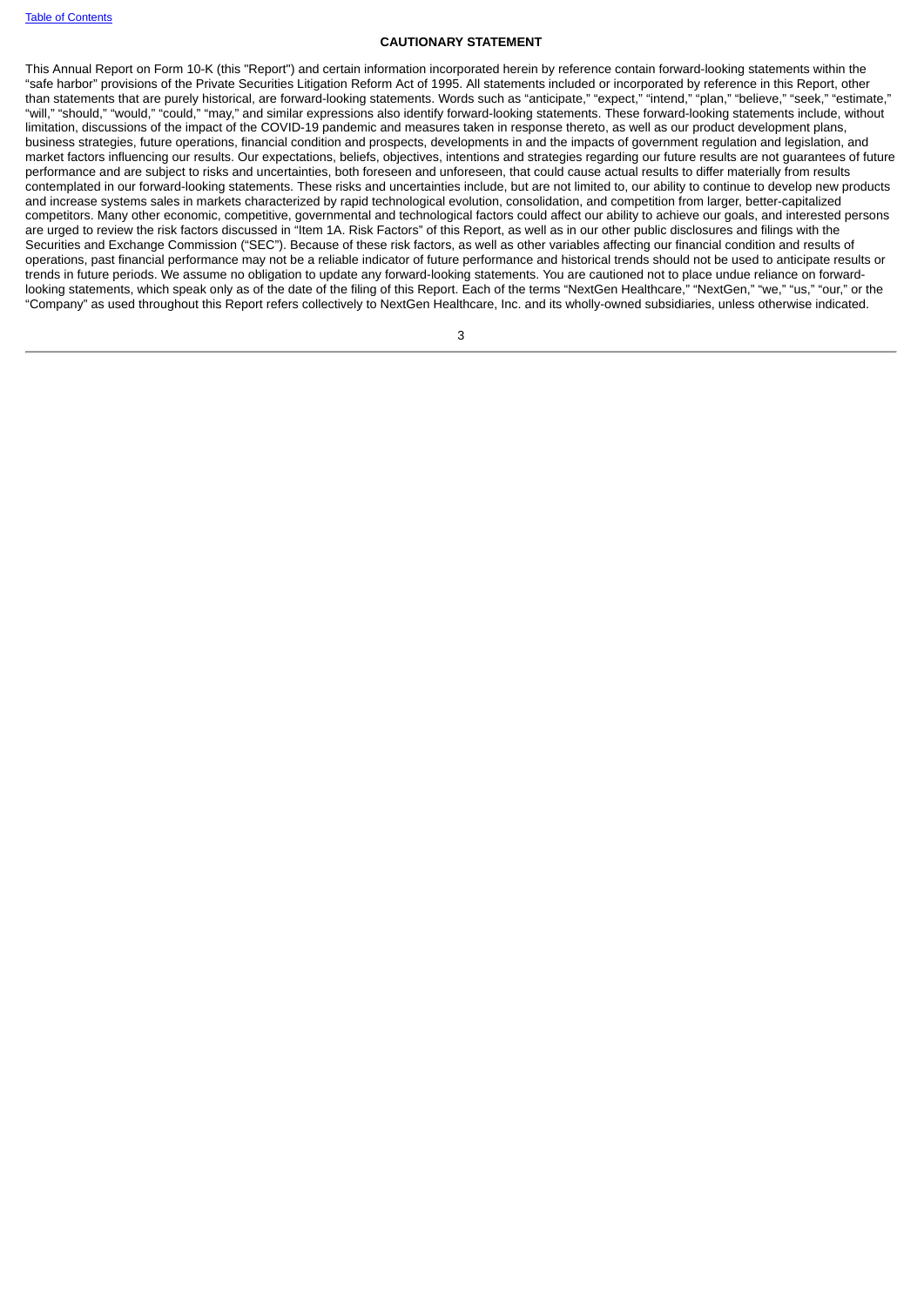## CAUTIONARY STATEMENT

This Annual Report on Form 10-K (this "Report") and certain information incorporated herein by reference contain forward-looking statements within the "safe harbor" provisions of the Private Securities Litigation Reform Act of 1995. All statements included or incorporated by reference in this Report, other than statements that are purely historical, are forward-looking statements. Words such as "anticipate," "expect," "intend," "plan," "believe," "seek," "estimate," "will," "should," "would," "could," "may," and similar expressions also identify forward-looking statements. These forward-looking statements include, without limitation, discussions of the impact of the COVID-19 pandemic and measures taken in response thereto, as well as our product development plans, business strategies, future operations, financial condition and prospects, developments in and the impacts of government regulation and legislation, and market factors influencing our results. Our expectations, beliefs, objectives, intentions and strategies regarding our future results are not guarantees of future performance and are subject to risks and uncertainties, both foreseen and unforeseen, that could cause actual results to differ materially from results contemplated in our forward-looking statements. These risks and uncertainties include, but are not limited to, our ability to continue to develop new products and increase systems sales in markets characterized by rapid technological evolution, consolidation, and competition from larger, better-capitalized competitors. Many other economic, competitive, governmental and technological factors could affect our ability to achieve our goals, and interested persons are urged to review the risk factors discussed in "Item 1A. Risk Factors" of this Report, as well as in our other public disclosures and filings with the Securities and Exchange Commission ("SEC"). Because of these risk factors, as well as other variables affecting our financial condition and results of operations, past financial performance may not be a reliable indicator of future performance and historical trends should not be used to anticipate results or trends in future periods. We assume no obligation to update any forward-looking statements. You are cautioned not to place undue reliance on forward-looking statements, which speak only as of the date of the filing of this Report. Each of the terms "NextGen Healthcare," "NextGen," "we," "us," "our," or the "Company" as used throughout this Report refers collectively to NextGen Healthcare, Inc. and its wholly-owned subsidiaries, unless otherwise indicated.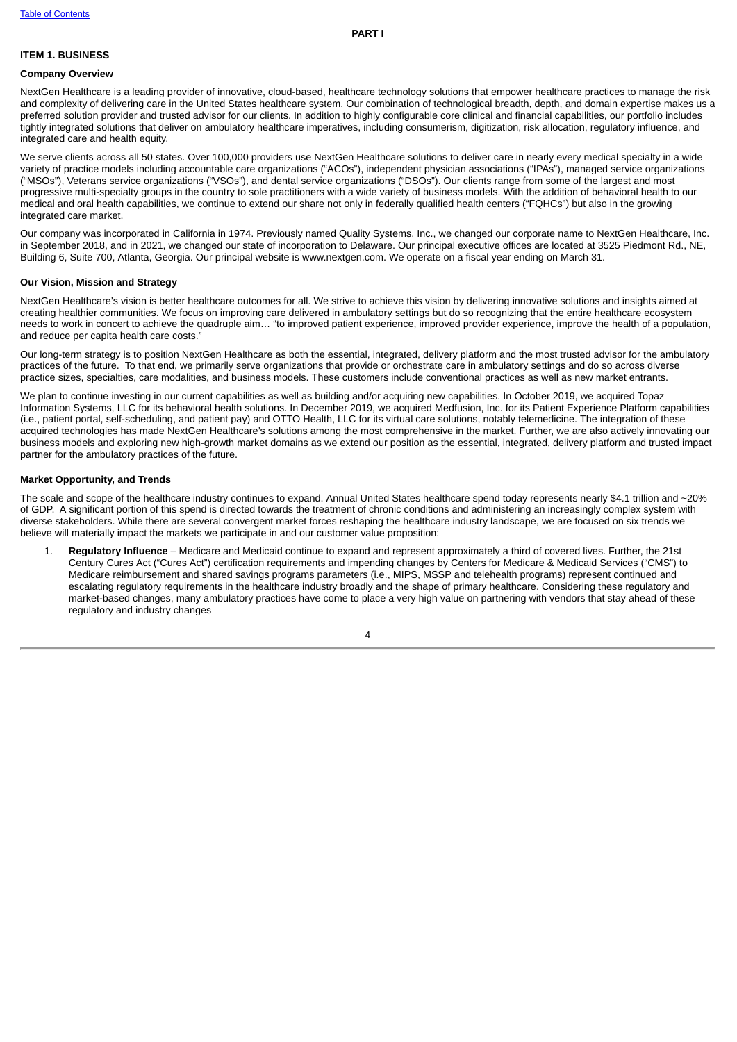# PART I

## ITEM 1. BUSINESS

### Company Overview

NextGen Healthcare is a leading provider of innovative, cloud-based, healthcare technology solutions that empower healthcare practices to manage the risk and complexity of delivering care in the United States healthcare system. Our combination of technological breadth, depth, and domain expertise makes us a preferred solution provider and trusted advisor for our clients. In addition to highly configurable core clinical and financial capabilities, our portfolio includes tightly integrated solutions that deliver on ambulatory healthcare imperatives, including consumerism, digitization, risk allocation, regulatory influence, and integrated care and health equity.

We serve clients across all 50 states. Over 100,000 providers use NextGen Healthcare solutions to deliver care in nearly every medical specialty in a wide variety of practice models including accountable care organizations ("ACOs"), independent physician associations ("IPAs"), managed service organizations ("MSOs"), Veterans service organizations ("VSOs"), and dental service organizations ("DSOs"). Our clients range from some of the largest and most progressive multi-specialty groups in the country to sole practitioners with a wide variety of business models. With the addition of behavioral health to our medical and oral health capabilities, we continue to extend our share not only in federally qualified health centers ("FQHCs") but also in the growing integrated care market.

Our company was incorporated in California in 1974. Previously named Quality Systems, Inc., we changed our corporate name to NextGen Healthcare, Inc. in September 2018, and in 2021, we changed our state of incorporation to Delaware. Our principal executive offices are located at 3525 Piedmont Rd., NE, Building 6, Suite 700, Atlanta, Georgia. Our principal website is www.nextgen.com. We operate on a fiscal year ending on March 31.

### Our Vision, Mission and Strategy

NextGen Healthcare's vision is better healthcare outcomes for all. We strive to achieve this vision by delivering innovative solutions and insights aimed at creating healthier communities. We focus on improving care delivered in ambulatory settings but do so recognizing that the entire healthcare ecosystem needs to work in concert to achieve the quadruple aim… "to improved patient experience, improved provider experience, improve the health of a population, and reduce per capita health care costs."

Our long-term strategy is to position NextGen Healthcare as both the essential, integrated, delivery platform and the most trusted advisor for the ambulatory practices of the future. To that end, we primarily serve organizations that provide or orchestrate care in ambulatory settings and do so across diverse practice sizes, specialties, care modalities, and business models. These customers include conventional practices as well as new market entrants.

We plan to continue investing in our current capabilities as well as building and/or acquiring new capabilities. In October 2019, we acquired Topaz Information Systems, LLC for its behavioral health solutions. In December 2019, we acquired Medfusion, Inc. for its Patient Experience Platform capabilities (i.e., patient portal, self-scheduling, and patient pay) and OTTO Health, LLC for its virtual care solutions, notably telemedicine. The integration of these acquired technologies has made NextGen Healthcare's solutions among the most comprehensive in the market. Further, we are also actively innovating our business models and exploring new high-growth market domains as we extend our position as the essential, integrated, delivery platform and trusted impact partner for the ambulatory practices of the future.

### Market Opportunity, and Trends

The scale and scope of the healthcare industry continues to expand. Annual United States healthcare spend today represents nearly $4.1 trillion and ~20% of GDP. A significant portion of this spend is directed towards the treatment of chronic conditions and administering an increasingly complex system with diverse stakeholders. While there are several convergent market forces reshaping the healthcare industry landscape, we are focused on six trends we believe will materially impact the markets we participate in and our customer value proposition:

1. **Regulatory Influence** – Medicare and Medicaid continue to expand and represent approximately a third of covered lives. Further, the 21st Century Cures Act ("Cures Act") certification requirements and impending changes by Centers for Medicare & Medicaid Services ("CMS") to Medicare reimbursement and shared savings programs parameters (i.e., MIPS, MSSP and telehealth programs) represent continued and escalating regulatory requirements in the healthcare industry broadly and the shape of primary healthcare. Considering these regulatory and market-based changes, many ambulatory practices have come to place a very high value on partnering with vendors that stay ahead of these regulatory and industry changes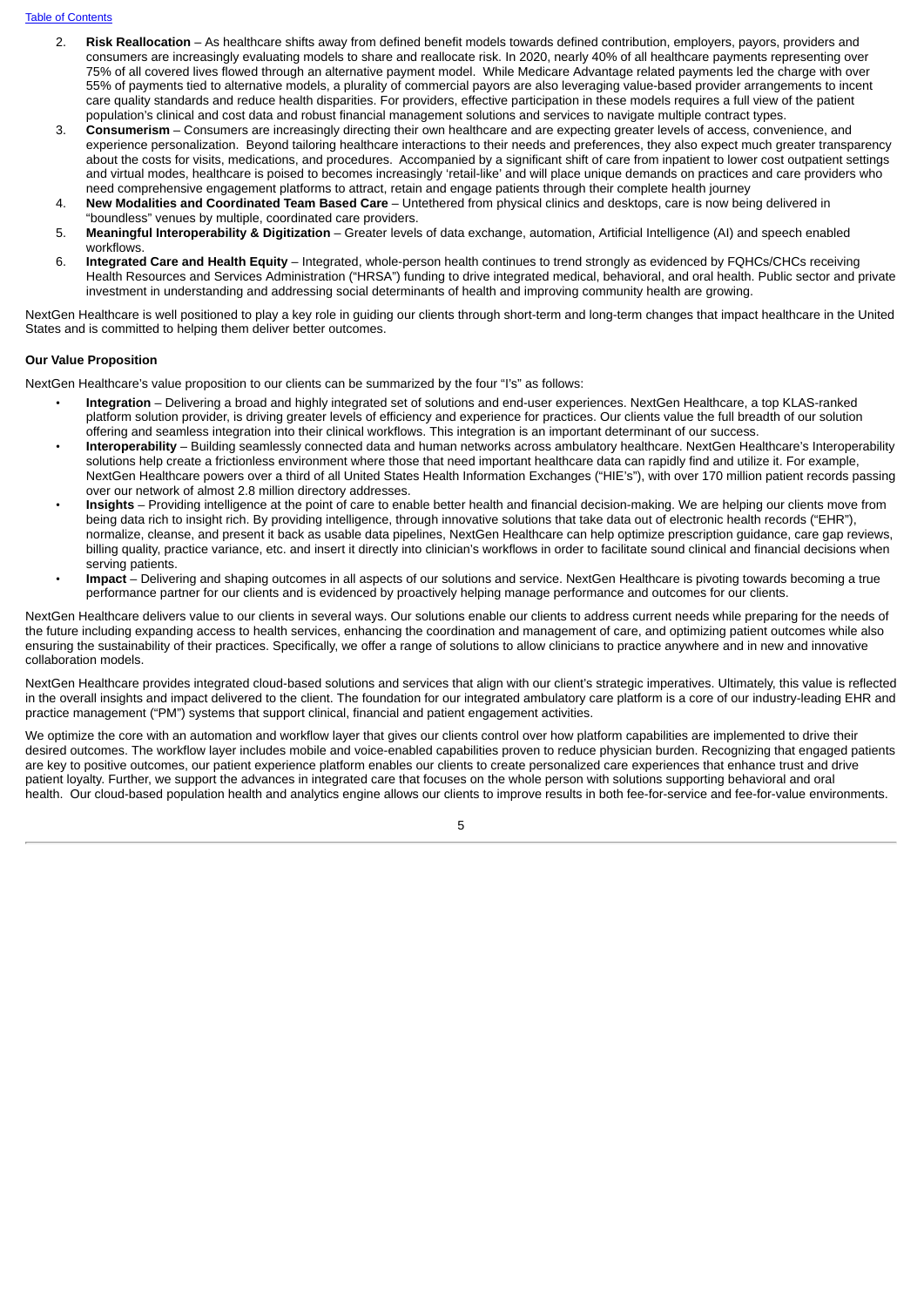2. **Risk Reallocation** – As healthcare shifts away from defined benefit models towards defined contribution, employers, payors, providers and consumers are increasingly evaluating models to share and reallocate risk. In 2020, nearly 40% of all healthcare payments representing over 75% of all covered lives flowed through an alternative payment model. While Medicare Advantage related payments led the charge with over 55% of payments tied to alternative models, a plurality of commercial payors are also leveraging value-based provider arrangements to incent care quality standards and reduce health disparities. For providers, effective participation in these models requires a full view of the patient population's clinical and cost data and robust financial management solutions and services to navigate multiple contract types.
3. **Consumerism** – Consumers are increasingly directing their own healthcare and are expecting greater levels of access, convenience, and experience personalization. Beyond tailoring healthcare interactions to their needs and preferences, they also expect much greater transparency about the costs for visits, medications, and procedures. Accompanied by a significant shift of care from inpatient to lower cost outpatient settings and virtual modes, healthcare is poised to becomes increasingly 'retail-like' and will place unique demands on practices and care providers who need comprehensive engagement platforms to attract, retain and engage patients through their complete health journey
4. **New Modalities and Coordinated Team Based Care** – Untethered from physical clinics and desktops, care is now being delivered in "boundless" venues by multiple, coordinated care providers.
5. **Meaningful Interoperability & Digitization** – Greater levels of data exchange, automation, Artificial Intelligence (AI) and speech enabled workflows.
6. **Integrated Care and Health Equity** – Integrated, whole-person health continues to trend strongly as evidenced by FQHCs/CHCs receiving Health Resources and Services Administration ("HRSA") funding to drive integrated medical, behavioral, and oral health. Public sector and private investment in understanding and addressing social determinants of health and improving community health are growing.

NextGen Healthcare is well positioned to play a key role in guiding our clients through short-term and long-term changes that impact healthcare in the United States and is committed to helping them deliver better outcomes.

**Our Value Proposition**

NextGen Healthcare's value proposition to our clients can be summarized by the four "I's" as follows:

- **Integration** – Delivering a broad and highly integrated set of solutions and end-user experiences. NextGen Healthcare, a top KLAS-ranked platform solution provider, is driving greater levels of efficiency and experience for practices. Our clients value the full breadth of our solution offering and seamless integration into their clinical workflows. This integration is an important determinant of our success.
- **Interoperability** – Building seamlessly connected data and human networks across ambulatory healthcare. NextGen Healthcare's Interoperability solutions help create a frictionless environment where those that need important healthcare data can rapidly find and utilize it. For example, NextGen Healthcare powers over a third of all United States Health Information Exchanges ("HIE's"), with over 170 million patient records passing over our network of almost 2.8 million directory addresses.
- **Insights** – Providing intelligence at the point of care to enable better health and financial decision-making. We are helping our clients move from being data rich to insight rich. By providing intelligence, through innovative solutions that take data out of electronic health records ("EHR"), normalize, cleanse, and present it back as usable data pipelines, NextGen Healthcare can help optimize prescription guidance, care gap reviews, billing quality, practice variance, etc. and insert it directly into clinician's workflows in order to facilitate sound clinical and financial decisions when serving patients.
- **Impact** – Delivering and shaping outcomes in all aspects of our solutions and service. NextGen Healthcare is pivoting towards becoming a true performance partner for our clients and is evidenced by proactively helping manage performance and outcomes for our clients.

NextGen Healthcare delivers value to our clients in several ways. Our solutions enable our clients to address current needs while preparing for the needs of the future including expanding access to health services, enhancing the coordination and management of care, and optimizing patient outcomes while also ensuring the sustainability of their practices. Specifically, we offer a range of solutions to allow clinicians to practice anywhere and in new and innovative collaboration models.

NextGen Healthcare provides integrated cloud-based solutions and services that align with our client's strategic imperatives. Ultimately, this value is reflected in the overall insights and impact delivered to the client. The foundation for our integrated ambulatory care platform is a core of our industry-leading EHR and practice management ("PM") systems that support clinical, financial and patient engagement activities.

We optimize the core with an automation and workflow layer that gives our clients control over how platform capabilities are implemented to drive their desired outcomes. The workflow layer includes mobile and voice-enabled capabilities proven to reduce physician burden. Recognizing that engaged patients are key to positive outcomes, our patient experience platform enables our clients to create personalized care experiences that enhance trust and drive patient loyalty. Further, we support the advances in integrated care that focuses on the whole person with solutions supporting behavioral and oral health. Our cloud-based population health and analytics engine allows our clients to improve results in both fee-for-service and fee-for-value environments.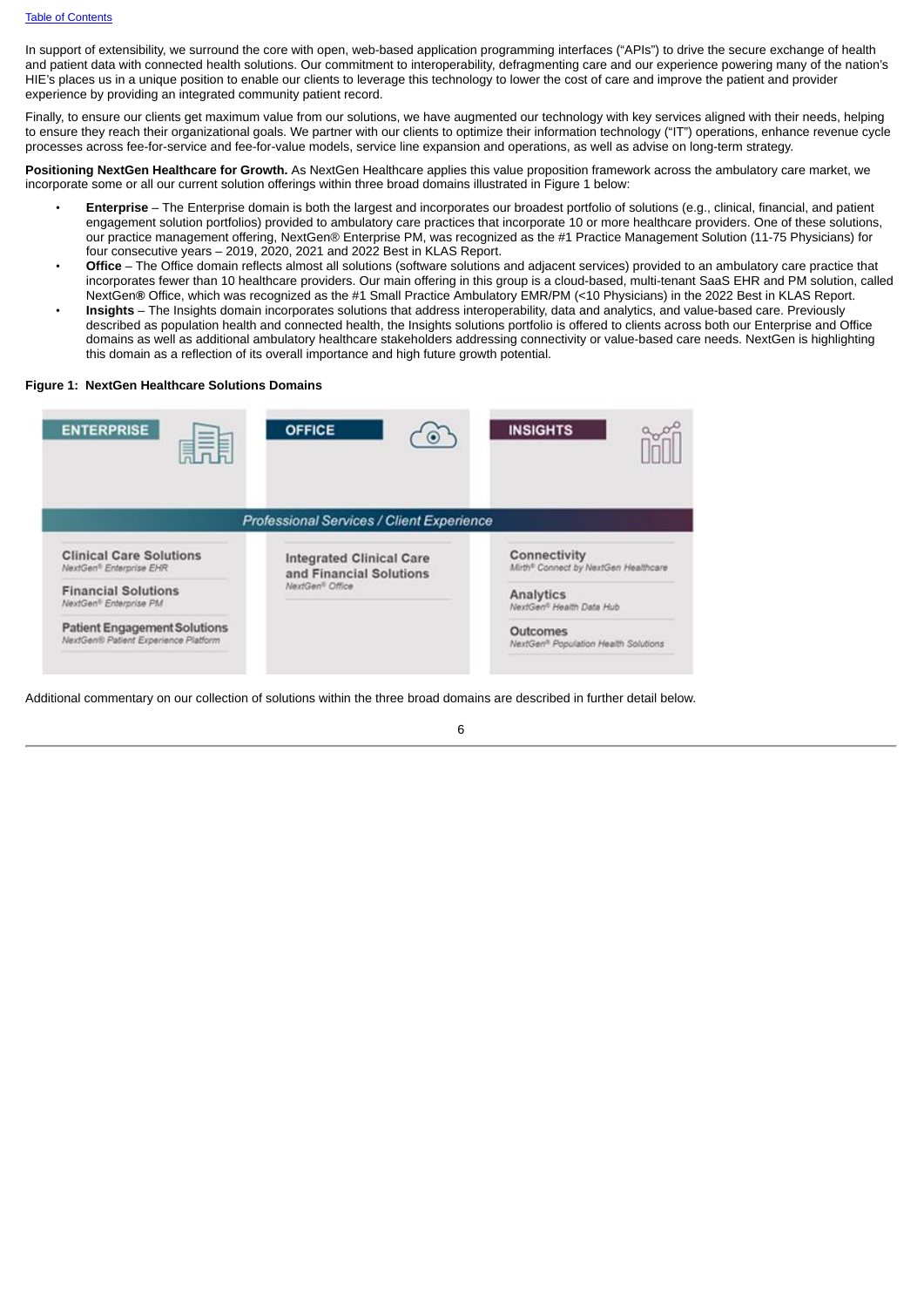In support of extensibility, we surround the core with open, web-based application programming interfaces ("APIs") to drive the secure exchange of health and patient data with connected health solutions. Our commitment to interoperability, defragmenting care and our experience powering many of the nation's HIE's places us in a unique position to enable our clients to leverage this technology to lower the cost of care and improve the patient and provider experience by providing an integrated community patient record.

Finally, to ensure our clients get maximum value from our solutions, we have augmented our technology with key services aligned with their needs, helping to ensure they reach their organizational goals. We partner with our clients to optimize their information technology ("IT") operations, enhance revenue cycle processes across fee-for-service and fee-for-value models, service line expansion and operations, as well as advise on long-term strategy.

**Positioning NextGen Healthcare for Growth.** As NextGen Healthcare applies this value proposition framework across the ambulatory care market, we incorporate some or all our current solution offerings within three broad domains illustrated in Figure 1 below:

- **Enterprise** – The Enterprise domain is both the largest and incorporates our broadest portfolio of solutions (e.g., clinical, financial, and patient engagement solution portfolios) provided to ambulatory care practices that incorporate 10 or more healthcare providers. One of these solutions, our practice management offering, NextGen® Enterprise PM, was recognized as the #1 Practice Management Solution (11-75 Physicians) for four consecutive years – 2019, 2020, 2021 and 2022 Best in KLAS Report.
- **Office** – The Office domain reflects almost all solutions (software solutions and adjacent services) provided to an ambulatory care practice that incorporates fewer than 10 healthcare providers. Our main offering in this group is a cloud-based, multi-tenant SaaS EHR and PM solution, called NextGen**®** Office, which was recognized as the #1 Small Practice Ambulatory EMR/PM (<10 Physicians) in the 2022 Best in KLAS Report.
- **Insights** – The Insights domain incorporates solutions that address interoperability, data and analytics, and value-based care. Previously described as population health and connected health, the Insights solutions portfolio is offered to clients across both our Enterprise and Office domains as well as additional ambulatory healthcare stakeholders addressing connectivity or value-based care needs. NextGen is highlighting this domain as a reflection of its overall importance and high future growth potential.

**Figure 1: NextGen Healthcare Solutions Domains**

| ENTERPRISE | OFFICE | INSIGHTS |
|---|---|---|
| *Professional Services / Client Experience* | | |
| **Clinical Care Solutions** – *NextGen® Enterprise EHR* | **Integrated Clinical Care and Financial Solutions** – *NextGen® Office* | **Connectivity** – *Mirth® Connect by NextGen Healthcare* |
| **Financial Solutions** – *NextGen® Enterprise PM* | | **Analytics** – *NextGen® Health Data Hub* |
| **Patient Engagement Solutions** – *NextGen® Patient Experience Platform* | | **Outcomes** – *NextGen® Population Health Solutions* |

Additional commentary on our collection of solutions within the three broad domains are described in further detail below.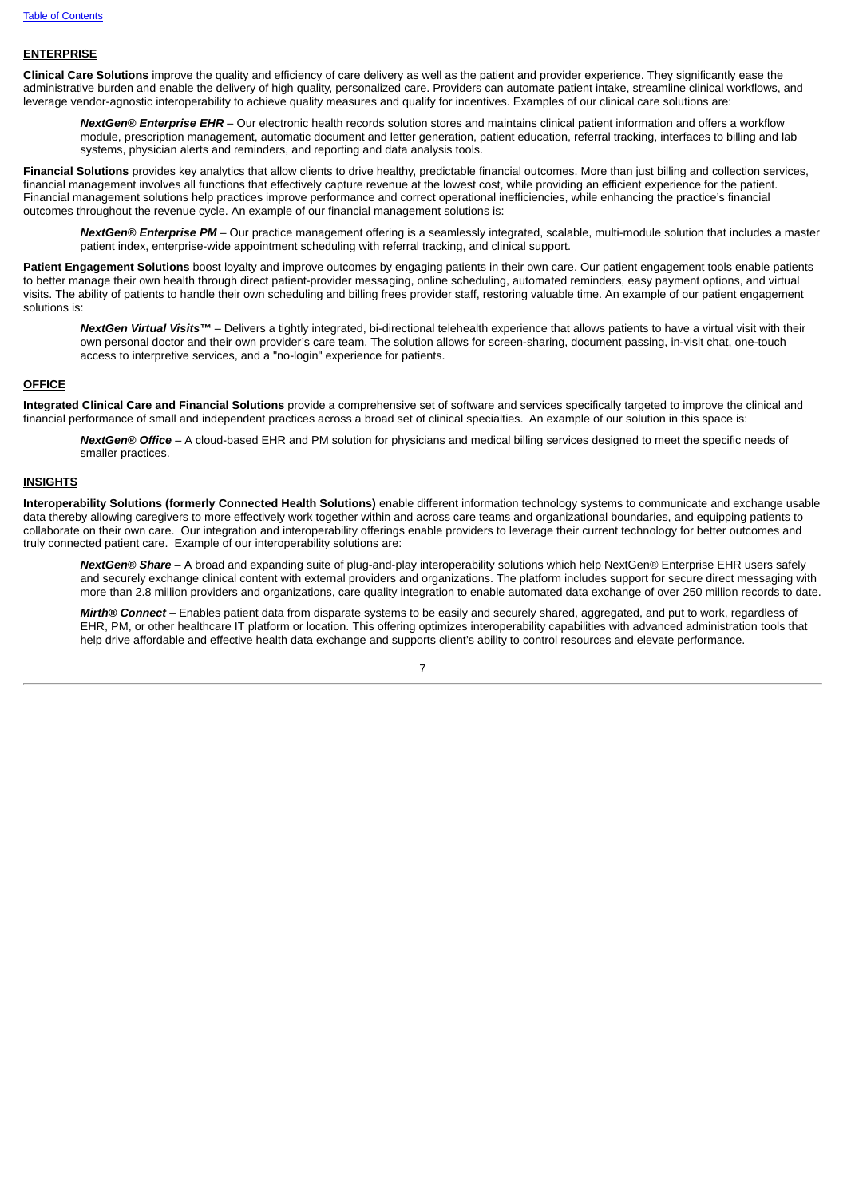**ENTERPRISE**

**Clinical Care Solutions** improve the quality and efficiency of care delivery as well as the patient and provider experience. They significantly ease the administrative burden and enable the delivery of high quality, personalized care. Providers can automate patient intake, streamline clinical workflows, and leverage vendor-agnostic interoperability to achieve quality measures and qualify for incentives. Examples of our clinical care solutions are:

> ***NextGen® Enterprise EHR*** – Our electronic health records solution stores and maintains clinical patient information and offers a workflow module, prescription management, automatic document and letter generation, patient education, referral tracking, interfaces to billing and lab systems, physician alerts and reminders, and reporting and data analysis tools.

**Financial Solutions** provides key analytics that allow clients to drive healthy, predictable financial outcomes. More than just billing and collection services, financial management involves all functions that effectively capture revenue at the lowest cost, while providing an efficient experience for the patient. Financial management solutions help practices improve performance and correct operational inefficiencies, while enhancing the practice's financial outcomes throughout the revenue cycle. An example of our financial management solutions is:

> ***NextGen® Enterprise PM*** – Our practice management offering is a seamlessly integrated, scalable, multi-module solution that includes a master patient index, enterprise-wide appointment scheduling with referral tracking, and clinical support.

**Patient Engagement Solutions** boost loyalty and improve outcomes by engaging patients in their own care. Our patient engagement tools enable patients to better manage their own health through direct patient-provider messaging, online scheduling, automated reminders, easy payment options, and virtual visits. The ability of patients to handle their own scheduling and billing frees provider staff, restoring valuable time. An example of our patient engagement solutions is:

> ***NextGen Virtual Visits™*** – Delivers a tightly integrated, bi-directional telehealth experience that allows patients to have a virtual visit with their own personal doctor and their own provider's care team. The solution allows for screen-sharing, document passing, in-visit chat, one-touch access to interpretive services, and a "no-login" experience for patients.

**OFFICE**

**Integrated Clinical Care and Financial Solutions** provide a comprehensive set of software and services specifically targeted to improve the clinical and financial performance of small and independent practices across a broad set of clinical specialties. An example of our solution in this space is:

> ***NextGen® Office*** – A cloud-based EHR and PM solution for physicians and medical billing services designed to meet the specific needs of smaller practices.

**INSIGHTS**

**Interoperability Solutions (formerly Connected Health Solutions)** enable different information technology systems to communicate and exchange usable data thereby allowing caregivers to more effectively work together within and across care teams and organizational boundaries, and equipping patients to collaborate on their own care. Our integration and interoperability offerings enable providers to leverage their current technology for better outcomes and truly connected patient care. Example of our interoperability solutions are:

> ***NextGen® Share*** – A broad and expanding suite of plug-and-play interoperability solutions which help NextGen® Enterprise EHR users safely and securely exchange clinical content with external providers and organizations. The platform includes support for secure direct messaging with more than 2.8 million providers and organizations, care quality integration to enable automated data exchange of over 250 million records to date.

> ***Mirth® Connect*** – Enables patient data from disparate systems to be easily and securely shared, aggregated, and put to work, regardless of EHR, PM, or other healthcare IT platform or location. This offering optimizes interoperability capabilities with advanced administration tools that help drive affordable and effective health data exchange and supports client's ability to control resources and elevate performance.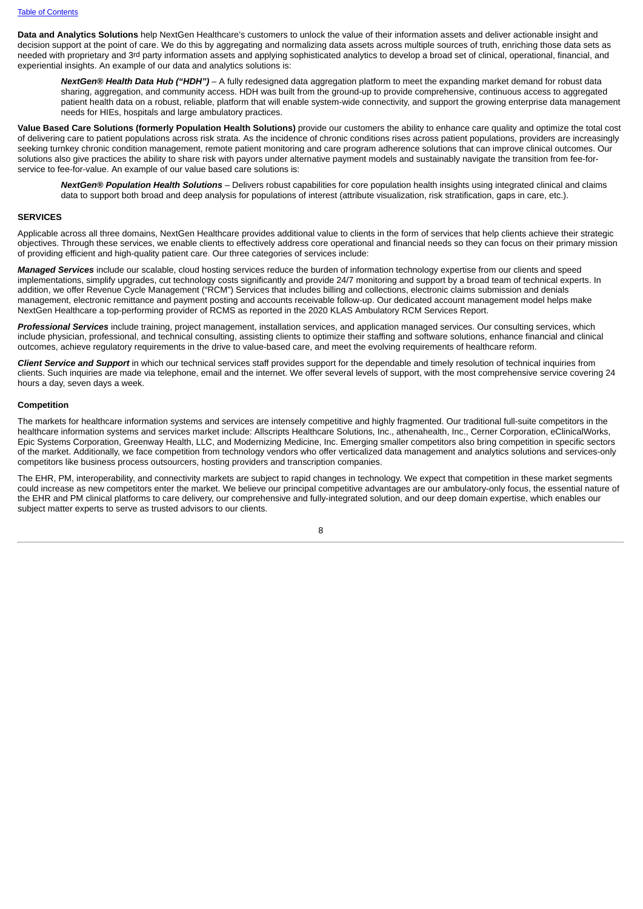**Data and Analytics Solutions** help NextGen Healthcare's customers to unlock the value of their information assets and deliver actionable insight and decision support at the point of care. We do this by aggregating and normalizing data assets across multiple sources of truth, enriching those data sets as needed with proprietary and 3rd party information assets and applying sophisticated analytics to develop a broad set of clinical, operational, financial, and experiential insights. An example of our data and analytics solutions is:

> ***NextGen® Health Data Hub ("HDH")*** – A fully redesigned data aggregation platform to meet the expanding market demand for robust data sharing, aggregation, and community access. HDH was built from the ground-up to provide comprehensive, continuous access to aggregated patient health data on a robust, reliable, platform that will enable system-wide connectivity, and support the growing enterprise data management needs for HIEs, hospitals and large ambulatory practices.

**Value Based Care Solutions (formerly Population Health Solutions)** provide our customers the ability to enhance care quality and optimize the total cost of delivering care to patient populations across risk strata. As the incidence of chronic conditions rises across patient populations, providers are increasingly seeking turnkey chronic condition management, remote patient monitoring and care program adherence solutions that can improve clinical outcomes. Our solutions also give practices the ability to share risk with payors under alternative payment models and sustainably navigate the transition from fee-for-service to fee-for-value. An example of our value based care solutions is:

> ***NextGen® Population Health Solutions*** – Delivers robust capabilities for core population health insights using integrated clinical and claims data to support both broad and deep analysis for populations of interest (attribute visualization, risk stratification, gaps in care, etc.).

#### SERVICES

Applicable across all three domains, NextGen Healthcare provides additional value to clients in the form of services that help clients achieve their strategic objectives. Through these services, we enable clients to effectively address core operational and financial needs so they can focus on their primary mission of providing efficient and high-quality patient care. Our three categories of services include:

***Managed Services*** include our scalable, cloud hosting services reduce the burden of information technology expertise from our clients and speed implementations, simplify upgrades, cut technology costs significantly and provide 24/7 monitoring and support by a broad team of technical experts. In addition, we offer Revenue Cycle Management ("RCM") Services that includes billing and collections, electronic claims submission and denials management, electronic remittance and payment posting and accounts receivable follow-up. Our dedicated account management model helps make NextGen Healthcare a top-performing provider of RCMS as reported in the 2020 KLAS Ambulatory RCM Services Report.

***Professional Services*** include training, project management, installation services, and application managed services. Our consulting services, which include physician, professional, and technical consulting, assisting clients to optimize their staffing and software solutions, enhance financial and clinical outcomes, achieve regulatory requirements in the drive to value-based care, and meet the evolving requirements of healthcare reform.

***Client Service and Support*** in which our technical services staff provides support for the dependable and timely resolution of technical inquiries from clients. Such inquiries are made via telephone, email and the internet. We offer several levels of support, with the most comprehensive service covering 24 hours a day, seven days a week.

#### Competition

The markets for healthcare information systems and services are intensely competitive and highly fragmented. Our traditional full-suite competitors in the healthcare information systems and services market include: Allscripts Healthcare Solutions, Inc., athenahealth, Inc., Cerner Corporation, eClinicalWorks, Epic Systems Corporation, Greenway Health, LLC, and Modernizing Medicine, Inc. Emerging smaller competitors also bring competition in specific sectors of the market. Additionally, we face competition from technology vendors who offer verticalized data management and analytics solutions and services-only competitors like business process outsourcers, hosting providers and transcription companies.

The EHR, PM, interoperability, and connectivity markets are subject to rapid changes in technology. We expect that competition in these market segments could increase as new competitors enter the market. We believe our principal competitive advantages are our ambulatory-only focus, the essential nature of the EHR and PM clinical platforms to care delivery, our comprehensive and fully-integrated solution, and our deep domain expertise, which enables our subject matter experts to serve as trusted advisors to our clients.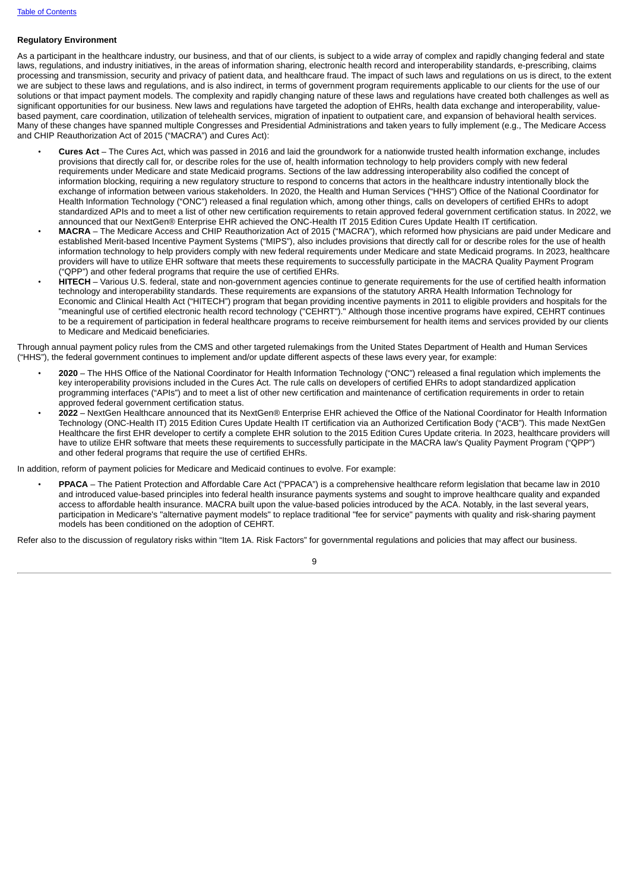**Regulatory Environment**

As a participant in the healthcare industry, our business, and that of our clients, is subject to a wide array of complex and rapidly changing federal and state laws, regulations, and industry initiatives, in the areas of information sharing, electronic health record and interoperability standards, e-prescribing, claims processing and transmission, security and privacy of patient data, and healthcare fraud. The impact of such laws and regulations on us is direct, to the extent we are subject to these laws and regulations, and is also indirect, in terms of government program requirements applicable to our clients for the use of our solutions or that impact payment models. The complexity and rapidly changing nature of these laws and regulations have created both challenges as well as significant opportunities for our business. New laws and regulations have targeted the adoption of EHRs, health data exchange and interoperability, value-based payment, care coordination, utilization of telehealth services, migration of inpatient to outpatient care, and expansion of behavioral health services. Many of these changes have spanned multiple Congresses and Presidential Administrations and taken years to fully implement (e.g., The Medicare Access and CHIP Reauthorization Act of 2015 ("MACRA") and Cures Act):

- **Cures Act** – The Cures Act, which was passed in 2016 and laid the groundwork for a nationwide trusted health information exchange, includes provisions that directly call for, or describe roles for the use of, health information technology to help providers comply with new federal requirements under Medicare and state Medicaid programs. Sections of the law addressing interoperability also codified the concept of information blocking, requiring a new regulatory structure to respond to concerns that actors in the healthcare industry intentionally block the exchange of information between various stakeholders. In 2020, the Health and Human Services ("HHS") Office of the National Coordinator for Health Information Technology ("ONC") released a final regulation which, among other things, calls on developers of certified EHRs to adopt standardized APIs and to meet a list of other new certification requirements to retain approved federal government certification status. In 2022, we announced that our NextGen® Enterprise EHR achieved the ONC-Health IT 2015 Edition Cures Update Health IT certification.
- **MACRA** – The Medicare Access and CHIP Reauthorization Act of 2015 ("MACRA"), which reformed how physicians are paid under Medicare and established Merit-based Incentive Payment Systems ("MIPS"), also includes provisions that directly call for or describe roles for the use of health information technology to help providers comply with new federal requirements under Medicare and state Medicaid programs. In 2023, healthcare providers will have to utilize EHR software that meets these requirements to successfully participate in the MACRA Quality Payment Program ("QPP") and other federal programs that require the use of certified EHRs.
- **HITECH** – Various U.S. federal, state and non-government agencies continue to generate requirements for the use of certified health information technology and interoperability standards. These requirements are expansions of the statutory ARRA Health Information Technology for Economic and Clinical Health Act ("HITECH") program that began providing incentive payments in 2011 to eligible providers and hospitals for the "meaningful use of certified electronic health record technology ("CEHRT")." Although those incentive programs have expired, CEHRT continues to be a requirement of participation in federal healthcare programs to receive reimbursement for health items and services provided by our clients to Medicare and Medicaid beneficiaries.

Through annual payment policy rules from the CMS and other targeted rulemakings from the United States Department of Health and Human Services ("HHS"), the federal government continues to implement and/or update different aspects of these laws every year, for example:

- **2020** – The HHS Office of the National Coordinator for Health Information Technology ("ONC") released a final regulation which implements the key interoperability provisions included in the Cures Act. The rule calls on developers of certified EHRs to adopt standardized application programming interfaces ("APIs") and to meet a list of other new certification and maintenance of certification requirements in order to retain approved federal government certification status.
- **2022** – NextGen Healthcare announced that its NextGen® Enterprise EHR achieved the Office of the National Coordinator for Health Information Technology (ONC-Health IT) 2015 Edition Cures Update Health IT certification via an Authorized Certification Body ("ACB"). This made NextGen Healthcare the first EHR developer to certify a complete EHR solution to the 2015 Edition Cures Update criteria. In 2023, healthcare providers will have to utilize EHR software that meets these requirements to successfully participate in the MACRA law's Quality Payment Program ("QPP") and other federal programs that require the use of certified EHRs.

In addition, reform of payment policies for Medicare and Medicaid continues to evolve. For example:

- **PPACA** – The Patient Protection and Affordable Care Act ("PPACA") is a comprehensive healthcare reform legislation that became law in 2010 and introduced value-based principles into federal health insurance payments systems and sought to improve healthcare quality and expanded access to affordable health insurance. MACRA built upon the value-based policies introduced by the ACA. Notably, in the last several years, participation in Medicare's "alternative payment models" to replace traditional "fee for service" payments with quality and risk-sharing payment models has been conditioned on the adoption of CEHRT.

Refer also to the discussion of regulatory risks within "Item 1A. Risk Factors" for governmental regulations and policies that may affect our business.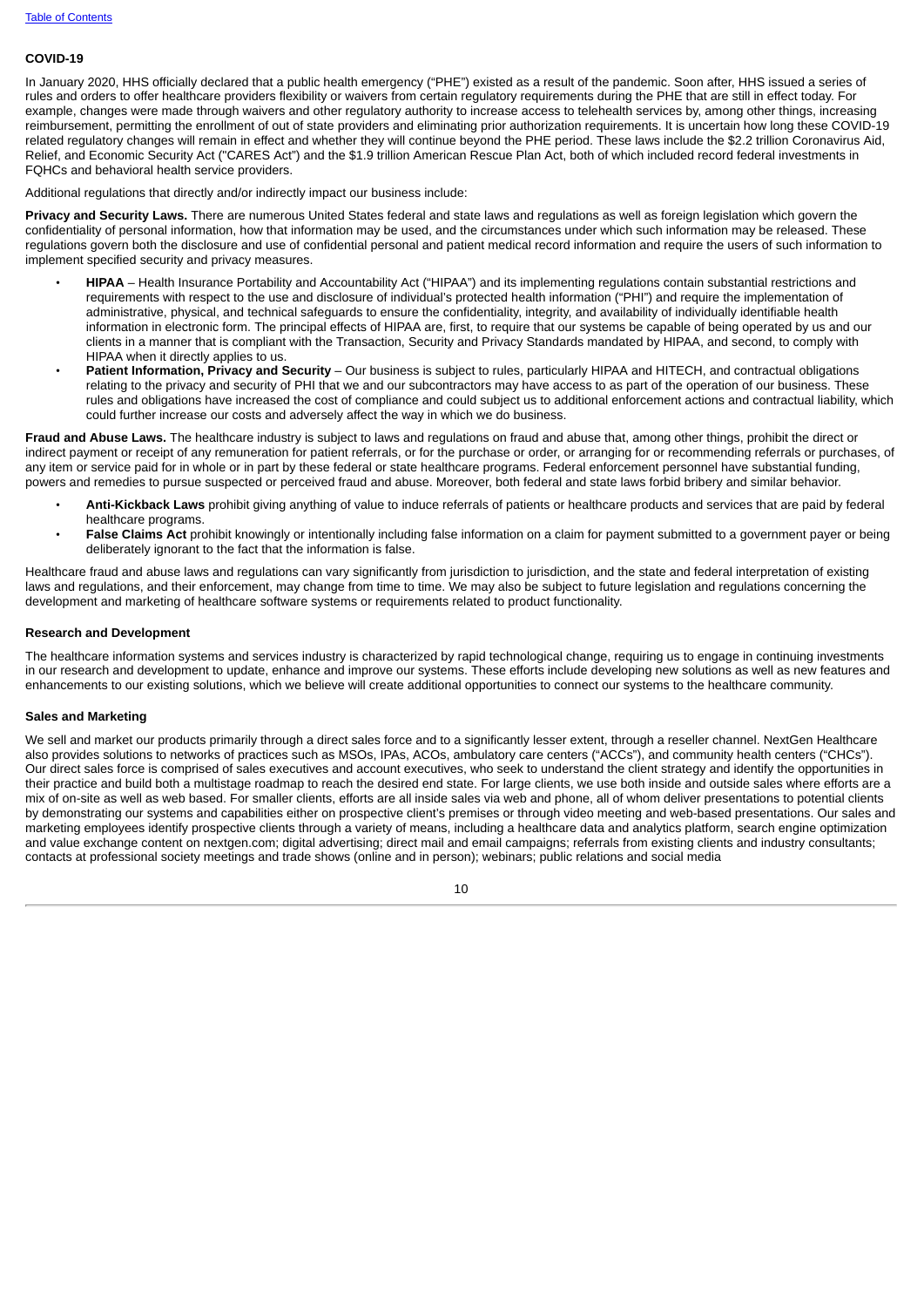### COVID-19

In January 2020, HHS officially declared that a public health emergency ("PHE") existed as a result of the pandemic. Soon after, HHS issued a series of rules and orders to offer healthcare providers flexibility or waivers from certain regulatory requirements during the PHE that are still in effect today. For example, changes were made through waivers and other regulatory authority to increase access to telehealth services by, among other things, increasing reimbursement, permitting the enrollment of out of state providers and eliminating prior authorization requirements. It is uncertain how long these COVID-19 related regulatory changes will remain in effect and whether they will continue beyond the PHE period. These laws include the $2.2 trillion Coronavirus Aid, Relief, and Economic Security Act ("CARES Act") and the $1.9 trillion American Rescue Plan Act, both of which included record federal investments in FQHCs and behavioral health service providers.

Additional regulations that directly and/or indirectly impact our business include:

**Privacy and Security Laws.** There are numerous United States federal and state laws and regulations as well as foreign legislation which govern the confidentiality of personal information, how that information may be used, and the circumstances under which such information may be released. These regulations govern both the disclosure and use of confidential personal and patient medical record information and require the users of such information to implement specified security and privacy measures.

- **HIPAA** – Health Insurance Portability and Accountability Act ("HIPAA") and its implementing regulations contain substantial restrictions and requirements with respect to the use and disclosure of individual's protected health information ("PHI") and require the implementation of administrative, physical, and technical safeguards to ensure the confidentiality, integrity, and availability of individually identifiable health information in electronic form. The principal effects of HIPAA are, first, to require that our systems be capable of being operated by us and our clients in a manner that is compliant with the Transaction, Security and Privacy Standards mandated by HIPAA, and second, to comply with HIPAA when it directly applies to us.
- **Patient Information, Privacy and Security** – Our business is subject to rules, particularly HIPAA and HITECH, and contractual obligations relating to the privacy and security of PHI that we and our subcontractors may have access to as part of the operation of our business. These rules and obligations have increased the cost of compliance and could subject us to additional enforcement actions and contractual liability, which could further increase our costs and adversely affect the way in which we do business.

**Fraud and Abuse Laws.** The healthcare industry is subject to laws and regulations on fraud and abuse that, among other things, prohibit the direct or indirect payment or receipt of any remuneration for patient referrals, or for the purchase or order, or arranging for or recommending referrals or purchases, of any item or service paid for in whole or in part by these federal or state healthcare programs. Federal enforcement personnel have substantial funding, powers and remedies to pursue suspected or perceived fraud and abuse. Moreover, both federal and state laws forbid bribery and similar behavior.

- **Anti-Kickback Laws** prohibit giving anything of value to induce referrals of patients or healthcare products and services that are paid by federal healthcare programs.
- **False Claims Act** prohibit knowingly or intentionally including false information on a claim for payment submitted to a government payer or being deliberately ignorant to the fact that the information is false.

Healthcare fraud and abuse laws and regulations can vary significantly from jurisdiction to jurisdiction, and the state and federal interpretation of existing laws and regulations, and their enforcement, may change from time to time. We may also be subject to future legislation and regulations concerning the development and marketing of healthcare software systems or requirements related to product functionality.

### Research and Development

The healthcare information systems and services industry is characterized by rapid technological change, requiring us to engage in continuing investments in our research and development to update, enhance and improve our systems. These efforts include developing new solutions as well as new features and enhancements to our existing solutions, which we believe will create additional opportunities to connect our systems to the healthcare community.

### Sales and Marketing

We sell and market our products primarily through a direct sales force and to a significantly lesser extent, through a reseller channel. NextGen Healthcare also provides solutions to networks of practices such as MSOs, IPAs, ACOs, ambulatory care centers ("ACCs"), and community health centers ("CHCs"). Our direct sales force is comprised of sales executives and account executives, who seek to understand the client strategy and identify the opportunities in their practice and build both a multistage roadmap to reach the desired end state. For large clients, we use both inside and outside sales where efforts are a mix of on-site as well as web based. For smaller clients, efforts are all inside sales via web and phone, all of whom deliver presentations to potential clients by demonstrating our systems and capabilities either on prospective client's premises or through video meeting and web-based presentations. Our sales and marketing employees identify prospective clients through a variety of means, including a healthcare data and analytics platform, search engine optimization and value exchange content on nextgen.com; digital advertising; direct mail and email campaigns; referrals from existing clients and industry consultants; contacts at professional society meetings and trade shows (online and in person); webinars; public relations and social media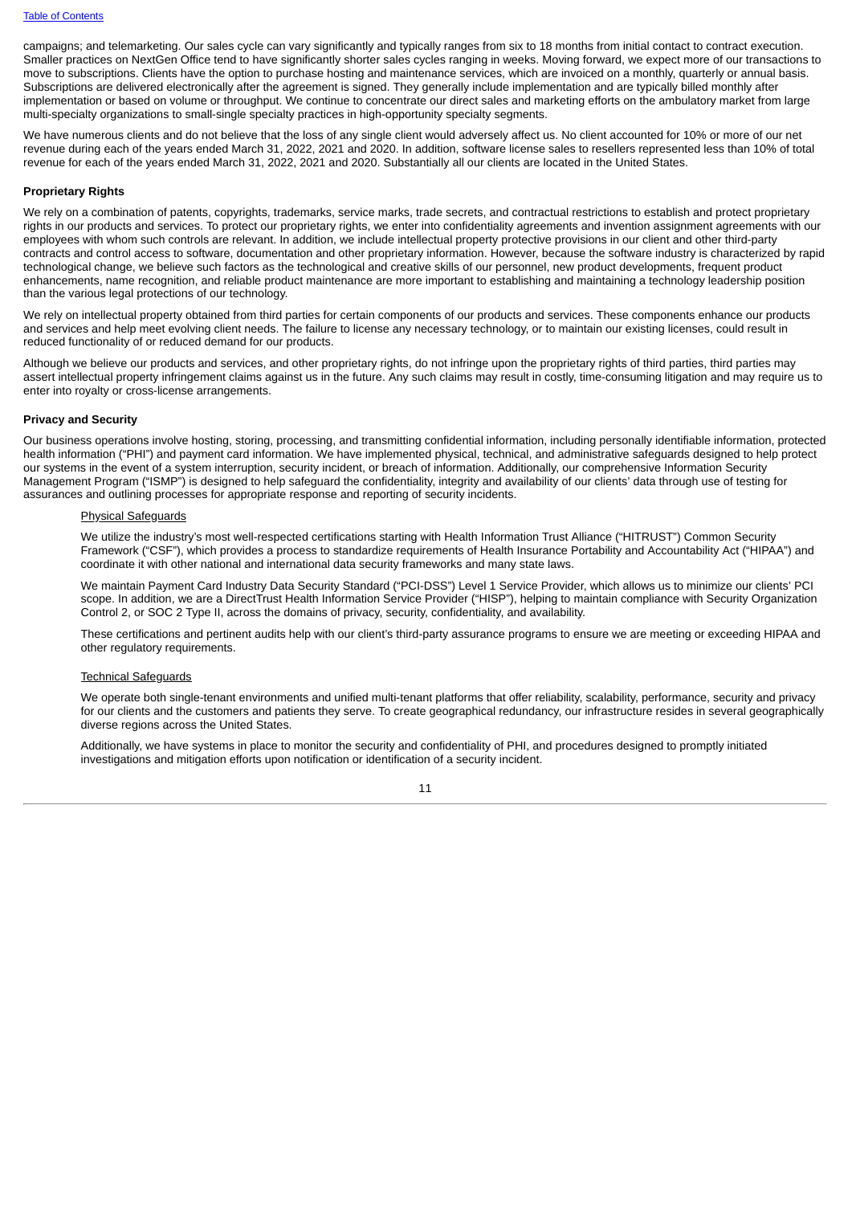campaigns; and telemarketing. Our sales cycle can vary significantly and typically ranges from six to 18 months from initial contact to contract execution. Smaller practices on NextGen Office tend to have significantly shorter sales cycles ranging in weeks. Moving forward, we expect more of our transactions to move to subscriptions. Clients have the option to purchase hosting and maintenance services, which are invoiced on a monthly, quarterly or annual basis. Subscriptions are delivered electronically after the agreement is signed. They generally include implementation and are typically billed monthly after implementation or based on volume or throughput. We continue to concentrate our direct sales and marketing efforts on the ambulatory market from large multi-specialty organizations to small-single specialty practices in high-opportunity specialty segments.

We have numerous clients and do not believe that the loss of any single client would adversely affect us. No client accounted for 10% or more of our net revenue during each of the years ended March 31, 2022, 2021 and 2020. In addition, software license sales to resellers represented less than 10% of total revenue for each of the years ended March 31, 2022, 2021 and 2020. Substantially all our clients are located in the United States.

**Proprietary Rights**

We rely on a combination of patents, copyrights, trademarks, service marks, trade secrets, and contractual restrictions to establish and protect proprietary rights in our products and services. To protect our proprietary rights, we enter into confidentiality agreements and invention assignment agreements with our employees with whom such controls are relevant. In addition, we include intellectual property protective provisions in our client and other third-party contracts and control access to software, documentation and other proprietary information. However, because the software industry is characterized by rapid technological change, we believe such factors as the technological and creative skills of our personnel, new product developments, frequent product enhancements, name recognition, and reliable product maintenance are more important to establishing and maintaining a technology leadership position than the various legal protections of our technology.

We rely on intellectual property obtained from third parties for certain components of our products and services. These components enhance our products and services and help meet evolving client needs. The failure to license any necessary technology, or to maintain our existing licenses, could result in reduced functionality of or reduced demand for our products.

Although we believe our products and services, and other proprietary rights, do not infringe upon the proprietary rights of third parties, third parties may assert intellectual property infringement claims against us in the future. Any such claims may result in costly, time-consuming litigation and may require us to enter into royalty or cross-license arrangements.

**Privacy and Security**

Our business operations involve hosting, storing, processing, and transmitting confidential information, including personally identifiable information, protected health information ("PHI") and payment card information. We have implemented physical, technical, and administrative safeguards designed to help protect our systems in the event of a system interruption, security incident, or breach of information. Additionally, our comprehensive Information Security Management Program ("ISMP") is designed to help safeguard the confidentiality, integrity and availability of our clients' data through use of testing for assurances and outlining processes for appropriate response and reporting of security incidents.

<u>Physical Safeguards</u>

We utilize the industry's most well-respected certifications starting with Health Information Trust Alliance ("HITRUST") Common Security Framework ("CSF"), which provides a process to standardize requirements of Health Insurance Portability and Accountability Act ("HIPAA") and coordinate it with other national and international data security frameworks and many state laws.

We maintain Payment Card Industry Data Security Standard ("PCI-DSS") Level 1 Service Provider, which allows us to minimize our clients' PCI scope. In addition, we are a DirectTrust Health Information Service Provider ("HISP"), helping to maintain compliance with Security Organization Control 2, or SOC 2 Type II, across the domains of privacy, security, confidentiality, and availability.

These certifications and pertinent audits help with our client's third-party assurance programs to ensure we are meeting or exceeding HIPAA and other regulatory requirements.

<u>Technical Safeguards</u>

We operate both single-tenant environments and unified multi-tenant platforms that offer reliability, scalability, performance, security and privacy for our clients and the customers and patients they serve. To create geographical redundancy, our infrastructure resides in several geographically diverse regions across the United States.

Additionally, we have systems in place to monitor the security and confidentiality of PHI, and procedures designed to promptly initiated investigations and mitigation efforts upon notification or identification of a security incident.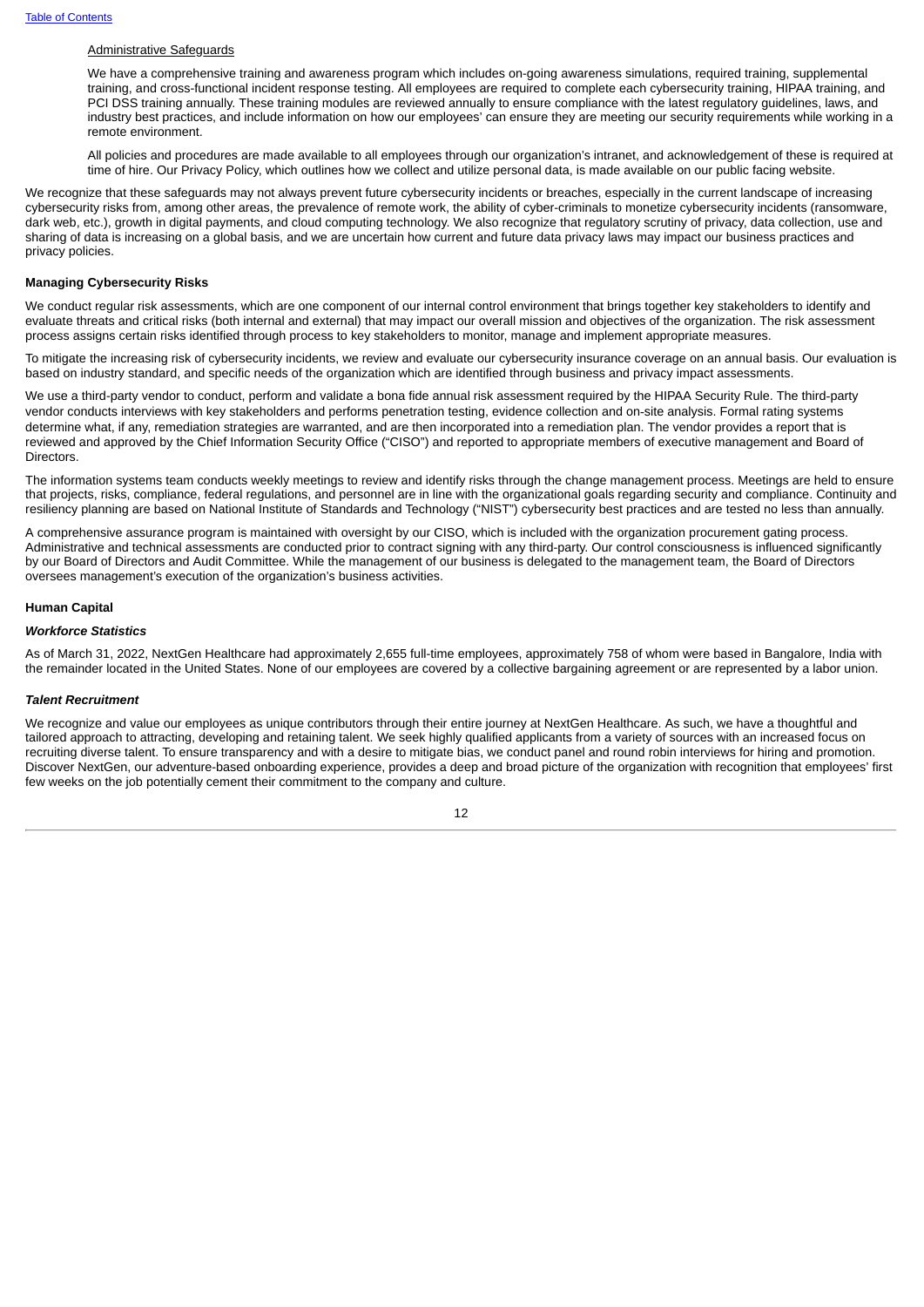Administrative Safeguards

We have a comprehensive training and awareness program which includes on-going awareness simulations, required training, supplemental training, and cross-functional incident response testing. All employees are required to complete each cybersecurity training, HIPAA training, and PCI DSS training annually. These training modules are reviewed annually to ensure compliance with the latest regulatory guidelines, laws, and industry best practices, and include information on how our employees' can ensure they are meeting our security requirements while working in a remote environment.

All policies and procedures are made available to all employees through our organization's intranet, and acknowledgement of these is required at time of hire. Our Privacy Policy, which outlines how we collect and utilize personal data, is made available on our public facing website.

We recognize that these safeguards may not always prevent future cybersecurity incidents or breaches, especially in the current landscape of increasing cybersecurity risks from, among other areas, the prevalence of remote work, the ability of cyber-criminals to monetize cybersecurity incidents (ransomware, dark web, etc.), growth in digital payments, and cloud computing technology. We also recognize that regulatory scrutiny of privacy, data collection, use and sharing of data is increasing on a global basis, and we are uncertain how current and future data privacy laws may impact our business practices and privacy policies.

**Managing Cybersecurity Risks**

We conduct regular risk assessments, which are one component of our internal control environment that brings together key stakeholders to identify and evaluate threats and critical risks (both internal and external) that may impact our overall mission and objectives of the organization. The risk assessment process assigns certain risks identified through process to key stakeholders to monitor, manage and implement appropriate measures.

To mitigate the increasing risk of cybersecurity incidents, we review and evaluate our cybersecurity insurance coverage on an annual basis. Our evaluation is based on industry standard, and specific needs of the organization which are identified through business and privacy impact assessments.

We use a third-party vendor to conduct, perform and validate a bona fide annual risk assessment required by the HIPAA Security Rule. The third-party vendor conducts interviews with key stakeholders and performs penetration testing, evidence collection and on-site analysis. Formal rating systems determine what, if any, remediation strategies are warranted, and are then incorporated into a remediation plan. The vendor provides a report that is reviewed and approved by the Chief Information Security Office ("CISO") and reported to appropriate members of executive management and Board of Directors.

The information systems team conducts weekly meetings to review and identify risks through the change management process. Meetings are held to ensure that projects, risks, compliance, federal regulations, and personnel are in line with the organizational goals regarding security and compliance. Continuity and resiliency planning are based on National Institute of Standards and Technology ("NIST") cybersecurity best practices and are tested no less than annually.

A comprehensive assurance program is maintained with oversight by our CISO, which is included with the organization procurement gating process. Administrative and technical assessments are conducted prior to contract signing with any third-party. Our control consciousness is influenced significantly by our Board of Directors and Audit Committee. While the management of our business is delegated to the management team, the Board of Directors oversees management's execution of the organization's business activities.

**Human Capital**

***Workforce Statistics***

As of March 31, 2022, NextGen Healthcare had approximately 2,655 full-time employees, approximately 758 of whom were based in Bangalore, India with the remainder located in the United States. None of our employees are covered by a collective bargaining agreement or are represented by a labor union.

***Talent Recruitment***

We recognize and value our employees as unique contributors through their entire journey at NextGen Healthcare. As such, we have a thoughtful and tailored approach to attracting, developing and retaining talent. We seek highly qualified applicants from a variety of sources with an increased focus on recruiting diverse talent. To ensure transparency and with a desire to mitigate bias, we conduct panel and round robin interviews for hiring and promotion. Discover NextGen, our adventure-based onboarding experience, provides a deep and broad picture of the organization with recognition that employees' first few weeks on the job potentially cement their commitment to the company and culture.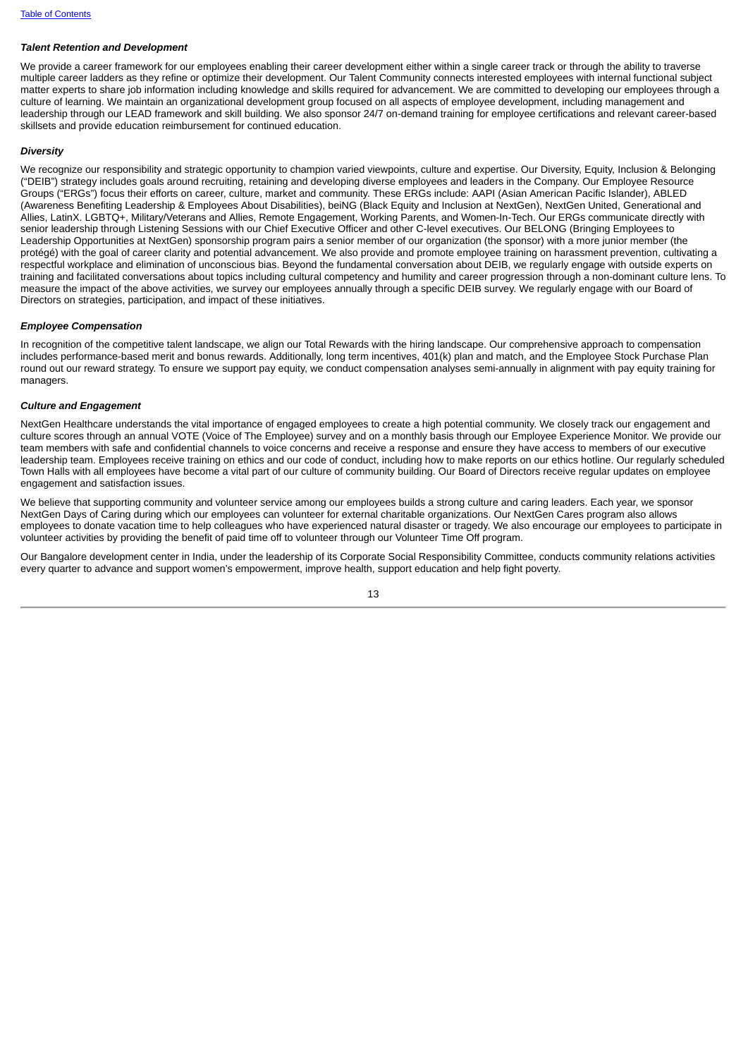***Talent Retention and Development***

We provide a career framework for our employees enabling their career development either within a single career track or through the ability to traverse multiple career ladders as they refine or optimize their development. Our Talent Community connects interested employees with internal functional subject matter experts to share job information including knowledge and skills required for advancement. We are committed to developing our employees through a culture of learning. We maintain an organizational development group focused on all aspects of employee development, including management and leadership through our LEAD framework and skill building. We also sponsor 24/7 on-demand training for employee certifications and relevant career-based skillsets and provide education reimbursement for continued education.

***Diversity***

We recognize our responsibility and strategic opportunity to champion varied viewpoints, culture and expertise. Our Diversity, Equity, Inclusion & Belonging ("DEIB") strategy includes goals around recruiting, retaining and developing diverse employees and leaders in the Company. Our Employee Resource Groups ("ERGs") focus their efforts on career, culture, market and community. These ERGs include: AAPI (Asian American Pacific Islander), ABLED (Awareness Benefiting Leadership & Employees About Disabilities), beiNG (Black Equity and Inclusion at NextGen), NextGen United, Generational and Allies, LatinX. LGBTQ+, Military/Veterans and Allies, Remote Engagement, Working Parents, and Women-In-Tech. Our ERGs communicate directly with senior leadership through Listening Sessions with our Chief Executive Officer and other C-level executives. Our BELONG (Bringing Employees to Leadership Opportunities at NextGen) sponsorship program pairs a senior member of our organization (the sponsor) with a more junior member (the protégé) with the goal of career clarity and potential advancement. We also provide and promote employee training on harassment prevention, cultivating a respectful workplace and elimination of unconscious bias. Beyond the fundamental conversation about DEIB, we regularly engage with outside experts on training and facilitated conversations about topics including cultural competency and humility and career progression through a non-dominant culture lens. To measure the impact of the above activities, we survey our employees annually through a specific DEIB survey. We regularly engage with our Board of Directors on strategies, participation, and impact of these initiatives.

***Employee Compensation***

In recognition of the competitive talent landscape, we align our Total Rewards with the hiring landscape. Our comprehensive approach to compensation includes performance-based merit and bonus rewards. Additionally, long term incentives, 401(k) plan and match, and the Employee Stock Purchase Plan round out our reward strategy. To ensure we support pay equity, we conduct compensation analyses semi-annually in alignment with pay equity training for managers.

***Culture and Engagement***

NextGen Healthcare understands the vital importance of engaged employees to create a high potential community. We closely track our engagement and culture scores through an annual VOTE (Voice of The Employee) survey and on a monthly basis through our Employee Experience Monitor. We provide our team members with safe and confidential channels to voice concerns and receive a response and ensure they have access to members of our executive leadership team. Employees receive training on ethics and our code of conduct, including how to make reports on our ethics hotline. Our regularly scheduled Town Halls with all employees have become a vital part of our culture of community building. Our Board of Directors receive regular updates on employee engagement and satisfaction issues.

We believe that supporting community and volunteer service among our employees builds a strong culture and caring leaders. Each year, we sponsor NextGen Days of Caring during which our employees can volunteer for external charitable organizations. Our NextGen Cares program also allows employees to donate vacation time to help colleagues who have experienced natural disaster or tragedy. We also encourage our employees to participate in volunteer activities by providing the benefit of paid time off to volunteer through our Volunteer Time Off program.

Our Bangalore development center in India, under the leadership of its Corporate Social Responsibility Committee, conducts community relations activities every quarter to advance and support women's empowerment, improve health, support education and help fight poverty.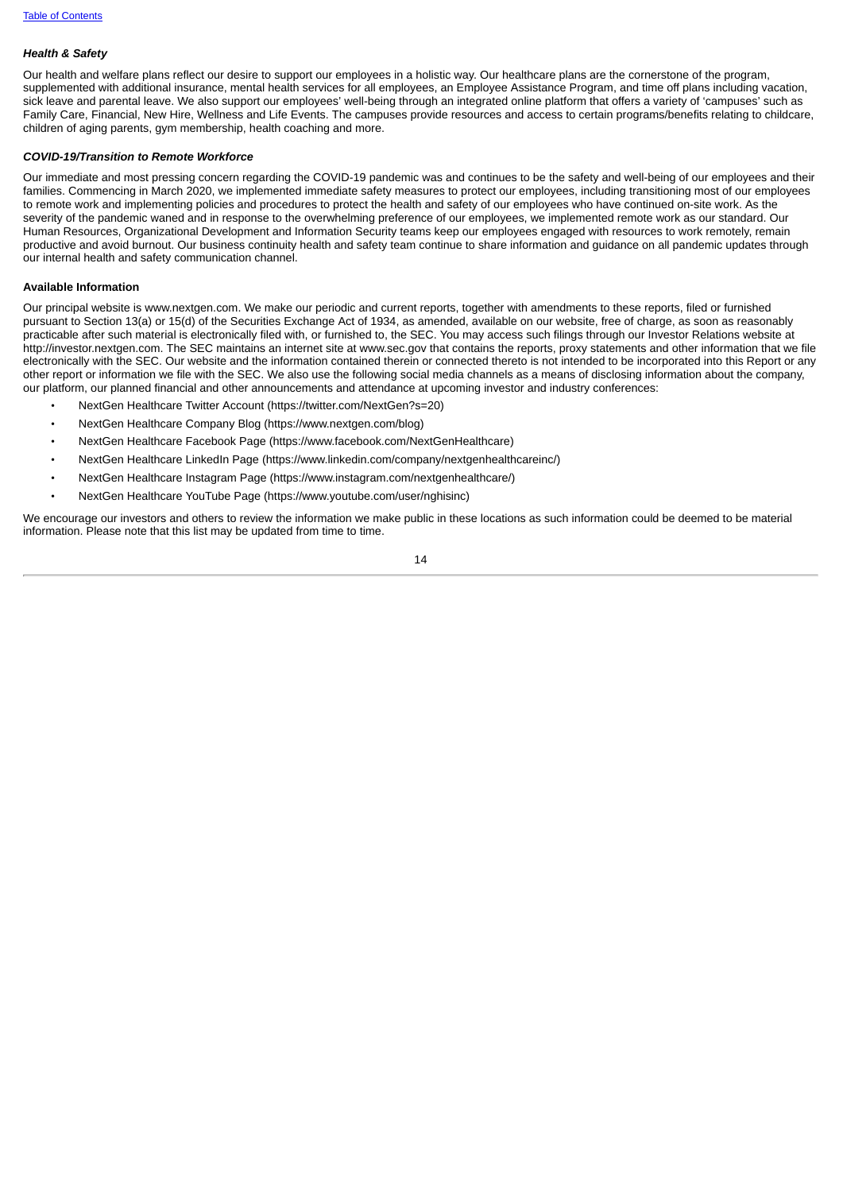### *Health & Safety*

Our health and welfare plans reflect our desire to support our employees in a holistic way. Our healthcare plans are the cornerstone of the program, supplemented with additional insurance, mental health services for all employees, an Employee Assistance Program, and time off plans including vacation, sick leave and parental leave. We also support our employees' well-being through an integrated online platform that offers a variety of 'campuses' such as Family Care, Financial, New Hire, Wellness and Life Events. The campuses provide resources and access to certain programs/benefits relating to childcare, children of aging parents, gym membership, health coaching and more.

### *COVID-19/Transition to Remote Workforce*

Our immediate and most pressing concern regarding the COVID-19 pandemic was and continues to be the safety and well-being of our employees and their families. Commencing in March 2020, we implemented immediate safety measures to protect our employees, including transitioning most of our employees to remote work and implementing policies and procedures to protect the health and safety of our employees who have continued on-site work. As the severity of the pandemic waned and in response to the overwhelming preference of our employees, we implemented remote work as our standard. Our Human Resources, Organizational Development and Information Security teams keep our employees engaged with resources to work remotely, remain productive and avoid burnout. Our business continuity health and safety team continue to share information and guidance on all pandemic updates through our internal health and safety communication channel.

## Available Information

Our principal website is www.nextgen.com. We make our periodic and current reports, together with amendments to these reports, filed or furnished pursuant to Section 13(a) or 15(d) of the Securities Exchange Act of 1934, as amended, available on our website, free of charge, as soon as reasonably practicable after such material is electronically filed with, or furnished to, the SEC. You may access such filings through our Investor Relations website at http://investor.nextgen.com. The SEC maintains an internet site at www.sec.gov that contains the reports, proxy statements and other information that we file electronically with the SEC. Our website and the information contained therein or connected thereto is not intended to be incorporated into this Report or any other report or information we file with the SEC. We also use the following social media channels as a means of disclosing information about the company, our platform, our planned financial and other announcements and attendance at upcoming investor and industry conferences:

- NextGen Healthcare Twitter Account (https://twitter.com/NextGen?s=20)
- NextGen Healthcare Company Blog (https://www.nextgen.com/blog)
- NextGen Healthcare Facebook Page (https://www.facebook.com/NextGenHealthcare)
- NextGen Healthcare LinkedIn Page (https://www.linkedin.com/company/nextgenhealthcareinc/)
- NextGen Healthcare Instagram Page (https://www.instagram.com/nextgenhealthcare/)
- NextGen Healthcare YouTube Page (https://www.youtube.com/user/nghisinc)

We encourage our investors and others to review the information we make public in these locations as such information could be deemed to be material information. Please note that this list may be updated from time to time.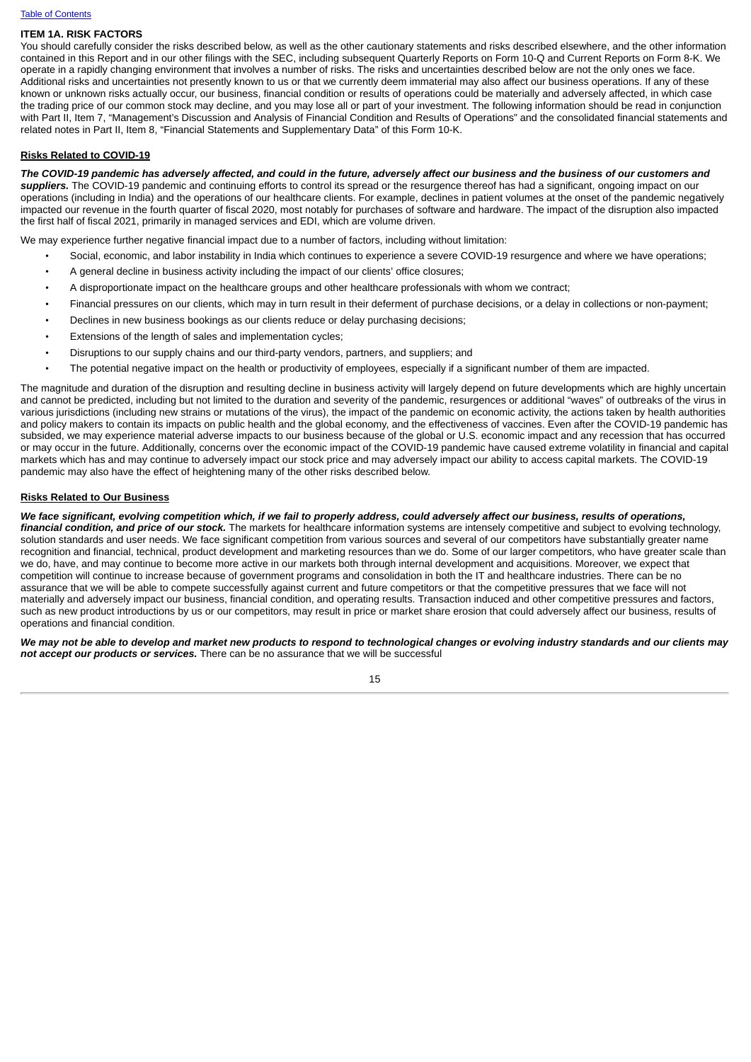## ITEM 1A. RISK FACTORS

You should carefully consider the risks described below, as well as the other cautionary statements and risks described elsewhere, and the other information contained in this Report and in our other filings with the SEC, including subsequent Quarterly Reports on Form 10-Q and Current Reports on Form 8-K. We operate in a rapidly changing environment that involves a number of risks. The risks and uncertainties described below are not the only ones we face. Additional risks and uncertainties not presently known to us or that we currently deem immaterial may also affect our business operations. If any of these known or unknown risks actually occur, our business, financial condition or results of operations could be materially and adversely affected, in which case the trading price of our common stock may decline, and you may lose all or part of your investment. The following information should be read in conjunction with Part II, Item 7, "Management's Discussion and Analysis of Financial Condition and Results of Operations" and the consolidated financial statements and related notes in Part II, Item 8, "Financial Statements and Supplementary Data" of this Form 10-K.

### Risks Related to COVID-19

***The COVID-19 pandemic has adversely affected, and could in the future, adversely affect our business and the business of our customers and suppliers.*** The COVID-19 pandemic and continuing efforts to control its spread or the resurgence thereof has had a significant, ongoing impact on our operations (including in India) and the operations of our healthcare clients. For example, declines in patient volumes at the onset of the pandemic negatively impacted our revenue in the fourth quarter of fiscal 2020, most notably for purchases of software and hardware. The impact of the disruption also impacted the first half of fiscal 2021, primarily in managed services and EDI, which are volume driven.

We may experience further negative financial impact due to a number of factors, including without limitation:

- Social, economic, and labor instability in India which continues to experience a severe COVID-19 resurgence and where we have operations;
- A general decline in business activity including the impact of our clients' office closures;
- A disproportionate impact on the healthcare groups and other healthcare professionals with whom we contract;
- Financial pressures on our clients, which may in turn result in their deferment of purchase decisions, or a delay in collections or non-payment;
- Declines in new business bookings as our clients reduce or delay purchasing decisions;
- Extensions of the length of sales and implementation cycles;
- Disruptions to our supply chains and our third-party vendors, partners, and suppliers; and
- The potential negative impact on the health or productivity of employees, especially if a significant number of them are impacted.

The magnitude and duration of the disruption and resulting decline in business activity will largely depend on future developments which are highly uncertain and cannot be predicted, including but not limited to the duration and severity of the pandemic, resurgences or additional "waves" of outbreaks of the virus in various jurisdictions (including new strains or mutations of the virus), the impact of the pandemic on economic activity, the actions taken by health authorities and policy makers to contain its impacts on public health and the global economy, and the effectiveness of vaccines. Even after the COVID-19 pandemic has subsided, we may experience material adverse impacts to our business because of the global or U.S. economic impact and any recession that has occurred or may occur in the future. Additionally, concerns over the economic impact of the COVID-19 pandemic have caused extreme volatility in financial and capital markets which has and may continue to adversely impact our stock price and may adversely impact our ability to access capital markets. The COVID-19 pandemic may also have the effect of heightening many of the other risks described below.

### Risks Related to Our Business

***We face significant, evolving competition which, if we fail to properly address, could adversely affect our business, results of operations, financial condition, and price of our stock.*** The markets for healthcare information systems are intensely competitive and subject to evolving technology, solution standards and user needs. We face significant competition from various sources and several of our competitors have substantially greater name recognition and financial, technical, product development and marketing resources than we do. Some of our larger competitors, who have greater scale than we do, have, and may continue to become more active in our markets both through internal development and acquisitions. Moreover, we expect that competition will continue to increase because of government programs and consolidation in both the IT and healthcare industries. There can be no assurance that we will be able to compete successfully against current and future competitors or that the competitive pressures that we face will not materially and adversely impact our business, financial condition, and operating results. Transaction induced and other competitive pressures and factors, such as new product introductions by us or our competitors, may result in price or market share erosion that could adversely affect our business, results of operations and financial condition.

***We may not be able to develop and market new products to respond to technological changes or evolving industry standards and our clients may not accept our products or services.*** There can be no assurance that we will be successful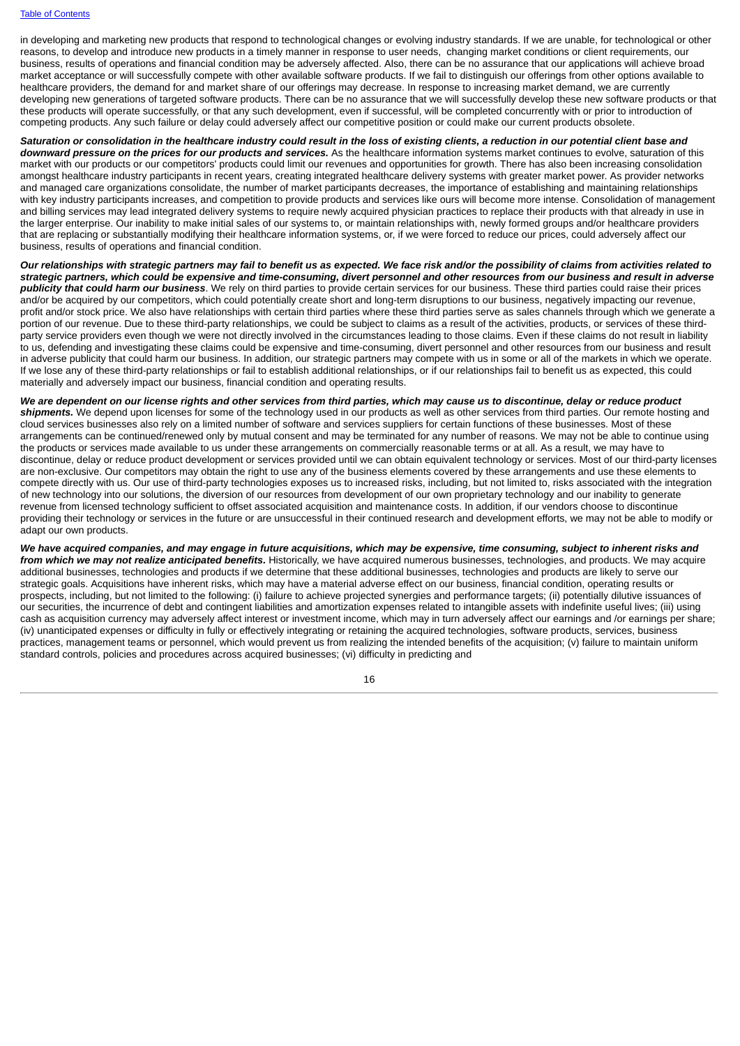in developing and marketing new products that respond to technological changes or evolving industry standards. If we are unable, for technological or other reasons, to develop and introduce new products in a timely manner in response to user needs, changing market conditions or client requirements, our business, results of operations and financial condition may be adversely affected. Also, there can be no assurance that our applications will achieve broad market acceptance or will successfully compete with other available software products. If we fail to distinguish our offerings from other options available to healthcare providers, the demand for and market share of our offerings may decrease. In response to increasing market demand, we are currently developing new generations of targeted software products. There can be no assurance that we will successfully develop these new software products or that these products will operate successfully, or that any such development, even if successful, will be completed concurrently with or prior to introduction of competing products. Any such failure or delay could adversely affect our competitive position or could make our current products obsolete.

***Saturation or consolidation in the healthcare industry could result in the loss of existing clients, a reduction in our potential client base and downward pressure on the prices for our products and services.*** As the healthcare information systems market continues to evolve, saturation of this market with our products or our competitors' products could limit our revenues and opportunities for growth. There has also been increasing consolidation amongst healthcare industry participants in recent years, creating integrated healthcare delivery systems with greater market power. As provider networks and managed care organizations consolidate, the number of market participants decreases, the importance of establishing and maintaining relationships with key industry participants increases, and competition to provide products and services like ours will become more intense. Consolidation of management and billing services may lead integrated delivery systems to require newly acquired physician practices to replace their products with that already in use in the larger enterprise. Our inability to make initial sales of our systems to, or maintain relationships with, newly formed groups and/or healthcare providers that are replacing or substantially modifying their healthcare information systems, or, if we were forced to reduce our prices, could adversely affect our business, results of operations and financial condition.

***Our relationships with strategic partners may fail to benefit us as expected. We face risk and/or the possibility of claims from activities related to strategic partners, which could be expensive and time-consuming, divert personnel and other resources from our business and result in adverse publicity that could harm our business***. We rely on third parties to provide certain services for our business. These third parties could raise their prices and/or be acquired by our competitors, which could potentially create short and long-term disruptions to our business, negatively impacting our revenue, profit and/or stock price. We also have relationships with certain third parties where these third parties serve as sales channels through which we generate a portion of our revenue. Due to these third-party relationships, we could be subject to claims as a result of the activities, products, or services of these third-party service providers even though we were not directly involved in the circumstances leading to those claims. Even if these claims do not result in liability to us, defending and investigating these claims could be expensive and time-consuming, divert personnel and other resources from our business and result in adverse publicity that could harm our business. In addition, our strategic partners may compete with us in some or all of the markets in which we operate. If we lose any of these third-party relationships or fail to establish additional relationships, or if our relationships fail to benefit us as expected, this could materially and adversely impact our business, financial condition and operating results.

***We are dependent on our license rights and other services from third parties, which may cause us to discontinue, delay or reduce product shipments.*** We depend upon licenses for some of the technology used in our products as well as other services from third parties. Our remote hosting and cloud services businesses also rely on a limited number of software and services suppliers for certain functions of these businesses. Most of these arrangements can be continued/renewed only by mutual consent and may be terminated for any number of reasons. We may not be able to continue using the products or services made available to us under these arrangements on commercially reasonable terms or at all. As a result, we may have to discontinue, delay or reduce product development or services provided until we can obtain equivalent technology or services. Most of our third-party licenses are non-exclusive. Our competitors may obtain the right to use any of the business elements covered by these arrangements and use these elements to compete directly with us. Our use of third-party technologies exposes us to increased risks, including, but not limited to, risks associated with the integration of new technology into our solutions, the diversion of our resources from development of our own proprietary technology and our inability to generate revenue from licensed technology sufficient to offset associated acquisition and maintenance costs. In addition, if our vendors choose to discontinue providing their technology or services in the future or are unsuccessful in their continued research and development efforts, we may not be able to modify or adapt our own products.

***We have acquired companies, and may engage in future acquisitions, which may be expensive, time consuming, subject to inherent risks and from which we may not realize anticipated benefits.*** Historically, we have acquired numerous businesses, technologies, and products. We may acquire additional businesses, technologies and products if we determine that these additional businesses, technologies and products are likely to serve our strategic goals. Acquisitions have inherent risks, which may have a material adverse effect on our business, financial condition, operating results or prospects, including, but not limited to the following: (i) failure to achieve projected synergies and performance targets; (ii) potentially dilutive issuances of our securities, the incurrence of debt and contingent liabilities and amortization expenses related to intangible assets with indefinite useful lives; (iii) using cash as acquisition currency may adversely affect interest or investment income, which may in turn adversely affect our earnings and /or earnings per share; (iv) unanticipated expenses or difficulty in fully or effectively integrating or retaining the acquired technologies, software products, services, business practices, management teams or personnel, which would prevent us from realizing the intended benefits of the acquisition; (v) failure to maintain uniform standard controls, policies and procedures across acquired businesses; (vi) difficulty in predicting and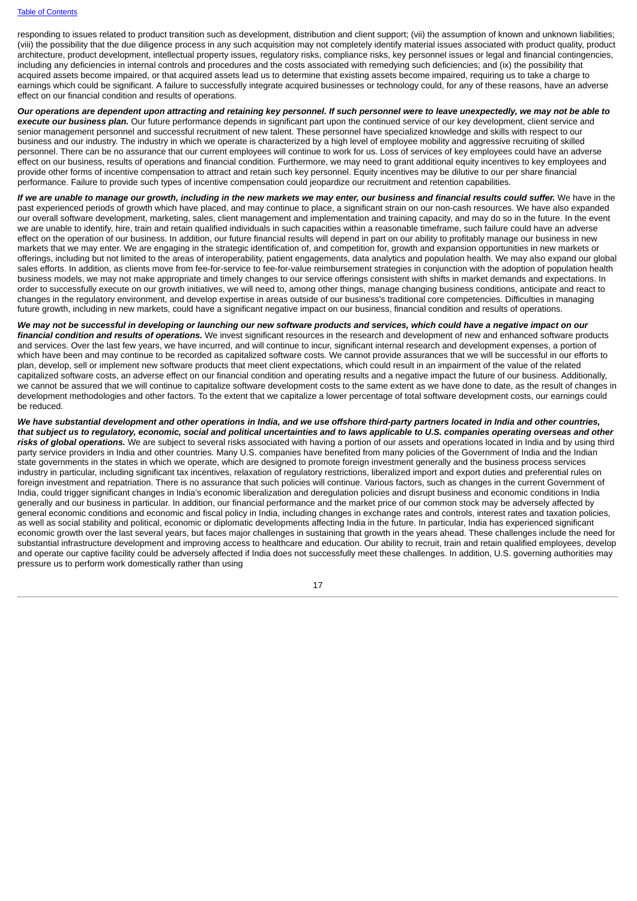responding to issues related to product transition such as development, distribution and client support; (vii) the assumption of known and unknown liabilities; (viii) the possibility that the due diligence process in any such acquisition may not completely identify material issues associated with product quality, product architecture, product development, intellectual property issues, regulatory risks, compliance risks, key personnel issues or legal and financial contingencies, including any deficiencies in internal controls and procedures and the costs associated with remedying such deficiencies; and (ix) the possibility that acquired assets become impaired, or that acquired assets lead us to determine that existing assets become impaired, requiring us to take a charge to earnings which could be significant. A failure to successfully integrate acquired businesses or technology could, for any of these reasons, have an adverse effect on our financial condition and results of operations.

***Our operations are dependent upon attracting and retaining key personnel. If such personnel were to leave unexpectedly, we may not be able to execute our business plan.*** Our future performance depends in significant part upon the continued service of our key development, client service and senior management personnel and successful recruitment of new talent. These personnel have specialized knowledge and skills with respect to our business and our industry. The industry in which we operate is characterized by a high level of employee mobility and aggressive recruiting of skilled personnel. There can be no assurance that our current employees will continue to work for us. Loss of services of key employees could have an adverse effect on our business, results of operations and financial condition. Furthermore, we may need to grant additional equity incentives to key employees and provide other forms of incentive compensation to attract and retain such key personnel. Equity incentives may be dilutive to our per share financial performance. Failure to provide such types of incentive compensation could jeopardize our recruitment and retention capabilities.

***If we are unable to manage our growth, including in the new markets we may enter, our business and financial results could suffer.*** We have in the past experienced periods of growth which have placed, and may continue to place, a significant strain on our non-cash resources. We have also expanded our overall software development, marketing, sales, client management and implementation and training capacity, and may do so in the future. In the event we are unable to identify, hire, train and retain qualified individuals in such capacities within a reasonable timeframe, such failure could have an adverse effect on the operation of our business. In addition, our future financial results will depend in part on our ability to profitably manage our business in new markets that we may enter. We are engaging in the strategic identification of, and competition for, growth and expansion opportunities in new markets or offerings, including but not limited to the areas of interoperability, patient engagements, data analytics and population health. We may also expand our global sales efforts. In addition, as clients move from fee-for-service to fee-for-value reimbursement strategies in conjunction with the adoption of population health business models, we may not make appropriate and timely changes to our service offerings consistent with shifts in market demands and expectations. In order to successfully execute on our growth initiatives, we will need to, among other things, manage changing business conditions, anticipate and react to changes in the regulatory environment, and develop expertise in areas outside of our business's traditional core competencies. Difficulties in managing future growth, including in new markets, could have a significant negative impact on our business, financial condition and results of operations.

***We may not be successful in developing or launching our new software products and services, which could have a negative impact on our financial condition and results of operations.*** We invest significant resources in the research and development of new and enhanced software products and services. Over the last few years, we have incurred, and will continue to incur, significant internal research and development expenses, a portion of which have been and may continue to be recorded as capitalized software costs. We cannot provide assurances that we will be successful in our efforts to plan, develop, sell or implement new software products that meet client expectations, which could result in an impairment of the value of the related capitalized software costs, an adverse effect on our financial condition and operating results and a negative impact the future of our business. Additionally, we cannot be assured that we will continue to capitalize software development costs to the same extent as we have done to date, as the result of changes in development methodologies and other factors. To the extent that we capitalize a lower percentage of total software development costs, our earnings could be reduced.

***We have substantial development and other operations in India, and we use offshore third-party partners located in India and other countries, that subject us to regulatory, economic, social and political uncertainties and to laws applicable to U.S. companies operating overseas and other risks of global operations.*** We are subject to several risks associated with having a portion of our assets and operations located in India and by using third party service providers in India and other countries. Many U.S. companies have benefited from many policies of the Government of India and the Indian state governments in the states in which we operate, which are designed to promote foreign investment generally and the business process services industry in particular, including significant tax incentives, relaxation of regulatory restrictions, liberalized import and export duties and preferential rules on foreign investment and repatriation. There is no assurance that such policies will continue. Various factors, such as changes in the current Government of India, could trigger significant changes in India's economic liberalization and deregulation policies and disrupt business and economic conditions in India generally and our business in particular. In addition, our financial performance and the market price of our common stock may be adversely affected by general economic conditions and economic and fiscal policy in India, including changes in exchange rates and controls, interest rates and taxation policies, as well as social stability and political, economic or diplomatic developments affecting India in the future. In particular, India has experienced significant economic growth over the last several years, but faces major challenges in sustaining that growth in the years ahead. These challenges include the need for substantial infrastructure development and improving access to healthcare and education. Our ability to recruit, train and retain qualified employees, develop and operate our captive facility could be adversely affected if India does not successfully meet these challenges. In addition, U.S. governing authorities may pressure us to perform work domestically rather than using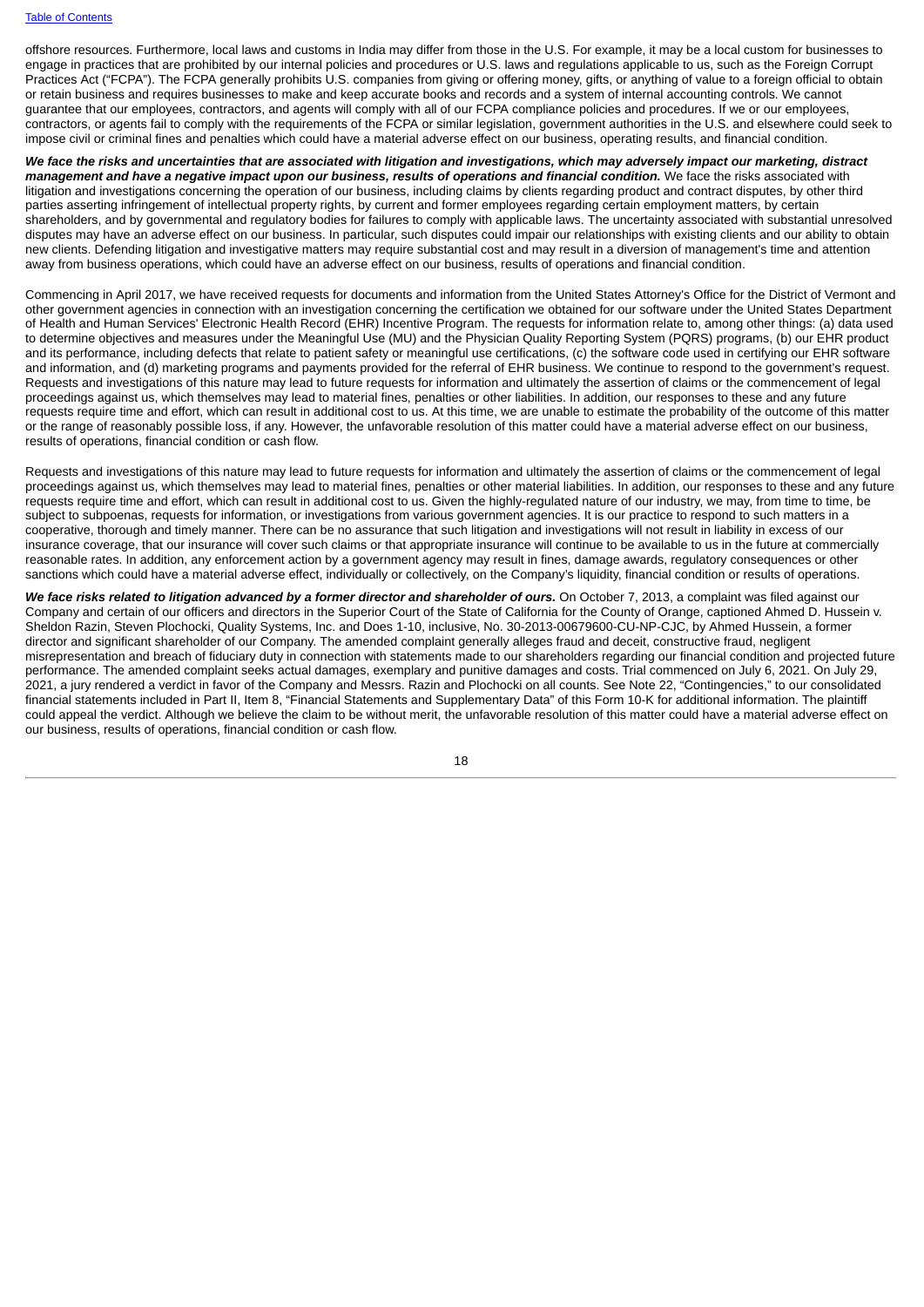offshore resources. Furthermore, local laws and customs in India may differ from those in the U.S. For example, it may be a local custom for businesses to engage in practices that are prohibited by our internal policies and procedures or U.S. laws and regulations applicable to us, such as the Foreign Corrupt Practices Act ("FCPA"). The FCPA generally prohibits U.S. companies from giving or offering money, gifts, or anything of value to a foreign official to obtain or retain business and requires businesses to make and keep accurate books and records and a system of internal accounting controls. We cannot guarantee that our employees, contractors, and agents will comply with all of our FCPA compliance policies and procedures. If we or our employees, contractors, or agents fail to comply with the requirements of the FCPA or similar legislation, government authorities in the U.S. and elsewhere could seek to impose civil or criminal fines and penalties which could have a material adverse effect on our business, operating results, and financial condition.

***We face the risks and uncertainties that are associated with litigation and investigations, which may adversely impact our marketing, distract management and have a negative impact upon our business, results of operations and financial condition.*** We face the risks associated with litigation and investigations concerning the operation of our business, including claims by clients regarding product and contract disputes, by other third parties asserting infringement of intellectual property rights, by current and former employees regarding certain employment matters, by certain shareholders, and by governmental and regulatory bodies for failures to comply with applicable laws. The uncertainty associated with substantial unresolved disputes may have an adverse effect on our business. In particular, such disputes could impair our relationships with existing clients and our ability to obtain new clients. Defending litigation and investigative matters may require substantial cost and may result in a diversion of management's time and attention away from business operations, which could have an adverse effect on our business, results of operations and financial condition.

Commencing in April 2017, we have received requests for documents and information from the United States Attorney's Office for the District of Vermont and other government agencies in connection with an investigation concerning the certification we obtained for our software under the United States Department of Health and Human Services' Electronic Health Record (EHR) Incentive Program. The requests for information relate to, among other things: (a) data used to determine objectives and measures under the Meaningful Use (MU) and the Physician Quality Reporting System (PQRS) programs, (b) our EHR product and its performance, including defects that relate to patient safety or meaningful use certifications, (c) the software code used in certifying our EHR software and information, and (d) marketing programs and payments provided for the referral of EHR business. We continue to respond to the government's request. Requests and investigations of this nature may lead to future requests for information and ultimately the assertion of claims or the commencement of legal proceedings against us, which themselves may lead to material fines, penalties or other liabilities. In addition, our responses to these and any future requests require time and effort, which can result in additional cost to us. At this time, we are unable to estimate the probability of the outcome of this matter or the range of reasonably possible loss, if any. However, the unfavorable resolution of this matter could have a material adverse effect on our business, results of operations, financial condition or cash flow.

Requests and investigations of this nature may lead to future requests for information and ultimately the assertion of claims or the commencement of legal proceedings against us, which themselves may lead to material fines, penalties or other material liabilities. In addition, our responses to these and any future requests require time and effort, which can result in additional cost to us. Given the highly-regulated nature of our industry, we may, from time to time, be subject to subpoenas, requests for information, or investigations from various government agencies. It is our practice to respond to such matters in a cooperative, thorough and timely manner. There can be no assurance that such litigation and investigations will not result in liability in excess of our insurance coverage, that our insurance will cover such claims or that appropriate insurance will continue to be available to us in the future at commercially reasonable rates. In addition, any enforcement action by a government agency may result in fines, damage awards, regulatory consequences or other sanctions which could have a material adverse effect, individually or collectively, on the Company's liquidity, financial condition or results of operations.

***We face risks related to litigation advanced by a former director and shareholder of ours.*** On October 7, 2013, a complaint was filed against our Company and certain of our officers and directors in the Superior Court of the State of California for the County of Orange, captioned Ahmed D. Hussein v. Sheldon Razin, Steven Plochocki, Quality Systems, Inc. and Does 1-10, inclusive, No. 30-2013-00679600-CU-NP-CJC, by Ahmed Hussein, a former director and significant shareholder of our Company. The amended complaint generally alleges fraud and deceit, constructive fraud, negligent misrepresentation and breach of fiduciary duty in connection with statements made to our shareholders regarding our financial condition and projected future performance. The amended complaint seeks actual damages, exemplary and punitive damages and costs. Trial commenced on July 6, 2021. On July 29, 2021, a jury rendered a verdict in favor of the Company and Messrs. Razin and Plochocki on all counts. See Note 22, "Contingencies," to our consolidated financial statements included in Part II, Item 8, "Financial Statements and Supplementary Data" of this Form 10-K for additional information. The plaintiff could appeal the verdict. Although we believe the claim to be without merit, the unfavorable resolution of this matter could have a material adverse effect on our business, results of operations, financial condition or cash flow.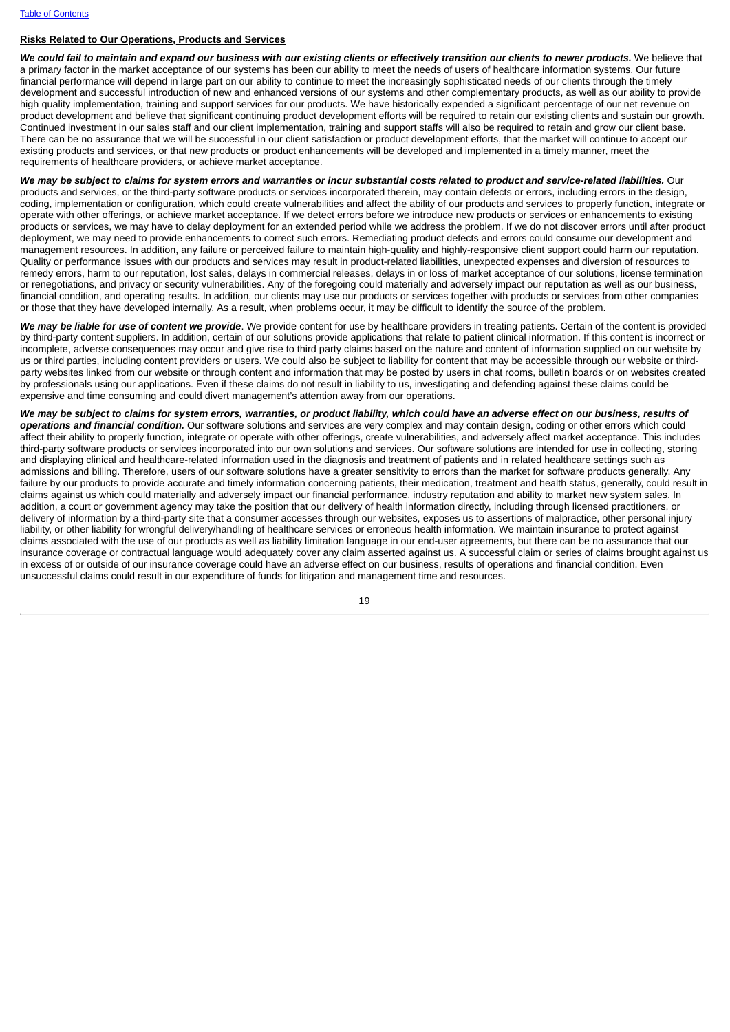**Risks Related to Our Operations, Products and Services**

***We could fail to maintain and expand our business with our existing clients or effectively transition our clients to newer products.*** We believe that a primary factor in the market acceptance of our systems has been our ability to meet the needs of users of healthcare information systems. Our future financial performance will depend in large part on our ability to continue to meet the increasingly sophisticated needs of our clients through the timely development and successful introduction of new and enhanced versions of our systems and other complementary products, as well as our ability to provide high quality implementation, training and support services for our products. We have historically expended a significant percentage of our net revenue on product development and believe that significant continuing product development efforts will be required to retain our existing clients and sustain our growth. Continued investment in our sales staff and our client implementation, training and support staffs will also be required to retain and grow our client base. There can be no assurance that we will be successful in our client satisfaction or product development efforts, that the market will continue to accept our existing products and services, or that new products or product enhancements will be developed and implemented in a timely manner, meet the requirements of healthcare providers, or achieve market acceptance.

***We may be subject to claims for system errors and warranties or incur substantial costs related to product and service-related liabilities.*** Our products and services, or the third-party software products or services incorporated therein, may contain defects or errors, including errors in the design, coding, implementation or configuration, which could create vulnerabilities and affect the ability of our products and services to properly function, integrate or operate with other offerings, or achieve market acceptance. If we detect errors before we introduce new products or services or enhancements to existing products or services, we may have to delay deployment for an extended period while we address the problem. If we do not discover errors until after product deployment, we may need to provide enhancements to correct such errors. Remediating product defects and errors could consume our development and management resources. In addition, any failure or perceived failure to maintain high-quality and highly-responsive client support could harm our reputation. Quality or performance issues with our products and services may result in product-related liabilities, unexpected expenses and diversion of resources to remedy errors, harm to our reputation, lost sales, delays in commercial releases, delays in or loss of market acceptance of our solutions, license termination or renegotiations, and privacy or security vulnerabilities. Any of the foregoing could materially and adversely impact our reputation as well as our business, financial condition, and operating results. In addition, our clients may use our products or services together with products or services from other companies or those that they have developed internally. As a result, when problems occur, it may be difficult to identify the source of the problem.

***We may be liable for use of content we provide***. We provide content for use by healthcare providers in treating patients. Certain of the content is provided by third-party content suppliers. In addition, certain of our solutions provide applications that relate to patient clinical information. If this content is incorrect or incomplete, adverse consequences may occur and give rise to third party claims based on the nature and content of information supplied on our website by us or third parties, including content providers or users. We could also be subject to liability for content that may be accessible through our website or third-party websites linked from our website or through content and information that may be posted by users in chat rooms, bulletin boards or on websites created by professionals using our applications. Even if these claims do not result in liability to us, investigating and defending against these claims could be expensive and time consuming and could divert management's attention away from our operations.

***We may be subject to claims for system errors, warranties, or product liability, which could have an adverse effect on our business, results of operations and financial condition.*** Our software solutions and services are very complex and may contain design, coding or other errors which could affect their ability to properly function, integrate or operate with other offerings, create vulnerabilities, and adversely affect market acceptance. This includes third-party software products or services incorporated into our own solutions and services. Our software solutions are intended for use in collecting, storing and displaying clinical and healthcare-related information used in the diagnosis and treatment of patients and in related healthcare settings such as admissions and billing. Therefore, users of our software solutions have a greater sensitivity to errors than the market for software products generally. Any failure by our products to provide accurate and timely information concerning patients, their medication, treatment and health status, generally, could result in claims against us which could materially and adversely impact our financial performance, industry reputation and ability to market new system sales. In addition, a court or government agency may take the position that our delivery of health information directly, including through licensed practitioners, or delivery of information by a third-party site that a consumer accesses through our websites, exposes us to assertions of malpractice, other personal injury liability, or other liability for wrongful delivery/handling of healthcare services or erroneous health information. We maintain insurance to protect against claims associated with the use of our products as well as liability limitation language in our end-user agreements, but there can be no assurance that our insurance coverage or contractual language would adequately cover any claim asserted against us. A successful claim or series of claims brought against us in excess of or outside of our insurance coverage could have an adverse effect on our business, results of operations and financial condition. Even unsuccessful claims could result in our expenditure of funds for litigation and management time and resources.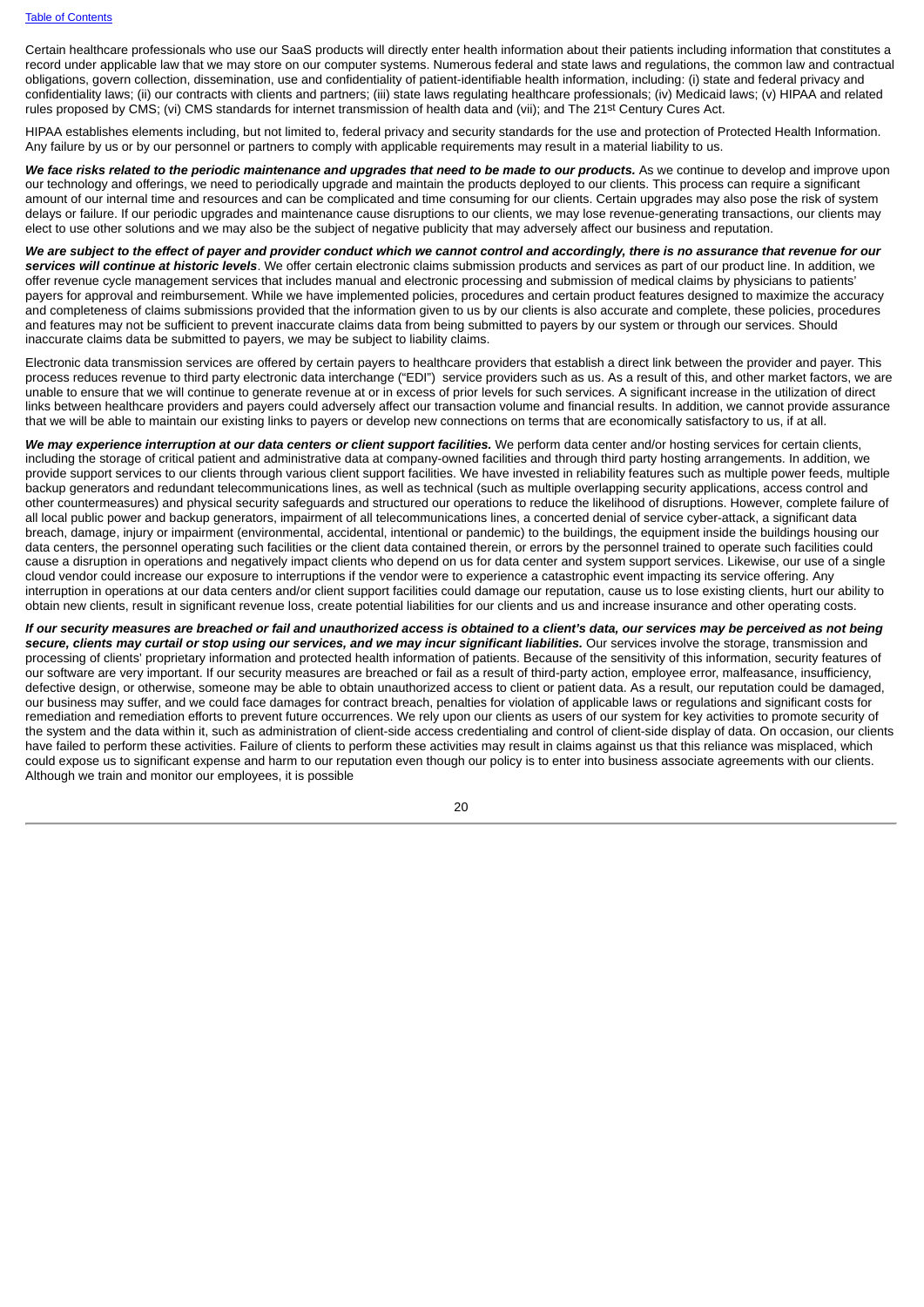Certain healthcare professionals who use our SaaS products will directly enter health information about their patients including information that constitutes a record under applicable law that we may store on our computer systems. Numerous federal and state laws and regulations, the common law and contractual obligations, govern collection, dissemination, use and confidentiality of patient-identifiable health information, including: (i) state and federal privacy and confidentiality laws; (ii) our contracts with clients and partners; (iii) state laws regulating healthcare professionals; (iv) Medicaid laws; (v) HIPAA and related rules proposed by CMS; (vi) CMS standards for internet transmission of health data and (vii); and The 21st Century Cures Act.

HIPAA establishes elements including, but not limited to, federal privacy and security standards for the use and protection of Protected Health Information. Any failure by us or by our personnel or partners to comply with applicable requirements may result in a material liability to us.

***We face risks related to the periodic maintenance and upgrades that need to be made to our products.*** As we continue to develop and improve upon our technology and offerings, we need to periodically upgrade and maintain the products deployed to our clients. This process can require a significant amount of our internal time and resources and can be complicated and time consuming for our clients. Certain upgrades may also pose the risk of system delays or failure. If our periodic upgrades and maintenance cause disruptions to our clients, we may lose revenue-generating transactions, our clients may elect to use other solutions and we may also be the subject of negative publicity that may adversely affect our business and reputation.

***We are subject to the effect of payer and provider conduct which we cannot control and accordingly, there is no assurance that revenue for our services will continue at historic levels***. We offer certain electronic claims submission products and services as part of our product line. In addition, we offer revenue cycle management services that includes manual and electronic processing and submission of medical claims by physicians to patients' payers for approval and reimbursement. While we have implemented policies, procedures and certain product features designed to maximize the accuracy and completeness of claims submissions provided that the information given to us by our clients is also accurate and complete, these policies, procedures and features may not be sufficient to prevent inaccurate claims data from being submitted to payers by our system or through our services. Should inaccurate claims data be submitted to payers, we may be subject to liability claims.

Electronic data transmission services are offered by certain payers to healthcare providers that establish a direct link between the provider and payer. This process reduces revenue to third party electronic data interchange ("EDI") service providers such as us. As a result of this, and other market factors, we are unable to ensure that we will continue to generate revenue at or in excess of prior levels for such services. A significant increase in the utilization of direct links between healthcare providers and payers could adversely affect our transaction volume and financial results. In addition, we cannot provide assurance that we will be able to maintain our existing links to payers or develop new connections on terms that are economically satisfactory to us, if at all.

***We may experience interruption at our data centers or client support facilities.*** We perform data center and/or hosting services for certain clients, including the storage of critical patient and administrative data at company-owned facilities and through third party hosting arrangements. In addition, we provide support services to our clients through various client support facilities. We have invested in reliability features such as multiple power feeds, multiple backup generators and redundant telecommunications lines, as well as technical (such as multiple overlapping security applications, access control and other countermeasures) and physical security safeguards and structured our operations to reduce the likelihood of disruptions. However, complete failure of all local public power and backup generators, impairment of all telecommunications lines, a concerted denial of service cyber-attack, a significant data breach, damage, injury or impairment (environmental, accidental, intentional or pandemic) to the buildings, the equipment inside the buildings housing our data centers, the personnel operating such facilities or the client data contained therein, or errors by the personnel trained to operate such facilities could cause a disruption in operations and negatively impact clients who depend on us for data center and system support services. Likewise, our use of a single cloud vendor could increase our exposure to interruptions if the vendor were to experience a catastrophic event impacting its service offering. Any interruption in operations at our data centers and/or client support facilities could damage our reputation, cause us to lose existing clients, hurt our ability to obtain new clients, result in significant revenue loss, create potential liabilities for our clients and us and increase insurance and other operating costs.

***If our security measures are breached or fail and unauthorized access is obtained to a client's data, our services may be perceived as not being secure, clients may curtail or stop using our services, and we may incur significant liabilities.*** Our services involve the storage, transmission and processing of clients' proprietary information and protected health information of patients. Because of the sensitivity of this information, security features of our software are very important. If our security measures are breached or fail as a result of third-party action, employee error, malfeasance, insufficiency, defective design, or otherwise, someone may be able to obtain unauthorized access to client or patient data. As a result, our reputation could be damaged, our business may suffer, and we could face damages for contract breach, penalties for violation of applicable laws or regulations and significant costs for remediation and remediation efforts to prevent future occurrences. We rely upon our clients as users of our system for key activities to promote security of the system and the data within it, such as administration of client-side access credentialing and control of client-side display of data. On occasion, our clients have failed to perform these activities. Failure of clients to perform these activities may result in claims against us that this reliance was misplaced, which could expose us to significant expense and harm to our reputation even though our policy is to enter into business associate agreements with our clients. Although we train and monitor our employees, it is possible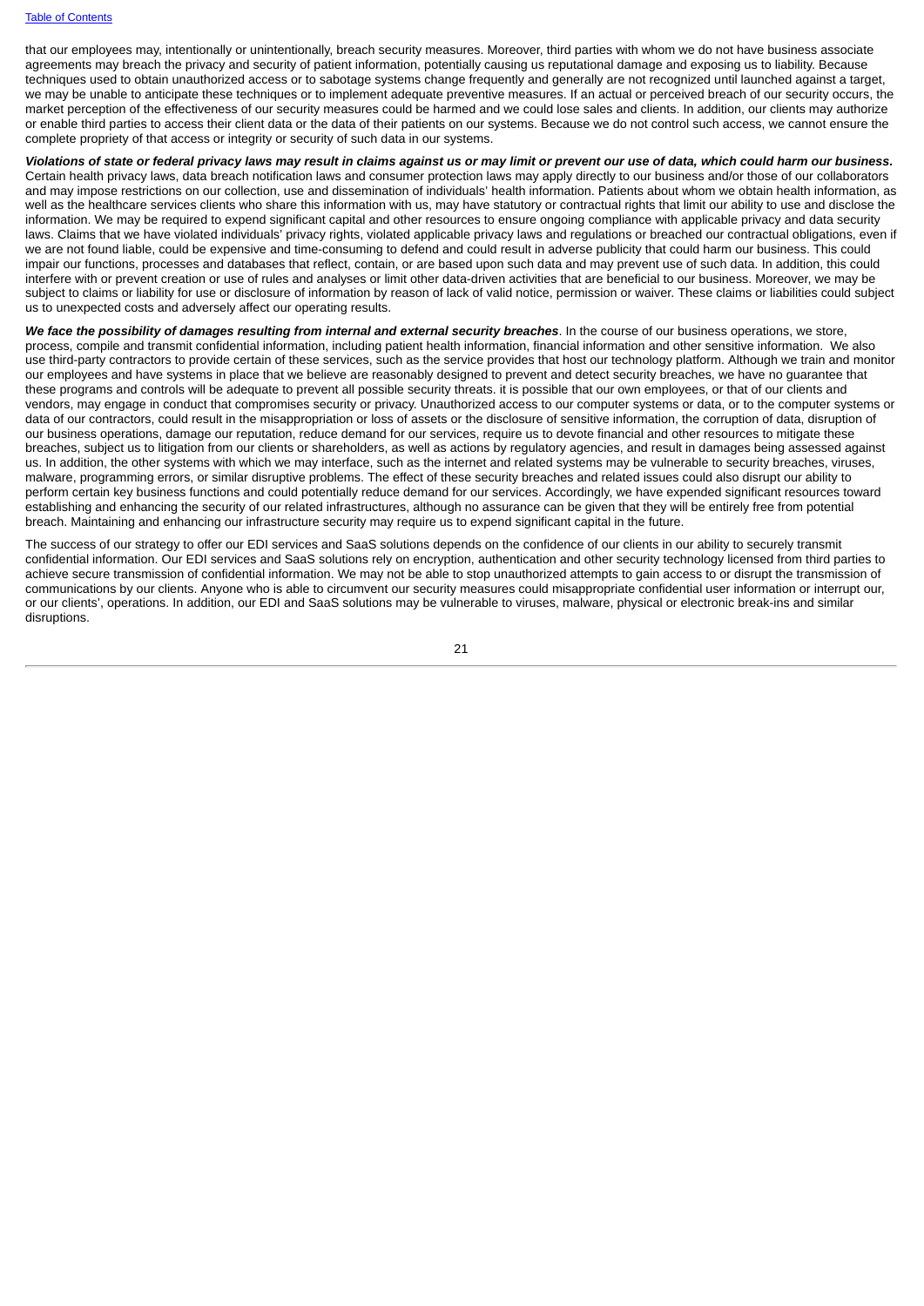that our employees may, intentionally or unintentionally, breach security measures. Moreover, third parties with whom we do not have business associate agreements may breach the privacy and security of patient information, potentially causing us reputational damage and exposing us to liability. Because techniques used to obtain unauthorized access or to sabotage systems change frequently and generally are not recognized until launched against a target, we may be unable to anticipate these techniques or to implement adequate preventive measures. If an actual or perceived breach of our security occurs, the market perception of the effectiveness of our security measures could be harmed and we could lose sales and clients. In addition, our clients may authorize or enable third parties to access their client data or the data of their patients on our systems. Because we do not control such access, we cannot ensure the complete propriety of that access or integrity or security of such data in our systems.

***Violations of state or federal privacy laws may result in claims against us or may limit or prevent our use of data, which could harm our business.*** Certain health privacy laws, data breach notification laws and consumer protection laws may apply directly to our business and/or those of our collaborators and may impose restrictions on our collection, use and dissemination of individuals' health information. Patients about whom we obtain health information, as well as the healthcare services clients who share this information with us, may have statutory or contractual rights that limit our ability to use and disclose the information. We may be required to expend significant capital and other resources to ensure ongoing compliance with applicable privacy and data security laws. Claims that we have violated individuals' privacy rights, violated applicable privacy laws and regulations or breached our contractual obligations, even if we are not found liable, could be expensive and time-consuming to defend and could result in adverse publicity that could harm our business. This could impair our functions, processes and databases that reflect, contain, or are based upon such data and may prevent use of such data. In addition, this could interfere with or prevent creation or use of rules and analyses or limit other data-driven activities that are beneficial to our business. Moreover, we may be subject to claims or liability for use or disclosure of information by reason of lack of valid notice, permission or waiver. These claims or liabilities could subject us to unexpected costs and adversely affect our operating results.

***We face the possibility of damages resulting from internal and external security breaches***. In the course of our business operations, we store, process, compile and transmit confidential information, including patient health information, financial information and other sensitive information. We also use third-party contractors to provide certain of these services, such as the service provides that host our technology platform. Although we train and monitor our employees and have systems in place that we believe are reasonably designed to prevent and detect security breaches, we have no guarantee that these programs and controls will be adequate to prevent all possible security threats. it is possible that our own employees, or that of our clients and vendors, may engage in conduct that compromises security or privacy. Unauthorized access to our computer systems or data, or to the computer systems or data of our contractors, could result in the misappropriation or loss of assets or the disclosure of sensitive information, the corruption of data, disruption of our business operations, damage our reputation, reduce demand for our services, require us to devote financial and other resources to mitigate these breaches, subject us to litigation from our clients or shareholders, as well as actions by regulatory agencies, and result in damages being assessed against us. In addition, the other systems with which we may interface, such as the internet and related systems may be vulnerable to security breaches, viruses, malware, programming errors, or similar disruptive problems. The effect of these security breaches and related issues could also disrupt our ability to perform certain key business functions and could potentially reduce demand for our services. Accordingly, we have expended significant resources toward establishing and enhancing the security of our related infrastructures, although no assurance can be given that they will be entirely free from potential breach. Maintaining and enhancing our infrastructure security may require us to expend significant capital in the future.

The success of our strategy to offer our EDI services and SaaS solutions depends on the confidence of our clients in our ability to securely transmit confidential information. Our EDI services and SaaS solutions rely on encryption, authentication and other security technology licensed from third parties to achieve secure transmission of confidential information. We may not be able to stop unauthorized attempts to gain access to or disrupt the transmission of communications by our clients. Anyone who is able to circumvent our security measures could misappropriate confidential user information or interrupt our, or our clients', operations. In addition, our EDI and SaaS solutions may be vulnerable to viruses, malware, physical or electronic break-ins and similar disruptions.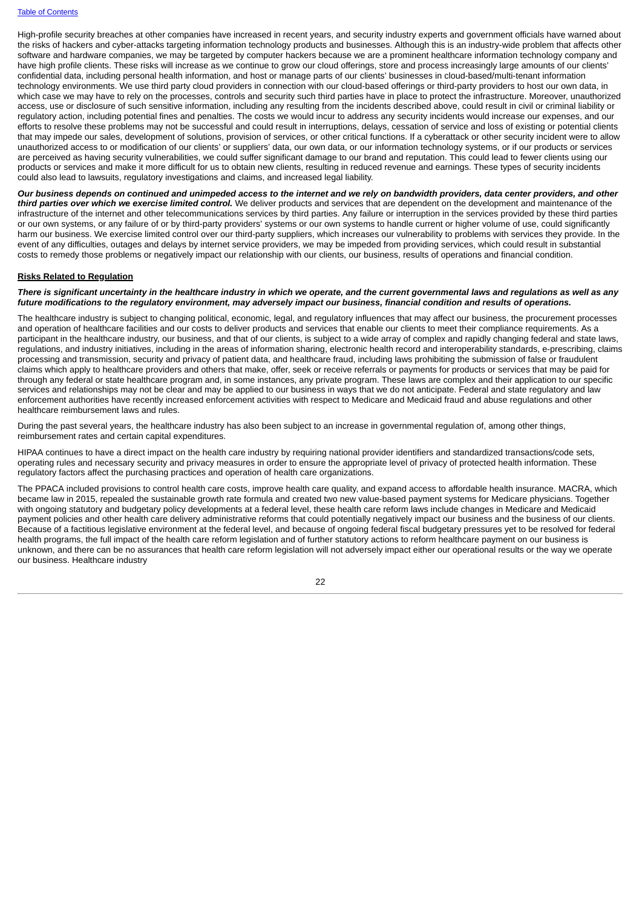High-profile security breaches at other companies have increased in recent years, and security industry experts and government officials have warned about the risks of hackers and cyber-attacks targeting information technology products and businesses. Although this is an industry-wide problem that affects other software and hardware companies, we may be targeted by computer hackers because we are a prominent healthcare information technology company and have high profile clients. These risks will increase as we continue to grow our cloud offerings, store and process increasingly large amounts of our clients' confidential data, including personal health information, and host or manage parts of our clients' businesses in cloud-based/multi-tenant information technology environments. We use third party cloud providers in connection with our cloud-based offerings or third-party providers to host our own data, in which case we may have to rely on the processes, controls and security such third parties have in place to protect the infrastructure. Moreover, unauthorized access, use or disclosure of such sensitive information, including any resulting from the incidents described above, could result in civil or criminal liability or regulatory action, including potential fines and penalties. The costs we would incur to address any security incidents would increase our expenses, and our efforts to resolve these problems may not be successful and could result in interruptions, delays, cessation of service and loss of existing or potential clients that may impede our sales, development of solutions, provision of services, or other critical functions. If a cyberattack or other security incident were to allow unauthorized access to or modification of our clients' or suppliers' data, our own data, or our information technology systems, or if our products or services are perceived as having security vulnerabilities, we could suffer significant damage to our brand and reputation. This could lead to fewer clients using our products or services and make it more difficult for us to obtain new clients, resulting in reduced revenue and earnings. These types of security incidents could also lead to lawsuits, regulatory investigations and claims, and increased legal liability.

***Our business depends on continued and unimpeded access to the internet and we rely on bandwidth providers, data center providers, and other third parties over which we exercise limited control.*** We deliver products and services that are dependent on the development and maintenance of the infrastructure of the internet and other telecommunications services by third parties. Any failure or interruption in the services provided by these third parties or our own systems, or any failure of or by third-party providers' systems or our own systems to handle current or higher volume of use, could significantly harm our business. We exercise limited control over our third-party suppliers, which increases our vulnerability to problems with services they provide. In the event of any difficulties, outages and delays by internet service providers, we may be impeded from providing services, which could result in substantial costs to remedy those problems or negatively impact our relationship with our clients, our business, results of operations and financial condition.

**Risks Related to Regulation**

***There is significant uncertainty in the healthcare industry in which we operate, and the current governmental laws and regulations as well as any future modifications to the regulatory environment, may adversely impact our business, financial condition and results of operations.***

The healthcare industry is subject to changing political, economic, legal, and regulatory influences that may affect our business, the procurement processes and operation of healthcare facilities and our costs to deliver products and services that enable our clients to meet their compliance requirements. As a participant in the healthcare industry, our business, and that of our clients, is subject to a wide array of complex and rapidly changing federal and state laws, regulations, and industry initiatives, including in the areas of information sharing, electronic health record and interoperability standards, e-prescribing, claims processing and transmission, security and privacy of patient data, and healthcare fraud, including laws prohibiting the submission of false or fraudulent claims which apply to healthcare providers and others that make, offer, seek or receive referrals or payments for products or services that may be paid for through any federal or state healthcare program and, in some instances, any private program. These laws are complex and their application to our specific services and relationships may not be clear and may be applied to our business in ways that we do not anticipate. Federal and state regulatory and law enforcement authorities have recently increased enforcement activities with respect to Medicare and Medicaid fraud and abuse regulations and other healthcare reimbursement laws and rules.

During the past several years, the healthcare industry has also been subject to an increase in governmental regulation of, among other things, reimbursement rates and certain capital expenditures.

HIPAA continues to have a direct impact on the health care industry by requiring national provider identifiers and standardized transactions/code sets, operating rules and necessary security and privacy measures in order to ensure the appropriate level of privacy of protected health information. These regulatory factors affect the purchasing practices and operation of health care organizations.

The PPACA included provisions to control health care costs, improve health care quality, and expand access to affordable health insurance. MACRA, which became law in 2015, repealed the sustainable growth rate formula and created two new value-based payment systems for Medicare physicians. Together with ongoing statutory and budgetary policy developments at a federal level, these health care reform laws include changes in Medicare and Medicaid payment policies and other health care delivery administrative reforms that could potentially negatively impact our business and the business of our clients. Because of a factitious legislative environment at the federal level, and because of ongoing federal fiscal budgetary pressures yet to be resolved for federal health programs, the full impact of the health care reform legislation and of further statutory actions to reform healthcare payment on our business is unknown, and there can be no assurances that health care reform legislation will not adversely impact either our operational results or the way we operate our business. Healthcare industry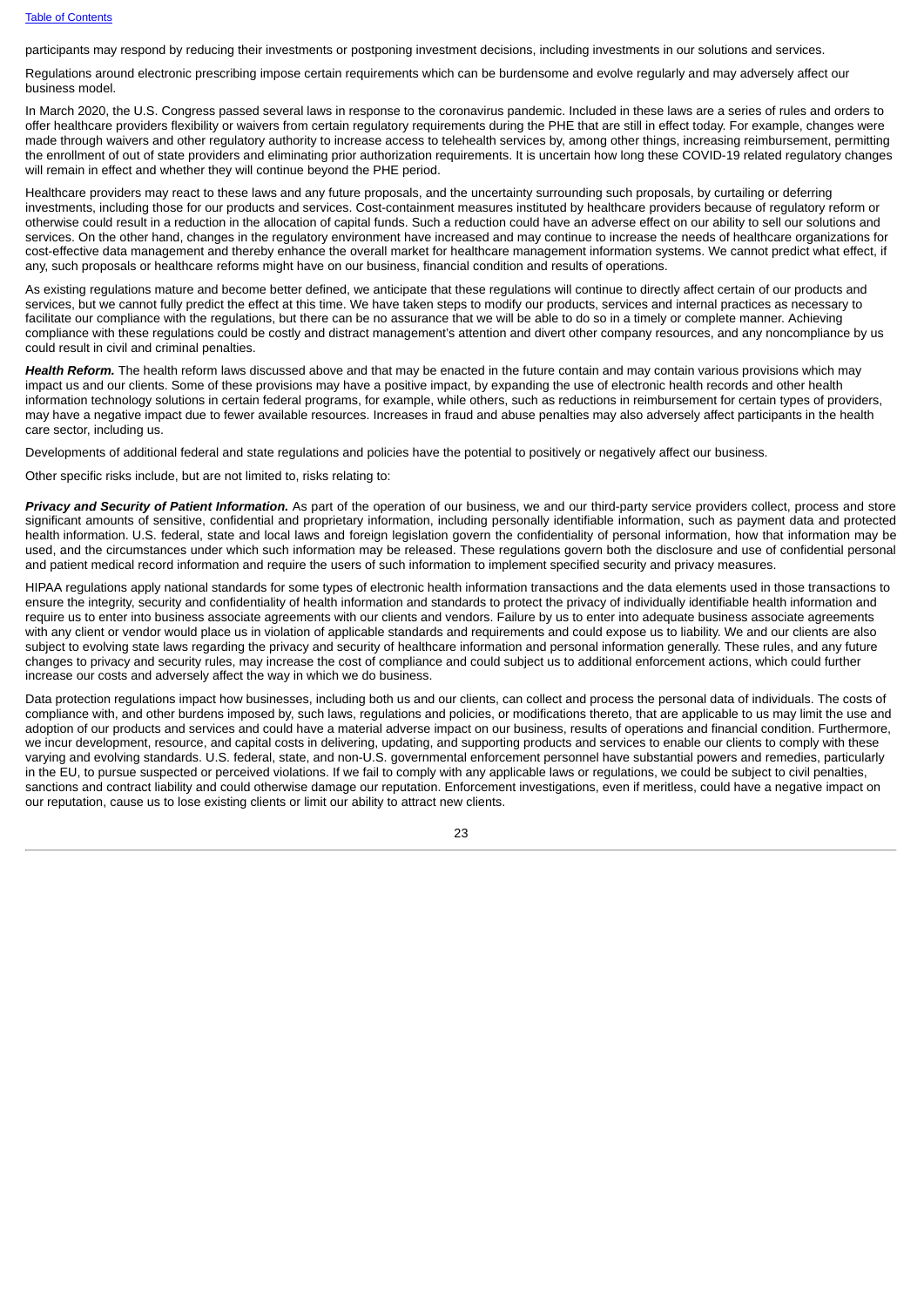participants may respond by reducing their investments or postponing investment decisions, including investments in our solutions and services.

Regulations around electronic prescribing impose certain requirements which can be burdensome and evolve regularly and may adversely affect our business model.

In March 2020, the U.S. Congress passed several laws in response to the coronavirus pandemic. Included in these laws are a series of rules and orders to offer healthcare providers flexibility or waivers from certain regulatory requirements during the PHE that are still in effect today. For example, changes were made through waivers and other regulatory authority to increase access to telehealth services by, among other things, increasing reimbursement, permitting the enrollment of out of state providers and eliminating prior authorization requirements. It is uncertain how long these COVID-19 related regulatory changes will remain in effect and whether they will continue beyond the PHE period.

Healthcare providers may react to these laws and any future proposals, and the uncertainty surrounding such proposals, by curtailing or deferring investments, including those for our products and services. Cost-containment measures instituted by healthcare providers because of regulatory reform or otherwise could result in a reduction in the allocation of capital funds. Such a reduction could have an adverse effect on our ability to sell our solutions and services. On the other hand, changes in the regulatory environment have increased and may continue to increase the needs of healthcare organizations for cost-effective data management and thereby enhance the overall market for healthcare management information systems. We cannot predict what effect, if any, such proposals or healthcare reforms might have on our business, financial condition and results of operations.

As existing regulations mature and become better defined, we anticipate that these regulations will continue to directly affect certain of our products and services, but we cannot fully predict the effect at this time. We have taken steps to modify our products, services and internal practices as necessary to facilitate our compliance with the regulations, but there can be no assurance that we will be able to do so in a timely or complete manner. Achieving compliance with these regulations could be costly and distract management's attention and divert other company resources, and any noncompliance by us could result in civil and criminal penalties.

***Health Reform.*** The health reform laws discussed above and that may be enacted in the future contain and may contain various provisions which may impact us and our clients. Some of these provisions may have a positive impact, by expanding the use of electronic health records and other health information technology solutions in certain federal programs, for example, while others, such as reductions in reimbursement for certain types of providers, may have a negative impact due to fewer available resources. Increases in fraud and abuse penalties may also adversely affect participants in the health care sector, including us.

Developments of additional federal and state regulations and policies have the potential to positively or negatively affect our business.

Other specific risks include, but are not limited to, risks relating to:

***Privacy and Security of Patient Information.*** As part of the operation of our business, we and our third-party service providers collect, process and store significant amounts of sensitive, confidential and proprietary information, including personally identifiable information, such as payment data and protected health information. U.S. federal, state and local laws and foreign legislation govern the confidentiality of personal information, how that information may be used, and the circumstances under which such information may be released. These regulations govern both the disclosure and use of confidential personal and patient medical record information and require the users of such information to implement specified security and privacy measures.

HIPAA regulations apply national standards for some types of electronic health information transactions and the data elements used in those transactions to ensure the integrity, security and confidentiality of health information and standards to protect the privacy of individually identifiable health information and require us to enter into business associate agreements with our clients and vendors. Failure by us to enter into adequate business associate agreements with any client or vendor would place us in violation of applicable standards and requirements and could expose us to liability. We and our clients are also subject to evolving state laws regarding the privacy and security of healthcare information and personal information generally. These rules, and any future changes to privacy and security rules, may increase the cost of compliance and could subject us to additional enforcement actions, which could further increase our costs and adversely affect the way in which we do business.

Data protection regulations impact how businesses, including both us and our clients, can collect and process the personal data of individuals. The costs of compliance with, and other burdens imposed by, such laws, regulations and policies, or modifications thereto, that are applicable to us may limit the use and adoption of our products and services and could have a material adverse impact on our business, results of operations and financial condition. Furthermore, we incur development, resource, and capital costs in delivering, updating, and supporting products and services to enable our clients to comply with these varying and evolving standards. U.S. federal, state, and non-U.S. governmental enforcement personnel have substantial powers and remedies, particularly in the EU, to pursue suspected or perceived violations. If we fail to comply with any applicable laws or regulations, we could be subject to civil penalties, sanctions and contract liability and could otherwise damage our reputation. Enforcement investigations, even if meritless, could have a negative impact on our reputation, cause us to lose existing clients or limit our ability to attract new clients.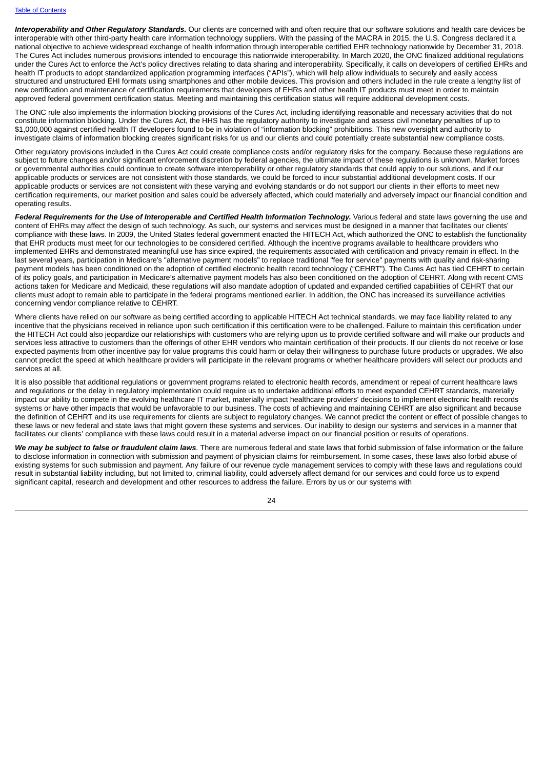***Interoperability and Other Regulatory Standards.*** Our clients are concerned with and often require that our software solutions and health care devices be interoperable with other third-party health care information technology suppliers. With the passing of the MACRA in 2015, the U.S. Congress declared it a national objective to achieve widespread exchange of health information through interoperable certified EHR technology nationwide by December 31, 2018. The Cures Act includes numerous provisions intended to encourage this nationwide interoperability. In March 2020, the ONC finalized additional regulations under the Cures Act to enforce the Act's policy directives relating to data sharing and interoperability. Specifically, it calls on developers of certified EHRs and health IT products to adopt standardized application programming interfaces ("APIs"), which will help allow individuals to securely and easily access structured and unstructured EHI formats using smartphones and other mobile devices. This provision and others included in the rule create a lengthy list of new certification and maintenance of certification requirements that developers of EHRs and other health IT products must meet in order to maintain approved federal government certification status. Meeting and maintaining this certification status will require additional development costs.

The ONC rule also implements the information blocking provisions of the Cures Act, including identifying reasonable and necessary activities that do not constitute information blocking. Under the Cures Act, the HHS has the regulatory authority to investigate and assess civil monetary penalties of up to $1,000,000 against certified health IT developers found to be in violation of "information blocking" prohibitions. This new oversight and authority to investigate claims of information blocking creates significant risks for us and our clients and could potentially create substantial new compliance costs.

Other regulatory provisions included in the Cures Act could create compliance costs and/or regulatory risks for the company. Because these regulations are subject to future changes and/or significant enforcement discretion by federal agencies, the ultimate impact of these regulations is unknown. Market forces or governmental authorities could continue to create software interoperability or other regulatory standards that could apply to our solutions, and if our applicable products or services are not consistent with those standards, we could be forced to incur substantial additional development costs. If our applicable products or services are not consistent with these varying and evolving standards or do not support our clients in their efforts to meet new certification requirements, our market position and sales could be adversely affected, which could materially and adversely impact our financial condition and operating results.

***Federal Requirements for the Use of Interoperable and Certified Health Information Technology.*** Various federal and state laws governing the use and content of EHRs may affect the design of such technology. As such, our systems and services must be designed in a manner that facilitates our clients' compliance with these laws. In 2009, the United States federal government enacted the HITECH Act, which authorized the ONC to establish the functionality that EHR products must meet for our technologies to be considered certified. Although the incentive programs available to healthcare providers who implemented EHRs and demonstrated meaningful use has since expired, the requirements associated with certification and privacy remain in effect. In the last several years, participation in Medicare's "alternative payment models" to replace traditional "fee for service" payments with quality and risk-sharing payment models has been conditioned on the adoption of certified electronic health record technology ("CEHRT"). The Cures Act has tied CEHRT to certain of its policy goals, and participation in Medicare's alternative payment models has also been conditioned on the adoption of CEHRT. Along with recent CMS actions taken for Medicare and Medicaid, these regulations will also mandate adoption of updated and expanded certified capabilities of CEHRT that our clients must adopt to remain able to participate in the federal programs mentioned earlier. In addition, the ONC has increased its surveillance activities concerning vendor compliance relative to CEHRT.

Where clients have relied on our software as being certified according to applicable HITECH Act technical standards, we may face liability related to any incentive that the physicians received in reliance upon such certification if this certification were to be challenged. Failure to maintain this certification under the HITECH Act could also jeopardize our relationships with customers who are relying upon us to provide certified software and will make our products and services less attractive to customers than the offerings of other EHR vendors who maintain certification of their products. If our clients do not receive or lose expected payments from other incentive pay for value programs this could harm or delay their willingness to purchase future products or upgrades. We also cannot predict the speed at which healthcare providers will participate in the relevant programs or whether healthcare providers will select our products and services at all.

It is also possible that additional regulations or government programs related to electronic health records, amendment or repeal of current healthcare laws and regulations or the delay in regulatory implementation could require us to undertake additional efforts to meet expanded CEHRT standards, materially impact our ability to compete in the evolving healthcare IT market, materially impact healthcare providers' decisions to implement electronic health records systems or have other impacts that would be unfavorable to our business. The costs of achieving and maintaining CEHRT are also significant and because the definition of CEHRT and its use requirements for clients are subject to regulatory changes. We cannot predict the content or effect of possible changes to these laws or new federal and state laws that might govern these systems and services. Our inability to design our systems and services in a manner that facilitates our clients' compliance with these laws could result in a material adverse impact on our financial position or results of operations.

***We may be subject to false or fraudulent claim laws***. There are numerous federal and state laws that forbid submission of false information or the failure to disclose information in connection with submission and payment of physician claims for reimbursement. In some cases, these laws also forbid abuse of existing systems for such submission and payment. Any failure of our revenue cycle management services to comply with these laws and regulations could result in substantial liability including, but not limited to, criminal liability, could adversely affect demand for our services and could force us to expend significant capital, research and development and other resources to address the failure. Errors by us or our systems with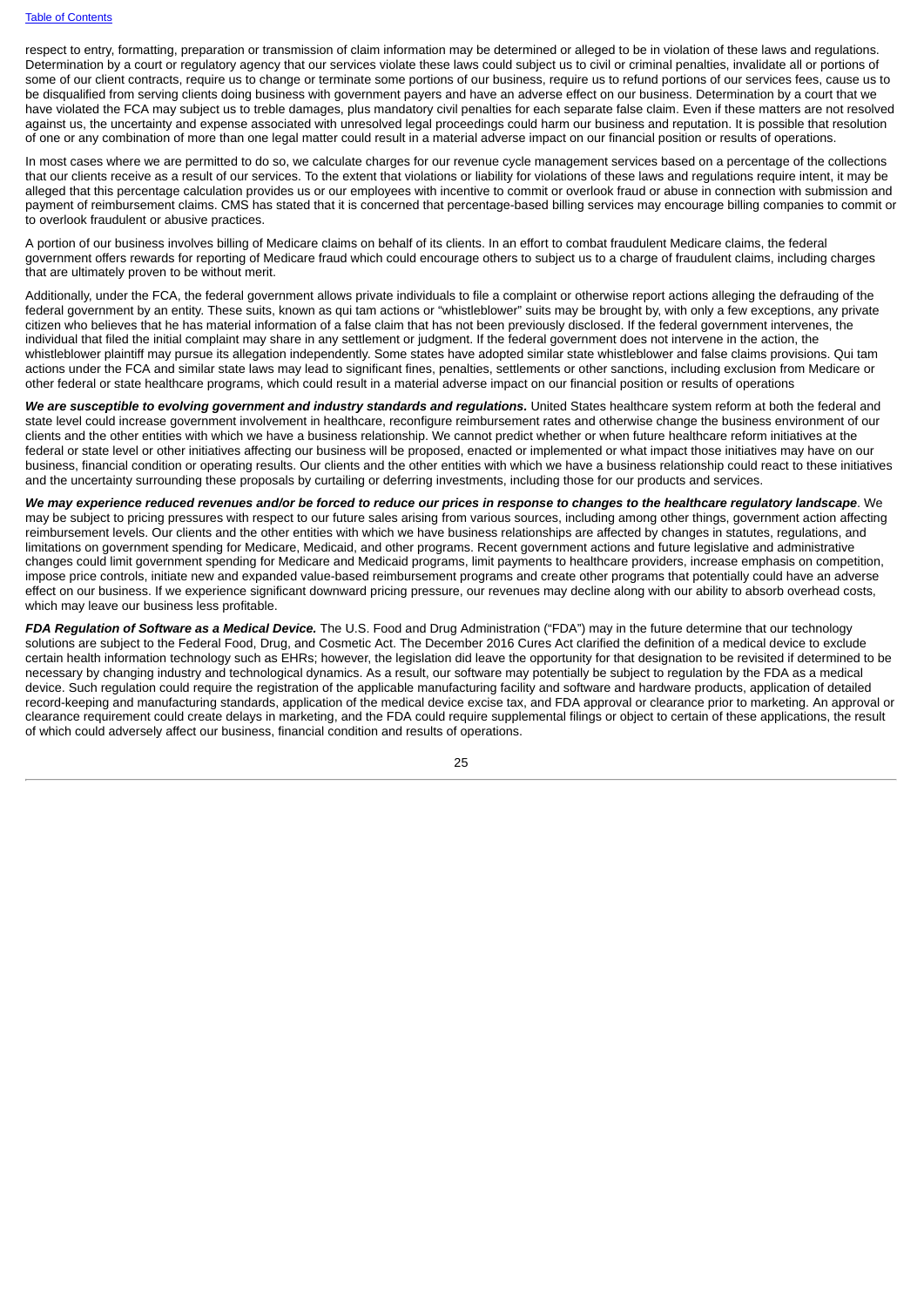respect to entry, formatting, preparation or transmission of claim information may be determined or alleged to be in violation of these laws and regulations. Determination by a court or regulatory agency that our services violate these laws could subject us to civil or criminal penalties, invalidate all or portions of some of our client contracts, require us to change or terminate some portions of our business, require us to refund portions of our services fees, cause us to be disqualified from serving clients doing business with government payers and have an adverse effect on our business. Determination by a court that we have violated the FCA may subject us to treble damages, plus mandatory civil penalties for each separate false claim. Even if these matters are not resolved against us, the uncertainty and expense associated with unresolved legal proceedings could harm our business and reputation. It is possible that resolution of one or any combination of more than one legal matter could result in a material adverse impact on our financial position or results of operations.

In most cases where we are permitted to do so, we calculate charges for our revenue cycle management services based on a percentage of the collections that our clients receive as a result of our services. To the extent that violations or liability for violations of these laws and regulations require intent, it may be alleged that this percentage calculation provides us or our employees with incentive to commit or overlook fraud or abuse in connection with submission and payment of reimbursement claims. CMS has stated that it is concerned that percentage-based billing services may encourage billing companies to commit or to overlook fraudulent or abusive practices.

A portion of our business involves billing of Medicare claims on behalf of its clients. In an effort to combat fraudulent Medicare claims, the federal government offers rewards for reporting of Medicare fraud which could encourage others to subject us to a charge of fraudulent claims, including charges that are ultimately proven to be without merit.

Additionally, under the FCA, the federal government allows private individuals to file a complaint or otherwise report actions alleging the defrauding of the federal government by an entity. These suits, known as qui tam actions or "whistleblower" suits may be brought by, with only a few exceptions, any private citizen who believes that he has material information of a false claim that has not been previously disclosed. If the federal government intervenes, the individual that filed the initial complaint may share in any settlement or judgment. If the federal government does not intervene in the action, the whistleblower plaintiff may pursue its allegation independently. Some states have adopted similar state whistleblower and false claims provisions. Qui tam actions under the FCA and similar state laws may lead to significant fines, penalties, settlements or other sanctions, including exclusion from Medicare or other federal or state healthcare programs, which could result in a material adverse impact on our financial position or results of operations

***We are susceptible to evolving government and industry standards and regulations.*** United States healthcare system reform at both the federal and state level could increase government involvement in healthcare, reconfigure reimbursement rates and otherwise change the business environment of our clients and the other entities with which we have a business relationship. We cannot predict whether or when future healthcare reform initiatives at the federal or state level or other initiatives affecting our business will be proposed, enacted or implemented or what impact those initiatives may have on our business, financial condition or operating results. Our clients and the other entities with which we have a business relationship could react to these initiatives and the uncertainty surrounding these proposals by curtailing or deferring investments, including those for our products and services.

***We may experience reduced revenues and/or be forced to reduce our prices in response to changes to the healthcare regulatory landscape***. We may be subject to pricing pressures with respect to our future sales arising from various sources, including among other things, government action affecting reimbursement levels. Our clients and the other entities with which we have business relationships are affected by changes in statutes, regulations, and limitations on government spending for Medicare, Medicaid, and other programs. Recent government actions and future legislative and administrative changes could limit government spending for Medicare and Medicaid programs, limit payments to healthcare providers, increase emphasis on competition, impose price controls, initiate new and expanded value-based reimbursement programs and create other programs that potentially could have an adverse effect on our business. If we experience significant downward pricing pressure, our revenues may decline along with our ability to absorb overhead costs, which may leave our business less profitable.

***FDA Regulation of Software as a Medical Device.*** The U.S. Food and Drug Administration ("FDA") may in the future determine that our technology solutions are subject to the Federal Food, Drug, and Cosmetic Act. The December 2016 Cures Act clarified the definition of a medical device to exclude certain health information technology such as EHRs; however, the legislation did leave the opportunity for that designation to be revisited if determined to be necessary by changing industry and technological dynamics. As a result, our software may potentially be subject to regulation by the FDA as a medical device. Such regulation could require the registration of the applicable manufacturing facility and software and hardware products, application of detailed record-keeping and manufacturing standards, application of the medical device excise tax, and FDA approval or clearance prior to marketing. An approval or clearance requirement could create delays in marketing, and the FDA could require supplemental filings or object to certain of these applications, the result of which could adversely affect our business, financial condition and results of operations.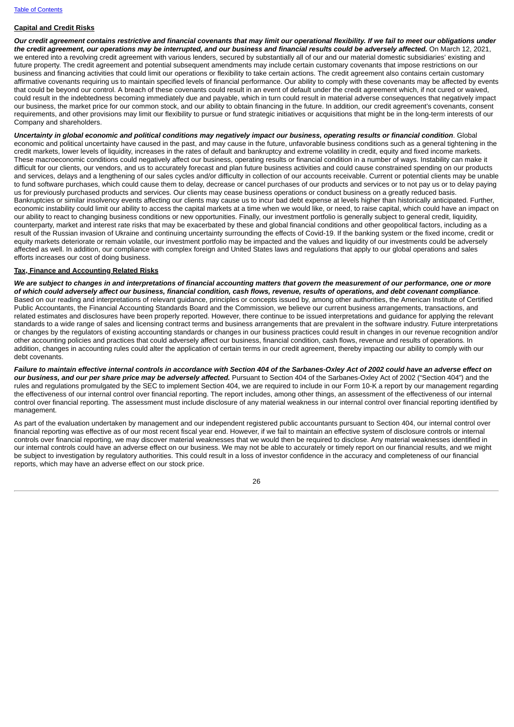**Capital and Credit Risks**

***Our credit agreement contains restrictive and financial covenants that may limit our operational flexibility. If we fail to meet our obligations under the credit agreement, our operations may be interrupted, and our business and financial results could be adversely affected.*** On March 12, 2021, we entered into a revolving credit agreement with various lenders, secured by substantially all of our and our material domestic subsidiaries' existing and future property. The credit agreement and potential subsequent amendments may include certain customary covenants that impose restrictions on our business and financing activities that could limit our operations or flexibility to take certain actions. The credit agreement also contains certain customary affirmative covenants requiring us to maintain specified levels of financial performance. Our ability to comply with these covenants may be affected by events that could be beyond our control. A breach of these covenants could result in an event of default under the credit agreement which, if not cured or waived, could result in the indebtedness becoming immediately due and payable, which in turn could result in material adverse consequences that negatively impact our business, the market price for our common stock, and our ability to obtain financing in the future. In addition, our credit agreement's covenants, consent requirements, and other provisions may limit our flexibility to pursue or fund strategic initiatives or acquisitions that might be in the long-term interests of our Company and shareholders.

***Uncertainty in global economic and political conditions may negatively impact our business, operating results or financial condition***. Global economic and political uncertainty have caused in the past, and may cause in the future, unfavorable business conditions such as a general tightening in the credit markets, lower levels of liquidity, increases in the rates of default and bankruptcy and extreme volatility in credit, equity and fixed income markets. These macroeconomic conditions could negatively affect our business, operating results or financial condition in a number of ways. Instability can make it difficult for our clients, our vendors, and us to accurately forecast and plan future business activities and could cause constrained spending on our products and services, delays and a lengthening of our sales cycles and/or difficulty in collection of our accounts receivable. Current or potential clients may be unable to fund software purchases, which could cause them to delay, decrease or cancel purchases of our products and services or to not pay us or to delay paying us for previously purchased products and services. Our clients may cease business operations or conduct business on a greatly reduced basis. Bankruptcies or similar insolvency events affecting our clients may cause us to incur bad debt expense at levels higher than historically anticipated. Further, economic instability could limit our ability to access the capital markets at a time when we would like, or need, to raise capital, which could have an impact on our ability to react to changing business conditions or new opportunities. Finally, our investment portfolio is generally subject to general credit, liquidity, counterparty, market and interest rate risks that may be exacerbated by these and global financial conditions and other geopolitical factors, including as a result of the Russian invasion of Ukraine and continuing uncertainty surrounding the effects of Covid-19. If the banking system or the fixed income, credit or equity markets deteriorate or remain volatile, our investment portfolio may be impacted and the values and liquidity of our investments could be adversely affected as well. In addition, our compliance with complex foreign and United States laws and regulations that apply to our global operations and sales efforts increases our cost of doing business.

**Tax, Finance and Accounting Related Risks**

***We are subject to changes in and interpretations of financial accounting matters that govern the measurement of our performance, one or more of which could adversely affect our business, financial condition, cash flows, revenue, results of operations, and debt covenant compliance***. Based on our reading and interpretations of relevant guidance, principles or concepts issued by, among other authorities, the American Institute of Certified Public Accountants, the Financial Accounting Standards Board and the Commission, we believe our current business arrangements, transactions, and related estimates and disclosures have been properly reported. However, there continue to be issued interpretations and guidance for applying the relevant standards to a wide range of sales and licensing contract terms and business arrangements that are prevalent in the software industry. Future interpretations or changes by the regulators of existing accounting standards or changes in our business practices could result in changes in our revenue recognition and/or other accounting policies and practices that could adversely affect our business, financial condition, cash flows, revenue and results of operations. In addition, changes in accounting rules could alter the application of certain terms in our credit agreement, thereby impacting our ability to comply with our debt covenants.

***Failure to maintain effective internal controls in accordance with Section 404 of the Sarbanes-Oxley Act of 2002 could have an adverse effect on our business, and our per share price may be adversely affected.*** Pursuant to Section 404 of the Sarbanes-Oxley Act of 2002 ("Section 404") and the rules and regulations promulgated by the SEC to implement Section 404, we are required to include in our Form 10-K a report by our management regarding the effectiveness of our internal control over financial reporting. The report includes, among other things, an assessment of the effectiveness of our internal control over financial reporting. The assessment must include disclosure of any material weakness in our internal control over financial reporting identified by management.

As part of the evaluation undertaken by management and our independent registered public accountants pursuant to Section 404, our internal control over financial reporting was effective as of our most recent fiscal year end. However, if we fail to maintain an effective system of disclosure controls or internal controls over financial reporting, we may discover material weaknesses that we would then be required to disclose. Any material weaknesses identified in our internal controls could have an adverse effect on our business. We may not be able to accurately or timely report on our financial results, and we might be subject to investigation by regulatory authorities. This could result in a loss of investor confidence in the accuracy and completeness of our financial reports, which may have an adverse effect on our stock price.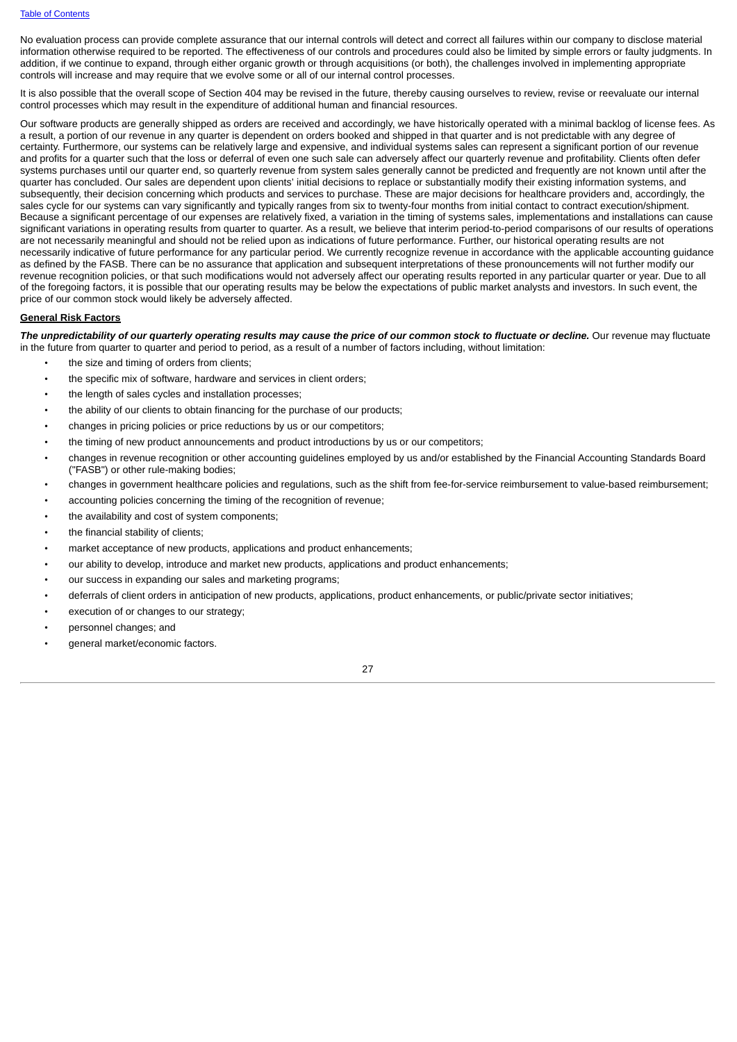No evaluation process can provide complete assurance that our internal controls will detect and correct all failures within our company to disclose material information otherwise required to be reported. The effectiveness of our controls and procedures could also be limited by simple errors or faulty judgments. In addition, if we continue to expand, through either organic growth or through acquisitions (or both), the challenges involved in implementing appropriate controls will increase and may require that we evolve some or all of our internal control processes.

It is also possible that the overall scope of Section 404 may be revised in the future, thereby causing ourselves to review, revise or reevaluate our internal control processes which may result in the expenditure of additional human and financial resources.

Our software products are generally shipped as orders are received and accordingly, we have historically operated with a minimal backlog of license fees. As a result, a portion of our revenue in any quarter is dependent on orders booked and shipped in that quarter and is not predictable with any degree of certainty. Furthermore, our systems can be relatively large and expensive, and individual systems sales can represent a significant portion of our revenue and profits for a quarter such that the loss or deferral of even one such sale can adversely affect our quarterly revenue and profitability. Clients often defer systems purchases until our quarter end, so quarterly revenue from system sales generally cannot be predicted and frequently are not known until after the quarter has concluded. Our sales are dependent upon clients' initial decisions to replace or substantially modify their existing information systems, and subsequently, their decision concerning which products and services to purchase. These are major decisions for healthcare providers and, accordingly, the sales cycle for our systems can vary significantly and typically ranges from six to twenty-four months from initial contact to contract execution/shipment. Because a significant percentage of our expenses are relatively fixed, a variation in the timing of systems sales, implementations and installations can cause significant variations in operating results from quarter to quarter. As a result, we believe that interim period-to-period comparisons of our results of operations are not necessarily meaningful and should not be relied upon as indications of future performance. Further, our historical operating results are not necessarily indicative of future performance for any particular period. We currently recognize revenue in accordance with the applicable accounting guidance as defined by the FASB. There can be no assurance that application and subsequent interpretations of these pronouncements will not further modify our revenue recognition policies, or that such modifications would not adversely affect our operating results reported in any particular quarter or year. Due to all of the foregoing factors, it is possible that our operating results may be below the expectations of public market analysts and investors. In such event, the price of our common stock would likely be adversely affected.

**General Risk Factors**

***The unpredictability of our quarterly operating results may cause the price of our common stock to fluctuate or decline.*** Our revenue may fluctuate in the future from quarter to quarter and period to period, as a result of a number of factors including, without limitation:

- the size and timing of orders from clients;
- the specific mix of software, hardware and services in client orders;
- the length of sales cycles and installation processes;
- the ability of our clients to obtain financing for the purchase of our products;
- changes in pricing policies or price reductions by us or our competitors;
- the timing of new product announcements and product introductions by us or our competitors;
- changes in revenue recognition or other accounting guidelines employed by us and/or established by the Financial Accounting Standards Board ("FASB") or other rule-making bodies;
- changes in government healthcare policies and regulations, such as the shift from fee-for-service reimbursement to value-based reimbursement;
- accounting policies concerning the timing of the recognition of revenue;
- the availability and cost of system components;
- the financial stability of clients;
- market acceptance of new products, applications and product enhancements;
- our ability to develop, introduce and market new products, applications and product enhancements;
- our success in expanding our sales and marketing programs;
- deferrals of client orders in anticipation of new products, applications, product enhancements, or public/private sector initiatives;
- execution of or changes to our strategy;
- personnel changes; and
- general market/economic factors.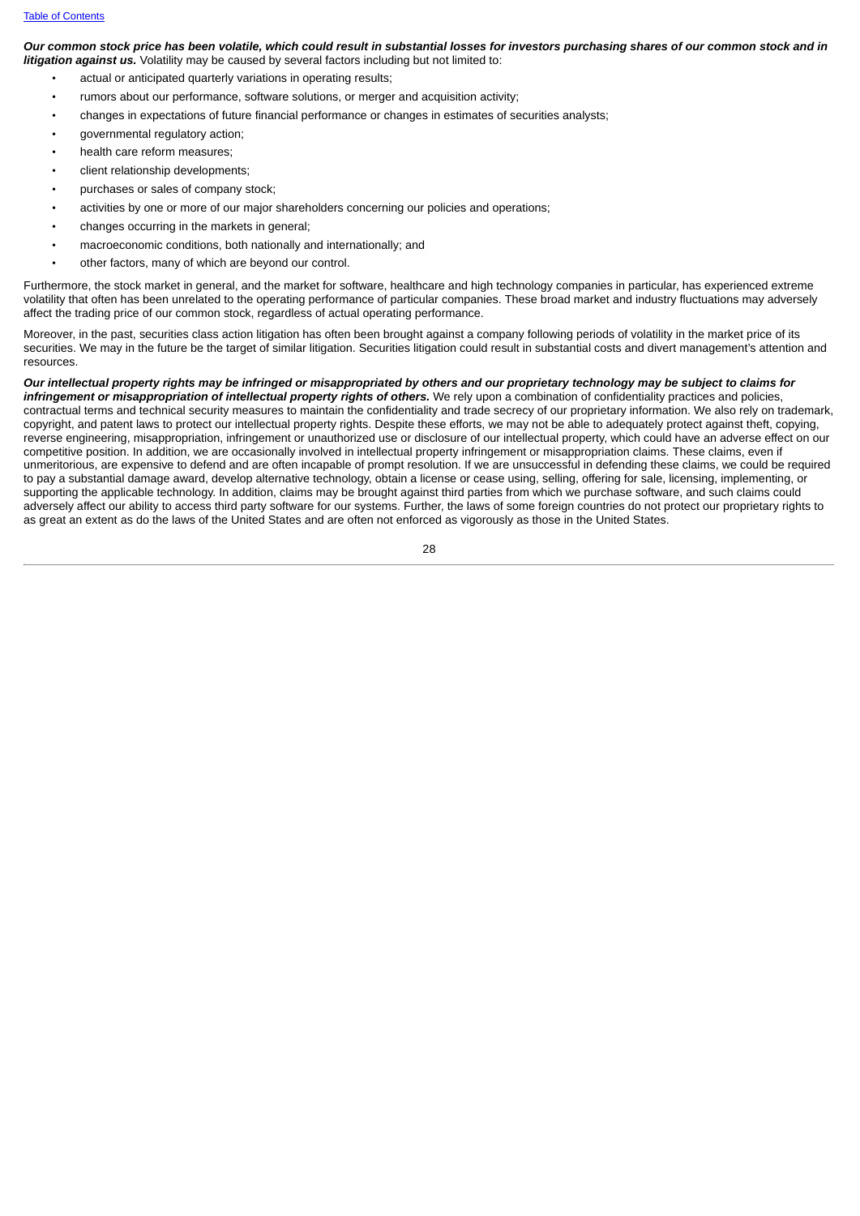***Our common stock price has been volatile, which could result in substantial losses for investors purchasing shares of our common stock and in litigation against us.*** Volatility may be caused by several factors including but not limited to:

- actual or anticipated quarterly variations in operating results;
- rumors about our performance, software solutions, or merger and acquisition activity;
- changes in expectations of future financial performance or changes in estimates of securities analysts;
- governmental regulatory action;
- health care reform measures;
- client relationship developments;
- purchases or sales of company stock;
- activities by one or more of our major shareholders concerning our policies and operations;
- changes occurring in the markets in general;
- macroeconomic conditions, both nationally and internationally; and
- other factors, many of which are beyond our control.

Furthermore, the stock market in general, and the market for software, healthcare and high technology companies in particular, has experienced extreme volatility that often has been unrelated to the operating performance of particular companies. These broad market and industry fluctuations may adversely affect the trading price of our common stock, regardless of actual operating performance.

Moreover, in the past, securities class action litigation has often been brought against a company following periods of volatility in the market price of its securities. We may in the future be the target of similar litigation. Securities litigation could result in substantial costs and divert management's attention and resources.

***Our intellectual property rights may be infringed or misappropriated by others and our proprietary technology may be subject to claims for infringement or misappropriation of intellectual property rights of others.*** We rely upon a combination of confidentiality practices and policies, contractual terms and technical security measures to maintain the confidentiality and trade secrecy of our proprietary information. We also rely on trademark, copyright, and patent laws to protect our intellectual property rights. Despite these efforts, we may not be able to adequately protect against theft, copying, reverse engineering, misappropriation, infringement or unauthorized use or disclosure of our intellectual property, which could have an adverse effect on our competitive position. In addition, we are occasionally involved in intellectual property infringement or misappropriation claims. These claims, even if unmeritorious, are expensive to defend and are often incapable of prompt resolution. If we are unsuccessful in defending these claims, we could be required to pay a substantial damage award, develop alternative technology, obtain a license or cease using, selling, offering for sale, licensing, implementing, or supporting the applicable technology. In addition, claims may be brought against third parties from which we purchase software, and such claims could adversely affect our ability to access third party software for our systems. Further, the laws of some foreign countries do not protect our proprietary rights to as great an extent as do the laws of the United States and are often not enforced as vigorously as those in the United States.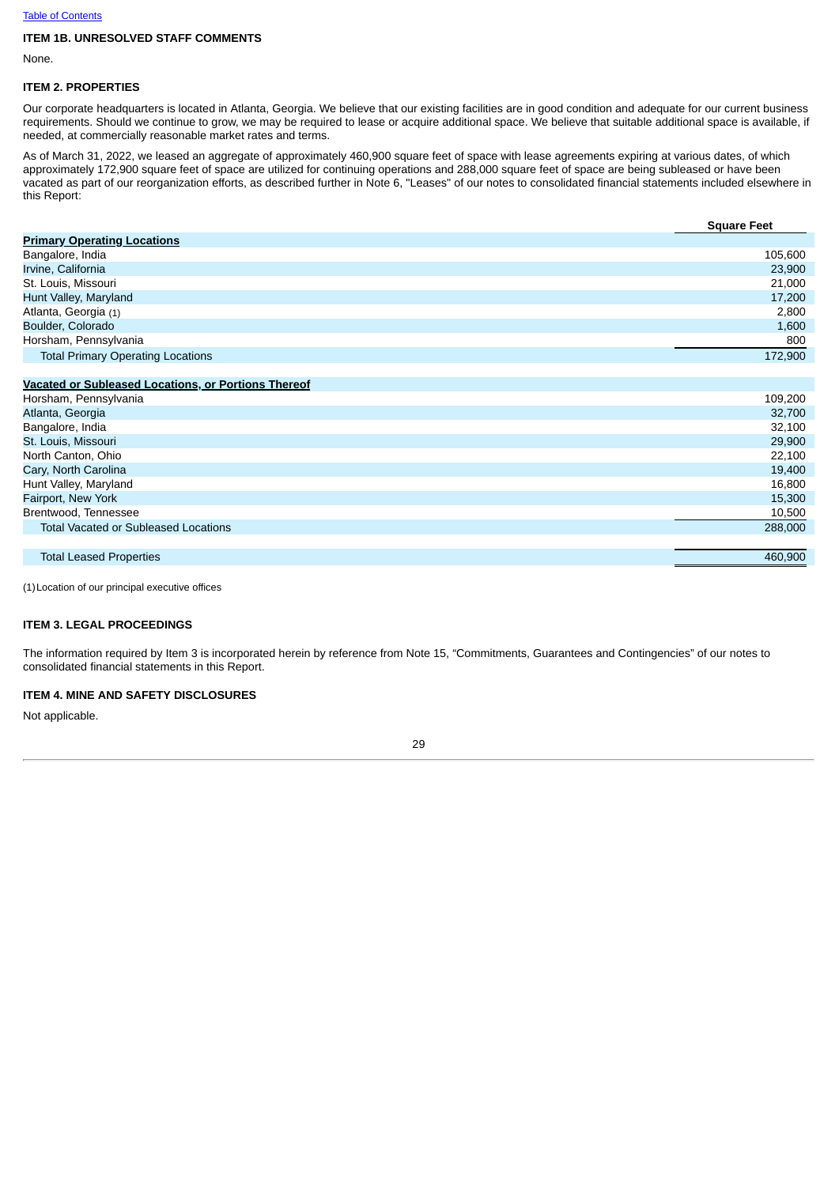Table of Contents

### ITEM 1B. UNRESOLVED STAFF COMMENTS

None.

### ITEM 2. PROPERTIES

Our corporate headquarters is located in Atlanta, Georgia. We believe that our existing facilities are in good condition and adequate for our current business requirements. Should we continue to grow, we may be required to lease or acquire additional space. We believe that suitable additional space is available, if needed, at commercially reasonable market rates and terms.

As of March 31, 2022, we leased an aggregate of approximately 460,900 square feet of space with lease agreements expiring at various dates, of which approximately 172,900 square feet of space are utilized for continuing operations and 288,000 square feet of space are being subleased or have been vacated as part of our reorganization efforts, as described further in Note 6, "Leases" of our notes to consolidated financial statements included elsewhere in this Report:

| | Square Feet |
|---|---|
| **Primary Operating Locations** | |
| Bangalore, India | 105,600 |
| Irvine, California | 23,900 |
| St. Louis, Missouri | 21,000 |
| Hunt Valley, Maryland | 17,200 |
| Atlanta, Georgia (1) | 2,800 |
| Boulder, Colorado | 1,600 |
| Horsham, Pennsylvania | 800 |
| Total Primary Operating Locations | 172,900 |
| | |
| **Vacated or Subleased Locations, or Portions Thereof** | |
| Horsham, Pennsylvania | 109,200 |
| Atlanta, Georgia | 32,700 |
| Bangalore, India | 32,100 |
| St. Louis, Missouri | 29,900 |
| North Canton, Ohio | 22,100 |
| Cary, North Carolina | 19,400 |
| Hunt Valley, Maryland | 16,800 |
| Fairport, New York | 15,300 |
| Brentwood, Tennessee | 10,500 |
| Total Vacated or Subleased Locations | 288,000 |
| | |
| Total Leased Properties | 460,900 |

(1) Location of our principal executive offices

### ITEM 3. LEGAL PROCEEDINGS

The information required by Item 3 is incorporated herein by reference from Note 15, "Commitments, Guarantees and Contingencies" of our notes to consolidated financial statements in this Report.

### ITEM 4. MINE AND SAFETY DISCLOSURES

Not applicable.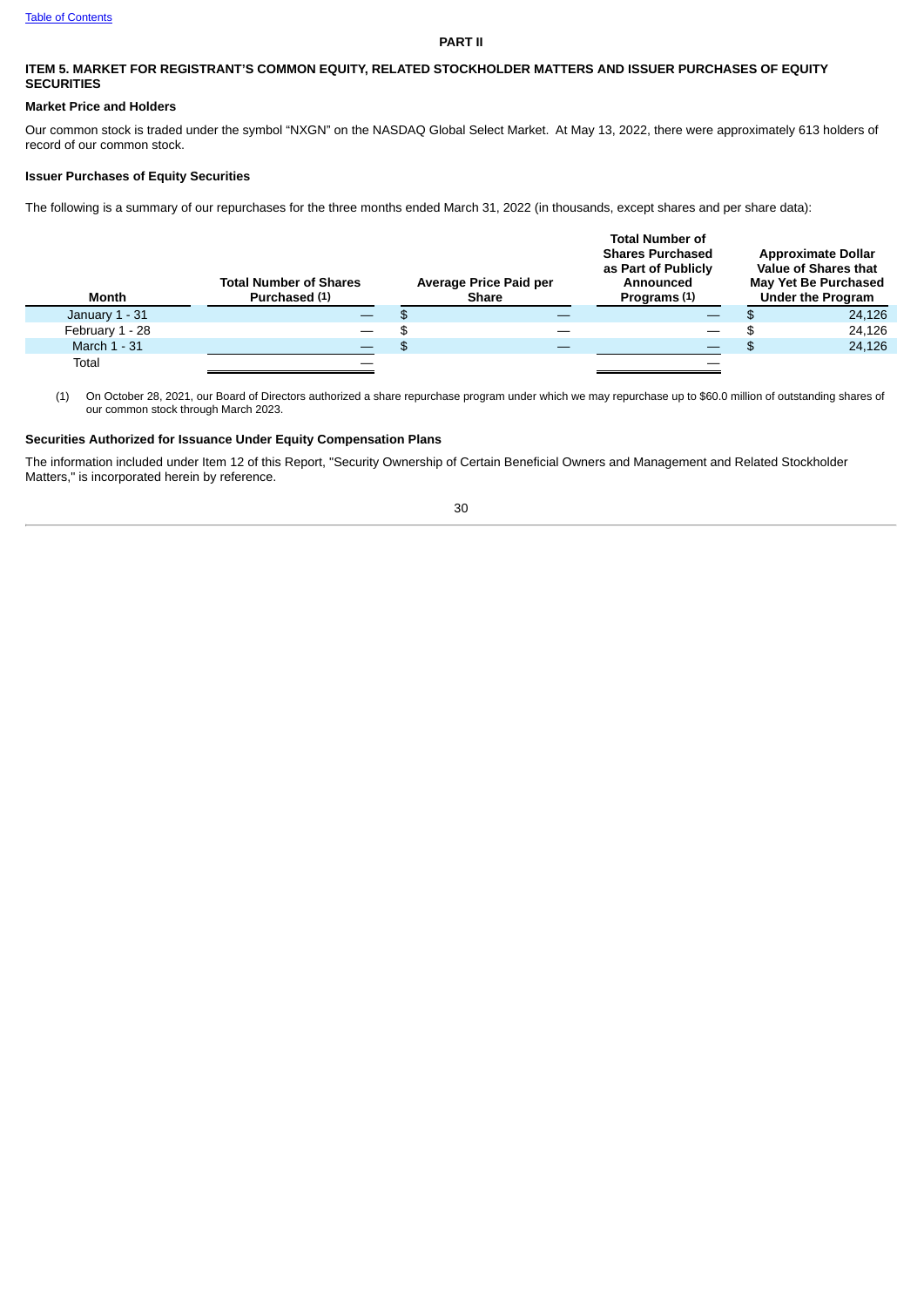## PART II

### ITEM 5. MARKET FOR REGISTRANT'S COMMON EQUITY, RELATED STOCKHOLDER MATTERS AND ISSUER PURCHASES OF EQUITY SECURITIES

**Market Price and Holders**

Our common stock is traded under the symbol "NXGN" on the NASDAQ Global Select Market. At May 13, 2022, there were approximately 613 holders of record of our common stock.

**Issuer Purchases of Equity Securities**

The following is a summary of our repurchases for the three months ended March 31, 2022 (in thousands, except shares and per share data):

| Month | Total Number of Shares Purchased (1) | Average Price Paid per Share | Total Number of Shares Purchased as Part of Publicly Announced Programs (1) | Approximate Dollar Value of Shares that May Yet Be Purchased Under the Program |
|---|---|---|---|---|
| January 1 - 31 | — | $ — | — | $ 24,126 |
| February 1 - 28 | — | $ — | — | $ 24,126 |
| March 1 - 31 | — | $ — | — | $ 24,126 |
| Total | — | | — | |

(1) On October 28, 2021, our Board of Directors authorized a share repurchase program under which we may repurchase up to $60.0 million of outstanding shares of our common stock through March 2023.

**Securities Authorized for Issuance Under Equity Compensation Plans**

The information included under Item 12 of this Report, "Security Ownership of Certain Beneficial Owners and Management and Related Stockholder Matters," is incorporated herein by reference.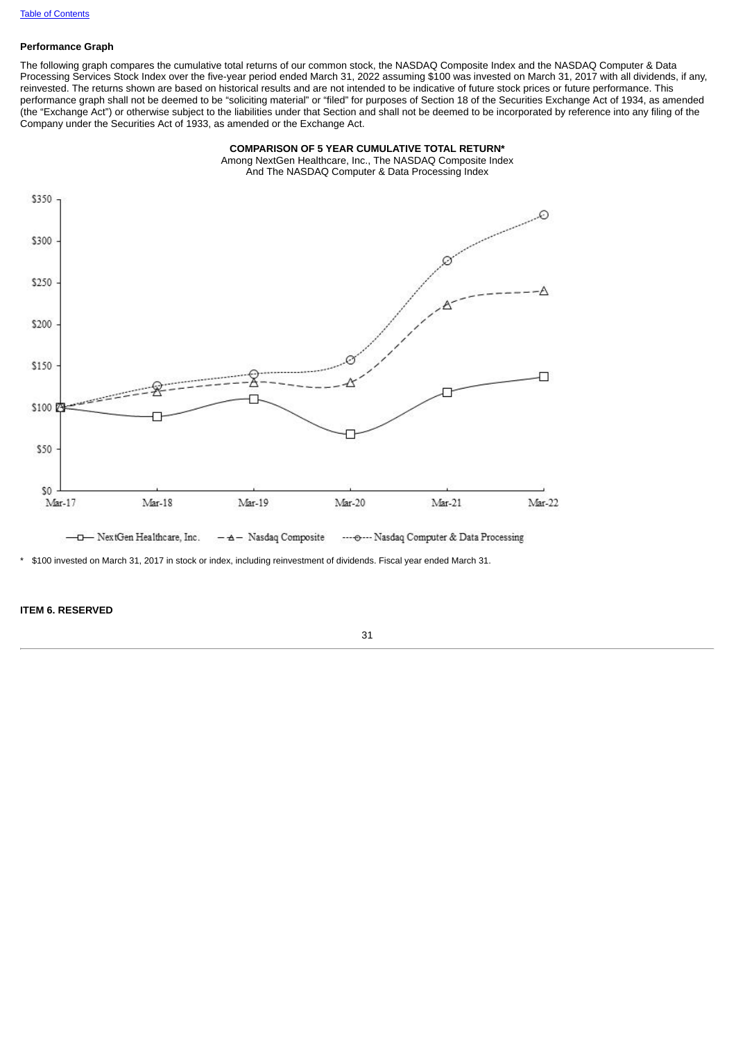**Performance Graph**

The following graph compares the cumulative total returns of our common stock, the NASDAQ Composite Index and the NASDAQ Computer & Data Processing Services Stock Index over the five-year period ended March 31, 2022 assuming $100 was invested on March 31, 2017 with all dividends, if any, reinvested. The returns shown are based on historical results and are not intended to be indicative of future stock prices or future performance. This performance graph shall not be deemed to be "soliciting material" or "filed" for purposes of Section 18 of the Securities Exchange Act of 1934, as amended (the "Exchange Act") or otherwise subject to the liabilities under that Section and shall not be deemed to be incorporated by reference into any filing of the Company under the Securities Act of 1933, as amended or the Exchange Act.

**COMPARISON OF 5 YEAR CUMULATIVE TOTAL RETURN***

Among NextGen Healthcare, Inc., The NASDAQ Composite Index
And The NASDAQ Computer & Data Processing Index

\* $100 invested on March 31, 2017 in stock or index, including reinvestment of dividends. Fiscal year ended March 31.

**ITEM 6. RESERVED**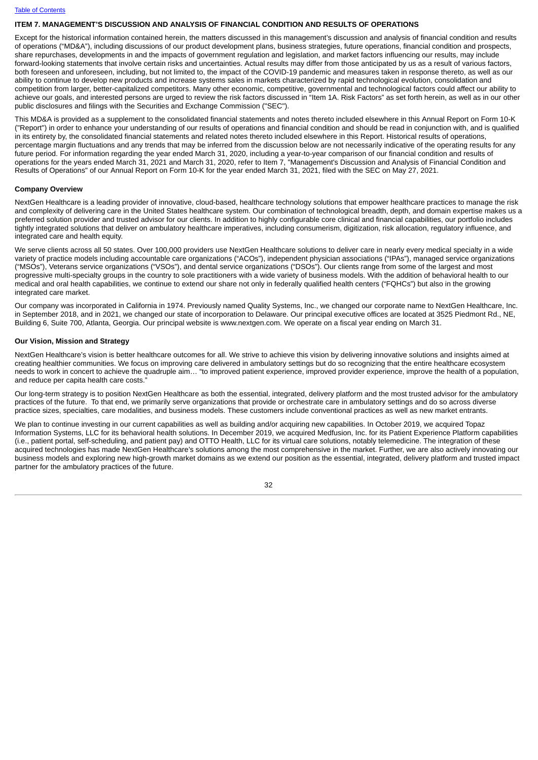## ITEM 7. MANAGEMENT'S DISCUSSION AND ANALYSIS OF FINANCIAL CONDITION AND RESULTS OF OPERATIONS

Except for the historical information contained herein, the matters discussed in this management's discussion and analysis of financial condition and results of operations ("MD&A"), including discussions of our product development plans, business strategies, future operations, financial condition and prospects, share repurchases, developments in and the impacts of government regulation and legislation, and market factors influencing our results, may include forward-looking statements that involve certain risks and uncertainties. Actual results may differ from those anticipated by us as a result of various factors, both foreseen and unforeseen, including, but not limited to, the impact of the COVID-19 pandemic and measures taken in response thereto, as well as our ability to continue to develop new products and increase systems sales in markets characterized by rapid technological evolution, consolidation and competition from larger, better-capitalized competitors. Many other economic, competitive, governmental and technological factors could affect our ability to achieve our goals, and interested persons are urged to review the risk factors discussed in "Item 1A. Risk Factors" as set forth herein, as well as in our other public disclosures and filings with the Securities and Exchange Commission ("SEC").

This MD&A is provided as a supplement to the consolidated financial statements and notes thereto included elsewhere in this Annual Report on Form 10-K ("Report") in order to enhance your understanding of our results of operations and financial condition and should be read in conjunction with, and is qualified in its entirety by, the consolidated financial statements and related notes thereto included elsewhere in this Report. Historical results of operations, percentage margin fluctuations and any trends that may be inferred from the discussion below are not necessarily indicative of the operating results for any future period. For information regarding the year ended March 31, 2020, including a year-to-year comparison of our financial condition and results of operations for the years ended March 31, 2021 and March 31, 2020, refer to Item 7, "Management's Discussion and Analysis of Financial Condition and Results of Operations" of our Annual Report on Form 10-K for the year ended March 31, 2021, filed with the SEC on May 27, 2021.

### Company Overview

NextGen Healthcare is a leading provider of innovative, cloud-based, healthcare technology solutions that empower healthcare practices to manage the risk and complexity of delivering care in the United States healthcare system. Our combination of technological breadth, depth, and domain expertise makes us a preferred solution provider and trusted advisor for our clients. In addition to highly configurable core clinical and financial capabilities, our portfolio includes tightly integrated solutions that deliver on ambulatory healthcare imperatives, including consumerism, digitization, risk allocation, regulatory influence, and integrated care and health equity.

We serve clients across all 50 states. Over 100,000 providers use NextGen Healthcare solutions to deliver care in nearly every medical specialty in a wide variety of practice models including accountable care organizations ("ACOs"), independent physician associations ("IPAs"), managed service organizations ("MSOs"), Veterans service organizations ("VSOs"), and dental service organizations ("DSOs"). Our clients range from some of the largest and most progressive multi-specialty groups in the country to sole practitioners with a wide variety of business models. With the addition of behavioral health to our medical and oral health capabilities, we continue to extend our share not only in federally qualified health centers ("FQHCs") but also in the growing integrated care market.

Our company was incorporated in California in 1974. Previously named Quality Systems, Inc., we changed our corporate name to NextGen Healthcare, Inc. in September 2018, and in 2021, we changed our state of incorporation to Delaware. Our principal executive offices are located at 3525 Piedmont Rd., NE, Building 6, Suite 700, Atlanta, Georgia. Our principal website is www.nextgen.com. We operate on a fiscal year ending on March 31.

### Our Vision, Mission and Strategy

NextGen Healthcare's vision is better healthcare outcomes for all. We strive to achieve this vision by delivering innovative solutions and insights aimed at creating healthier communities. We focus on improving care delivered in ambulatory settings but do so recognizing that the entire healthcare ecosystem needs to work in concert to achieve the quadruple aim… "to improved patient experience, improved provider experience, improve the health of a population, and reduce per capita health care costs."

Our long-term strategy is to position NextGen Healthcare as both the essential, integrated, delivery platform and the most trusted advisor for the ambulatory practices of the future. To that end, we primarily serve organizations that provide or orchestrate care in ambulatory settings and do so across diverse practice sizes, specialties, care modalities, and business models. These customers include conventional practices as well as new market entrants.

We plan to continue investing in our current capabilities as well as building and/or acquiring new capabilities. In October 2019, we acquired Topaz Information Systems, LLC for its behavioral health solutions. In December 2019, we acquired Medfusion, Inc. for its Patient Experience Platform capabilities (i.e., patient portal, self-scheduling, and patient pay) and OTTO Health, LLC for its virtual care solutions, notably telemedicine. The integration of these acquired technologies has made NextGen Healthcare's solutions among the most comprehensive in the market. Further, we are also actively innovating our business models and exploring new high-growth market domains as we extend our position as the essential, integrated, delivery platform and trusted impact partner for the ambulatory practices of the future.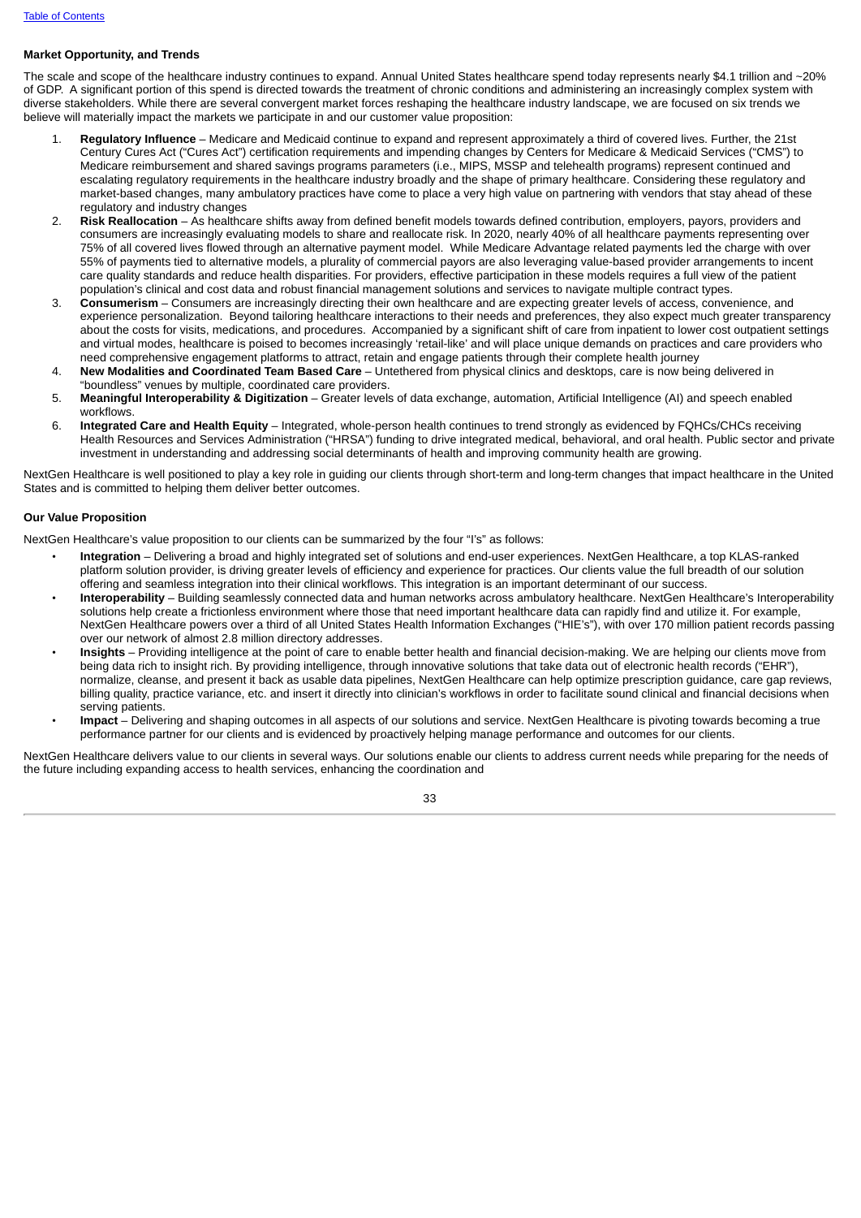### Market Opportunity, and Trends

The scale and scope of the healthcare industry continues to expand. Annual United States healthcare spend today represents nearly $4.1 trillion and ~20% of GDP. A significant portion of this spend is directed towards the treatment of chronic conditions and administering an increasingly complex system with diverse stakeholders. While there are several convergent market forces reshaping the healthcare industry landscape, we are focused on six trends we believe will materially impact the markets we participate in and our customer value proposition:

1. **Regulatory Influence** – Medicare and Medicaid continue to expand and represent approximately a third of covered lives. Further, the 21st Century Cures Act ("Cures Act") certification requirements and impending changes by Centers for Medicare & Medicaid Services ("CMS") to Medicare reimbursement and shared savings programs parameters (i.e., MIPS, MSSP and telehealth programs) represent continued and escalating regulatory requirements in the healthcare industry broadly and the shape of primary healthcare. Considering these regulatory and market-based changes, many ambulatory practices have come to place a very high value on partnering with vendors that stay ahead of these regulatory and industry changes
2. **Risk Reallocation** – As healthcare shifts away from defined benefit models towards defined contribution, employers, payors, providers and consumers are increasingly evaluating models to share and reallocate risk. In 2020, nearly 40% of all healthcare payments representing over 75% of all covered lives flowed through an alternative payment model. While Medicare Advantage related payments led the charge with over 55% of payments tied to alternative models, a plurality of commercial payors are also leveraging value-based provider arrangements to incent care quality standards and reduce health disparities. For providers, effective participation in these models requires a full view of the patient population's clinical and cost data and robust financial management solutions and services to navigate multiple contract types.
3. **Consumerism** – Consumers are increasingly directing their own healthcare and are expecting greater levels of access, convenience, and experience personalization. Beyond tailoring healthcare interactions to their needs and preferences, they also expect much greater transparency about the costs for visits, medications, and procedures. Accompanied by a significant shift of care from inpatient to lower cost outpatient settings and virtual modes, healthcare is poised to becomes increasingly 'retail-like' and will place unique demands on practices and care providers who need comprehensive engagement platforms to attract, retain and engage patients through their complete health journey
4. **New Modalities and Coordinated Team Based Care** – Untethered from physical clinics and desktops, care is now being delivered in "boundless" venues by multiple, coordinated care providers.
5. **Meaningful Interoperability & Digitization** – Greater levels of data exchange, automation, Artificial Intelligence (AI) and speech enabled workflows.
6. **Integrated Care and Health Equity** – Integrated, whole-person health continues to trend strongly as evidenced by FQHCs/CHCs receiving Health Resources and Services Administration ("HRSA") funding to drive integrated medical, behavioral, and oral health. Public sector and private investment in understanding and addressing social determinants of health and improving community health are growing.

NextGen Healthcare is well positioned to play a key role in guiding our clients through short-term and long-term changes that impact healthcare in the United States and is committed to helping them deliver better outcomes.

### Our Value Proposition

NextGen Healthcare's value proposition to our clients can be summarized by the four "I's" as follows:

- **Integration** – Delivering a broad and highly integrated set of solutions and end-user experiences. NextGen Healthcare, a top KLAS-ranked platform solution provider, is driving greater levels of efficiency and experience for practices. Our clients value the full breadth of our solution offering and seamless integration into their clinical workflows. This integration is an important determinant of our success.
- **Interoperability** – Building seamlessly connected data and human networks across ambulatory healthcare. NextGen Healthcare's Interoperability solutions help create a frictionless environment where those that need important healthcare data can rapidly find and utilize it. For example, NextGen Healthcare powers over a third of all United States Health Information Exchanges ("HIE's"), with over 170 million patient records passing over our network of almost 2.8 million directory addresses.
- **Insights** – Providing intelligence at the point of care to enable better health and financial decision-making. We are helping our clients move from being data rich to insight rich. By providing intelligence, through innovative solutions that take data out of electronic health records ("EHR"), normalize, cleanse, and present it back as usable data pipelines, NextGen Healthcare can help optimize prescription guidance, care gap reviews, billing quality, practice variance, etc. and insert it directly into clinician's workflows in order to facilitate sound clinical and financial decisions when serving patients.
- **Impact** – Delivering and shaping outcomes in all aspects of our solutions and service. NextGen Healthcare is pivoting towards becoming a true performance partner for our clients and is evidenced by proactively helping manage performance and outcomes for our clients.

NextGen Healthcare delivers value to our clients in several ways. Our solutions enable our clients to address current needs while preparing for the needs of the future including expanding access to health services, enhancing the coordination and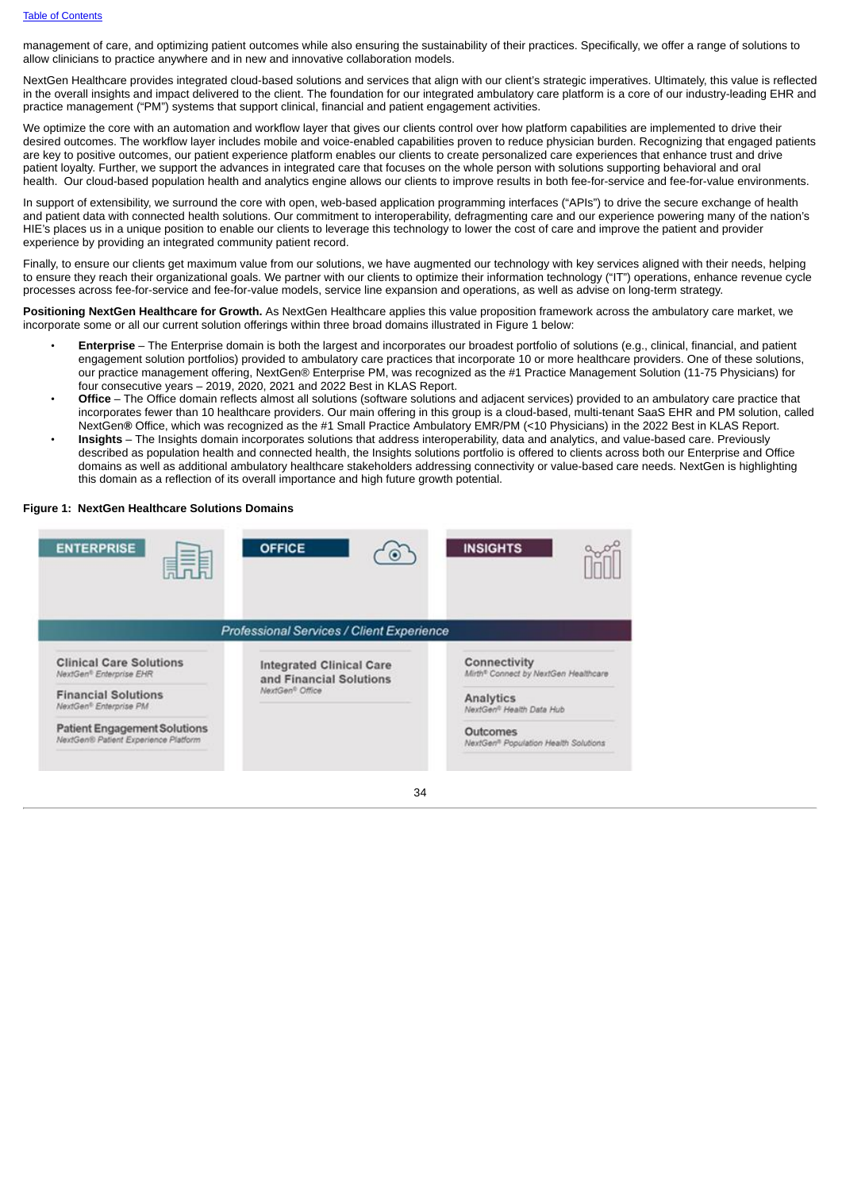management of care, and optimizing patient outcomes while also ensuring the sustainability of their practices. Specifically, we offer a range of solutions to allow clinicians to practice anywhere and in new and innovative collaboration models.

NextGen Healthcare provides integrated cloud-based solutions and services that align with our client's strategic imperatives. Ultimately, this value is reflected in the overall insights and impact delivered to the client. The foundation for our integrated ambulatory care platform is a core of our industry-leading EHR and practice management ("PM") systems that support clinical, financial and patient engagement activities.

We optimize the core with an automation and workflow layer that gives our clients control over how platform capabilities are implemented to drive their desired outcomes. The workflow layer includes mobile and voice-enabled capabilities proven to reduce physician burden. Recognizing that engaged patients are key to positive outcomes, our patient experience platform enables our clients to create personalized care experiences that enhance trust and drive patient loyalty. Further, we support the advances in integrated care that focuses on the whole person with solutions supporting behavioral and oral health. Our cloud-based population health and analytics engine allows our clients to improve results in both fee-for-service and fee-for-value environments.

In support of extensibility, we surround the core with open, web-based application programming interfaces ("APIs") to drive the secure exchange of health and patient data with connected health solutions. Our commitment to interoperability, defragmenting care and our experience powering many of the nation's HIE's places us in a unique position to enable our clients to leverage this technology to lower the cost of care and improve the patient and provider experience by providing an integrated community patient record.

Finally, to ensure our clients get maximum value from our solutions, we have augmented our technology with key services aligned with their needs, helping to ensure they reach their organizational goals. We partner with our clients to optimize their information technology ("IT") operations, enhance revenue cycle processes across fee-for-service and fee-for-value models, service line expansion and operations, as well as advise on long-term strategy.

**Positioning NextGen Healthcare for Growth.** As NextGen Healthcare applies this value proposition framework across the ambulatory care market, we incorporate some or all our current solution offerings within three broad domains illustrated in Figure 1 below:

- **Enterprise** – The Enterprise domain is both the largest and incorporates our broadest portfolio of solutions (e.g., clinical, financial, and patient engagement solution portfolios) provided to ambulatory care practices that incorporate 10 or more healthcare providers. One of these solutions, our practice management offering, NextGen® Enterprise PM, was recognized as the #1 Practice Management Solution (11-75 Physicians) for four consecutive years – 2019, 2020, 2021 and 2022 Best in KLAS Report.
- **Office** – The Office domain reflects almost all solutions (software solutions and adjacent services) provided to an ambulatory care practice that incorporates fewer than 10 healthcare providers. Our main offering in this group is a cloud-based, multi-tenant SaaS EHR and PM solution, called NextGen**®** Office, which was recognized as the #1 Small Practice Ambulatory EMR/PM (<10 Physicians) in the 2022 Best in KLAS Report.
- **Insights** – The Insights domain incorporates solutions that address interoperability, data and analytics, and value-based care. Previously described as population health and connected health, the Insights solutions portfolio is offered to clients across both our Enterprise and Office domains as well as additional ambulatory healthcare stakeholders addressing connectivity or value-based care needs. NextGen is highlighting this domain as a reflection of its overall importance and high future growth potential.

**Figure 1: NextGen Healthcare Solutions Domains**

| ENTERPRISE | OFFICE | INSIGHTS |
|---|---|---|
| *Professional Services / Client Experience* | | |
| **Clinical Care Solutions** NextGen® Enterprise EHR | **Integrated Clinical Care and Financial Solutions** NextGen® Office | **Connectivity** Mirth® Connect by NextGen Healthcare |
| **Financial Solutions** NextGen® Enterprise PM | | **Analytics** NextGen® Health Data Hub |
| **Patient Engagement Solutions** NextGen® Patient Experience Platform | | **Outcomes** NextGen® Population Health Solutions |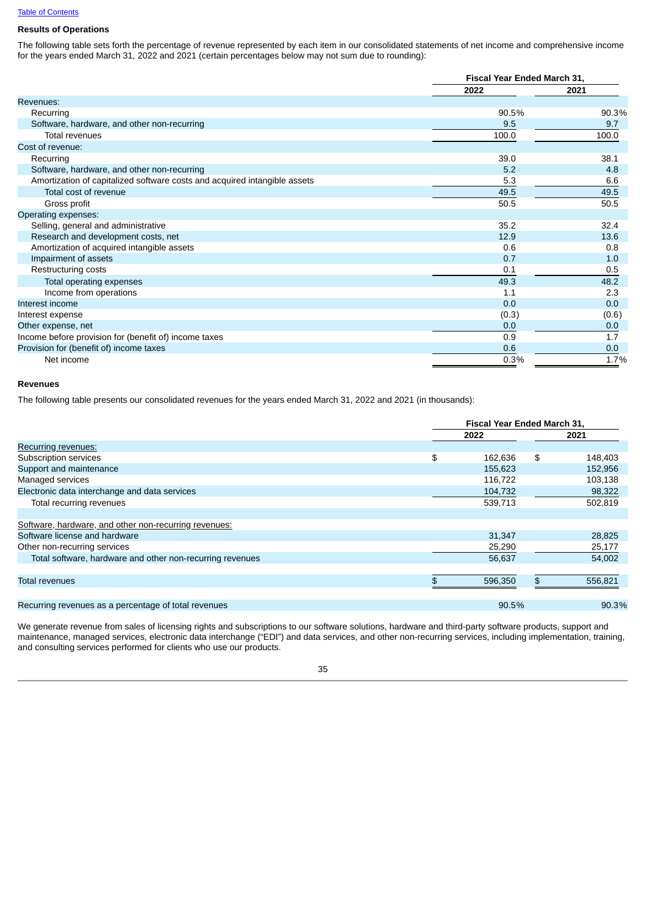[Table of Contents](#)

**Results of Operations**

The following table sets forth the percentage of revenue represented by each item in our consolidated statements of net income and comprehensive income for the years ended March 31, 2022 and 2021 (certain percentages below may not sum due to rounding):

| | Fiscal Year Ended March 31, | |
|---|---|---|
| | 2022 | 2021 |
| Revenues: | | |
| Recurring | 90.5% | 90.3% |
| Software, hardware, and other non-recurring | 9.5 | 9.7 |
| Total revenues | 100.0 | 100.0 |
| Cost of revenue: | | |
| Recurring | 39.0 | 38.1 |
| Software, hardware, and other non-recurring | 5.2 | 4.8 |
| Amortization of capitalized software costs and acquired intangible assets | 5.3 | 6.6 |
| Total cost of revenue | 49.5 | 49.5 |
| Gross profit | 50.5 | 50.5 |
| Operating expenses: | | |
| Selling, general and administrative | 35.2 | 32.4 |
| Research and development costs, net | 12.9 | 13.6 |
| Amortization of acquired intangible assets | 0.6 | 0.8 |
| Impairment of assets | 0.7 | 1.0 |
| Restructuring costs | 0.1 | 0.5 |
| Total operating expenses | 49.3 | 48.2 |
| Income from operations | 1.1 | 2.3 |
| Interest income | 0.0 | 0.0 |
| Interest expense | (0.3) | (0.6) |
| Other expense, net | 0.0 | 0.0 |
| Income before provision for (benefit of) income taxes | 0.9 | 1.7 |
| Provision for (benefit of) income taxes | 0.6 | 0.0 |
| Net income | 0.3% | 1.7% |

**Revenues**

The following table presents our consolidated revenues for the years ended March 31, 2022 and 2021 (in thousands):

| | Fiscal Year Ended March 31, | |
|---|---|---|
| | 2022 | 2021 |
| Recurring revenues: | | |
| Subscription services | $ 162,636 | $ 148,403 |
| Support and maintenance | 155,623 | 152,956 |
| Managed services | 116,722 | 103,138 |
| Electronic data interchange and data services | 104,732 | 98,322 |
| Total recurring revenues | 539,713 | 502,819 |
| | | |
| Software, hardware, and other non-recurring revenues: | | |
| Software license and hardware | 31,347 | 28,825 |
| Other non-recurring services | 25,290 | 25,177 |
| Total software, hardware and other non-recurring revenues | 56,637 | 54,002 |
| | | |
| Total revenues | $ 596,350 | $ 556,821 |
| | | |
| Recurring revenues as a percentage of total revenues | 90.5% | 90.3% |

We generate revenue from sales of licensing rights and subscriptions to our software solutions, hardware and third-party software products, support and maintenance, managed services, electronic data interchange ("EDI") and data services, and other non-recurring services, including implementation, training, and consulting services performed for clients who use our products.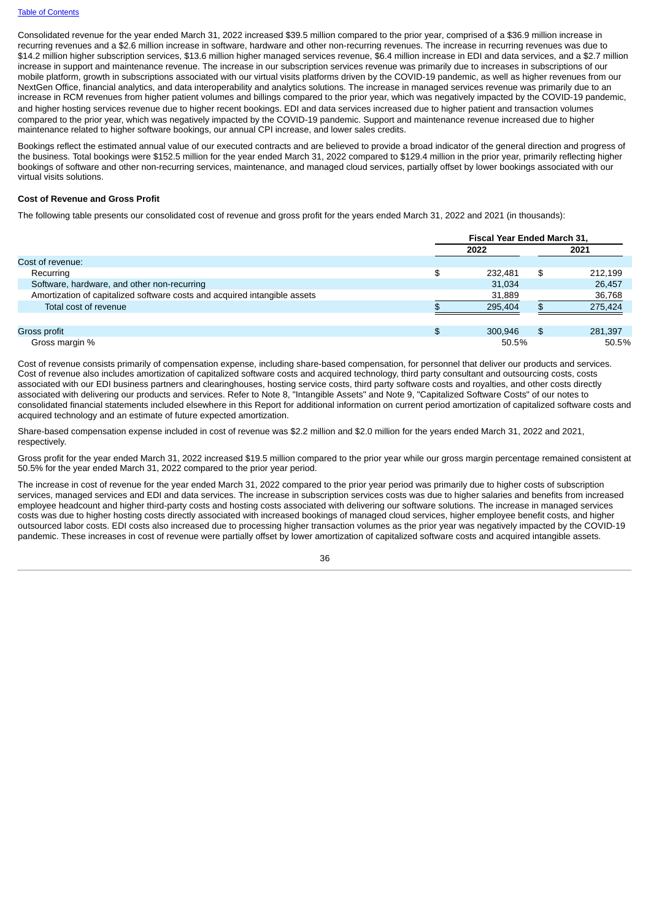Consolidated revenue for the year ended March 31, 2022 increased $39.5 million compared to the prior year, comprised of a $36.9 million increase in recurring revenues and a $2.6 million increase in software, hardware and other non-recurring revenues. The increase in recurring revenues was due to $14.2 million higher subscription services, $13.6 million higher managed services revenue, $6.4 million increase in EDI and data services, and a $2.7 million increase in support and maintenance revenue. The increase in our subscription services revenue was primarily due to increases in subscriptions of our mobile platform, growth in subscriptions associated with our virtual visits platforms driven by the COVID-19 pandemic, as well as higher revenues from our NextGen Office, financial analytics, and data interoperability and analytics solutions. The increase in managed services revenue was primarily due to an increase in RCM revenues from higher patient volumes and billings compared to the prior year, which was negatively impacted by the COVID-19 pandemic, and higher hosting services revenue due to higher recent bookings. EDI and data services increased due to higher patient and transaction volumes compared to the prior year, which was negatively impacted by the COVID-19 pandemic. Support and maintenance revenue increased due to higher maintenance related to higher software bookings, our annual CPI increase, and lower sales credits.

Bookings reflect the estimated annual value of our executed contracts and are believed to provide a broad indicator of the general direction and progress of the business. Total bookings were $152.5 million for the year ended March 31, 2022 compared to $129.4 million in the prior year, primarily reflecting higher bookings of software and other non-recurring services, maintenance, and managed cloud services, partially offset by lower bookings associated with our virtual visits solutions.

**Cost of Revenue and Gross Profit**

The following table presents our consolidated cost of revenue and gross profit for the years ended March 31, 2022 and 2021 (in thousands):

| | Fiscal Year Ended March 31, | |
|---|---|---|
| | 2022 | 2021 |
| Cost of revenue: | | |
| Recurring | $ 232,481 | $ 212,199 |
| Software, hardware, and other non-recurring | 31,034 | 26,457 |
| Amortization of capitalized software costs and acquired intangible assets | 31,889 | 36,768 |
| Total cost of revenue | $ 295,404 | $ 275,424 |
| | | |
| Gross profit | $ 300,946 | $ 281,397 |
| Gross margin % | 50.5% | 50.5% |

Cost of revenue consists primarily of compensation expense, including share-based compensation, for personnel that deliver our products and services. Cost of revenue also includes amortization of capitalized software costs and acquired technology, third party consultant and outsourcing costs, costs associated with our EDI business partners and clearinghouses, hosting service costs, third party software costs and royalties, and other costs directly associated with delivering our products and services. Refer to Note 8, "Intangible Assets" and Note 9, "Capitalized Software Costs" of our notes to consolidated financial statements included elsewhere in this Report for additional information on current period amortization of capitalized software costs and acquired technology and an estimate of future expected amortization.

Share-based compensation expense included in cost of revenue was $2.2 million and $2.0 million for the years ended March 31, 2022 and 2021, respectively.

Gross profit for the year ended March 31, 2022 increased $19.5 million compared to the prior year while our gross margin percentage remained consistent at 50.5% for the year ended March 31, 2022 compared to the prior year period.

The increase in cost of revenue for the year ended March 31, 2022 compared to the prior year period was primarily due to higher costs of subscription services, managed services and EDI and data services. The increase in subscription services costs was due to higher salaries and benefits from increased employee headcount and higher third-party costs and hosting costs associated with delivering our software solutions. The increase in managed services costs was due to higher hosting costs directly associated with increased bookings of managed cloud services, higher employee benefit costs, and higher outsourced labor costs. EDI costs also increased due to processing higher transaction volumes as the prior year was negatively impacted by the COVID-19 pandemic. These increases in cost of revenue were partially offset by lower amortization of capitalized software costs and acquired intangible assets.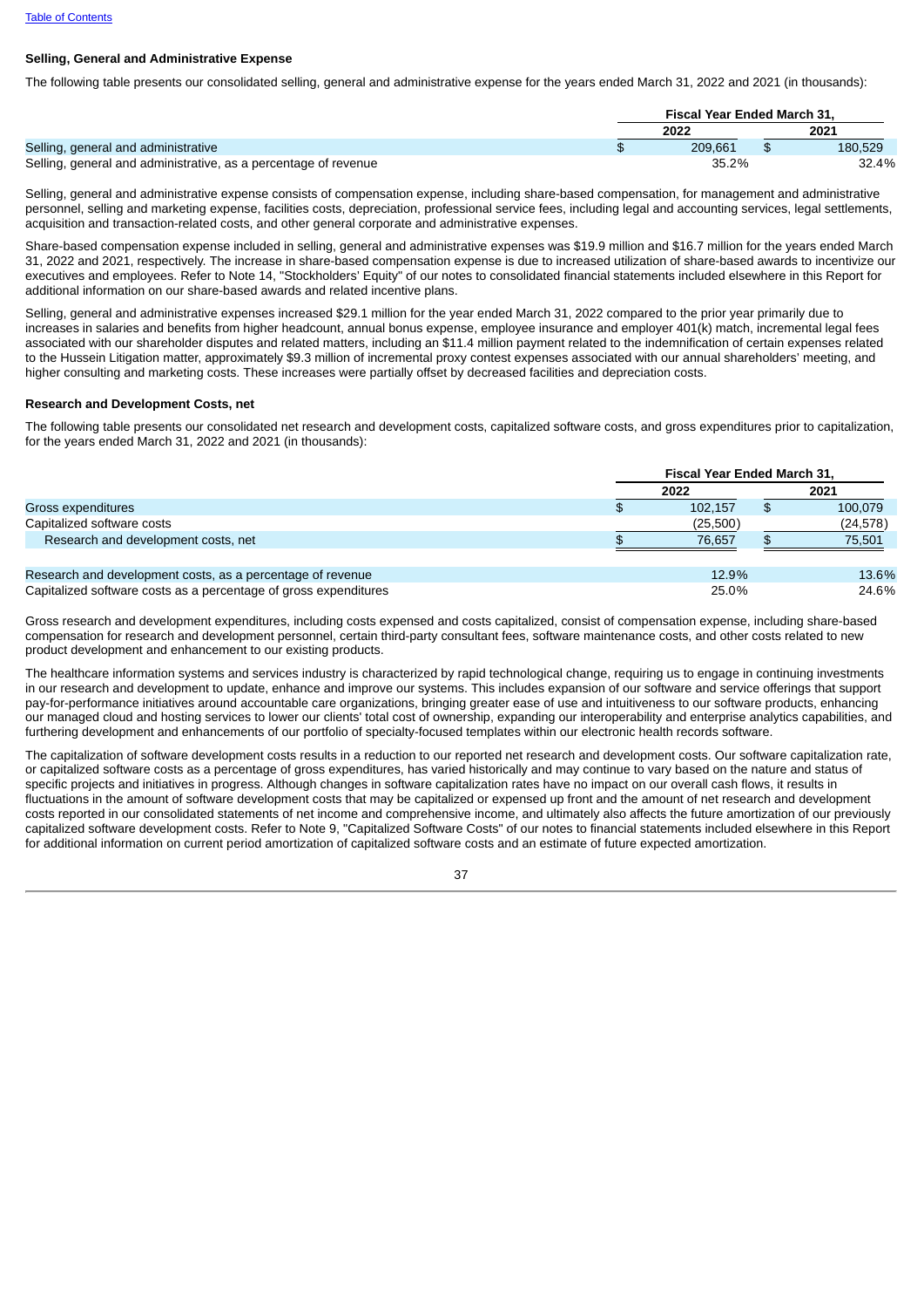[Table of Contents](#)

**Selling, General and Administrative Expense**

The following table presents our consolidated selling, general and administrative expense for the years ended March 31, 2022 and 2021 (in thousands):

| | Fiscal Year Ended March 31, | |
|---|---|---|
| | 2022 | 2021 |
| Selling, general and administrative | $ 209,661 | $ 180,529 |
| Selling, general and administrative, as a percentage of revenue | 35.2% | 32.4% |

Selling, general and administrative expense consists of compensation expense, including share-based compensation, for management and administrative personnel, selling and marketing expense, facilities costs, depreciation, professional service fees, including legal and accounting services, legal settlements, acquisition and transaction-related costs, and other general corporate and administrative expenses.

Share-based compensation expense included in selling, general and administrative expenses was $19.9 million and $16.7 million for the years ended March 31, 2022 and 2021, respectively. The increase in share-based compensation expense is due to increased utilization of share-based awards to incentivize our executives and employees. Refer to Note 14, "Stockholders' Equity" of our notes to consolidated financial statements included elsewhere in this Report for additional information on our share-based awards and related incentive plans.

Selling, general and administrative expenses increased $29.1 million for the year ended March 31, 2022 compared to the prior year primarily due to increases in salaries and benefits from higher headcount, annual bonus expense, employee insurance and employer 401(k) match, incremental legal fees associated with our shareholder disputes and related matters, including an $11.4 million payment related to the indemnification of certain expenses related to the Hussein Litigation matter, approximately $9.3 million of incremental proxy contest expenses associated with our annual shareholders' meeting, and higher consulting and marketing costs. These increases were partially offset by decreased facilities and depreciation costs.

**Research and Development Costs, net**

The following table presents our consolidated net research and development costs, capitalized software costs, and gross expenditures prior to capitalization, for the years ended March 31, 2022 and 2021 (in thousands):

| | Fiscal Year Ended March 31, | |
|---|---|---|
| | 2022 | 2021 |
| Gross expenditures | $ 102,157 | $ 100,079 |
| Capitalized software costs | (25,500) | (24,578) |
| Research and development costs, net | $ 76,657 | $ 75,501 |
| | | |
| Research and development costs, as a percentage of revenue | 12.9% | 13.6% |
| Capitalized software costs as a percentage of gross expenditures | 25.0% | 24.6% |

Gross research and development expenditures, including costs expensed and costs capitalized, consist of compensation expense, including share-based compensation for research and development personnel, certain third-party consultant fees, software maintenance costs, and other costs related to new product development and enhancement to our existing products.

The healthcare information systems and services industry is characterized by rapid technological change, requiring us to engage in continuing investments in our research and development to update, enhance and improve our systems. This includes expansion of our software and service offerings that support pay-for-performance initiatives around accountable care organizations, bringing greater ease of use and intuitiveness to our software products, enhancing our managed cloud and hosting services to lower our clients' total cost of ownership, expanding our interoperability and enterprise analytics capabilities, and furthering development and enhancements of our portfolio of specialty-focused templates within our electronic health records software.

The capitalization of software development costs results in a reduction to our reported net research and development costs. Our software capitalization rate, or capitalized software costs as a percentage of gross expenditures, has varied historically and may continue to vary based on the nature and status of specific projects and initiatives in progress. Although changes in software capitalization rates have no impact on our overall cash flows, it results in fluctuations in the amount of software development costs that may be capitalized or expensed up front and the amount of net research and development costs reported in our consolidated statements of net income and comprehensive income, and ultimately also affects the future amortization of our previously capitalized software development costs. Refer to Note 9, "Capitalized Software Costs" of our notes to financial statements included elsewhere in this Report for additional information on current period amortization of capitalized software costs and an estimate of future expected amortization.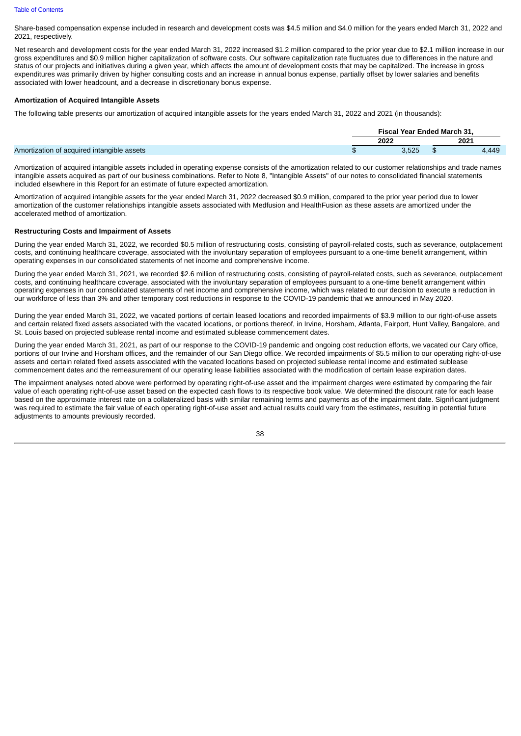Share-based compensation expense included in research and development costs was $4.5 million and $4.0 million for the years ended March 31, 2022 and 2021, respectively.

Net research and development costs for the year ended March 31, 2022 increased $1.2 million compared to the prior year due to $2.1 million increase in our gross expenditures and $0.9 million higher capitalization of software costs. Our software capitalization rate fluctuates due to differences in the nature and status of our projects and initiatives during a given year, which affects the amount of development costs that may be capitalized. The increase in gross expenditures was primarily driven by higher consulting costs and an increase in annual bonus expense, partially offset by lower salaries and benefits associated with lower headcount, and a decrease in discretionary bonus expense.

**Amortization of Acquired Intangible Assets**

The following table presents our amortization of acquired intangible assets for the years ended March 31, 2022 and 2021 (in thousands):

| | Fiscal Year Ended March 31, | |
|---|---|---|
| | 2022 | 2021 |
| Amortization of acquired intangible assets | $ 3,525 | $ 4,449 |

Amortization of acquired intangible assets included in operating expense consists of the amortization related to our customer relationships and trade names intangible assets acquired as part of our business combinations. Refer to Note 8, "Intangible Assets" of our notes to consolidated financial statements included elsewhere in this Report for an estimate of future expected amortization.

Amortization of acquired intangible assets for the year ended March 31, 2022 decreased $0.9 million, compared to the prior year period due to lower amortization of the customer relationships intangible assets associated with Medfusion and HealthFusion as these assets are amortized under the accelerated method of amortization.

**Restructuring Costs and Impairment of Assets**

During the year ended March 31, 2022, we recorded $0.5 million of restructuring costs, consisting of payroll-related costs, such as severance, outplacement costs, and continuing healthcare coverage, associated with the involuntary separation of employees pursuant to a one-time benefit arrangement, within operating expenses in our consolidated statements of net income and comprehensive income.

During the year ended March 31, 2021, we recorded $2.6 million of restructuring costs, consisting of payroll-related costs, such as severance, outplacement costs, and continuing healthcare coverage, associated with the involuntary separation of employees pursuant to a one-time benefit arrangement within operating expenses in our consolidated statements of net income and comprehensive income, which was related to our decision to execute a reduction in our workforce of less than 3% and other temporary cost reductions in response to the COVID-19 pandemic that we announced in May 2020.

During the year ended March 31, 2022, we vacated portions of certain leased locations and recorded impairments of $3.9 million to our right-of-use assets and certain related fixed assets associated with the vacated locations, or portions thereof, in Irvine, Horsham, Atlanta, Fairport, Hunt Valley, Bangalore, and St. Louis based on projected sublease rental income and estimated sublease commencement dates.

During the year ended March 31, 2021, as part of our response to the COVID-19 pandemic and ongoing cost reduction efforts, we vacated our Cary office, portions of our Irvine and Horsham offices, and the remainder of our San Diego office. We recorded impairments of $5.5 million to our operating right-of-use assets and certain related fixed assets associated with the vacated locations based on projected sublease rental income and estimated sublease commencement dates and the remeasurement of our operating lease liabilities associated with the modification of certain lease expiration dates.

The impairment analyses noted above were performed by operating right-of-use asset and the impairment charges were estimated by comparing the fair value of each operating right-of-use asset based on the expected cash flows to its respective book value. We determined the discount rate for each lease based on the approximate interest rate on a collateralized basis with similar remaining terms and payments as of the impairment date. Significant judgment was required to estimate the fair value of each operating right-of-use asset and actual results could vary from the estimates, resulting in potential future adjustments to amounts previously recorded.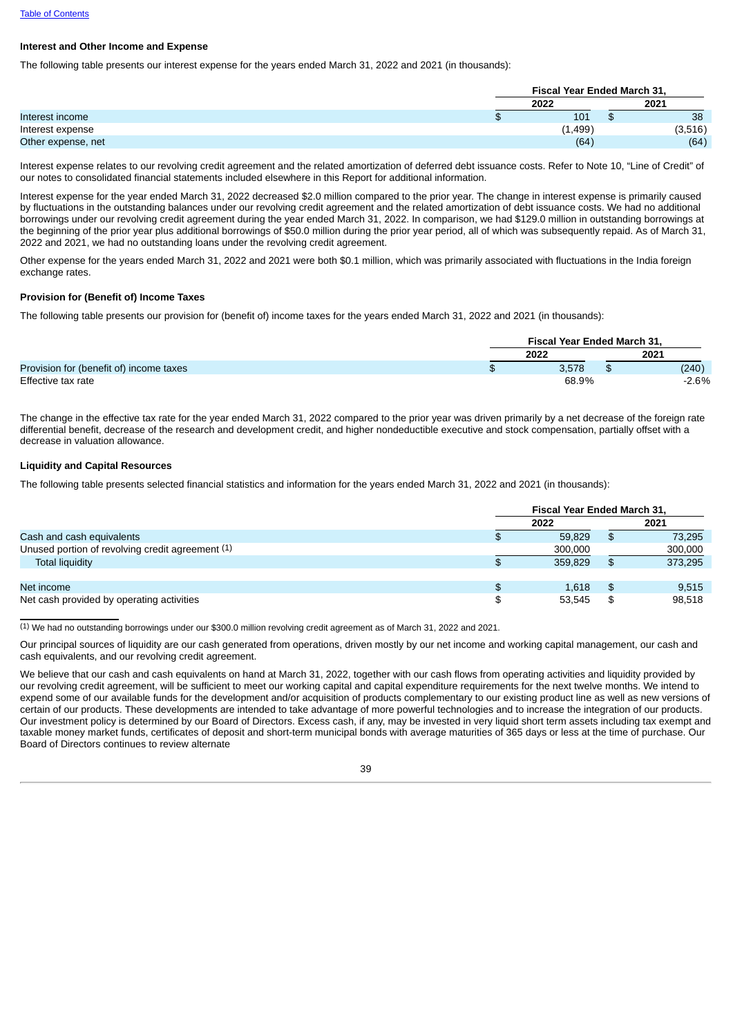[Table of Contents](#)

**Interest and Other Income and Expense**

The following table presents our interest expense for the years ended March 31, 2022 and 2021 (in thousands):

| | Fiscal Year Ended March 31, | |
|---|---|---|
| | 2022 | 2021 |
| Interest income | $ 101 | $ 38 |
| Interest expense | (1,499) | (3,516) |
| Other expense, net | (64) | (64) |

Interest expense relates to our revolving credit agreement and the related amortization of deferred debt issuance costs. Refer to Note 10, "Line of Credit" of our notes to consolidated financial statements included elsewhere in this Report for additional information.

Interest expense for the year ended March 31, 2022 decreased $2.0 million compared to the prior year. The change in interest expense is primarily caused by fluctuations in the outstanding balances under our revolving credit agreement and the related amortization of debt issuance costs. We had no additional borrowings under our revolving credit agreement during the year ended March 31, 2022. In comparison, we had $129.0 million in outstanding borrowings at the beginning of the prior year plus additional borrowings of $50.0 million during the prior year period, all of which was subsequently repaid. As of March 31, 2022 and 2021, we had no outstanding loans under the revolving credit agreement.

Other expense for the years ended March 31, 2022 and 2021 were both $0.1 million, which was primarily associated with fluctuations in the India foreign exchange rates.

**Provision for (Benefit of) Income Taxes**

The following table presents our provision for (benefit of) income taxes for the years ended March 31, 2022 and 2021 (in thousands):

| | Fiscal Year Ended March 31, | |
|---|---|---|
| | 2022 | 2021 |
| Provision for (benefit of) income taxes | $ 3,578 | $ (240) |
| Effective tax rate | 68.9% | -2.6% |

The change in the effective tax rate for the year ended March 31, 2022 compared to the prior year was driven primarily by a net decrease of the foreign rate differential benefit, decrease of the research and development credit, and higher nondeductible executive and stock compensation, partially offset with a decrease in valuation allowance.

**Liquidity and Capital Resources**

The following table presents selected financial statistics and information for the years ended March 31, 2022 and 2021 (in thousands):

| | Fiscal Year Ended March 31, | |
|---|---|---|
| | 2022 | 2021 |
| Cash and cash equivalents | $ 59,829 | $ 73,295 |
| Unused portion of revolving credit agreement [(1)] | 300,000 | 300,000 |
| Total liquidity | $ 359,829 | $ 373,295 |
| | | |
| Net income | $ 1,618 | $ 9,515 |
| Net cash provided by operating activities | $ 53,545 | $ 98,518 |

[(1)] We had no outstanding borrowings under our $300.0 million revolving credit agreement as of March 31, 2022 and 2021.

Our principal sources of liquidity are our cash generated from operations, driven mostly by our net income and working capital management, our cash and cash equivalents, and our revolving credit agreement.

We believe that our cash and cash equivalents on hand at March 31, 2022, together with our cash flows from operating activities and liquidity provided by our revolving credit agreement, will be sufficient to meet our working capital and capital expenditure requirements for the next twelve months. We intend to expend some of our available funds for the development and/or acquisition of products complementary to our existing product line as well as new versions of certain of our products. These developments are intended to take advantage of more powerful technologies and to increase the integration of our products. Our investment policy is determined by our Board of Directors. Excess cash, if any, may be invested in very liquid short term assets including tax exempt and taxable money market funds, certificates of deposit and short-term municipal bonds with average maturities of 365 days or less at the time of purchase. Our Board of Directors continues to review alternate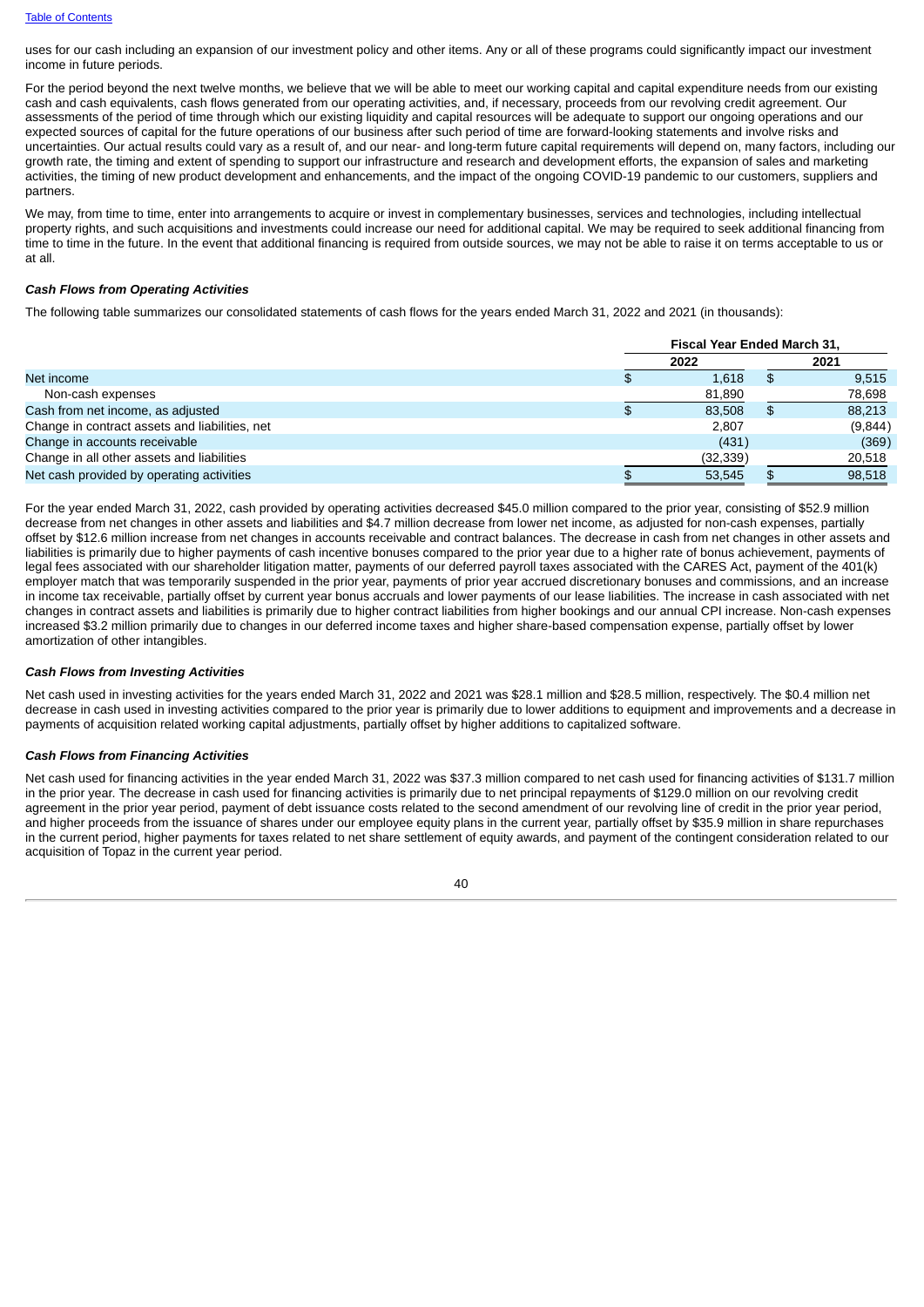uses for our cash including an expansion of our investment policy and other items. Any or all of these programs could significantly impact our investment income in future periods.

For the period beyond the next twelve months, we believe that we will be able to meet our working capital and capital expenditure needs from our existing cash and cash equivalents, cash flows generated from our operating activities, and, if necessary, proceeds from our revolving credit agreement. Our assessments of the period of time through which our existing liquidity and capital resources will be adequate to support our ongoing operations and our expected sources of capital for the future operations of our business after such period of time are forward-looking statements and involve risks and uncertainties. Our actual results could vary as a result of, and our near- and long-term future capital requirements will depend on, many factors, including our growth rate, the timing and extent of spending to support our infrastructure and research and development efforts, the expansion of sales and marketing activities, the timing of new product development and enhancements, and the impact of the ongoing COVID-19 pandemic to our customers, suppliers and partners.

We may, from time to time, enter into arrangements to acquire or invest in complementary businesses, services and technologies, including intellectual property rights, and such acquisitions and investments could increase our need for additional capital. We may be required to seek additional financing from time to time in the future. In the event that additional financing is required from outside sources, we may not be able to raise it on terms acceptable to us or at all.

***Cash Flows from Operating Activities***

The following table summarizes our consolidated statements of cash flows for the years ended March 31, 2022 and 2021 (in thousands):

| | Fiscal Year Ended March 31, | |
|---|---|---|
| | 2022 | 2021 |
| Net income | $ 1,618 | $ 9,515 |
| Non-cash expenses | 81,890 | 78,698 |
| Cash from net income, as adjusted | $ 83,508 | $ 88,213 |
| Change in contract assets and liabilities, net | 2,807 | (9,844) |
| Change in accounts receivable | (431) | (369) |
| Change in all other assets and liabilities | (32,339) | 20,518 |
| Net cash provided by operating activities | $ 53,545 | $ 98,518 |

For the year ended March 31, 2022, cash provided by operating activities decreased $45.0 million compared to the prior year, consisting of $52.9 million decrease from net changes in other assets and liabilities and $4.7 million decrease from lower net income, as adjusted for non-cash expenses, partially offset by $12.6 million increase from net changes in accounts receivable and contract balances. The decrease in cash from net changes in other assets and liabilities is primarily due to higher payments of cash incentive bonuses compared to the prior year due to a higher rate of bonus achievement, payments of legal fees associated with our shareholder litigation matter, payments of our deferred payroll taxes associated with the CARES Act, payment of the 401(k) employer match that was temporarily suspended in the prior year, payments of prior year accrued discretionary bonuses and commissions, and an increase in income tax receivable, partially offset by current year bonus accruals and lower payments of our lease liabilities. The increase in cash associated with net changes in contract assets and liabilities is primarily due to higher contract liabilities from higher bookings and our annual CPI increase. Non-cash expenses increased $3.2 million primarily due to changes in our deferred income taxes and higher share-based compensation expense, partially offset by lower amortization of other intangibles.

***Cash Flows from Investing Activities***

Net cash used in investing activities for the years ended March 31, 2022 and 2021 was $28.1 million and $28.5 million, respectively. The $0.4 million net decrease in cash used in investing activities compared to the prior year is primarily due to lower additions to equipment and improvements and a decrease in payments of acquisition related working capital adjustments, partially offset by higher additions to capitalized software.

***Cash Flows from Financing Activities***

Net cash used for financing activities in the year ended March 31, 2022 was $37.3 million compared to net cash used for financing activities of $131.7 million in the prior year. The decrease in cash used for financing activities is primarily due to net principal repayments of $129.0 million on our revolving credit agreement in the prior year period, payment of debt issuance costs related to the second amendment of our revolving line of credit in the prior year period, and higher proceeds from the issuance of shares under our employee equity plans in the current year, partially offset by $35.9 million in share repurchases in the current period, higher payments for taxes related to net share settlement of equity awards, and payment of the contingent consideration related to our acquisition of Topaz in the current year period.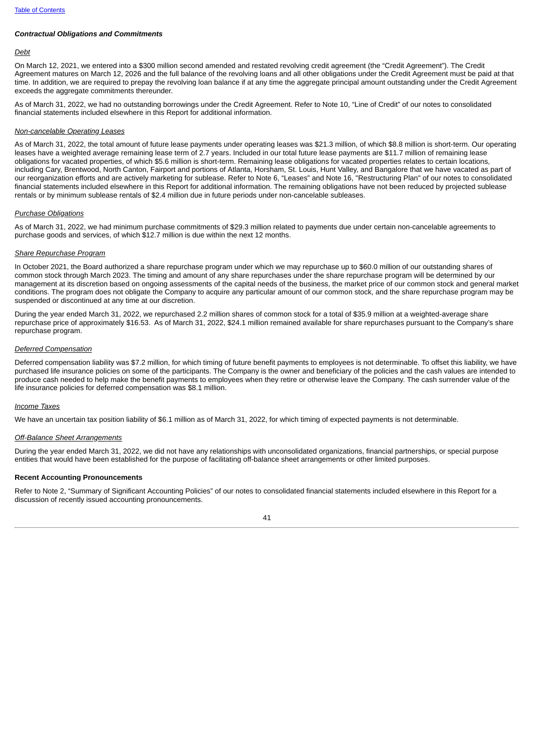### *Contractual Obligations and Commitments*

*Debt*

On March 12, 2021, we entered into a $300 million second amended and restated revolving credit agreement (the "Credit Agreement"). The Credit Agreement matures on March 12, 2026 and the full balance of the revolving loans and all other obligations under the Credit Agreement must be paid at that time. In addition, we are required to prepay the revolving loan balance if at any time the aggregate principal amount outstanding under the Credit Agreement exceeds the aggregate commitments thereunder.

As of March 31, 2022, we had no outstanding borrowings under the Credit Agreement. Refer to Note 10, "Line of Credit" of our notes to consolidated financial statements included elsewhere in this Report for additional information.

*Non-cancelable Operating Leases*

As of March 31, 2022, the total amount of future lease payments under operating leases was $21.3 million, of which $8.8 million is short-term. Our operating leases have a weighted average remaining lease term of 2.7 years. Included in our total future lease payments are $11.7 million of remaining lease obligations for vacated properties, of which $5.6 million is short-term. Remaining lease obligations for vacated properties relates to certain locations, including Cary, Brentwood, North Canton, Fairport and portions of Atlanta, Horsham, St. Louis, Hunt Valley, and Bangalore that we have vacated as part of our reorganization efforts and are actively marketing for sublease. Refer to Note 6, "Leases" and Note 16, "Restructuring Plan" of our notes to consolidated financial statements included elsewhere in this Report for additional information. The remaining obligations have not been reduced by projected sublease rentals or by minimum sublease rentals of $2.4 million due in future periods under non-cancelable subleases.

*Purchase Obligations*

As of March 31, 2022, we had minimum purchase commitments of $29.3 million related to payments due under certain non-cancelable agreements to purchase goods and services, of which $12.7 million is due within the next 12 months.

*Share Repurchase Program*

In October 2021, the Board authorized a share repurchase program under which we may repurchase up to $60.0 million of our outstanding shares of common stock through March 2023. The timing and amount of any share repurchases under the share repurchase program will be determined by our management at its discretion based on ongoing assessments of the capital needs of the business, the market price of our common stock and general market conditions. The program does not obligate the Company to acquire any particular amount of our common stock, and the share repurchase program may be suspended or discontinued at any time at our discretion.

During the year ended March 31, 2022, we repurchased 2.2 million shares of common stock for a total of $35.9 million at a weighted-average share repurchase price of approximately $16.53. As of March 31, 2022, $24.1 million remained available for share repurchases pursuant to the Company's share repurchase program.

*Deferred Compensation*

Deferred compensation liability was $7.2 million, for which timing of future benefit payments to employees is not determinable. To offset this liability, we have purchased life insurance policies on some of the participants. The Company is the owner and beneficiary of the policies and the cash values are intended to produce cash needed to help make the benefit payments to employees when they retire or otherwise leave the Company. The cash surrender value of the life insurance policies for deferred compensation was $8.1 million.

*Income Taxes*

We have an uncertain tax position liability of $6.1 million as of March 31, 2022, for which timing of expected payments is not determinable.

*Off-Balance Sheet Arrangements*

During the year ended March 31, 2022, we did not have any relationships with unconsolidated organizations, financial partnerships, or special purpose entities that would have been established for the purpose of facilitating off-balance sheet arrangements or other limited purposes.

### Recent Accounting Pronouncements

Refer to Note 2, "Summary of Significant Accounting Policies" of our notes to consolidated financial statements included elsewhere in this Report for a discussion of recently issued accounting pronouncements.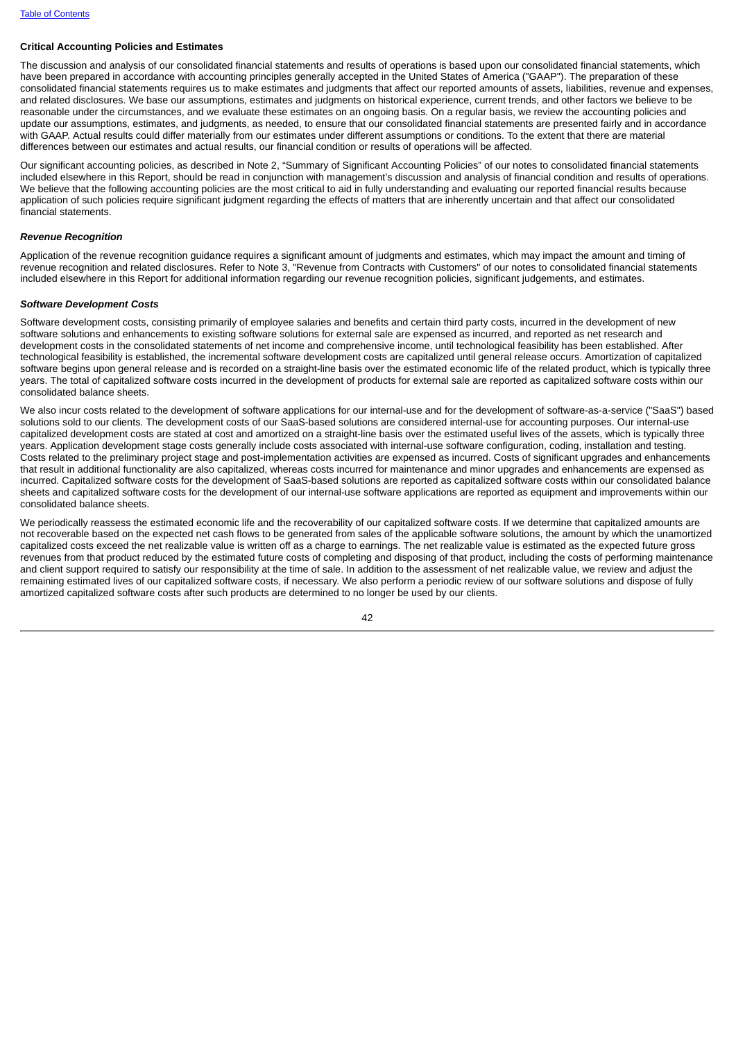### Critical Accounting Policies and Estimates

The discussion and analysis of our consolidated financial statements and results of operations is based upon our consolidated financial statements, which have been prepared in accordance with accounting principles generally accepted in the United States of America ("GAAP"). The preparation of these consolidated financial statements requires us to make estimates and judgments that affect our reported amounts of assets, liabilities, revenue and expenses, and related disclosures. We base our assumptions, estimates and judgments on historical experience, current trends, and other factors we believe to be reasonable under the circumstances, and we evaluate these estimates on an ongoing basis. On a regular basis, we review the accounting policies and update our assumptions, estimates, and judgments, as needed, to ensure that our consolidated financial statements are presented fairly and in accordance with GAAP. Actual results could differ materially from our estimates under different assumptions or conditions. To the extent that there are material differences between our estimates and actual results, our financial condition or results of operations will be affected.

Our significant accounting policies, as described in Note 2, "Summary of Significant Accounting Policies" of our notes to consolidated financial statements included elsewhere in this Report, should be read in conjunction with management's discussion and analysis of financial condition and results of operations. We believe that the following accounting policies are the most critical to aid in fully understanding and evaluating our reported financial results because application of such policies require significant judgment regarding the effects of matters that are inherently uncertain and that affect our consolidated financial statements.

#### *Revenue Recognition*

Application of the revenue recognition guidance requires a significant amount of judgments and estimates, which may impact the amount and timing of revenue recognition and related disclosures. Refer to Note 3, "Revenue from Contracts with Customers" of our notes to consolidated financial statements included elsewhere in this Report for additional information regarding our revenue recognition policies, significant judgements, and estimates.

#### *Software Development Costs*

Software development costs, consisting primarily of employee salaries and benefits and certain third party costs, incurred in the development of new software solutions and enhancements to existing software solutions for external sale are expensed as incurred, and reported as net research and development costs in the consolidated statements of net income and comprehensive income, until technological feasibility has been established. After technological feasibility is established, the incremental software development costs are capitalized until general release occurs. Amortization of capitalized software begins upon general release and is recorded on a straight-line basis over the estimated economic life of the related product, which is typically three years. The total of capitalized software costs incurred in the development of products for external sale are reported as capitalized software costs within our consolidated balance sheets.

We also incur costs related to the development of software applications for our internal-use and for the development of software-as-a-service ("SaaS") based solutions sold to our clients. The development costs of our SaaS-based solutions are considered internal-use for accounting purposes. Our internal-use capitalized development costs are stated at cost and amortized on a straight-line basis over the estimated useful lives of the assets, which is typically three years. Application development stage costs generally include costs associated with internal-use software configuration, coding, installation and testing. Costs related to the preliminary project stage and post-implementation activities are expensed as incurred. Costs of significant upgrades and enhancements that result in additional functionality are also capitalized, whereas costs incurred for maintenance and minor upgrades and enhancements are expensed as incurred. Capitalized software costs for the development of SaaS-based solutions are reported as capitalized software costs within our consolidated balance sheets and capitalized software costs for the development of our internal-use software applications are reported as equipment and improvements within our consolidated balance sheets.

We periodically reassess the estimated economic life and the recoverability of our capitalized software costs. If we determine that capitalized amounts are not recoverable based on the expected net cash flows to be generated from sales of the applicable software solutions, the amount by which the unamortized capitalized costs exceed the net realizable value is written off as a charge to earnings. The net realizable value is estimated as the expected future gross revenues from that product reduced by the estimated future costs of completing and disposing of that product, including the costs of performing maintenance and client support required to satisfy our responsibility at the time of sale. In addition to the assessment of net realizable value, we review and adjust the remaining estimated lives of our capitalized software costs, if necessary. We also perform a periodic review of our software solutions and dispose of fully amortized capitalized software costs after such products are determined to no longer be used by our clients.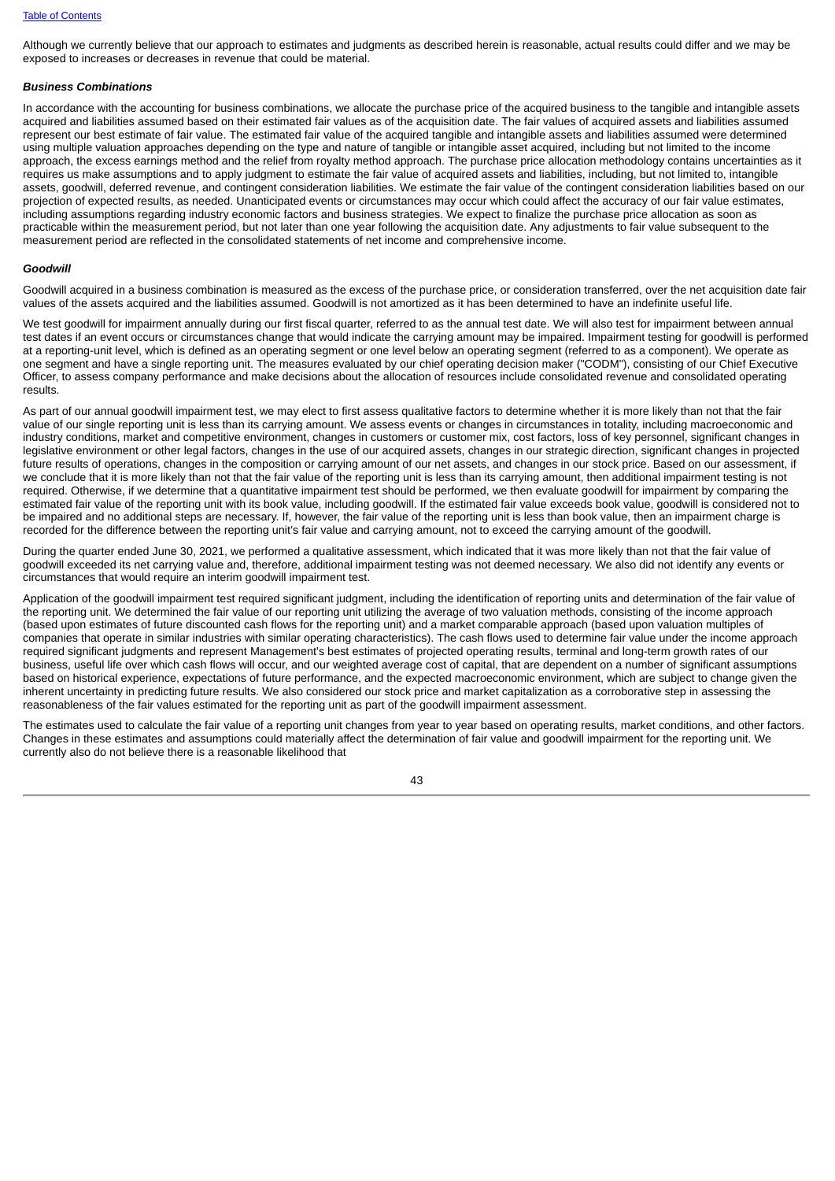Although we currently believe that our approach to estimates and judgments as described herein is reasonable, actual results could differ and we may be exposed to increases or decreases in revenue that could be material.

***Business Combinations***

In accordance with the accounting for business combinations, we allocate the purchase price of the acquired business to the tangible and intangible assets acquired and liabilities assumed based on their estimated fair values as of the acquisition date. The fair values of acquired assets and liabilities assumed represent our best estimate of fair value. The estimated fair value of the acquired tangible and intangible assets and liabilities assumed were determined using multiple valuation approaches depending on the type and nature of tangible or intangible asset acquired, including but not limited to the income approach, the excess earnings method and the relief from royalty method approach. The purchase price allocation methodology contains uncertainties as it requires us make assumptions and to apply judgment to estimate the fair value of acquired assets and liabilities, including, but not limited to, intangible assets, goodwill, deferred revenue, and contingent consideration liabilities. We estimate the fair value of the contingent consideration liabilities based on our projection of expected results, as needed. Unanticipated events or circumstances may occur which could affect the accuracy of our fair value estimates, including assumptions regarding industry economic factors and business strategies. We expect to finalize the purchase price allocation as soon as practicable within the measurement period, but not later than one year following the acquisition date. Any adjustments to fair value subsequent to the measurement period are reflected in the consolidated statements of net income and comprehensive income.

***Goodwill***

Goodwill acquired in a business combination is measured as the excess of the purchase price, or consideration transferred, over the net acquisition date fair values of the assets acquired and the liabilities assumed. Goodwill is not amortized as it has been determined to have an indefinite useful life.

We test goodwill for impairment annually during our first fiscal quarter, referred to as the annual test date. We will also test for impairment between annual test dates if an event occurs or circumstances change that would indicate the carrying amount may be impaired. Impairment testing for goodwill is performed at a reporting-unit level, which is defined as an operating segment or one level below an operating segment (referred to as a component). We operate as one segment and have a single reporting unit. The measures evaluated by our chief operating decision maker ("CODM"), consisting of our Chief Executive Officer, to assess company performance and make decisions about the allocation of resources include consolidated revenue and consolidated operating results.

As part of our annual goodwill impairment test, we may elect to first assess qualitative factors to determine whether it is more likely than not that the fair value of our single reporting unit is less than its carrying amount. We assess events or changes in circumstances in totality, including macroeconomic and industry conditions, market and competitive environment, changes in customers or customer mix, cost factors, loss of key personnel, significant changes in legislative environment or other legal factors, changes in the use of our acquired assets, changes in our strategic direction, significant changes in projected future results of operations, changes in the composition or carrying amount of our net assets, and changes in our stock price. Based on our assessment, if we conclude that it is more likely than not that the fair value of the reporting unit is less than its carrying amount, then additional impairment testing is not required. Otherwise, if we determine that a quantitative impairment test should be performed, we then evaluate goodwill for impairment by comparing the estimated fair value of the reporting unit with its book value, including goodwill. If the estimated fair value exceeds book value, goodwill is considered not to be impaired and no additional steps are necessary. If, however, the fair value of the reporting unit is less than book value, then an impairment charge is recorded for the difference between the reporting unit's fair value and carrying amount, not to exceed the carrying amount of the goodwill.

During the quarter ended June 30, 2021, we performed a qualitative assessment, which indicated that it was more likely than not that the fair value of goodwill exceeded its net carrying value and, therefore, additional impairment testing was not deemed necessary. We also did not identify any events or circumstances that would require an interim goodwill impairment test.

Application of the goodwill impairment test required significant judgment, including the identification of reporting units and determination of the fair value of the reporting unit. We determined the fair value of our reporting unit utilizing the average of two valuation methods, consisting of the income approach (based upon estimates of future discounted cash flows for the reporting unit) and a market comparable approach (based upon valuation multiples of companies that operate in similar industries with similar operating characteristics). The cash flows used to determine fair value under the income approach required significant judgments and represent Management's best estimates of projected operating results, terminal and long-term growth rates of our business, useful life over which cash flows will occur, and our weighted average cost of capital, that are dependent on a number of significant assumptions based on historical experience, expectations of future performance, and the expected macroeconomic environment, which are subject to change given the inherent uncertainty in predicting future results. We also considered our stock price and market capitalization as a corroborative step in assessing the reasonableness of the fair values estimated for the reporting unit as part of the goodwill impairment assessment.

The estimates used to calculate the fair value of a reporting unit changes from year to year based on operating results, market conditions, and other factors. Changes in these estimates and assumptions could materially affect the determination of fair value and goodwill impairment for the reporting unit. We currently also do not believe there is a reasonable likelihood that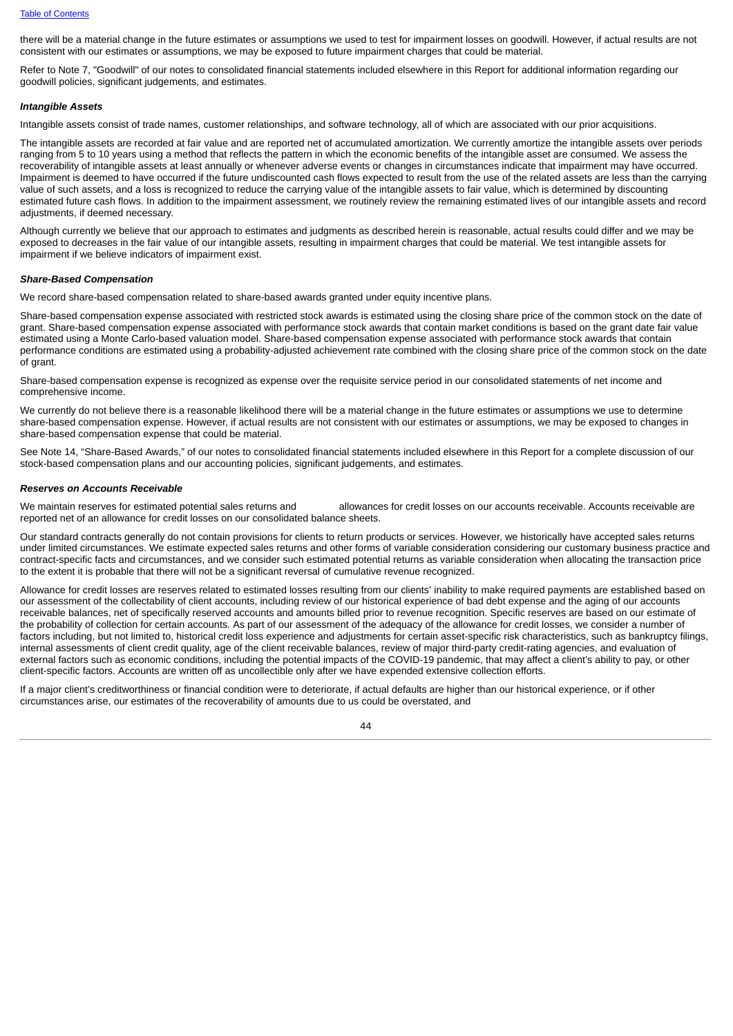there will be a material change in the future estimates or assumptions we used to test for impairment losses on goodwill. However, if actual results are not consistent with our estimates or assumptions, we may be exposed to future impairment charges that could be material.

Refer to Note 7, "Goodwill" of our notes to consolidated financial statements included elsewhere in this Report for additional information regarding our goodwill policies, significant judgements, and estimates.

***Intangible Assets***

Intangible assets consist of trade names, customer relationships, and software technology, all of which are associated with our prior acquisitions.

The intangible assets are recorded at fair value and are reported net of accumulated amortization. We currently amortize the intangible assets over periods ranging from 5 to 10 years using a method that reflects the pattern in which the economic benefits of the intangible asset are consumed. We assess the recoverability of intangible assets at least annually or whenever adverse events or changes in circumstances indicate that impairment may have occurred. Impairment is deemed to have occurred if the future undiscounted cash flows expected to result from the use of the related assets are less than the carrying value of such assets, and a loss is recognized to reduce the carrying value of the intangible assets to fair value, which is determined by discounting estimated future cash flows. In addition to the impairment assessment, we routinely review the remaining estimated lives of our intangible assets and record adjustments, if deemed necessary.

Although currently we believe that our approach to estimates and judgments as described herein is reasonable, actual results could differ and we may be exposed to decreases in the fair value of our intangible assets, resulting in impairment charges that could be material. We test intangible assets for impairment if we believe indicators of impairment exist.

***Share-Based Compensation***

We record share-based compensation related to share-based awards granted under equity incentive plans.

Share-based compensation expense associated with restricted stock awards is estimated using the closing share price of the common stock on the date of grant. Share-based compensation expense associated with performance stock awards that contain market conditions is based on the grant date fair value estimated using a Monte Carlo-based valuation model. Share-based compensation expense associated with performance stock awards that contain performance conditions are estimated using a probability-adjusted achievement rate combined with the closing share price of the common stock on the date of grant.

Share-based compensation expense is recognized as expense over the requisite service period in our consolidated statements of net income and comprehensive income.

We currently do not believe there is a reasonable likelihood there will be a material change in the future estimates or assumptions we use to determine share-based compensation expense. However, if actual results are not consistent with our estimates or assumptions, we may be exposed to changes in share-based compensation expense that could be material.

See Note 14, "Share-Based Awards," of our notes to consolidated financial statements included elsewhere in this Report for a complete discussion of our stock-based compensation plans and our accounting policies, significant judgements, and estimates.

***Reserves on Accounts Receivable***

We maintain reserves for estimated potential sales returns and allowances for credit losses on our accounts receivable. Accounts receivable are reported net of an allowance for credit losses on our consolidated balance sheets.

Our standard contracts generally do not contain provisions for clients to return products or services. However, we historically have accepted sales returns under limited circumstances. We estimate expected sales returns and other forms of variable consideration considering our customary business practice and contract-specific facts and circumstances, and we consider such estimated potential returns as variable consideration when allocating the transaction price to the extent it is probable that there will not be a significant reversal of cumulative revenue recognized.

Allowance for credit losses are reserves related to estimated losses resulting from our clients' inability to make required payments are established based on our assessment of the collectability of client accounts, including review of our historical experience of bad debt expense and the aging of our accounts receivable balances, net of specifically reserved accounts and amounts billed prior to revenue recognition. Specific reserves are based on our estimate of the probability of collection for certain accounts. As part of our assessment of the adequacy of the allowance for credit losses, we consider a number of factors including, but not limited to, historical credit loss experience and adjustments for certain asset-specific risk characteristics, such as bankruptcy filings, internal assessments of client credit quality, age of the client receivable balances, review of major third-party credit-rating agencies, and evaluation of external factors such as economic conditions, including the potential impacts of the COVID-19 pandemic, that may affect a client's ability to pay, or other client-specific factors. Accounts are written off as uncollectible only after we have expended extensive collection efforts.

If a major client's creditworthiness or financial condition were to deteriorate, if actual defaults are higher than our historical experience, or if other circumstances arise, our estimates of the recoverability of amounts due to us could be overstated, and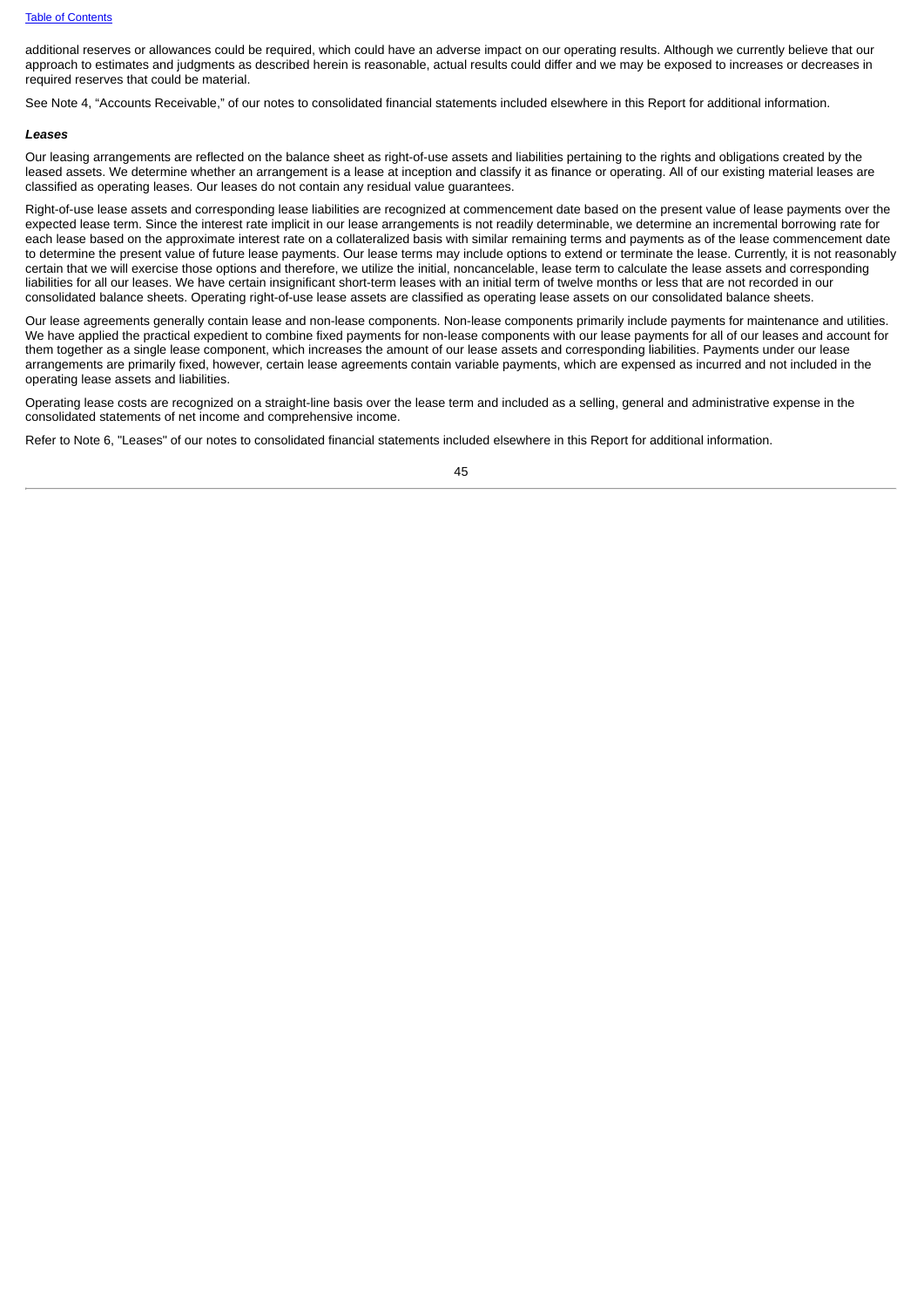additional reserves or allowances could be required, which could have an adverse impact on our operating results. Although we currently believe that our approach to estimates and judgments as described herein is reasonable, actual results could differ and we may be exposed to increases or decreases in required reserves that could be material.

See Note 4, "Accounts Receivable," of our notes to consolidated financial statements included elsewhere in this Report for additional information.

***Leases***

Our leasing arrangements are reflected on the balance sheet as right-of-use assets and liabilities pertaining to the rights and obligations created by the leased assets. We determine whether an arrangement is a lease at inception and classify it as finance or operating. All of our existing material leases are classified as operating leases. Our leases do not contain any residual value guarantees.

Right-of-use lease assets and corresponding lease liabilities are recognized at commencement date based on the present value of lease payments over the expected lease term. Since the interest rate implicit in our lease arrangements is not readily determinable, we determine an incremental borrowing rate for each lease based on the approximate interest rate on a collateralized basis with similar remaining terms and payments as of the lease commencement date to determine the present value of future lease payments. Our lease terms may include options to extend or terminate the lease. Currently, it is not reasonably certain that we will exercise those options and therefore, we utilize the initial, noncancelable, lease term to calculate the lease assets and corresponding liabilities for all our leases. We have certain insignificant short-term leases with an initial term of twelve months or less that are not recorded in our consolidated balance sheets. Operating right-of-use lease assets are classified as operating lease assets on our consolidated balance sheets.

Our lease agreements generally contain lease and non-lease components. Non-lease components primarily include payments for maintenance and utilities. We have applied the practical expedient to combine fixed payments for non-lease components with our lease payments for all of our leases and account for them together as a single lease component, which increases the amount of our lease assets and corresponding liabilities. Payments under our lease arrangements are primarily fixed, however, certain lease agreements contain variable payments, which are expensed as incurred and not included in the operating lease assets and liabilities.

Operating lease costs are recognized on a straight-line basis over the lease term and included as a selling, general and administrative expense in the consolidated statements of net income and comprehensive income.

Refer to Note 6, "Leases" of our notes to consolidated financial statements included elsewhere in this Report for additional information.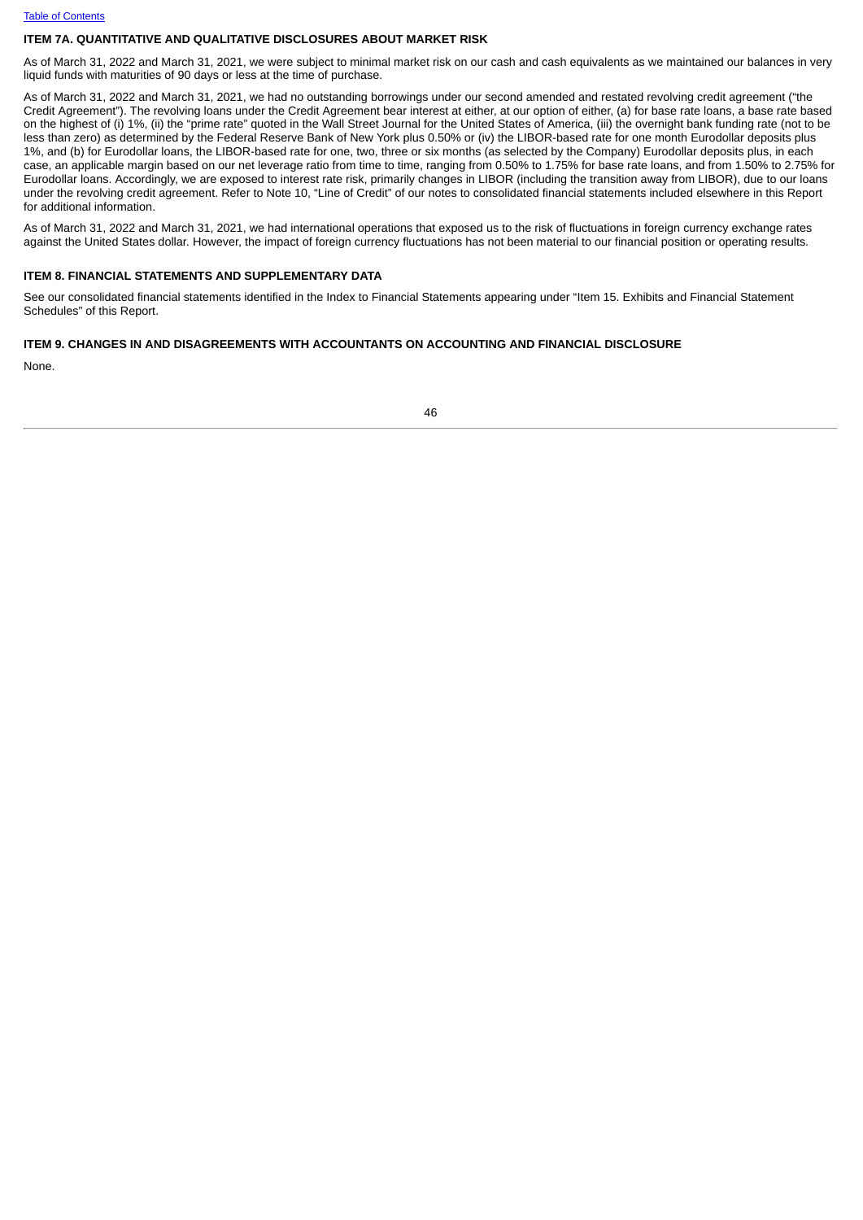## ITEM 7A. QUANTITATIVE AND QUALITATIVE DISCLOSURES ABOUT MARKET RISK

As of March 31, 2022 and March 31, 2021, we were subject to minimal market risk on our cash and cash equivalents as we maintained our balances in very liquid funds with maturities of 90 days or less at the time of purchase.

As of March 31, 2022 and March 31, 2021, we had no outstanding borrowings under our second amended and restated revolving credit agreement ("the Credit Agreement"). The revolving loans under the Credit Agreement bear interest at either, at our option of either, (a) for base rate loans, a base rate based on the highest of (i) 1%, (ii) the "prime rate" quoted in the Wall Street Journal for the United States of America, (iii) the overnight bank funding rate (not to be less than zero) as determined by the Federal Reserve Bank of New York plus 0.50% or (iv) the LIBOR-based rate for one month Eurodollar deposits plus 1%, and (b) for Eurodollar loans, the LIBOR-based rate for one, two, three or six months (as selected by the Company) Eurodollar deposits plus, in each case, an applicable margin based on our net leverage ratio from time to time, ranging from 0.50% to 1.75% for base rate loans, and from 1.50% to 2.75% for Eurodollar loans. Accordingly, we are exposed to interest rate risk, primarily changes in LIBOR (including the transition away from LIBOR), due to our loans under the revolving credit agreement. Refer to Note 10, "Line of Credit" of our notes to consolidated financial statements included elsewhere in this Report for additional information.

As of March 31, 2022 and March 31, 2021, we had international operations that exposed us to the risk of fluctuations in foreign currency exchange rates against the United States dollar. However, the impact of foreign currency fluctuations has not been material to our financial position or operating results.

## ITEM 8. FINANCIAL STATEMENTS AND SUPPLEMENTARY DATA

See our consolidated financial statements identified in the Index to Financial Statements appearing under "Item 15. Exhibits and Financial Statement Schedules" of this Report.

## ITEM 9. CHANGES IN AND DISAGREEMENTS WITH ACCOUNTANTS ON ACCOUNTING AND FINANCIAL DISCLOSURE

None.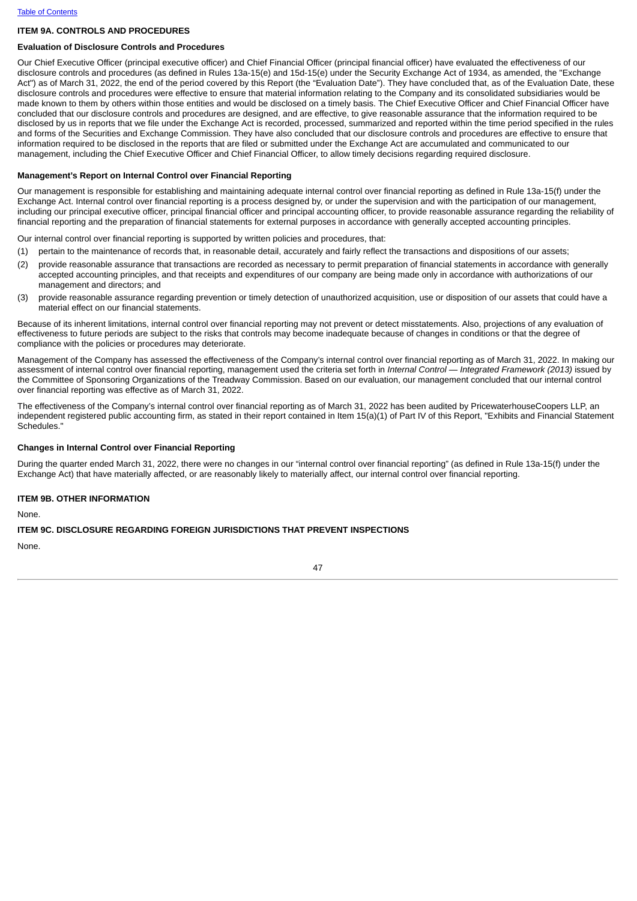## ITEM 9A. CONTROLS AND PROCEDURES

### Evaluation of Disclosure Controls and Procedures

Our Chief Executive Officer (principal executive officer) and Chief Financial Officer (principal financial officer) have evaluated the effectiveness of our disclosure controls and procedures (as defined in Rules 13a-15(e) and 15d-15(e) under the Security Exchange Act of 1934, as amended, the "Exchange Act") as of March 31, 2022, the end of the period covered by this Report (the "Evaluation Date"). They have concluded that, as of the Evaluation Date, these disclosure controls and procedures were effective to ensure that material information relating to the Company and its consolidated subsidiaries would be made known to them by others within those entities and would be disclosed on a timely basis. The Chief Executive Officer and Chief Financial Officer have concluded that our disclosure controls and procedures are designed, and are effective, to give reasonable assurance that the information required to be disclosed by us in reports that we file under the Exchange Act is recorded, processed, summarized and reported within the time period specified in the rules and forms of the Securities and Exchange Commission. They have also concluded that our disclosure controls and procedures are effective to ensure that information required to be disclosed in the reports that are filed or submitted under the Exchange Act are accumulated and communicated to our management, including the Chief Executive Officer and Chief Financial Officer, to allow timely decisions regarding required disclosure.

### Management's Report on Internal Control over Financial Reporting

Our management is responsible for establishing and maintaining adequate internal control over financial reporting as defined in Rule 13a-15(f) under the Exchange Act. Internal control over financial reporting is a process designed by, or under the supervision and with the participation of our management, including our principal executive officer, principal financial officer and principal accounting officer, to provide reasonable assurance regarding the reliability of financial reporting and the preparation of financial statements for external purposes in accordance with generally accepted accounting principles.

Our internal control over financial reporting is supported by written policies and procedures, that:

(1) pertain to the maintenance of records that, in reasonable detail, accurately and fairly reflect the transactions and dispositions of our assets;

(2) provide reasonable assurance that transactions are recorded as necessary to permit preparation of financial statements in accordance with generally accepted accounting principles, and that receipts and expenditures of our company are being made only in accordance with authorizations of our management and directors; and

(3) provide reasonable assurance regarding prevention or timely detection of unauthorized acquisition, use or disposition of our assets that could have a material effect on our financial statements.

Because of its inherent limitations, internal control over financial reporting may not prevent or detect misstatements. Also, projections of any evaluation of effectiveness to future periods are subject to the risks that controls may become inadequate because of changes in conditions or that the degree of compliance with the policies or procedures may deteriorate.

Management of the Company has assessed the effectiveness of the Company's internal control over financial reporting as of March 31, 2022. In making our assessment of internal control over financial reporting, management used the criteria set forth in *Internal Control — Integrated Framework (2013)* issued by the Committee of Sponsoring Organizations of the Treadway Commission. Based on our evaluation, our management concluded that our internal control over financial reporting was effective as of March 31, 2022.

The effectiveness of the Company's internal control over financial reporting as of March 31, 2022 has been audited by PricewaterhouseCoopers LLP, an independent registered public accounting firm, as stated in their report contained in Item 15(a)(1) of Part IV of this Report, "Exhibits and Financial Statement Schedules."

### Changes in Internal Control over Financial Reporting

During the quarter ended March 31, 2022, there were no changes in our "internal control over financial reporting" (as defined in Rule 13a-15(f) under the Exchange Act) that have materially affected, or are reasonably likely to materially affect, our internal control over financial reporting.

## ITEM 9B. OTHER INFORMATION

None.

## ITEM 9C. DISCLOSURE REGARDING FOREIGN JURISDICTIONS THAT PREVENT INSPECTIONS

None.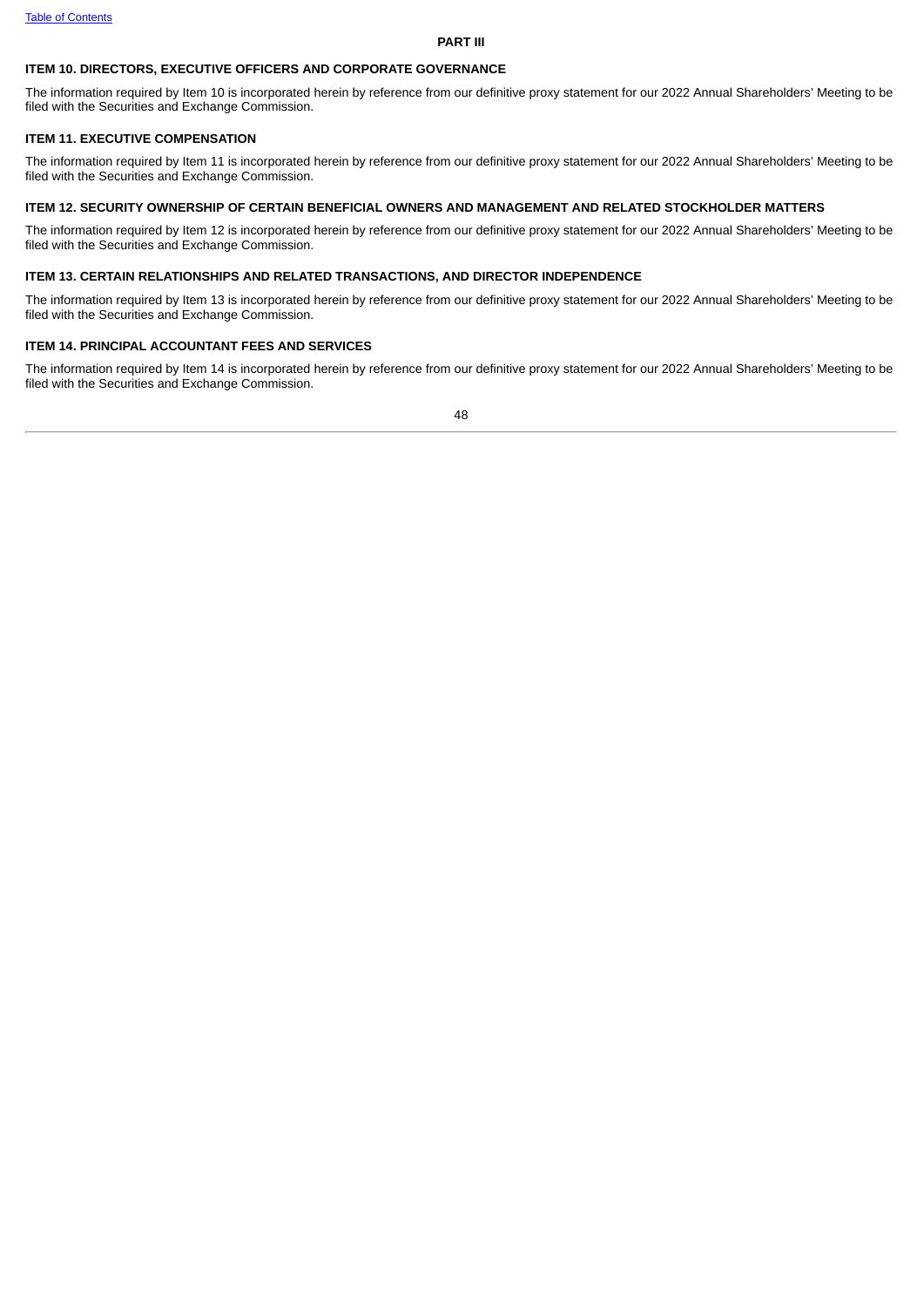# PART III

## ITEM 10. DIRECTORS, EXECUTIVE OFFICERS AND CORPORATE GOVERNANCE

The information required by Item 10 is incorporated herein by reference from our definitive proxy statement for our 2022 Annual Shareholders' Meeting to be filed with the Securities and Exchange Commission.

## ITEM 11. EXECUTIVE COMPENSATION

The information required by Item 11 is incorporated herein by reference from our definitive proxy statement for our 2022 Annual Shareholders' Meeting to be filed with the Securities and Exchange Commission.

## ITEM 12. SECURITY OWNERSHIP OF CERTAIN BENEFICIAL OWNERS AND MANAGEMENT AND RELATED STOCKHOLDER MATTERS

The information required by Item 12 is incorporated herein by reference from our definitive proxy statement for our 2022 Annual Shareholders' Meeting to be filed with the Securities and Exchange Commission.

## ITEM 13. CERTAIN RELATIONSHIPS AND RELATED TRANSACTIONS, AND DIRECTOR INDEPENDENCE

The information required by Item 13 is incorporated herein by reference from our definitive proxy statement for our 2022 Annual Shareholders' Meeting to be filed with the Securities and Exchange Commission.

## ITEM 14. PRINCIPAL ACCOUNTANT FEES AND SERVICES

The information required by Item 14 is incorporated herein by reference from our definitive proxy statement for our 2022 Annual Shareholders' Meeting to be filed with the Securities and Exchange Commission.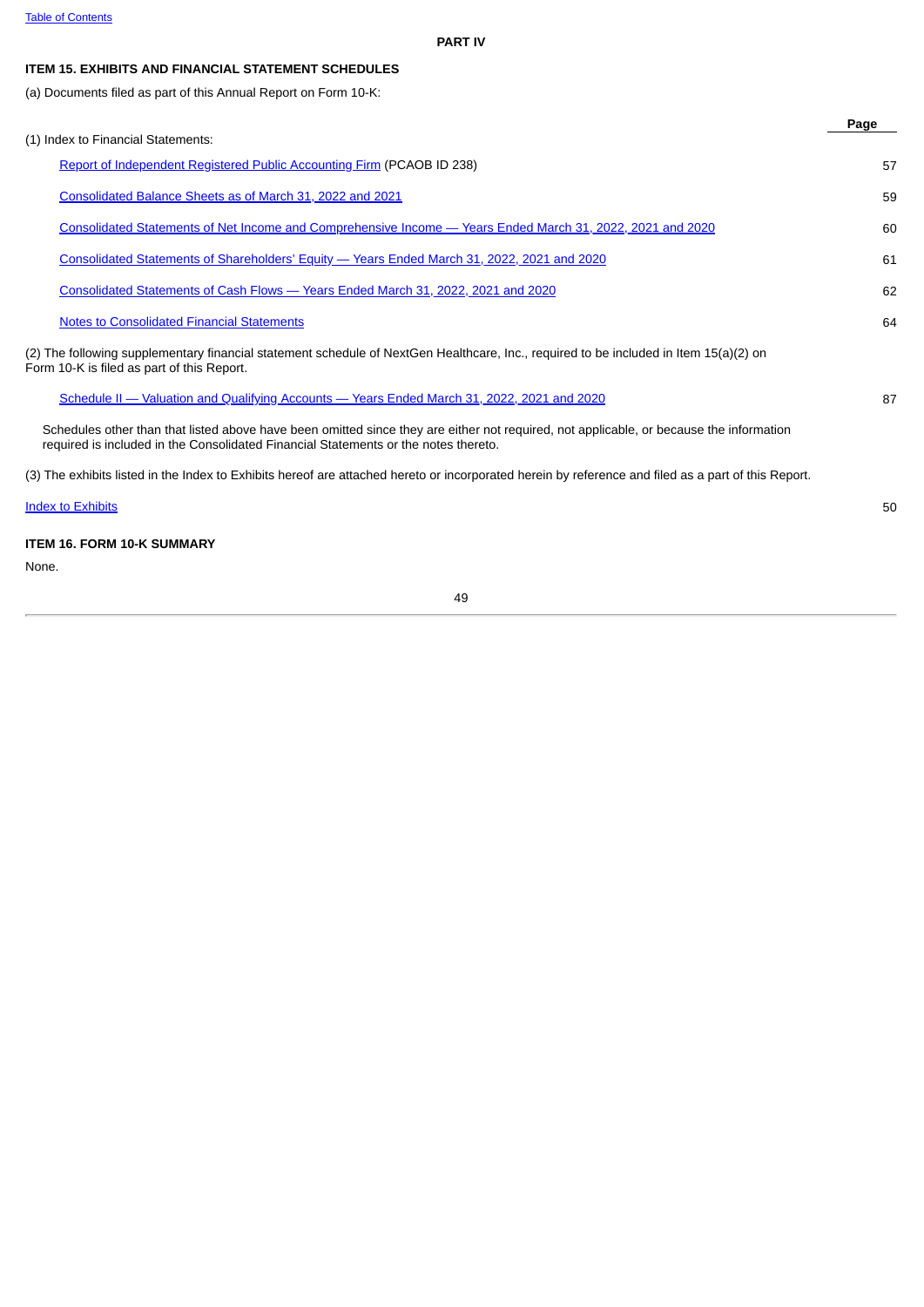## PART IV

### ITEM 15. EXHIBITS AND FINANCIAL STATEMENT SCHEDULES

(a) Documents filed as part of this Annual Report on Form 10-K:

| | Page |
|---|---|
| (1) Index to Financial Statements: | |
| Report of Independent Registered Public Accounting Firm (PCAOB ID 238) | 57 |
| Consolidated Balance Sheets as of March 31, 2022 and 2021 | 59 |
| Consolidated Statements of Net Income and Comprehensive Income — Years Ended March 31, 2022, 2021 and 2020 | 60 |
| Consolidated Statements of Shareholders' Equity — Years Ended March 31, 2022, 2021 and 2020 | 61 |
| Consolidated Statements of Cash Flows — Years Ended March 31, 2022, 2021 and 2020 | 62 |
| Notes to Consolidated Financial Statements | 64 |

(2) The following supplementary financial statement schedule of NextGen Healthcare, Inc., required to be included in Item 15(a)(2) on Form 10-K is filed as part of this Report.

| | |
|---|---|
| Schedule II — Valuation and Qualifying Accounts — Years Ended March 31, 2022, 2021 and 2020 | 87 |

Schedules other than that listed above have been omitted since they are either not required, not applicable, or because the information required is included in the Consolidated Financial Statements or the notes thereto.

(3) The exhibits listed in the Index to Exhibits hereof are attached hereto or incorporated herein by reference and filed as a part of this Report.

| | |
|---|---|
| Index to Exhibits | 50 |

### ITEM 16. FORM 10-K SUMMARY

None.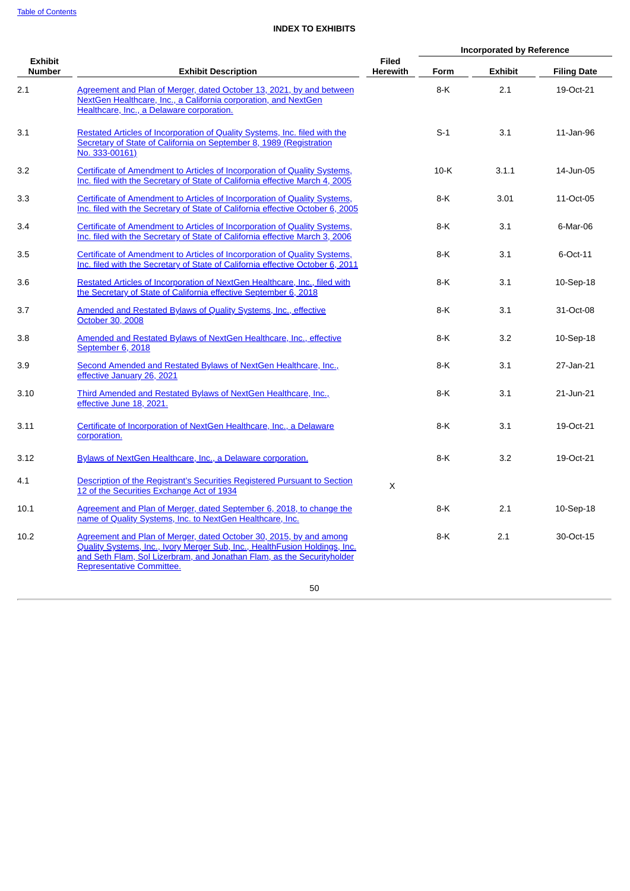## INDEX TO EXHIBITS

| Exhibit Number | Exhibit Description | Filed Herewith | Incorporated by Reference | | |
|---|---|---|---|---|---|
| | | | Form | Exhibit | Filing Date |
| 2.1 | Agreement and Plan of Merger, dated October 13, 2021, by and between NextGen Healthcare, Inc., a California corporation, and NextGen Healthcare, Inc., a Delaware corporation. | | 8-K | 2.1 | 19-Oct-21 |
| 3.1 | Restated Articles of Incorporation of Quality Systems, Inc. filed with the Secretary of State of California on September 8, 1989 (Registration No. 333-00161) | | S-1 | 3.1 | 11-Jan-96 |
| 3.2 | Certificate of Amendment to Articles of Incorporation of Quality Systems, Inc. filed with the Secretary of State of California effective March 4, 2005 | | 10-K | 3.1.1 | 14-Jun-05 |
| 3.3 | Certificate of Amendment to Articles of Incorporation of Quality Systems, Inc. filed with the Secretary of State of California effective October 6, 2005 | | 8-K | 3.01 | 11-Oct-05 |
| 3.4 | Certificate of Amendment to Articles of Incorporation of Quality Systems, Inc. filed with the Secretary of State of California effective March 3, 2006 | | 8-K | 3.1 | 6-Mar-06 |
| 3.5 | Certificate of Amendment to Articles of Incorporation of Quality Systems, Inc. filed with the Secretary of State of California effective October 6, 2011 | | 8-K | 3.1 | 6-Oct-11 |
| 3.6 | Restated Articles of Incorporation of NextGen Healthcare, Inc., filed with the Secretary of State of California effective September 6, 2018 | | 8-K | 3.1 | 10-Sep-18 |
| 3.7 | Amended and Restated Bylaws of Quality Systems, Inc., effective October 30, 2008 | | 8-K | 3.1 | 31-Oct-08 |
| 3.8 | Amended and Restated Bylaws of NextGen Healthcare, Inc., effective September 6, 2018 | | 8-K | 3.2 | 10-Sep-18 |
| 3.9 | Second Amended and Restated Bylaws of NextGen Healthcare, Inc., effective January 26, 2021 | | 8-K | 3.1 | 27-Jan-21 |
| 3.10 | Third Amended and Restated Bylaws of NextGen Healthcare, Inc., effective June 18, 2021. | | 8-K | 3.1 | 21-Jun-21 |
| 3.11 | Certificate of Incorporation of NextGen Healthcare, Inc., a Delaware corporation. | | 8-K | 3.1 | 19-Oct-21 |
| 3.12 | Bylaws of NextGen Healthcare, Inc., a Delaware corporation. | | 8-K | 3.2 | 19-Oct-21 |
| 4.1 | Description of the Registrant's Securities Registered Pursuant to Section 12 of the Securities Exchange Act of 1934 | X | | | |
| 10.1 | Agreement and Plan of Merger, dated September 6, 2018, to change the name of Quality Systems, Inc. to NextGen Healthcare, Inc. | | 8-K | 2.1 | 10-Sep-18 |
| 10.2 | Agreement and Plan of Merger, dated October 30, 2015, by and among Quality Systems, Inc., Ivory Merger Sub, Inc., HealthFusion Holdings, Inc. and Seth Flam, Sol Lizerbram, and Jonathan Flam, as the Securityholder Representative Committee. | | 8-K | 2.1 | 30-Oct-15 |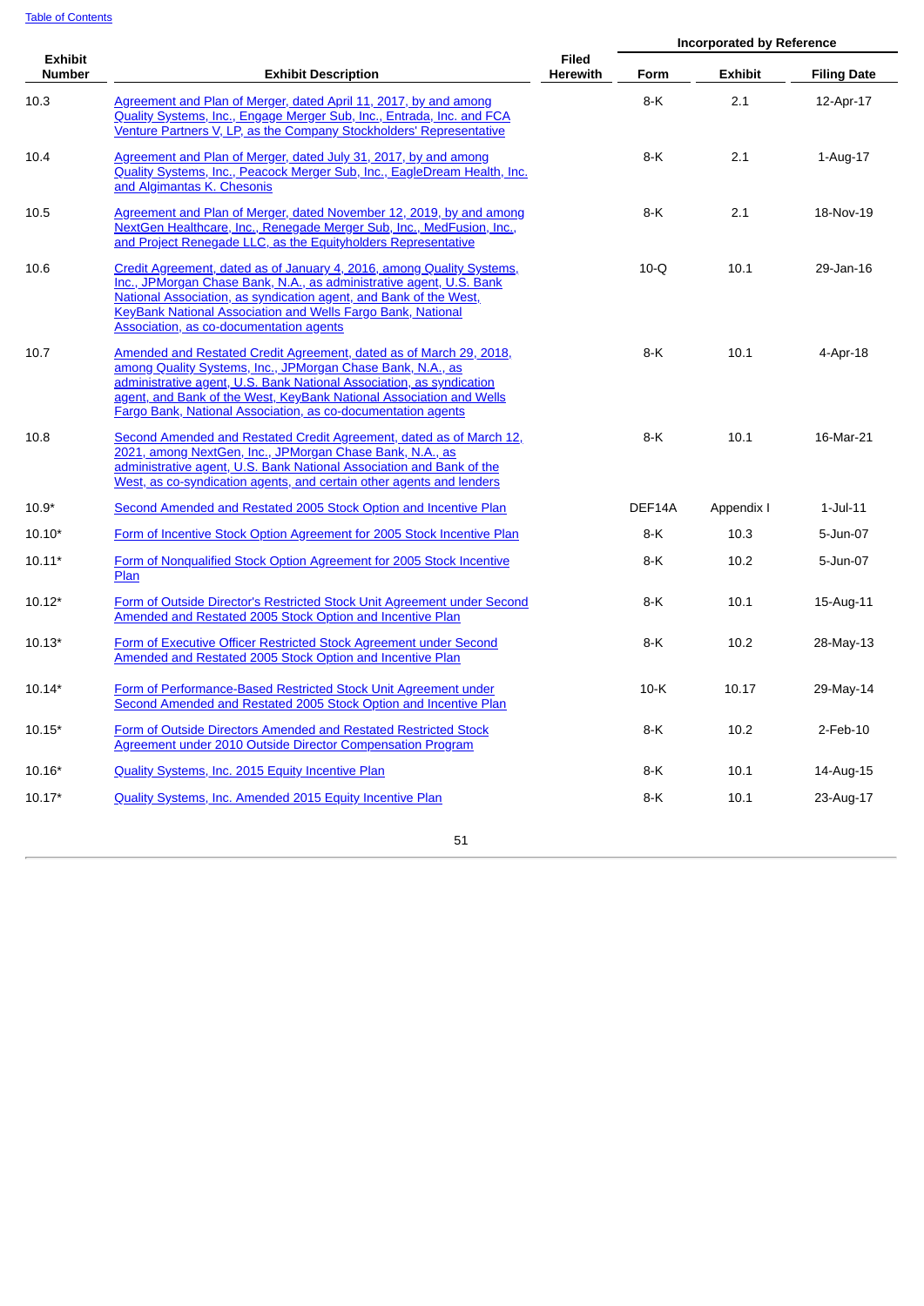[Table of Contents](#)

| Exhibit Number | Exhibit Description | Filed Herewith | Incorporated by Reference | | |
|---|---|---|---|---|---|
| | | | Form | Exhibit | Filing Date |
| 10.3 | Agreement and Plan of Merger, dated April 11, 2017, by and among Quality Systems, Inc., Engage Merger Sub, Inc., Entrada, Inc. and FCA Venture Partners V, LP, as the Company Stockholders' Representative | | 8-K | 2.1 | 12-Apr-17 |
| 10.4 | Agreement and Plan of Merger, dated July 31, 2017, by and among Quality Systems, Inc., Peacock Merger Sub, Inc., EagleDream Health, Inc. and Algimantas K. Chesonis | | 8-K | 2.1 | 1-Aug-17 |
| 10.5 | Agreement and Plan of Merger, dated November 12, 2019, by and among NextGen Healthcare, Inc., Renegade Merger Sub, Inc., MedFusion, Inc., and Project Renegade LLC, as the Equityholders Representative | | 8-K | 2.1 | 18-Nov-19 |
| 10.6 | Credit Agreement, dated as of January 4, 2016, among Quality Systems, Inc., JPMorgan Chase Bank, N.A., as administrative agent, U.S. Bank National Association, as syndication agent, and Bank of the West, KeyBank National Association and Wells Fargo Bank, National Association, as co-documentation agents | | 10-Q | 10.1 | 29-Jan-16 |
| 10.7 | Amended and Restated Credit Agreement, dated as of March 29, 2018, among Quality Systems, Inc., JPMorgan Chase Bank, N.A., as administrative agent, U.S. Bank National Association, as syndication agent, and Bank of the West, KeyBank National Association and Wells Fargo Bank, National Association, as co-documentation agents | | 8-K | 10.1 | 4-Apr-18 |
| 10.8 | Second Amended and Restated Credit Agreement, dated as of March 12, 2021, among NextGen, Inc., JPMorgan Chase Bank, N.A., as administrative agent, U.S. Bank National Association and Bank of the West, as co-syndication agents, and certain other agents and lenders | | 8-K | 10.1 | 16-Mar-21 |
| 10.9* | Second Amended and Restated 2005 Stock Option and Incentive Plan | | DEF14A | Appendix I | 1-Jul-11 |
| 10.10* | Form of Incentive Stock Option Agreement for 2005 Stock Incentive Plan | | 8-K | 10.3 | 5-Jun-07 |
| 10.11* | Form of Nonqualified Stock Option Agreement for 2005 Stock Incentive Plan | | 8-K | 10.2 | 5-Jun-07 |
| 10.12* | Form of Outside Director's Restricted Stock Unit Agreement under Second Amended and Restated 2005 Stock Option and Incentive Plan | | 8-K | 10.1 | 15-Aug-11 |
| 10.13* | Form of Executive Officer Restricted Stock Agreement under Second Amended and Restated 2005 Stock Option and Incentive Plan | | 8-K | 10.2 | 28-May-13 |
| 10.14* | Form of Performance-Based Restricted Stock Unit Agreement under Second Amended and Restated 2005 Stock Option and Incentive Plan | | 10-K | 10.17 | 29-May-14 |
| 10.15* | Form of Outside Directors Amended and Restated Restricted Stock Agreement under 2010 Outside Director Compensation Program | | 8-K | 10.2 | 2-Feb-10 |
| 10.16* | Quality Systems, Inc. 2015 Equity Incentive Plan | | 8-K | 10.1 | 14-Aug-15 |
| 10.17* | Quality Systems, Inc. Amended 2015 Equity Incentive Plan | | 8-K | 10.1 | 23-Aug-17 |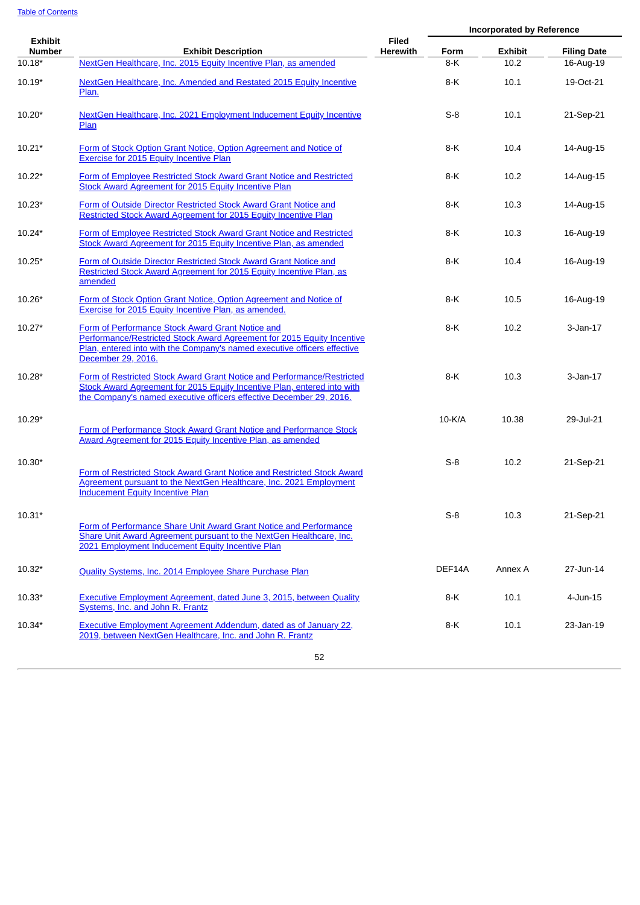[Table of Contents](#)

| Exhibit Number | Exhibit Description | Filed Herewith | Incorporated by Reference | | |
|---|---|---|---|---|---|
| | | | Form | Exhibit | Filing Date |
| 10.18* | NextGen Healthcare, Inc. 2015 Equity Incentive Plan, as amended | | 8-K | 10.2 | 16-Aug-19 |
| 10.19* | NextGen Healthcare, Inc. Amended and Restated 2015 Equity Incentive Plan. | | 8-K | 10.1 | 19-Oct-21 |
| 10.20* | NextGen Healthcare, Inc. 2021 Employment Inducement Equity Incentive Plan | | S-8 | 10.1 | 21-Sep-21 |
| 10.21* | Form of Stock Option Grant Notice, Option Agreement and Notice of Exercise for 2015 Equity Incentive Plan | | 8-K | 10.4 | 14-Aug-15 |
| 10.22* | Form of Employee Restricted Stock Award Grant Notice and Restricted Stock Award Agreement for 2015 Equity Incentive Plan | | 8-K | 10.2 | 14-Aug-15 |
| 10.23* | Form of Outside Director Restricted Stock Award Grant Notice and Restricted Stock Award Agreement for 2015 Equity Incentive Plan | | 8-K | 10.3 | 14-Aug-15 |
| 10.24* | Form of Employee Restricted Stock Award Grant Notice and Restricted Stock Award Agreement for 2015 Equity Incentive Plan, as amended | | 8-K | 10.3 | 16-Aug-19 |
| 10.25* | Form of Outside Director Restricted Stock Award Grant Notice and Restricted Stock Award Agreement for 2015 Equity Incentive Plan, as amended | | 8-K | 10.4 | 16-Aug-19 |
| 10.26* | Form of Stock Option Grant Notice, Option Agreement and Notice of Exercise for 2015 Equity Incentive Plan, as amended. | | 8-K | 10.5 | 16-Aug-19 |
| 10.27* | Form of Performance Stock Award Grant Notice and Performance/Restricted Stock Award Agreement for 2015 Equity Incentive Plan, entered into with the Company's named executive officers effective December 29, 2016. | | 8-K | 10.2 | 3-Jan-17 |
| 10.28* | Form of Restricted Stock Award Grant Notice and Performance/Restricted Stock Award Agreement for 2015 Equity Incentive Plan, entered into with the Company's named executive officers effective December 29, 2016. | | 8-K | 10.3 | 3-Jan-17 |
| 10.29* | Form of Performance Stock Award Grant Notice and Performance Stock Award Agreement for 2015 Equity Incentive Plan, as amended | | 10-K/A | 10.38 | 29-Jul-21 |
| 10.30* | Form of Restricted Stock Award Grant Notice and Restricted Stock Award Agreement pursuant to the NextGen Healthcare, Inc. 2021 Employment Inducement Equity Incentive Plan | | S-8 | 10.2 | 21-Sep-21 |
| 10.31* | Form of Performance Share Unit Award Grant Notice and Performance Share Unit Award Agreement pursuant to the NextGen Healthcare, Inc. 2021 Employment Inducement Equity Incentive Plan | | S-8 | 10.3 | 21-Sep-21 |
| 10.32* | Quality Systems, Inc. 2014 Employee Share Purchase Plan | | DEF14A | Annex A | 27-Jun-14 |
| 10.33* | Executive Employment Agreement, dated June 3, 2015, between Quality Systems, Inc. and John R. Frantz | | 8-K | 10.1 | 4-Jun-15 |
| 10.34* | Executive Employment Agreement Addendum, dated as of January 22, 2019, between NextGen Healthcare, Inc. and John R. Frantz | | 8-K | 10.1 | 23-Jan-19 |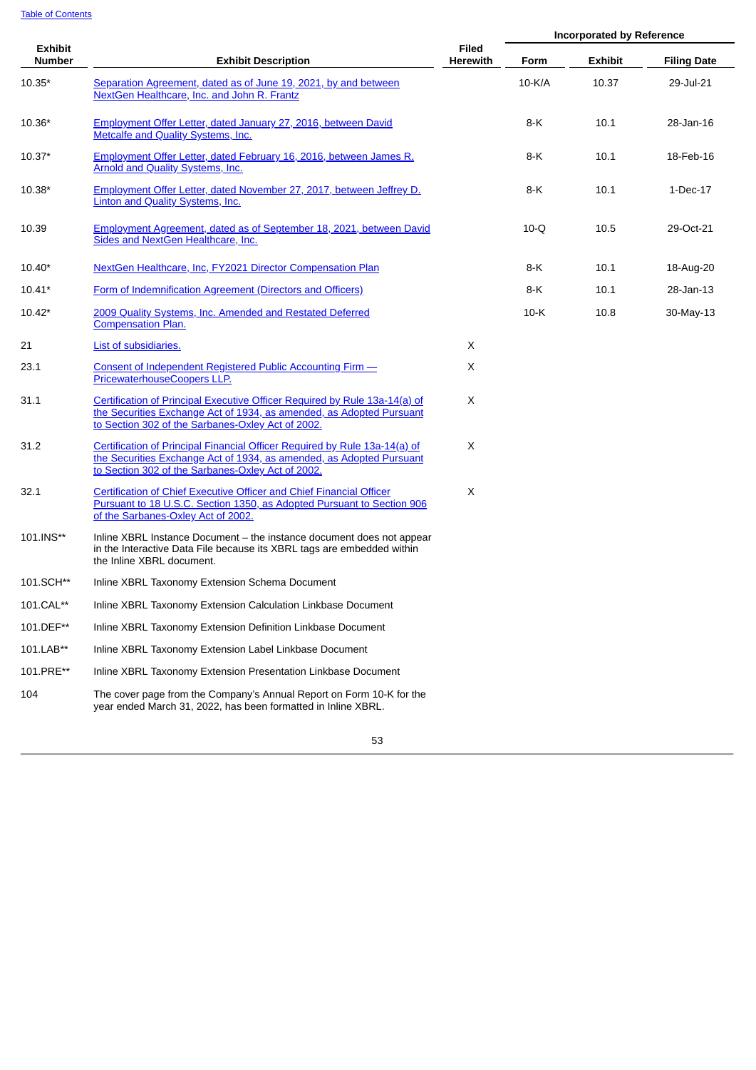[Table of Contents](#)

| Exhibit Number | Exhibit Description | Filed Herewith | Incorporated by Reference | | |
|---|---|---|---|---|---|
| | | | Form | Exhibit | Filing Date |
| 10.35* | Separation Agreement, dated as of June 19, 2021, by and between NextGen Healthcare, Inc. and John R. Frantz | | 10-K/A | 10.37 | 29-Jul-21 |
| 10.36* | Employment Offer Letter, dated January 27, 2016, between David Metcalfe and Quality Systems, Inc. | | 8-K | 10.1 | 28-Jan-16 |
| 10.37* | Employment Offer Letter, dated February 16, 2016, between James R. Arnold and Quality Systems, Inc. | | 8-K | 10.1 | 18-Feb-16 |
| 10.38* | Employment Offer Letter, dated November 27, 2017, between Jeffrey D. Linton and Quality Systems, Inc. | | 8-K | 10.1 | 1-Dec-17 |
| 10.39 | Employment Agreement, dated as of September 18, 2021, between David Sides and NextGen Healthcare, Inc. | | 10-Q | 10.5 | 29-Oct-21 |
| 10.40* | NextGen Healthcare, Inc, FY2021 Director Compensation Plan | | 8-K | 10.1 | 18-Aug-20 |
| 10.41* | Form of Indemnification Agreement (Directors and Officers) | | 8-K | 10.1 | 28-Jan-13 |
| 10.42* | 2009 Quality Systems, Inc. Amended and Restated Deferred Compensation Plan. | | 10-K | 10.8 | 30-May-13 |
| 21 | List of subsidiaries. | X | | | |
| 23.1 | Consent of Independent Registered Public Accounting Firm — PricewaterhouseCoopers LLP. | X | | | |
| 31.1 | Certification of Principal Executive Officer Required by Rule 13a-14(a) of the Securities Exchange Act of 1934, as amended, as Adopted Pursuant to Section 302 of the Sarbanes-Oxley Act of 2002. | X | | | |
| 31.2 | Certification of Principal Financial Officer Required by Rule 13a-14(a) of the Securities Exchange Act of 1934, as amended, as Adopted Pursuant to Section 302 of the Sarbanes-Oxley Act of 2002. | X | | | |
| 32.1 | Certification of Chief Executive Officer and Chief Financial Officer Pursuant to 18 U.S.C. Section 1350, as Adopted Pursuant to Section 906 of the Sarbanes-Oxley Act of 2002. | X | | | |
| 101.INS** | Inline XBRL Instance Document – the instance document does not appear in the Interactive Data File because its XBRL tags are embedded within the Inline XBRL document. | | | | |
| 101.SCH** | Inline XBRL Taxonomy Extension Schema Document | | | | |
| 101.CAL** | Inline XBRL Taxonomy Extension Calculation Linkbase Document | | | | |
| 101.DEF** | Inline XBRL Taxonomy Extension Definition Linkbase Document | | | | |
| 101.LAB** | Inline XBRL Taxonomy Extension Label Linkbase Document | | | | |
| 101.PRE** | Inline XBRL Taxonomy Extension Presentation Linkbase Document | | | | |
| 104 | The cover page from the Company's Annual Report on Form 10-K for the year ended March 31, 2022, has been formatted in Inline XBRL. | | | | |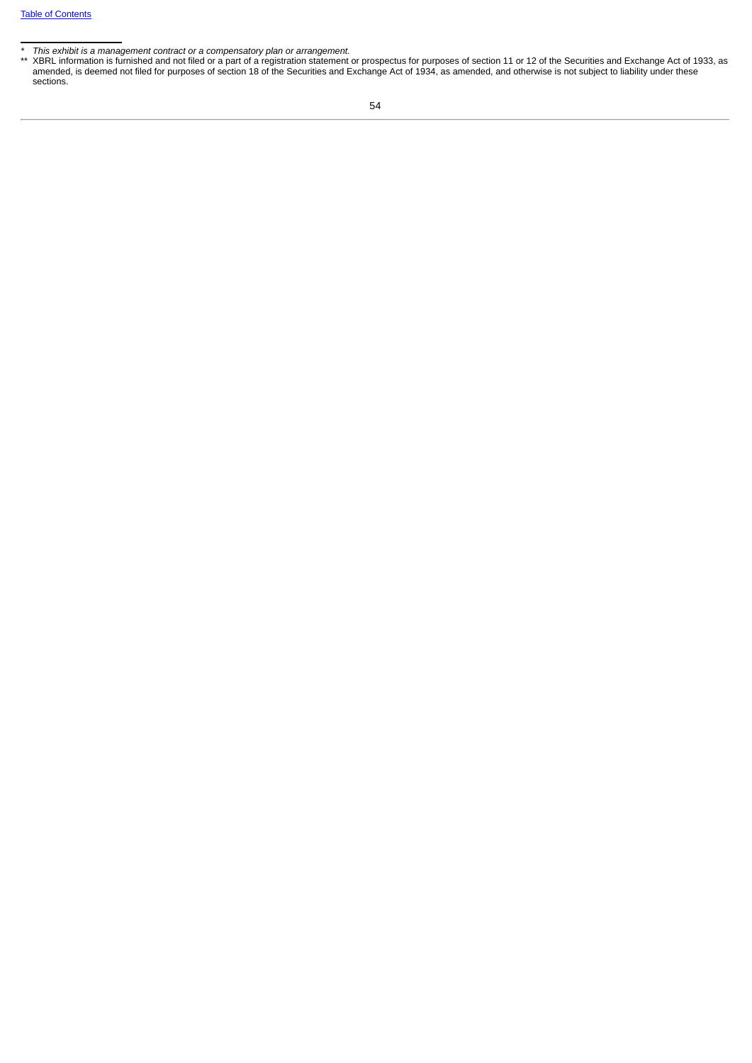\* *This exhibit is a management contract or a compensatory plan or arrangement.*

\*\* XBRL information is furnished and not filed or a part of a registration statement or prospectus for purposes of section 11 or 12 of the Securities and Exchange Act of 1933, as amended, is deemed not filed for purposes of section 18 of the Securities and Exchange Act of 1934, as amended, and otherwise is not subject to liability under these sections.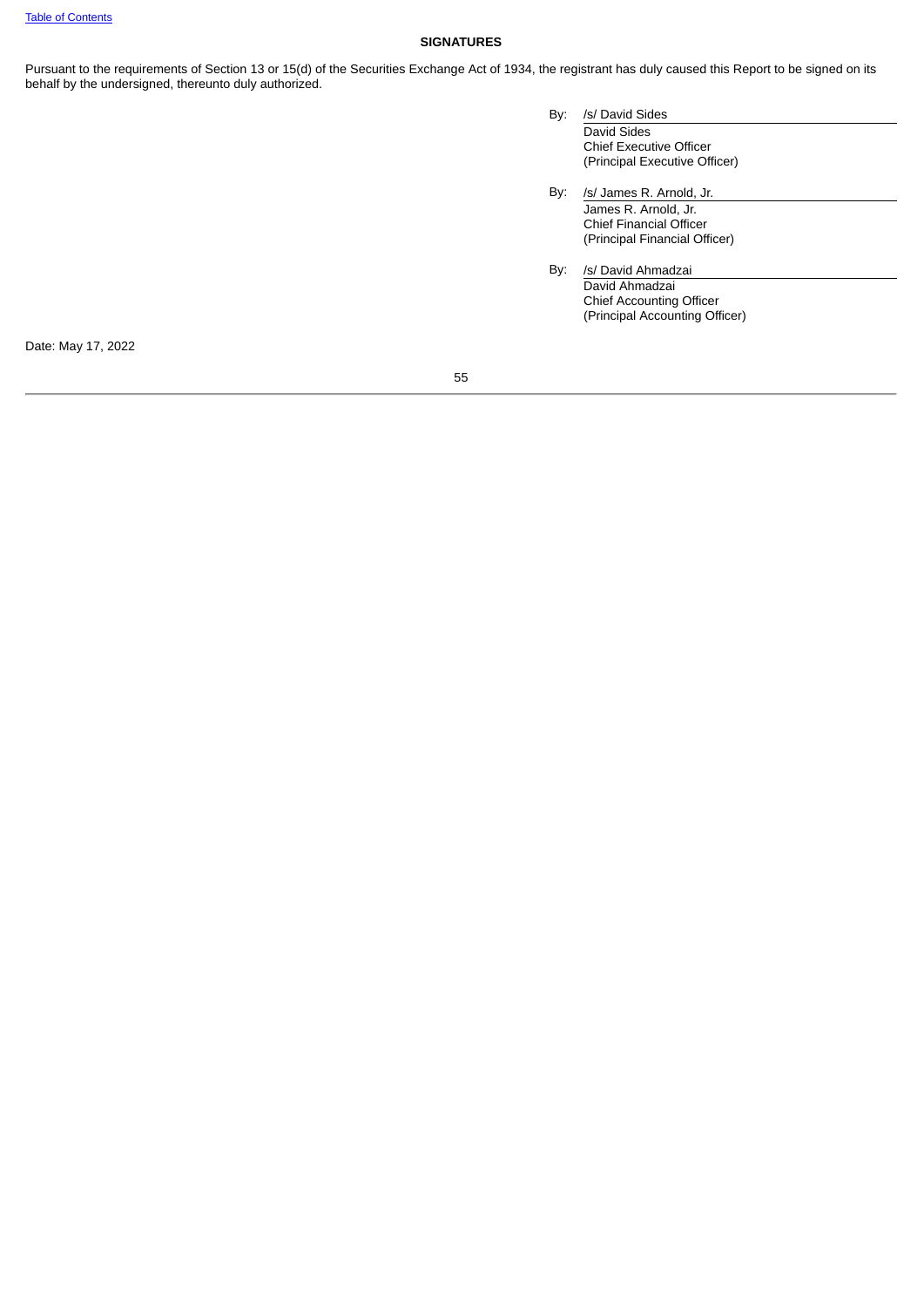**SIGNATURES**

Pursuant to the requirements of Section 13 or 15(d) of the Securities Exchange Act of 1934, the registrant has duly caused this Report to be signed on its behalf by the undersigned, thereunto duly authorized.

By: /s/ David Sides
David Sides
Chief Executive Officer
(Principal Executive Officer)

By: /s/ James R. Arnold, Jr.
James R. Arnold, Jr.
Chief Financial Officer
(Principal Financial Officer)

By: /s/ David Ahmadzai
David Ahmadzai
Chief Accounting Officer
(Principal Accounting Officer)

Date: May 17, 2022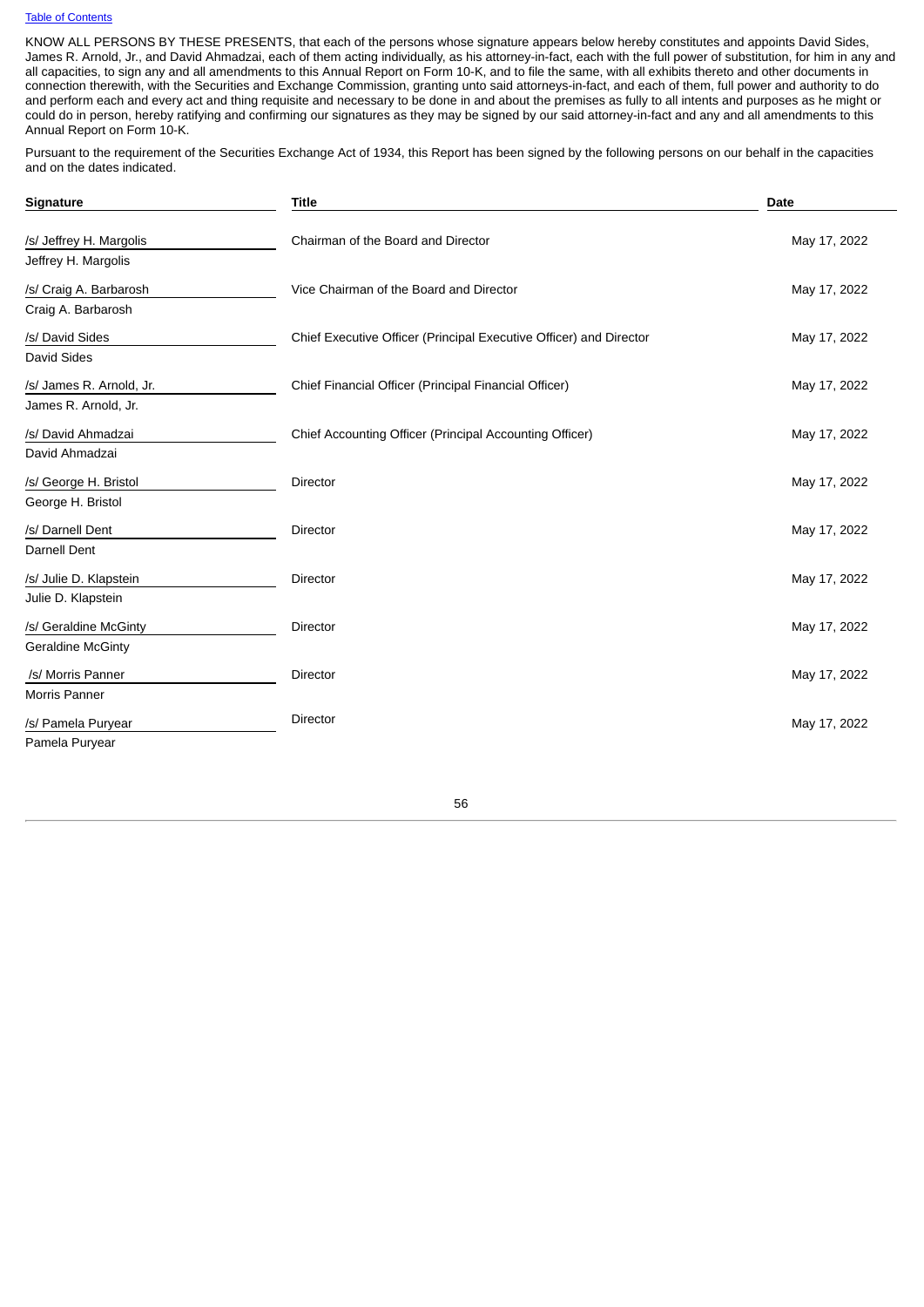KNOW ALL PERSONS BY THESE PRESENTS, that each of the persons whose signature appears below hereby constitutes and appoints David Sides, James R. Arnold, Jr., and David Ahmadzai, each of them acting individually, as his attorney-in-fact, each with the full power of substitution, for him in any and all capacities, to sign any and all amendments to this Annual Report on Form 10-K, and to file the same, with all exhibits thereto and other documents in connection therewith, with the Securities and Exchange Commission, granting unto said attorneys-in-fact, and each of them, full power and authority to do and perform each and every act and thing requisite and necessary to be done in and about the premises as fully to all intents and purposes as he might or could do in person, hereby ratifying and confirming our signatures as they may be signed by our said attorney-in-fact and any and all amendments to this Annual Report on Form 10-K.

Pursuant to the requirement of the Securities Exchange Act of 1934, this Report has been signed by the following persons on our behalf in the capacities and on the dates indicated.

| Signature | Title | Date |
|---|---|---|
| /s/ Jeffrey H. Margolis<br>Jeffrey H. Margolis | Chairman of the Board and Director | May 17, 2022 |
| /s/ Craig A. Barbarosh<br>Craig A. Barbarosh | Vice Chairman of the Board and Director | May 17, 2022 |
| /s/ David Sides<br>David Sides | Chief Executive Officer (Principal Executive Officer) and Director | May 17, 2022 |
| /s/ James R. Arnold, Jr.<br>James R. Arnold, Jr. | Chief Financial Officer (Principal Financial Officer) | May 17, 2022 |
| /s/ David Ahmadzai<br>David Ahmadzai | Chief Accounting Officer (Principal Accounting Officer) | May 17, 2022 |
| /s/ George H. Bristol<br>George H. Bristol | Director | May 17, 2022 |
| /s/ Darnell Dent<br>Darnell Dent | Director | May 17, 2022 |
| /s/ Julie D. Klapstein<br>Julie D. Klapstein | Director | May 17, 2022 |
| /s/ Geraldine McGinty<br>Geraldine McGinty | Director | May 17, 2022 |
| /s/ Morris Panner<br>Morris Panner | Director | May 17, 2022 |
| /s/ Pamela Puryear<br>Pamela Puryear | Director | May 17, 2022 |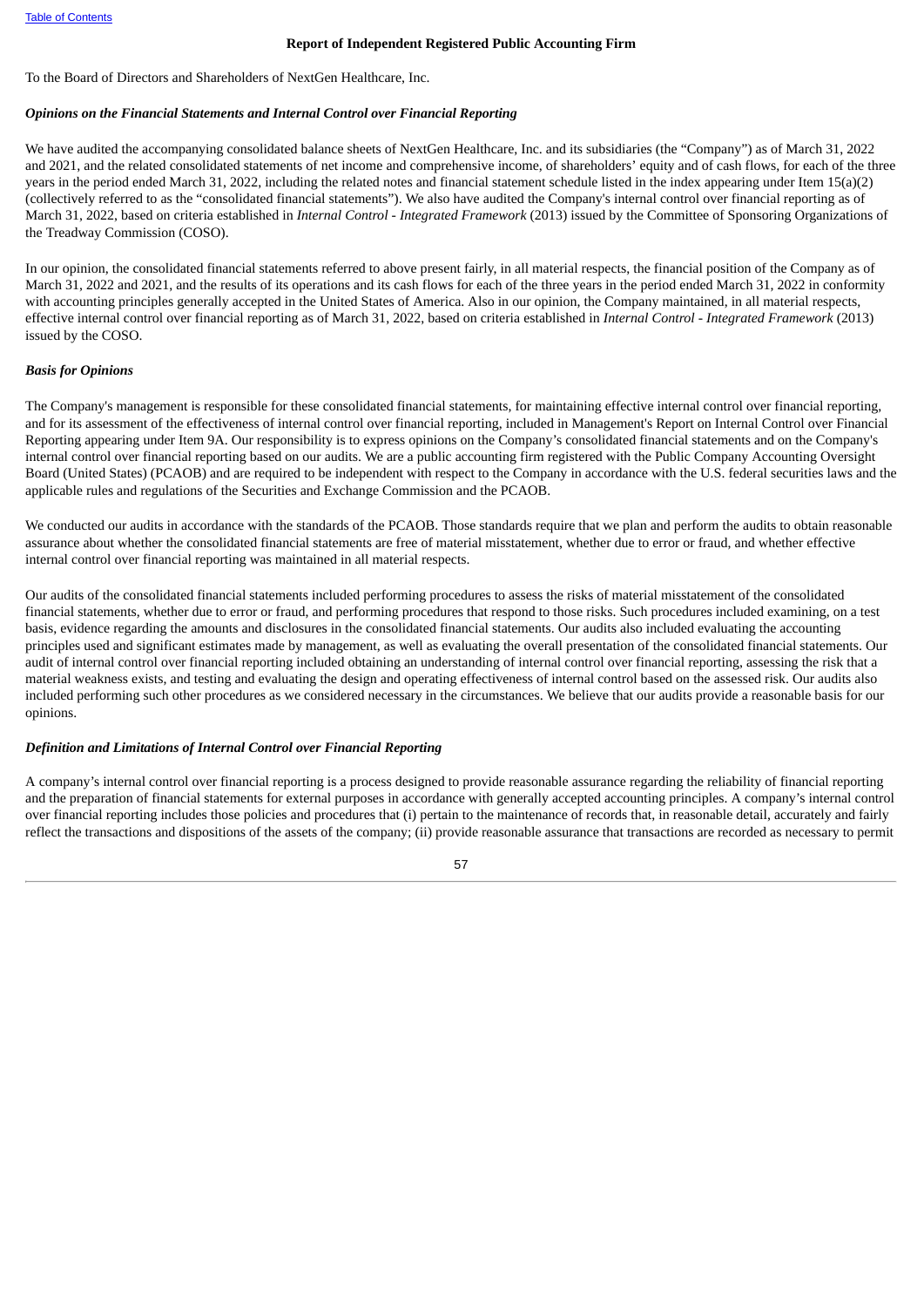## Report of Independent Registered Public Accounting Firm

To the Board of Directors and Shareholders of NextGen Healthcare, Inc.

### *Opinions on the Financial Statements and Internal Control over Financial Reporting*

We have audited the accompanying consolidated balance sheets of NextGen Healthcare, Inc. and its subsidiaries (the "Company") as of March 31, 2022 and 2021, and the related consolidated statements of net income and comprehensive income, of shareholders' equity and of cash flows, for each of the three years in the period ended March 31, 2022, including the related notes and financial statement schedule listed in the index appearing under Item 15(a)(2) (collectively referred to as the "consolidated financial statements"). We also have audited the Company's internal control over financial reporting as of March 31, 2022, based on criteria established in *Internal Control - Integrated Framework* (2013) issued by the Committee of Sponsoring Organizations of the Treadway Commission (COSO).

In our opinion, the consolidated financial statements referred to above present fairly, in all material respects, the financial position of the Company as of March 31, 2022 and 2021, and the results of its operations and its cash flows for each of the three years in the period ended March 31, 2022 in conformity with accounting principles generally accepted in the United States of America. Also in our opinion, the Company maintained, in all material respects, effective internal control over financial reporting as of March 31, 2022, based on criteria established in *Internal Control - Integrated Framework* (2013) issued by the COSO.

### *Basis for Opinions*

The Company's management is responsible for these consolidated financial statements, for maintaining effective internal control over financial reporting, and for its assessment of the effectiveness of internal control over financial reporting, included in Management's Report on Internal Control over Financial Reporting appearing under Item 9A. Our responsibility is to express opinions on the Company's consolidated financial statements and on the Company's internal control over financial reporting based on our audits. We are a public accounting firm registered with the Public Company Accounting Oversight Board (United States) (PCAOB) and are required to be independent with respect to the Company in accordance with the U.S. federal securities laws and the applicable rules and regulations of the Securities and Exchange Commission and the PCAOB.

We conducted our audits in accordance with the standards of the PCAOB. Those standards require that we plan and perform the audits to obtain reasonable assurance about whether the consolidated financial statements are free of material misstatement, whether due to error or fraud, and whether effective internal control over financial reporting was maintained in all material respects.

Our audits of the consolidated financial statements included performing procedures to assess the risks of material misstatement of the consolidated financial statements, whether due to error or fraud, and performing procedures that respond to those risks. Such procedures included examining, on a test basis, evidence regarding the amounts and disclosures in the consolidated financial statements. Our audits also included evaluating the accounting principles used and significant estimates made by management, as well as evaluating the overall presentation of the consolidated financial statements. Our audit of internal control over financial reporting included obtaining an understanding of internal control over financial reporting, assessing the risk that a material weakness exists, and testing and evaluating the design and operating effectiveness of internal control based on the assessed risk. Our audits also included performing such other procedures as we considered necessary in the circumstances. We believe that our audits provide a reasonable basis for our opinions.

### *Definition and Limitations of Internal Control over Financial Reporting*

A company's internal control over financial reporting is a process designed to provide reasonable assurance regarding the reliability of financial reporting and the preparation of financial statements for external purposes in accordance with generally accepted accounting principles. A company's internal control over financial reporting includes those policies and procedures that (i) pertain to the maintenance of records that, in reasonable detail, accurately and fairly reflect the transactions and dispositions of the assets of the company; (ii) provide reasonable assurance that transactions are recorded as necessary to permit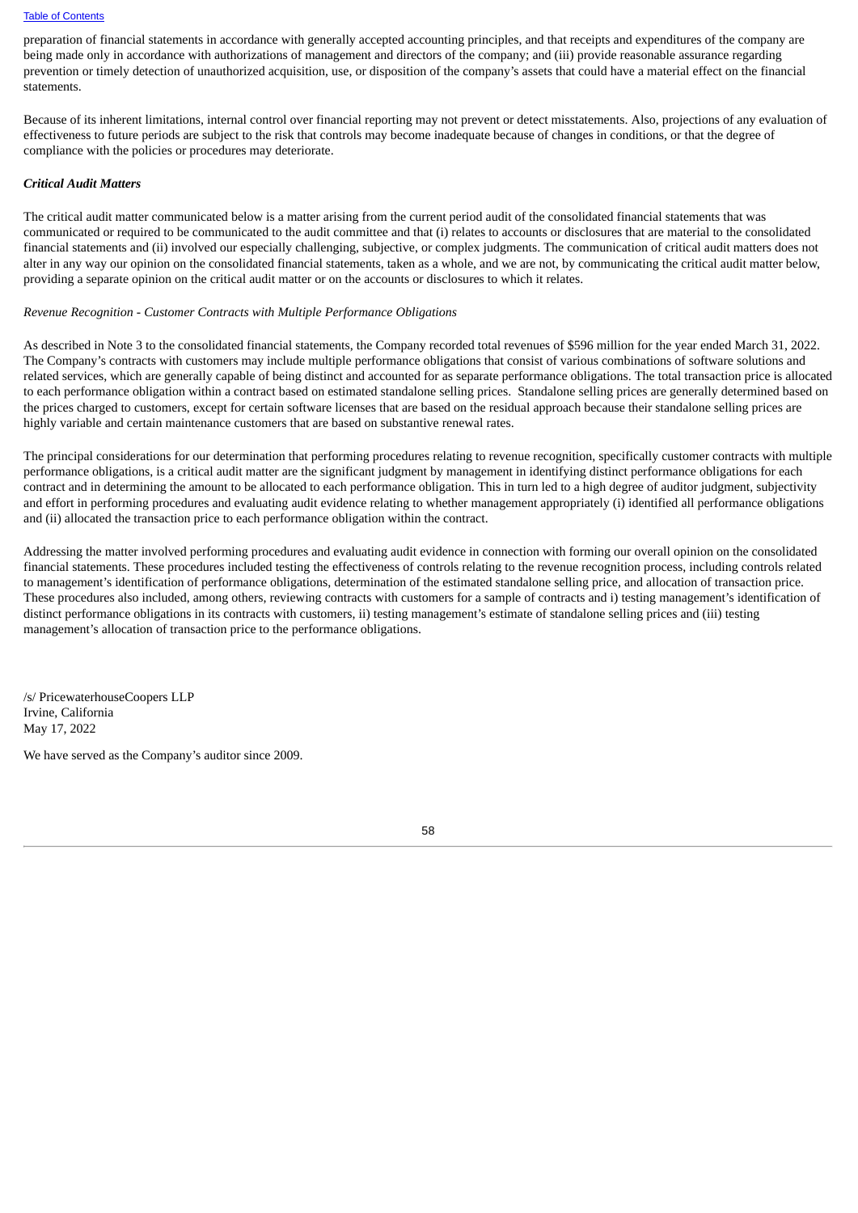preparation of financial statements in accordance with generally accepted accounting principles, and that receipts and expenditures of the company are being made only in accordance with authorizations of management and directors of the company; and (iii) provide reasonable assurance regarding prevention or timely detection of unauthorized acquisition, use, or disposition of the company's assets that could have a material effect on the financial statements.

Because of its inherent limitations, internal control over financial reporting may not prevent or detect misstatements. Also, projections of any evaluation of effectiveness to future periods are subject to the risk that controls may become inadequate because of changes in conditions, or that the degree of compliance with the policies or procedures may deteriorate.

***Critical Audit Matters***

The critical audit matter communicated below is a matter arising from the current period audit of the consolidated financial statements that was communicated or required to be communicated to the audit committee and that (i) relates to accounts or disclosures that are material to the consolidated financial statements and (ii) involved our especially challenging, subjective, or complex judgments. The communication of critical audit matters does not alter in any way our opinion on the consolidated financial statements, taken as a whole, and we are not, by communicating the critical audit matter below, providing a separate opinion on the critical audit matter or on the accounts or disclosures to which it relates.

*Revenue Recognition - Customer Contracts with Multiple Performance Obligations*

As described in Note 3 to the consolidated financial statements, the Company recorded total revenues of $596 million for the year ended March 31, 2022. The Company's contracts with customers may include multiple performance obligations that consist of various combinations of software solutions and related services, which are generally capable of being distinct and accounted for as separate performance obligations. The total transaction price is allocated to each performance obligation within a contract based on estimated standalone selling prices. Standalone selling prices are generally determined based on the prices charged to customers, except for certain software licenses that are based on the residual approach because their standalone selling prices are highly variable and certain maintenance customers that are based on substantive renewal rates.

The principal considerations for our determination that performing procedures relating to revenue recognition, specifically customer contracts with multiple performance obligations, is a critical audit matter are the significant judgment by management in identifying distinct performance obligations for each contract and in determining the amount to be allocated to each performance obligation. This in turn led to a high degree of auditor judgment, subjectivity and effort in performing procedures and evaluating audit evidence relating to whether management appropriately (i) identified all performance obligations and (ii) allocated the transaction price to each performance obligation within the contract.

Addressing the matter involved performing procedures and evaluating audit evidence in connection with forming our overall opinion on the consolidated financial statements. These procedures included testing the effectiveness of controls relating to the revenue recognition process, including controls related to management's identification of performance obligations, determination of the estimated standalone selling price, and allocation of transaction price. These procedures also included, among others, reviewing contracts with customers for a sample of contracts and i) testing management's identification of distinct performance obligations in its contracts with customers, ii) testing management's estimate of standalone selling prices and (iii) testing management's allocation of transaction price to the performance obligations.

/s/ PricewaterhouseCoopers LLP
Irvine, California
May 17, 2022

We have served as the Company's auditor since 2009.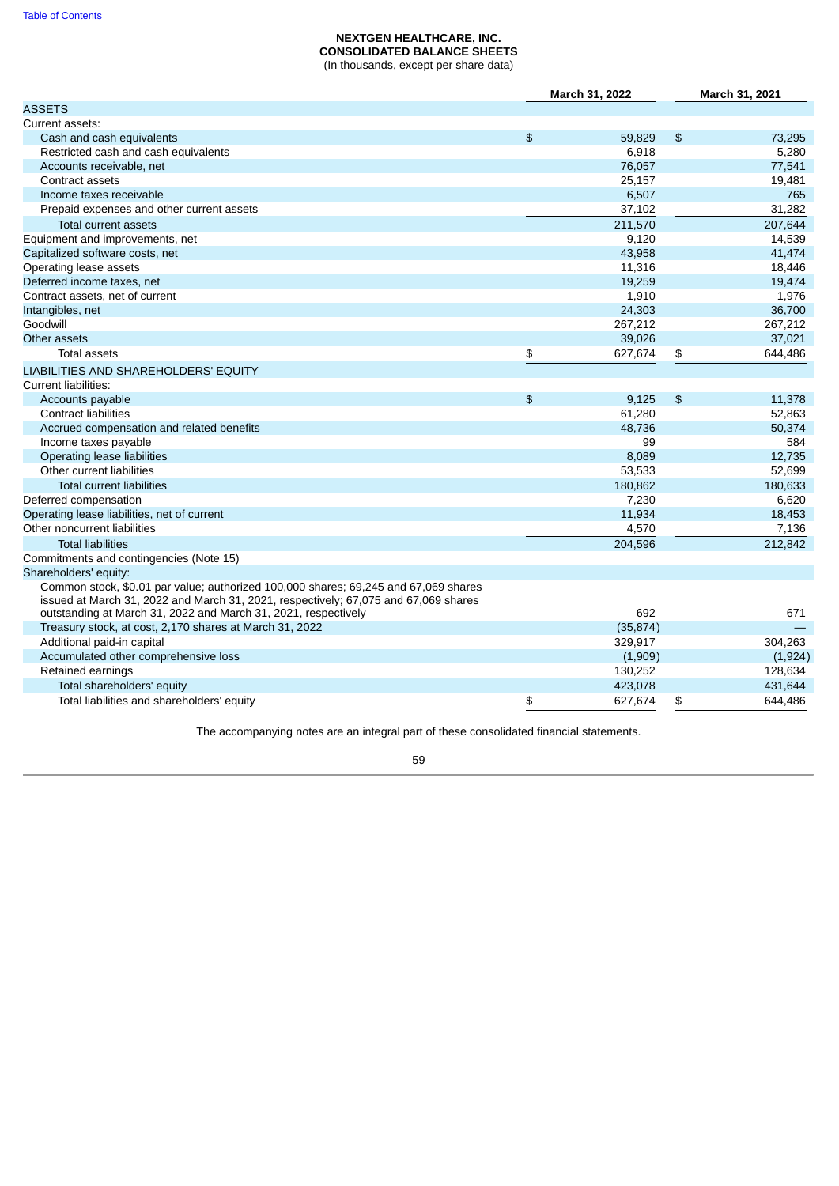Table of Contents

**NEXTGEN HEALTHCARE, INC.**
**CONSOLIDATED BALANCE SHEETS**
(In thousands, except per share data)

| | March 31, 2022 | March 31, 2021 |
|---|---|---|
| ASSETS | | |
| Current assets: | | |
| Cash and cash equivalents | $ 59,829 | $ 73,295 |
| Restricted cash and cash equivalents | 6,918 | 5,280 |
| Accounts receivable, net | 76,057 | 77,541 |
| Contract assets | 25,157 | 19,481 |
| Income taxes receivable | 6,507 | 765 |
| Prepaid expenses and other current assets | 37,102 | 31,282 |
| Total current assets | 211,570 | 207,644 |
| Equipment and improvements, net | 9,120 | 14,539 |
| Capitalized software costs, net | 43,958 | 41,474 |
| Operating lease assets | 11,316 | 18,446 |
| Deferred income taxes, net | 19,259 | 19,474 |
| Contract assets, net of current | 1,910 | 1,976 |
| Intangibles, net | 24,303 | 36,700 |
| Goodwill | 267,212 | 267,212 |
| Other assets | 39,026 | 37,021 |
| Total assets | $ 627,674 | $ 644,486 |
| LIABILITIES AND SHAREHOLDERS' EQUITY | | |
| Current liabilities: | | |
| Accounts payable | $ 9,125 | $ 11,378 |
| Contract liabilities | 61,280 | 52,863 |
| Accrued compensation and related benefits | 48,736 | 50,374 |
| Income taxes payable | 99 | 584 |
| Operating lease liabilities | 8,089 | 12,735 |
| Other current liabilities | 53,533 | 52,699 |
| Total current liabilities | 180,862 | 180,633 |
| Deferred compensation | 7,230 | 6,620 |
| Operating lease liabilities, net of current | 11,934 | 18,453 |
| Other noncurrent liabilities | 4,570 | 7,136 |
| Total liabilities | 204,596 | 212,842 |
| Commitments and contingencies (Note 15) | | |
| Shareholders' equity: | | |
| Common stock, $0.01 par value; authorized 100,000 shares; 69,245 and 67,069 shares issued at March 31, 2022 and March 31, 2021, respectively; 67,075 and 67,069 shares outstanding at March 31, 2022 and March 31, 2021, respectively | 692 | 671 |
| Treasury stock, at cost, 2,170 shares at March 31, 2022 | (35,874) | — |
| Additional paid-in capital | 329,917 | 304,263 |
| Accumulated other comprehensive loss | (1,909) | (1,924) |
| Retained earnings | 130,252 | 128,634 |
| Total shareholders' equity | 423,078 | 431,644 |
| Total liabilities and shareholders' equity | $ 627,674 | $ 644,486 |

The accompanying notes are an integral part of these consolidated financial statements.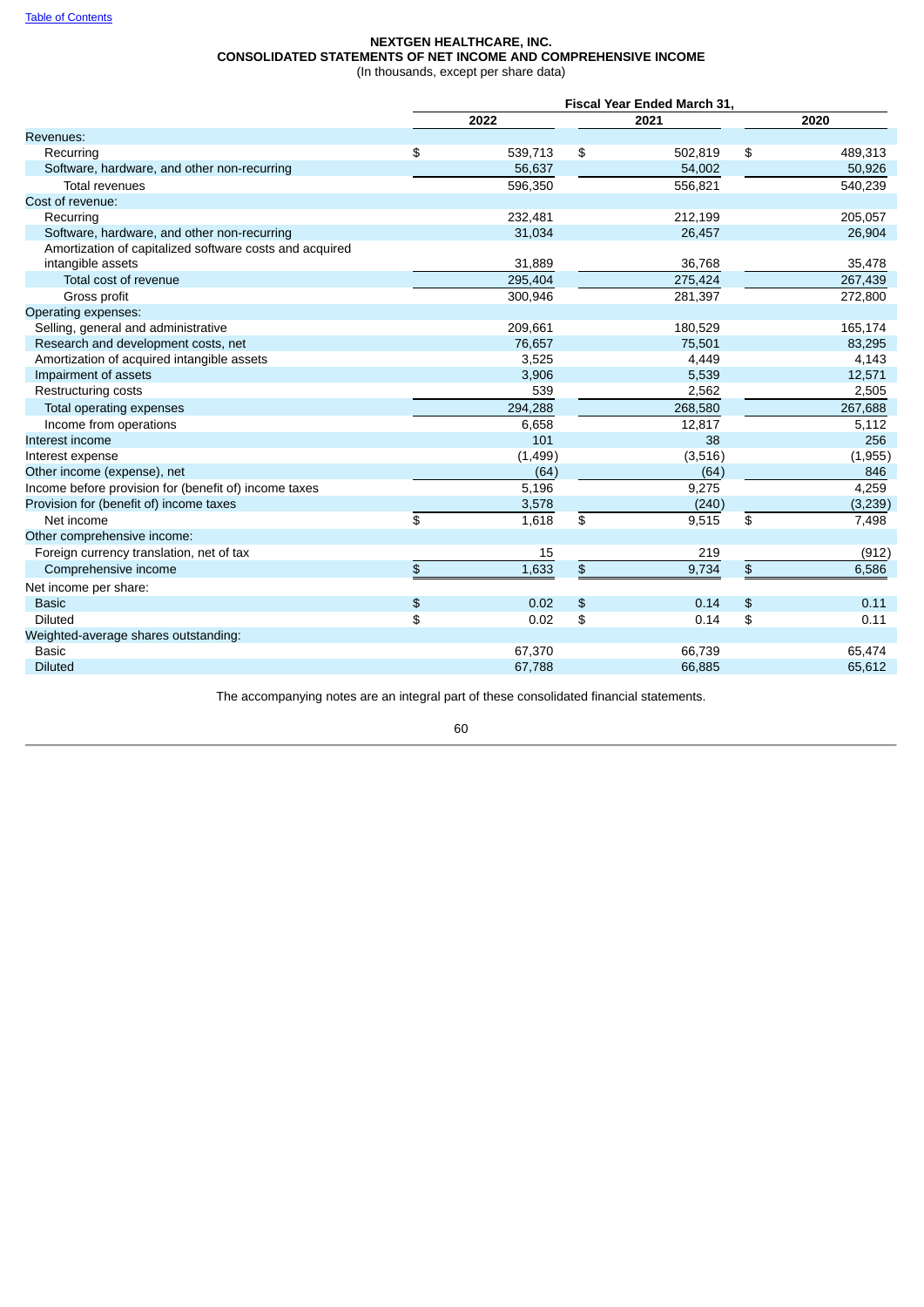Table of Contents

**NEXTGEN HEALTHCARE, INC.**
**CONSOLIDATED STATEMENTS OF NET INCOME AND COMPREHENSIVE INCOME**
(In thousands, except per share data)

| | Fiscal Year Ended March 31, | | |
|---|---|---|---|
| | 2022 | 2021 | 2020 |
| Revenues: | | | |
| Recurring | $ 539,713 | $ 502,819 | $ 489,313 |
| Software, hardware, and other non-recurring | 56,637 | 54,002 | 50,926 |
| Total revenues | 596,350 | 556,821 | 540,239 |
| Cost of revenue: | | | |
| Recurring | 232,481 | 212,199 | 205,057 |
| Software, hardware, and other non-recurring | 31,034 | 26,457 | 26,904 |
| Amortization of capitalized software costs and acquired intangible assets | 31,889 | 36,768 | 35,478 |
| Total cost of revenue | 295,404 | 275,424 | 267,439 |
| Gross profit | 300,946 | 281,397 | 272,800 |
| Operating expenses: | | | |
| Selling, general and administrative | 209,661 | 180,529 | 165,174 |
| Research and development costs, net | 76,657 | 75,501 | 83,295 |
| Amortization of acquired intangible assets | 3,525 | 4,449 | 4,143 |
| Impairment of assets | 3,906 | 5,539 | 12,571 |
| Restructuring costs | 539 | 2,562 | 2,505 |
| Total operating expenses | 294,288 | 268,580 | 267,688 |
| Income from operations | 6,658 | 12,817 | 5,112 |
| Interest income | 101 | 38 | 256 |
| Interest expense | (1,499) | (3,516) | (1,955) |
| Other income (expense), net | (64) | (64) | 846 |
| Income before provision for (benefit of) income taxes | 5,196 | 9,275 | 4,259 |
| Provision for (benefit of) income taxes | 3,578 | (240) | (3,239) |
| Net income | $ 1,618 | $ 9,515 | $ 7,498 |
| Other comprehensive income: | | | |
| Foreign currency translation, net of tax | 15 | 219 | (912) |
| Comprehensive income | $ 1,633 | $ 9,734 | $ 6,586 |
| Net income per share: | | | |
| Basic | $ 0.02 | $ 0.14 | $ 0.11 |
| Diluted | $ 0.02 | $ 0.14 | $ 0.11 |
| Weighted-average shares outstanding: | | | |
| Basic | 67,370 | 66,739 | 65,474 |
| Diluted | 67,788 | 66,885 | 65,612 |

The accompanying notes are an integral part of these consolidated financial statements.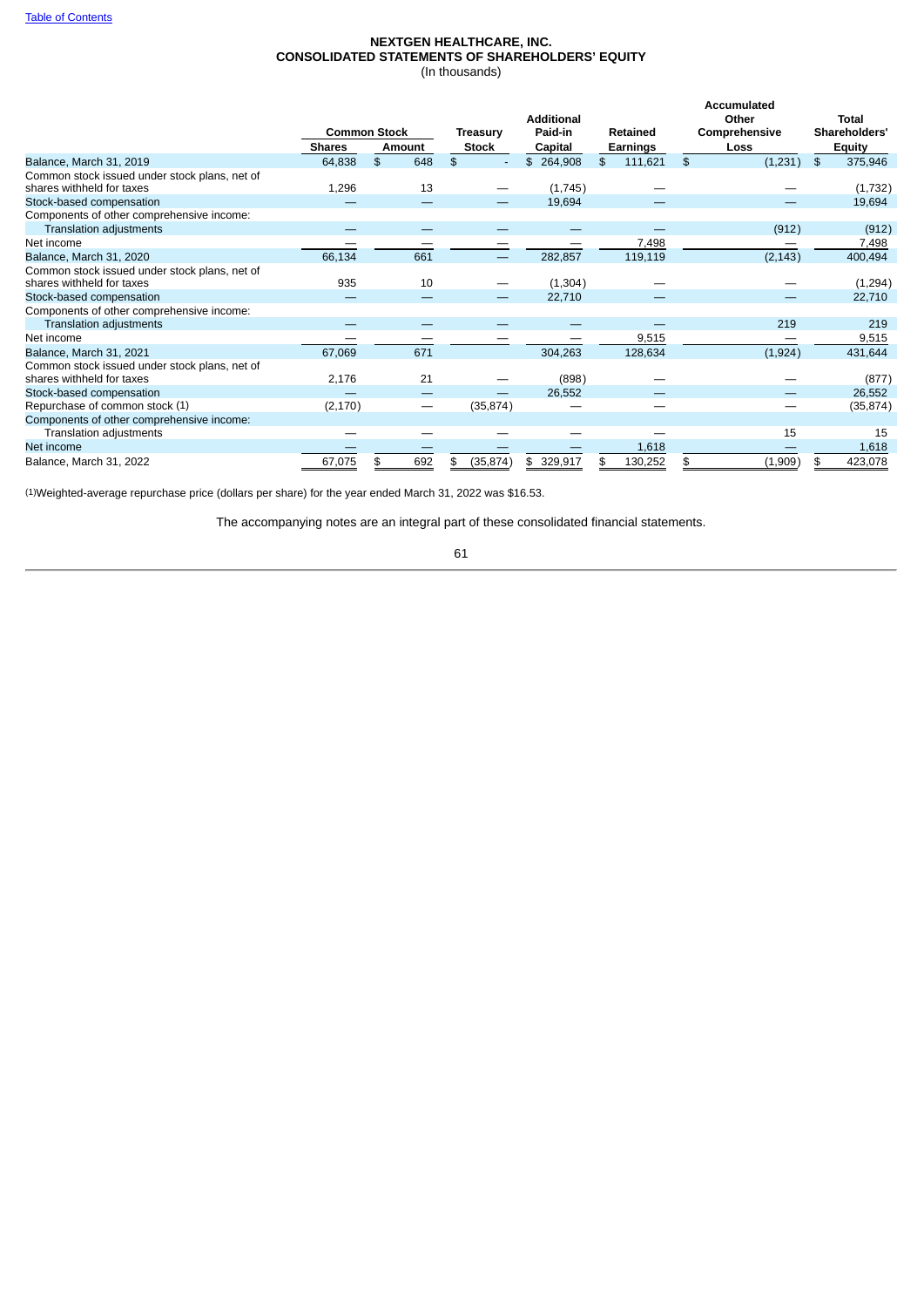Table of Contents

**NEXTGEN HEALTHCARE, INC.**
**CONSOLIDATED STATEMENTS OF SHAREHOLDERS' EQUITY**
(In thousands)

| | Common Stock | | Treasury | Additional Paid-in | Retained | Accumulated Other Comprehensive | Total Shareholders' |
|---|---|---|---|---|---|---|---|
| | Shares | Amount | Stock | Capital | Earnings | Loss | Equity |
| Balance, March 31, 2019 | 64,838 | $ 648 | $ - | $ 264,908 | $ 111,621 | $ (1,231) | $ 375,946 |
| Common stock issued under stock plans, net of shares withheld for taxes | 1,296 | 13 | — | (1,745) | — | — | (1,732) |
| Stock-based compensation | — | — | — | 19,694 | — | — | 19,694 |
| Components of other comprehensive income: | | | | | | | |
| Translation adjustments | — | — | — | — | — | (912) | (912) |
| Net income | — | — | — | — | 7,498 | — | 7,498 |
| Balance, March 31, 2020 | 66,134 | 661 | — | 282,857 | 119,119 | (2,143) | 400,494 |
| Common stock issued under stock plans, net of shares withheld for taxes | 935 | 10 | — | (1,304) | — | — | (1,294) |
| Stock-based compensation | — | — | — | 22,710 | — | — | 22,710 |
| Components of other comprehensive income: | | | | | | | |
| Translation adjustments | — | — | — | — | — | 219 | 219 |
| Net income | — | — | — | — | 9,515 | — | 9,515 |
| Balance, March 31, 2021 | 67,069 | 671 | | 304,263 | 128,634 | (1,924) | 431,644 |
| Common stock issued under stock plans, net of shares withheld for taxes | 2,176 | 21 | — | (898) | — | — | (877) |
| Stock-based compensation | — | — | — | 26,552 | — | — | 26,552 |
| Repurchase of common stock (1) | (2,170) | — | (35,874) | — | — | — | (35,874) |
| Components of other comprehensive income: | | | | | | | |
| Translation adjustments | — | — | — | — | — | 15 | 15 |
| Net income | — | — | — | — | 1,618 | — | 1,618 |
| Balance, March 31, 2022 | 67,075 | $ 692 | $ (35,874) | $ 329,917 | $ 130,252 | $ (1,909) | $ 423,078 |

(1)Weighted-average repurchase price (dollars per share) for the year ended March 31, 2022 was $16.53.

The accompanying notes are an integral part of these consolidated financial statements.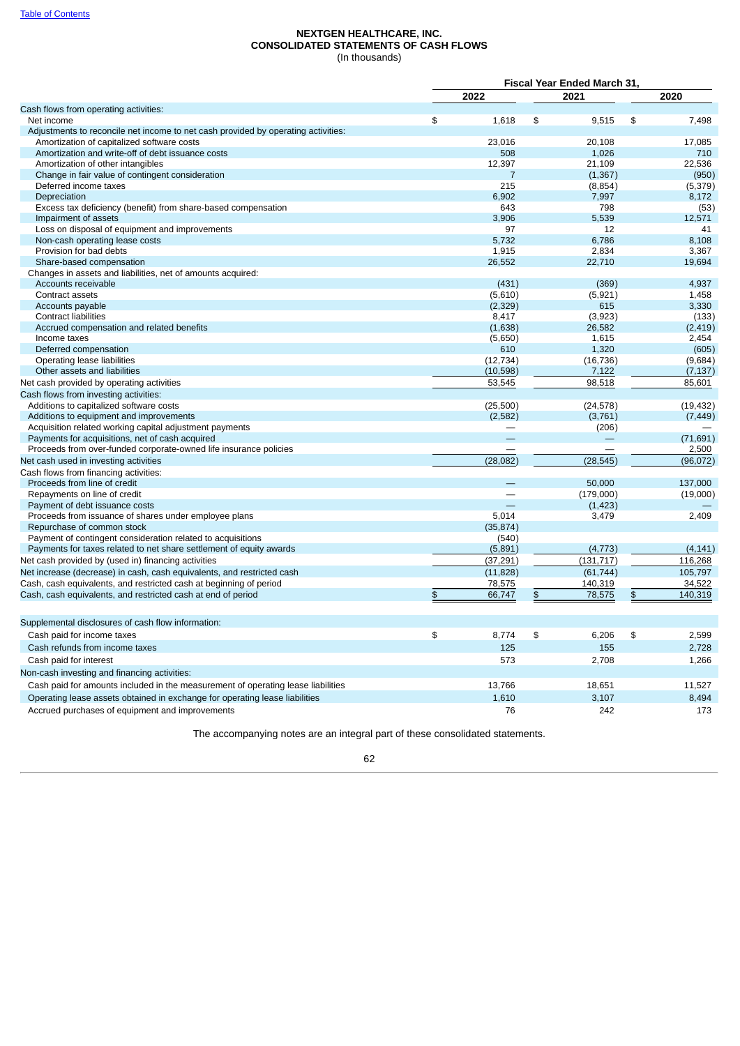**NEXTGEN HEALTHCARE, INC.**
**CONSOLIDATED STATEMENTS OF CASH FLOWS**
(In thousands)

| | Fiscal Year Ended March 31, | | |
|---|---|---|---|
| | 2022 | 2021 | 2020 |
| Cash flows from operating activities: | | | |
| Net income | $ 1,618 | $ 9,515 | $ 7,498 |
| Adjustments to reconcile net income to net cash provided by operating activities: | | | |
| Amortization of capitalized software costs | 23,016 | 20,108 | 17,085 |
| Amortization and write-off of debt issuance costs | 508 | 1,026 | 710 |
| Amortization of other intangibles | 12,397 | 21,109 | 22,536 |
| Change in fair value of contingent consideration | 7 | (1,367) | (950) |
| Deferred income taxes | 215 | (8,854) | (5,379) |
| Depreciation | 6,902 | 7,997 | 8,172 |
| Excess tax deficiency (benefit) from share-based compensation | 643 | 798 | (53) |
| Impairment of assets | 3,906 | 5,539 | 12,571 |
| Loss on disposal of equipment and improvements | 97 | 12 | 41 |
| Non-cash operating lease costs | 5,732 | 6,786 | 8,108 |
| Provision for bad debts | 1,915 | 2,834 | 3,367 |
| Share-based compensation | 26,552 | 22,710 | 19,694 |
| Changes in assets and liabilities, net of amounts acquired: | | | |
| Accounts receivable | (431) | (369) | 4,937 |
| Contract assets | (5,610) | (5,921) | 1,458 |
| Accounts payable | (2,329) | 615 | 3,330 |
| Contract liabilities | 8,417 | (3,923) | (133) |
| Accrued compensation and related benefits | (1,638) | 26,582 | (2,419) |
| Income taxes | (5,650) | 1,615 | 2,454 |
| Deferred compensation | 610 | 1,320 | (605) |
| Operating lease liabilities | (12,734) | (16,736) | (9,684) |
| Other assets and liabilities | (10,598) | 7,122 | (7,137) |
| Net cash provided by operating activities | 53,545 | 98,518 | 85,601 |
| Cash flows from investing activities: | | | |
| Additions to capitalized software costs | (25,500) | (24,578) | (19,432) |
| Additions to equipment and improvements | (2,582) | (3,761) | (7,449) |
| Acquisition related working capital adjustment payments | — | (206) | — |
| Payments for acquisitions, net of cash acquired | — | — | (71,691) |
| Proceeds from over-funded corporate-owned life insurance policies | — | — | 2,500 |
| Net cash used in investing activities | (28,082) | (28,545) | (96,072) |
| Cash flows from financing activities: | | | |
| Proceeds from line of credit | — | 50,000 | 137,000 |
| Repayments on line of credit | — | (179,000) | (19,000) |
| Payment of debt issuance costs | — | (1,423) | — |
| Proceeds from issuance of shares under employee plans | 5,014 | 3,479 | 2,409 |
| Repurchase of common stock | (35,874) | | |
| Payment of contingent consideration related to acquisitions | (540) | | |
| Payments for taxes related to net share settlement of equity awards | (5,891) | (4,773) | (4,141) |
| Net cash provided by (used in) financing activities | (37,291) | (131,717) | 116,268 |
| Net increase (decrease) in cash, cash equivalents, and restricted cash | (11,828) | (61,744) | 105,797 |
| Cash, cash equivalents, and restricted cash at beginning of period | 78,575 | 140,319 | 34,522 |
| Cash, cash equivalents, and restricted cash at end of period | $ 66,747 | $ 78,575 | $ 140,319 |
| | | | |
| Supplemental disclosures of cash flow information: | | | |
| Cash paid for income taxes | $ 8,774 | $ 6,206 | $ 2,599 |
| Cash refunds from income taxes | 125 | 155 | 2,728 |
| Cash paid for interest | 573 | 2,708 | 1,266 |
| Non-cash investing and financing activities: | | | |
| Cash paid for amounts included in the measurement of operating lease liabilities | 13,766 | 18,651 | 11,527 |
| Operating lease assets obtained in exchange for operating lease liabilities | 1,610 | 3,107 | 8,494 |
| Accrued purchases of equipment and improvements | 76 | 242 | 173 |

The accompanying notes are an integral part of these consolidated statements.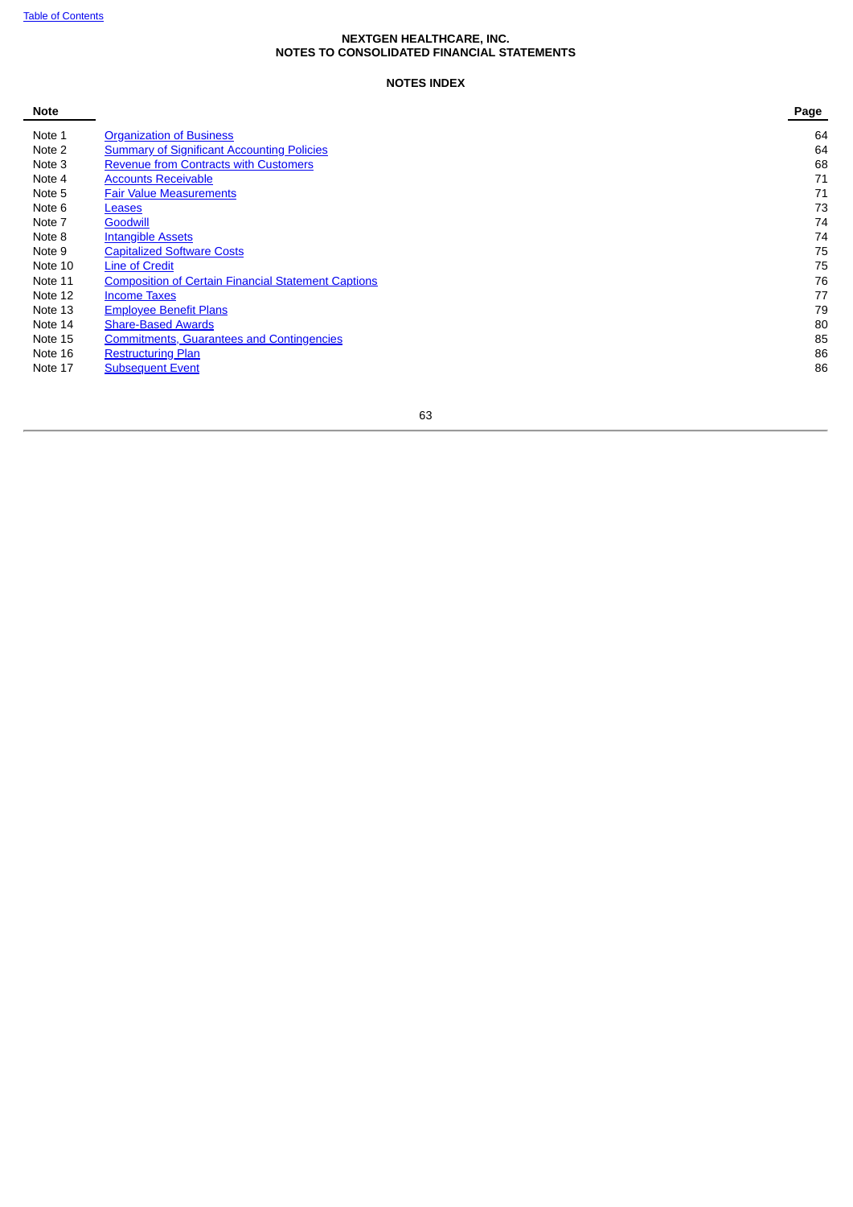**NEXTGEN HEALTHCARE, INC.**
**NOTES TO CONSOLIDATED FINANCIAL STATEMENTS**

**NOTES INDEX**

| Note | | Page |
|---|---|---|
| Note 1 | Organization of Business | 64 |
| Note 2 | Summary of Significant Accounting Policies | 64 |
| Note 3 | Revenue from Contracts with Customers | 68 |
| Note 4 | Accounts Receivable | 71 |
| Note 5 | Fair Value Measurements | 71 |
| Note 6 | Leases | 73 |
| Note 7 | Goodwill | 74 |
| Note 8 | Intangible Assets | 74 |
| Note 9 | Capitalized Software Costs | 75 |
| Note 10 | Line of Credit | 75 |
| Note 11 | Composition of Certain Financial Statement Captions | 76 |
| Note 12 | Income Taxes | 77 |
| Note 13 | Employee Benefit Plans | 79 |
| Note 14 | Share-Based Awards | 80 |
| Note 15 | Commitments, Guarantees and Contingencies | 85 |
| Note 16 | Restructuring Plan | 86 |
| Note 17 | Subsequent Event | 86 |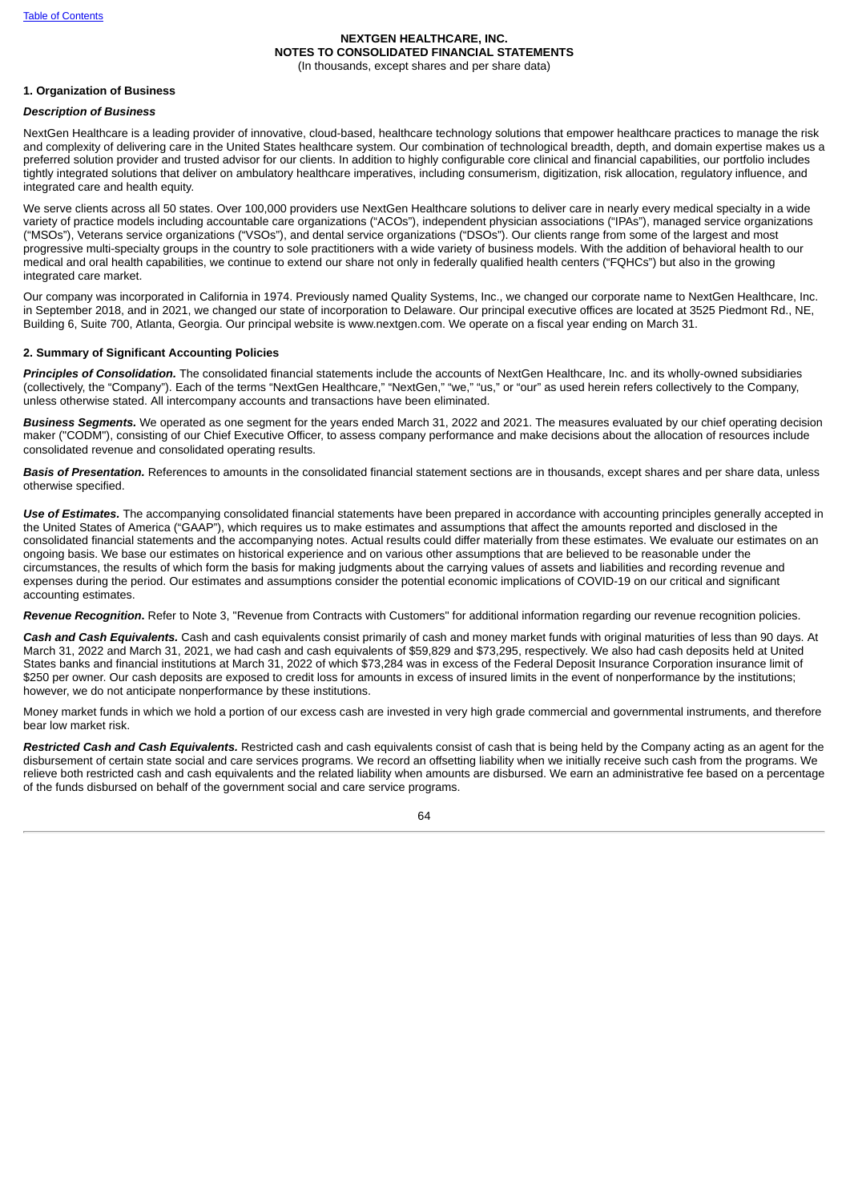**NEXTGEN HEALTHCARE, INC.**
**NOTES TO CONSOLIDATED FINANCIAL STATEMENTS**
(In thousands, except shares and per share data)

## 1. Organization of Business

***Description of Business***

NextGen Healthcare is a leading provider of innovative, cloud-based, healthcare technology solutions that empower healthcare practices to manage the risk and complexity of delivering care in the United States healthcare system. Our combination of technological breadth, depth, and domain expertise makes us a preferred solution provider and trusted advisor for our clients. In addition to highly configurable core clinical and financial capabilities, our portfolio includes tightly integrated solutions that deliver on ambulatory healthcare imperatives, including consumerism, digitization, risk allocation, regulatory influence, and integrated care and health equity.

We serve clients across all 50 states. Over 100,000 providers use NextGen Healthcare solutions to deliver care in nearly every medical specialty in a wide variety of practice models including accountable care organizations ("ACOs"), independent physician associations ("IPAs"), managed service organizations ("MSOs"), Veterans service organizations ("VSOs"), and dental service organizations ("DSOs"). Our clients range from some of the largest and most progressive multi-specialty groups in the country to sole practitioners with a wide variety of business models. With the addition of behavioral health to our medical and oral health capabilities, we continue to extend our share not only in federally qualified health centers ("FQHCs") but also in the growing integrated care market.

Our company was incorporated in California in 1974. Previously named Quality Systems, Inc., we changed our corporate name to NextGen Healthcare, Inc. in September 2018, and in 2021, we changed our state of incorporation to Delaware. Our principal executive offices are located at 3525 Piedmont Rd., NE, Building 6, Suite 700, Atlanta, Georgia. Our principal website is www.nextgen.com. We operate on a fiscal year ending on March 31.

## 2. Summary of Significant Accounting Policies

***Principles of Consolidation.*** The consolidated financial statements include the accounts of NextGen Healthcare, Inc. and its wholly-owned subsidiaries (collectively, the "Company"). Each of the terms "NextGen Healthcare," "NextGen," "we," "us," or "our" as used herein refers collectively to the Company, unless otherwise stated. All intercompany accounts and transactions have been eliminated.

***Business Segments.*** We operated as one segment for the years ended March 31, 2022 and 2021. The measures evaluated by our chief operating decision maker ("CODM"), consisting of our Chief Executive Officer, to assess company performance and make decisions about the allocation of resources include consolidated revenue and consolidated operating results.

***Basis of Presentation.*** References to amounts in the consolidated financial statement sections are in thousands, except shares and per share data, unless otherwise specified.

***Use of Estimates.*** The accompanying consolidated financial statements have been prepared in accordance with accounting principles generally accepted in the United States of America ("GAAP"), which requires us to make estimates and assumptions that affect the amounts reported and disclosed in the consolidated financial statements and the accompanying notes. Actual results could differ materially from these estimates. We evaluate our estimates on an ongoing basis. We base our estimates on historical experience and on various other assumptions that are believed to be reasonable under the circumstances, the results of which form the basis for making judgments about the carrying values of assets and liabilities and recording revenue and expenses during the period. Our estimates and assumptions consider the potential economic implications of COVID-19 on our critical and significant accounting estimates.

***Revenue Recognition.*** Refer to Note 3, "Revenue from Contracts with Customers" for additional information regarding our revenue recognition policies.

***Cash and Cash Equivalents.*** Cash and cash equivalents consist primarily of cash and money market funds with original maturities of less than 90 days. At March 31, 2022 and March 31, 2021, we had cash and cash equivalents of $59,829 and $73,295, respectively. We also had cash deposits held at United States banks and financial institutions at March 31, 2022 of which $73,284 was in excess of the Federal Deposit Insurance Corporation insurance limit of $250 per owner. Our cash deposits are exposed to credit loss for amounts in excess of insured limits in the event of nonperformance by the institutions; however, we do not anticipate nonperformance by these institutions.

Money market funds in which we hold a portion of our excess cash are invested in very high grade commercial and governmental instruments, and therefore bear low market risk.

***Restricted Cash and Cash Equivalents.*** Restricted cash and cash equivalents consist of cash that is being held by the Company acting as an agent for the disbursement of certain state social and care services programs. We record an offsetting liability when we initially receive such cash from the programs. We relieve both restricted cash and cash equivalents and the related liability when amounts are disbursed. We earn an administrative fee based on a percentage of the funds disbursed on behalf of the government social and care service programs.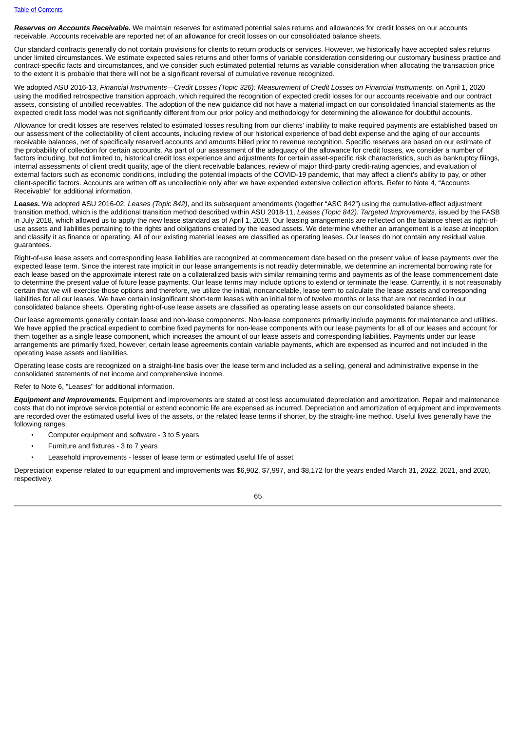***Reserves on Accounts Receivable.*** We maintain reserves for estimated potential sales returns and allowances for credit losses on our accounts receivable. Accounts receivable are reported net of an allowance for credit losses on our consolidated balance sheets.

Our standard contracts generally do not contain provisions for clients to return products or services. However, we historically have accepted sales returns under limited circumstances. We estimate expected sales returns and other forms of variable consideration considering our customary business practice and contract-specific facts and circumstances, and we consider such estimated potential returns as variable consideration when allocating the transaction price to the extent it is probable that there will not be a significant reversal of cumulative revenue recognized.

We adopted ASU 2016-13, *Financial Instruments—Credit Losses (Topic 326): Measurement of Credit Losses on Financial Instruments*, on April 1, 2020 using the modified retrospective transition approach, which required the recognition of expected credit losses for our accounts receivable and our contract assets, consisting of unbilled receivables. The adoption of the new guidance did not have a material impact on our consolidated financial statements as the expected credit loss model was not significantly different from our prior policy and methodology for determining the allowance for doubtful accounts.

Allowance for credit losses are reserves related to estimated losses resulting from our clients' inability to make required payments are established based on our assessment of the collectability of client accounts, including review of our historical experience of bad debt expense and the aging of our accounts receivable balances, net of specifically reserved accounts and amounts billed prior to revenue recognition. Specific reserves are based on our estimate of the probability of collection for certain accounts. As part of our assessment of the adequacy of the allowance for credit losses, we consider a number of factors including, but not limited to, historical credit loss experience and adjustments for certain asset-specific risk characteristics, such as bankruptcy filings, internal assessments of client credit quality, age of the client receivable balances, review of major third-party credit-rating agencies, and evaluation of external factors such as economic conditions, including the potential impacts of the COVID-19 pandemic, that may affect a client's ability to pay, or other client-specific factors. Accounts are written off as uncollectible only after we have expended extensive collection efforts. Refer to Note 4, "Accounts Receivable" for additional information.

***Leases.*** We adopted ASU 2016-02, *Leases (Topic 842)*, and its subsequent amendments (together "ASC 842") using the cumulative-effect adjustment transition method, which is the additional transition method described within ASU 2018-11, *Leases (Topic 842): Targeted Improvements*, issued by the FASB in July 2018, which allowed us to apply the new lease standard as of April 1, 2019. Our leasing arrangements are reflected on the balance sheet as right-of-use assets and liabilities pertaining to the rights and obligations created by the leased assets. We determine whether an arrangement is a lease at inception and classify it as finance or operating. All of our existing material leases are classified as operating leases. Our leases do not contain any residual value guarantees.

Right-of-use lease assets and corresponding lease liabilities are recognized at commencement date based on the present value of lease payments over the expected lease term. Since the interest rate implicit in our lease arrangements is not readily determinable, we determine an incremental borrowing rate for each lease based on the approximate interest rate on a collateralized basis with similar remaining terms and payments as of the lease commencement date to determine the present value of future lease payments. Our lease terms may include options to extend or terminate the lease. Currently, it is not reasonably certain that we will exercise those options and therefore, we utilize the initial, noncancelable, lease term to calculate the lease assets and corresponding liabilities for all our leases. We have certain insignificant short-term leases with an initial term of twelve months or less that are not recorded in our consolidated balance sheets. Operating right-of-use lease assets are classified as operating lease assets on our consolidated balance sheets.

Our lease agreements generally contain lease and non-lease components. Non-lease components primarily include payments for maintenance and utilities. We have applied the practical expedient to combine fixed payments for non-lease components with our lease payments for all of our leases and account for them together as a single lease component, which increases the amount of our lease assets and corresponding liabilities. Payments under our lease arrangements are primarily fixed, however, certain lease agreements contain variable payments, which are expensed as incurred and not included in the operating lease assets and liabilities.

Operating lease costs are recognized on a straight-line basis over the lease term and included as a selling, general and administrative expense in the consolidated statements of net income and comprehensive income.

Refer to Note 6, "Leases" for additional information.

***Equipment and Improvements.*** Equipment and improvements are stated at cost less accumulated depreciation and amortization. Repair and maintenance costs that do not improve service potential or extend economic life are expensed as incurred. Depreciation and amortization of equipment and improvements are recorded over the estimated useful lives of the assets, or the related lease terms if shorter, by the straight-line method. Useful lives generally have the following ranges:

- Computer equipment and software - 3 to 5 years
- Furniture and fixtures - 3 to 7 years
- Leasehold improvements - lesser of lease term or estimated useful life of asset

Depreciation expense related to our equipment and improvements was $6,902, $7,997, and $8,172 for the years ended March 31, 2022, 2021, and 2020, respectively.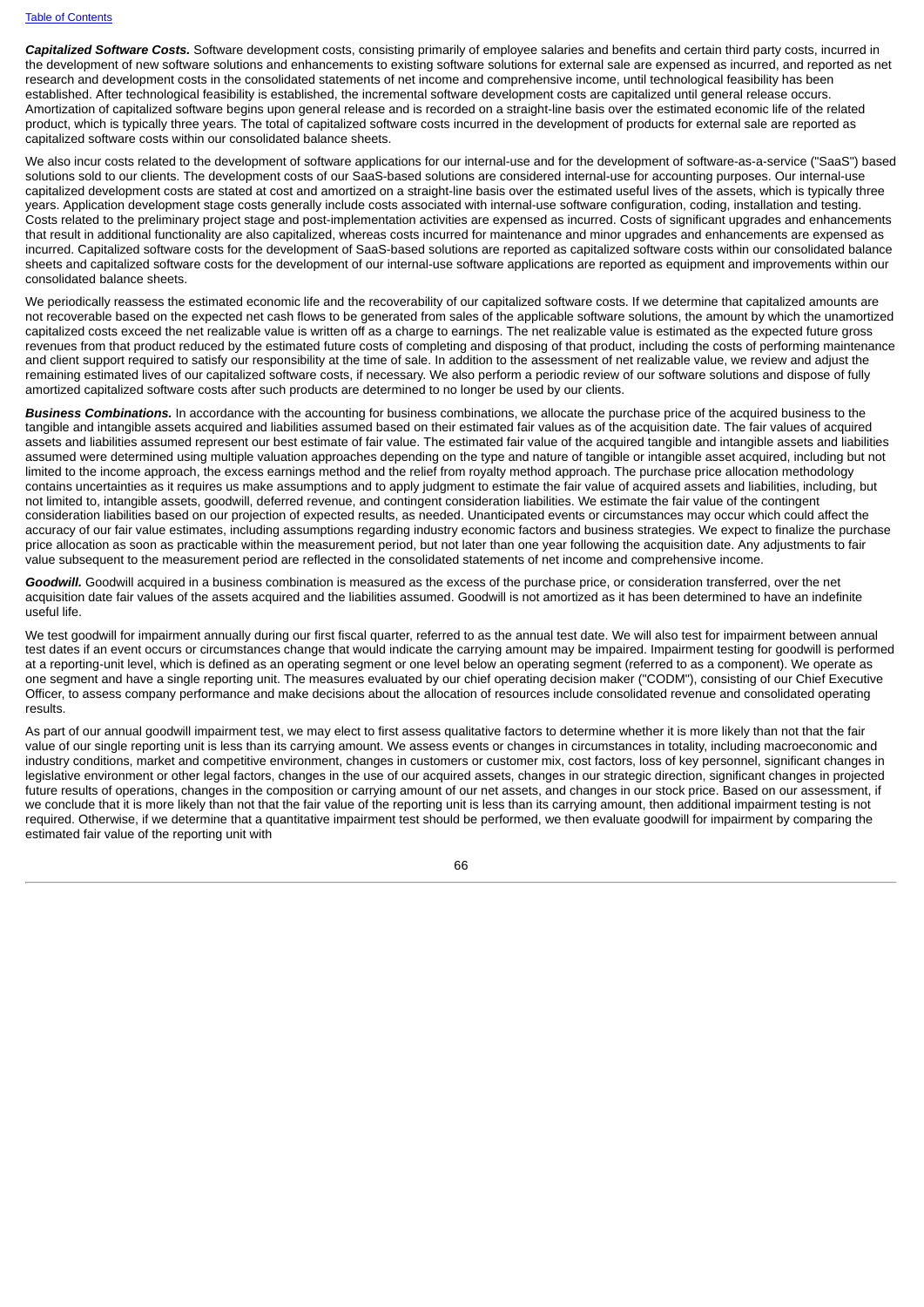***Capitalized Software Costs.*** Software development costs, consisting primarily of employee salaries and benefits and certain third party costs, incurred in the development of new software solutions and enhancements to existing software solutions for external sale are expensed as incurred, and reported as net research and development costs in the consolidated statements of net income and comprehensive income, until technological feasibility has been established. After technological feasibility is established, the incremental software development costs are capitalized until general release occurs. Amortization of capitalized software begins upon general release and is recorded on a straight-line basis over the estimated economic life of the related product, which is typically three years. The total of capitalized software costs incurred in the development of products for external sale are reported as capitalized software costs within our consolidated balance sheets.

We also incur costs related to the development of software applications for our internal-use and for the development of software-as-a-service ("SaaS") based solutions sold to our clients. The development costs of our SaaS-based solutions are considered internal-use for accounting purposes. Our internal-use capitalized development costs are stated at cost and amortized on a straight-line basis over the estimated useful lives of the assets, which is typically three years. Application development stage costs generally include costs associated with internal-use software configuration, coding, installation and testing. Costs related to the preliminary project stage and post-implementation activities are expensed as incurred. Costs of significant upgrades and enhancements that result in additional functionality are also capitalized, whereas costs incurred for maintenance and minor upgrades and enhancements are expensed as incurred. Capitalized software costs for the development of SaaS-based solutions are reported as capitalized software costs within our consolidated balance sheets and capitalized software costs for the development of our internal-use software applications are reported as equipment and improvements within our consolidated balance sheets.

We periodically reassess the estimated economic life and the recoverability of our capitalized software costs. If we determine that capitalized amounts are not recoverable based on the expected net cash flows to be generated from sales of the applicable software solutions, the amount by which the unamortized capitalized costs exceed the net realizable value is written off as a charge to earnings. The net realizable value is estimated as the expected future gross revenues from that product reduced by the estimated future costs of completing and disposing of that product, including the costs of performing maintenance and client support required to satisfy our responsibility at the time of sale. In addition to the assessment of net realizable value, we review and adjust the remaining estimated lives of our capitalized software costs, if necessary. We also perform a periodic review of our software solutions and dispose of fully amortized capitalized software costs after such products are determined to no longer be used by our clients.

***Business Combinations.*** In accordance with the accounting for business combinations, we allocate the purchase price of the acquired business to the tangible and intangible assets acquired and liabilities assumed based on their estimated fair values as of the acquisition date. The fair values of acquired assets and liabilities assumed represent our best estimate of fair value. The estimated fair value of the acquired tangible and intangible assets and liabilities assumed were determined using multiple valuation approaches depending on the type and nature of tangible or intangible asset acquired, including but not limited to the income approach, the excess earnings method and the relief from royalty method approach. The purchase price allocation methodology contains uncertainties as it requires us make assumptions and to apply judgment to estimate the fair value of acquired assets and liabilities, including, but not limited to, intangible assets, goodwill, deferred revenue, and contingent consideration liabilities. We estimate the fair value of the contingent consideration liabilities based on our projection of expected results, as needed. Unanticipated events or circumstances may occur which could affect the accuracy of our fair value estimates, including assumptions regarding industry economic factors and business strategies. We expect to finalize the purchase price allocation as soon as practicable within the measurement period, but not later than one year following the acquisition date. Any adjustments to fair value subsequent to the measurement period are reflected in the consolidated statements of net income and comprehensive income.

***Goodwill.*** Goodwill acquired in a business combination is measured as the excess of the purchase price, or consideration transferred, over the net acquisition date fair values of the assets acquired and the liabilities assumed. Goodwill is not amortized as it has been determined to have an indefinite useful life.

We test goodwill for impairment annually during our first fiscal quarter, referred to as the annual test date. We will also test for impairment between annual test dates if an event occurs or circumstances change that would indicate the carrying amount may be impaired. Impairment testing for goodwill is performed at a reporting-unit level, which is defined as an operating segment or one level below an operating segment (referred to as a component). We operate as one segment and have a single reporting unit. The measures evaluated by our chief operating decision maker ("CODM"), consisting of our Chief Executive Officer, to assess company performance and make decisions about the allocation of resources include consolidated revenue and consolidated operating results.

As part of our annual goodwill impairment test, we may elect to first assess qualitative factors to determine whether it is more likely than not that the fair value of our single reporting unit is less than its carrying amount. We assess events or changes in circumstances in totality, including macroeconomic and industry conditions, market and competitive environment, changes in customers or customer mix, cost factors, loss of key personnel, significant changes in legislative environment or other legal factors, changes in the use of our acquired assets, changes in our strategic direction, significant changes in projected future results of operations, changes in the composition or carrying amount of our net assets, and changes in our stock price. Based on our assessment, if we conclude that it is more likely than not that the fair value of the reporting unit is less than its carrying amount, then additional impairment testing is not required. Otherwise, if we determine that a quantitative impairment test should be performed, we then evaluate goodwill for impairment by comparing the estimated fair value of the reporting unit with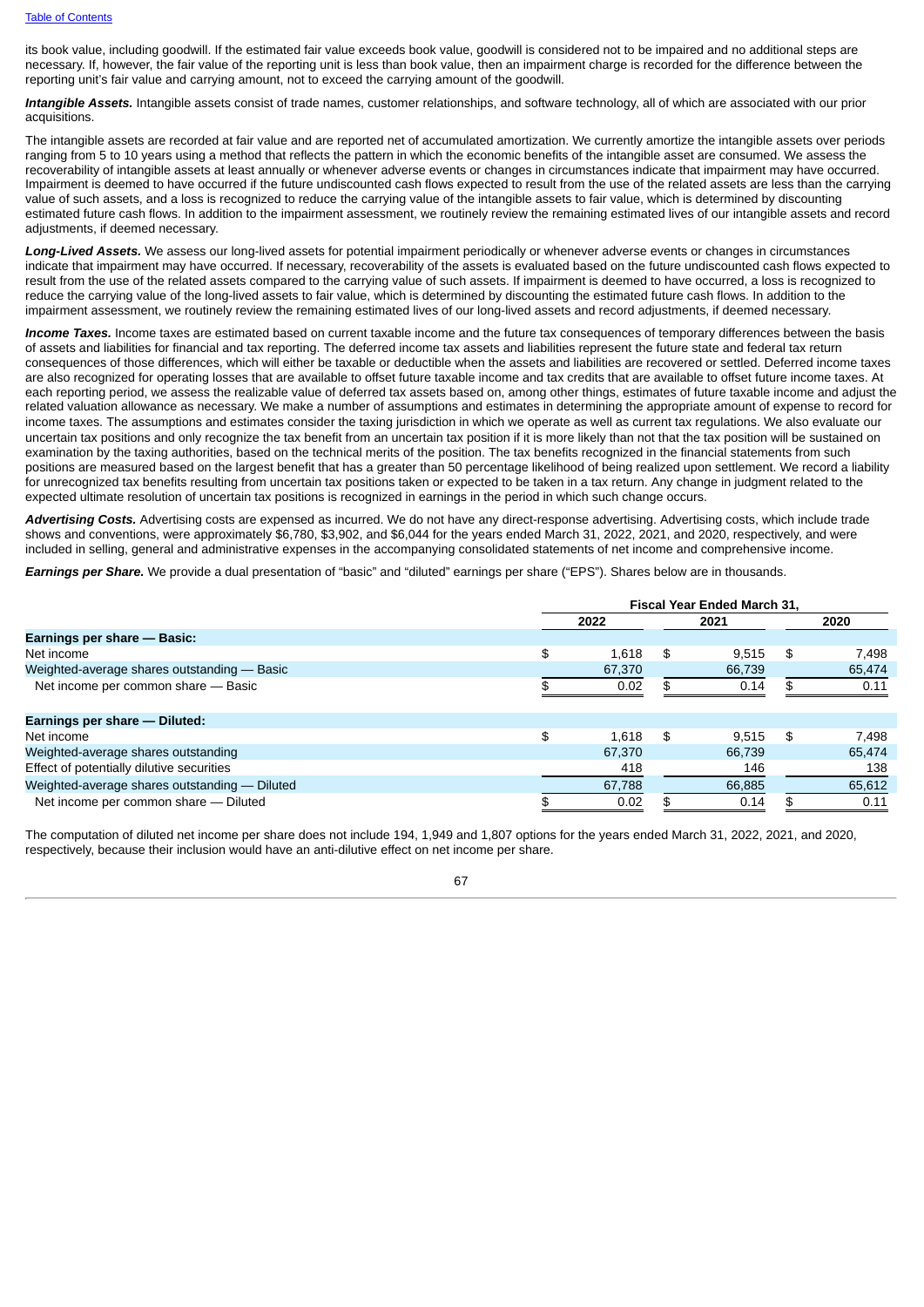its book value, including goodwill. If the estimated fair value exceeds book value, goodwill is considered not to be impaired and no additional steps are necessary. If, however, the fair value of the reporting unit is less than book value, then an impairment charge is recorded for the difference between the reporting unit's fair value and carrying amount, not to exceed the carrying amount of the goodwill.

***Intangible Assets.*** Intangible assets consist of trade names, customer relationships, and software technology, all of which are associated with our prior acquisitions.

The intangible assets are recorded at fair value and are reported net of accumulated amortization. We currently amortize the intangible assets over periods ranging from 5 to 10 years using a method that reflects the pattern in which the economic benefits of the intangible asset are consumed. We assess the recoverability of intangible assets at least annually or whenever adverse events or changes in circumstances indicate that impairment may have occurred. Impairment is deemed to have occurred if the future undiscounted cash flows expected to result from the use of the related assets are less than the carrying value of such assets, and a loss is recognized to reduce the carrying value of the intangible assets to fair value, which is determined by discounting estimated future cash flows. In addition to the impairment assessment, we routinely review the remaining estimated lives of our intangible assets and record adjustments, if deemed necessary.

***Long-Lived Assets.*** We assess our long-lived assets for potential impairment periodically or whenever adverse events or changes in circumstances indicate that impairment may have occurred. If necessary, recoverability of the assets is evaluated based on the future undiscounted cash flows expected to result from the use of the related assets compared to the carrying value of such assets. If impairment is deemed to have occurred, a loss is recognized to reduce the carrying value of the long-lived assets to fair value, which is determined by discounting the estimated future cash flows. In addition to the impairment assessment, we routinely review the remaining estimated lives of our long-lived assets and record adjustments, if deemed necessary.

***Income Taxes.*** Income taxes are estimated based on current taxable income and the future tax consequences of temporary differences between the basis of assets and liabilities for financial and tax reporting. The deferred income tax assets and liabilities represent the future state and federal tax return consequences of those differences, which will either be taxable or deductible when the assets and liabilities are recovered or settled. Deferred income taxes are also recognized for operating losses that are available to offset future taxable income and tax credits that are available to offset future income taxes. At each reporting period, we assess the realizable value of deferred tax assets based on, among other things, estimates of future taxable income and adjust the related valuation allowance as necessary. We make a number of assumptions and estimates in determining the appropriate amount of expense to record for income taxes. The assumptions and estimates consider the taxing jurisdiction in which we operate as well as current tax regulations. We also evaluate our uncertain tax positions and only recognize the tax benefit from an uncertain tax position if it is more likely than not that the tax position will be sustained on examination by the taxing authorities, based on the technical merits of the position. The tax benefits recognized in the financial statements from such positions are measured based on the largest benefit that has a greater than 50 percentage likelihood of being realized upon settlement. We record a liability for unrecognized tax benefits resulting from uncertain tax positions taken or expected to be taken in a tax return. Any change in judgment related to the expected ultimate resolution of uncertain tax positions is recognized in earnings in the period in which such change occurs.

***Advertising Costs.*** Advertising costs are expensed as incurred. We do not have any direct-response advertising. Advertising costs, which include trade shows and conventions, were approximately $6,780, $3,902, and $6,044 for the years ended March 31, 2022, 2021, and 2020, respectively, and were included in selling, general and administrative expenses in the accompanying consolidated statements of net income and comprehensive income.

***Earnings per Share.*** We provide a dual presentation of "basic" and "diluted" earnings per share ("EPS"). Shares below are in thousands.

| | Fiscal Year Ended March 31, | | |
|---|---|---|---|
| | 2022 | 2021 | 2020 |
| **Earnings per share — Basic:** | | | |
| Net income | $ 1,618 | $ 9,515 | $ 7,498 |
| Weighted-average shares outstanding — Basic | 67,370 | 66,739 | 65,474 |
| Net income per common share — Basic | $ 0.02 | $ 0.14 | $ 0.11 |
| **Earnings per share — Diluted:** | | | |
| Net income | $ 1,618 | $ 9,515 | $ 7,498 |
| Weighted-average shares outstanding | 67,370 | 66,739 | 65,474 |
| Effect of potentially dilutive securities | 418 | 146 | 138 |
| Weighted-average shares outstanding — Diluted | 67,788 | 66,885 | 65,612 |
| Net income per common share — Diluted | $ 0.02 | $ 0.14 | $ 0.11 |

The computation of diluted net income per share does not include 194, 1,949 and 1,807 options for the years ended March 31, 2022, 2021, and 2020, respectively, because their inclusion would have an anti-dilutive effect on net income per share.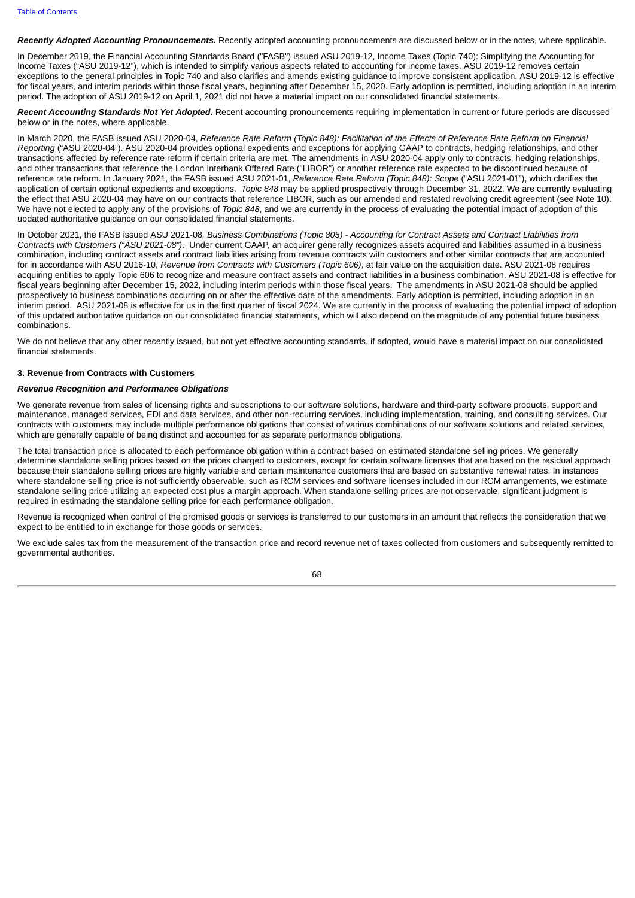***Recently Adopted Accounting Pronouncements.*** Recently adopted accounting pronouncements are discussed below or in the notes, where applicable.

In December 2019, the Financial Accounting Standards Board ("FASB") issued ASU 2019-12, Income Taxes (Topic 740): Simplifying the Accounting for Income Taxes ("ASU 2019-12"), which is intended to simplify various aspects related to accounting for income taxes. ASU 2019-12 removes certain exceptions to the general principles in Topic 740 and also clarifies and amends existing guidance to improve consistent application. ASU 2019-12 is effective for fiscal years, and interim periods within those fiscal years, beginning after December 15, 2020. Early adoption is permitted, including adoption in an interim period. The adoption of ASU 2019-12 on April 1, 2021 did not have a material impact on our consolidated financial statements.

***Recent Accounting Standards Not Yet Adopted.*** Recent accounting pronouncements requiring implementation in current or future periods are discussed below or in the notes, where applicable.

In March 2020, the FASB issued ASU 2020-04, *Reference Rate Reform (Topic 848): Facilitation of the Effects of Reference Rate Reform on Financial Reporting* ("ASU 2020-04"). ASU 2020-04 provides optional expedients and exceptions for applying GAAP to contracts, hedging relationships, and other transactions affected by reference rate reform if certain criteria are met. The amendments in ASU 2020-04 apply only to contracts, hedging relationships, and other transactions that reference the London Interbank Offered Rate ("LIBOR") or another reference rate expected to be discontinued because of reference rate reform. In January 2021, the FASB issued ASU 2021-01, *Reference Rate Reform (Topic 848): Scope* ("ASU 2021-01"), which clarifies the application of certain optional expedients and exceptions. *Topic 848* may be applied prospectively through December 31, 2022. We are currently evaluating the effect that ASU 2020-04 may have on our contracts that reference LIBOR, such as our amended and restated revolving credit agreement (see Note 10). We have not elected to apply any of the provisions of *Topic 848*, and we are currently in the process of evaluating the potential impact of adoption of this updated authoritative guidance on our consolidated financial statements.

In October 2021, the FASB issued ASU 2021-08*, Business Combinations (Topic 805) - Accounting for Contract Assets and Contract Liabilities from Contracts with Customers ("ASU 2021-08")*. Under current GAAP, an acquirer generally recognizes assets acquired and liabilities assumed in a business combination, including contract assets and contract liabilities arising from revenue contracts with customers and other similar contracts that are accounted for in accordance with ASU 2016-10, *Revenue from Contracts with Customers (Topic 606)*, at fair value on the acquisition date. ASU 2021-08 requires acquiring entities to apply Topic 606 to recognize and measure contract assets and contract liabilities in a business combination. ASU 2021-08 is effective for fiscal years beginning after December 15, 2022, including interim periods within those fiscal years. The amendments in ASU 2021-08 should be applied prospectively to business combinations occurring on or after the effective date of the amendments. Early adoption is permitted, including adoption in an interim period. ASU 2021-08 is effective for us in the first quarter of fiscal 2024. We are currently in the process of evaluating the potential impact of adoption of this updated authoritative guidance on our consolidated financial statements, which will also depend on the magnitude of any potential future business combinations.

We do not believe that any other recently issued, but not yet effective accounting standards, if adopted, would have a material impact on our consolidated financial statements.

### 3. Revenue from Contracts with Customers

***Revenue Recognition and Performance Obligations***

We generate revenue from sales of licensing rights and subscriptions to our software solutions, hardware and third-party software products, support and maintenance, managed services, EDI and data services, and other non-recurring services, including implementation, training, and consulting services. Our contracts with customers may include multiple performance obligations that consist of various combinations of our software solutions and related services, which are generally capable of being distinct and accounted for as separate performance obligations.

The total transaction price is allocated to each performance obligation within a contract based on estimated standalone selling prices. We generally determine standalone selling prices based on the prices charged to customers, except for certain software licenses that are based on the residual approach because their standalone selling prices are highly variable and certain maintenance customers that are based on substantive renewal rates. In instances where standalone selling price is not sufficiently observable, such as RCM services and software licenses included in our RCM arrangements, we estimate standalone selling price utilizing an expected cost plus a margin approach. When standalone selling prices are not observable, significant judgment is required in estimating the standalone selling price for each performance obligation.

Revenue is recognized when control of the promised goods or services is transferred to our customers in an amount that reflects the consideration that we expect to be entitled to in exchange for those goods or services.

We exclude sales tax from the measurement of the transaction price and record revenue net of taxes collected from customers and subsequently remitted to governmental authorities.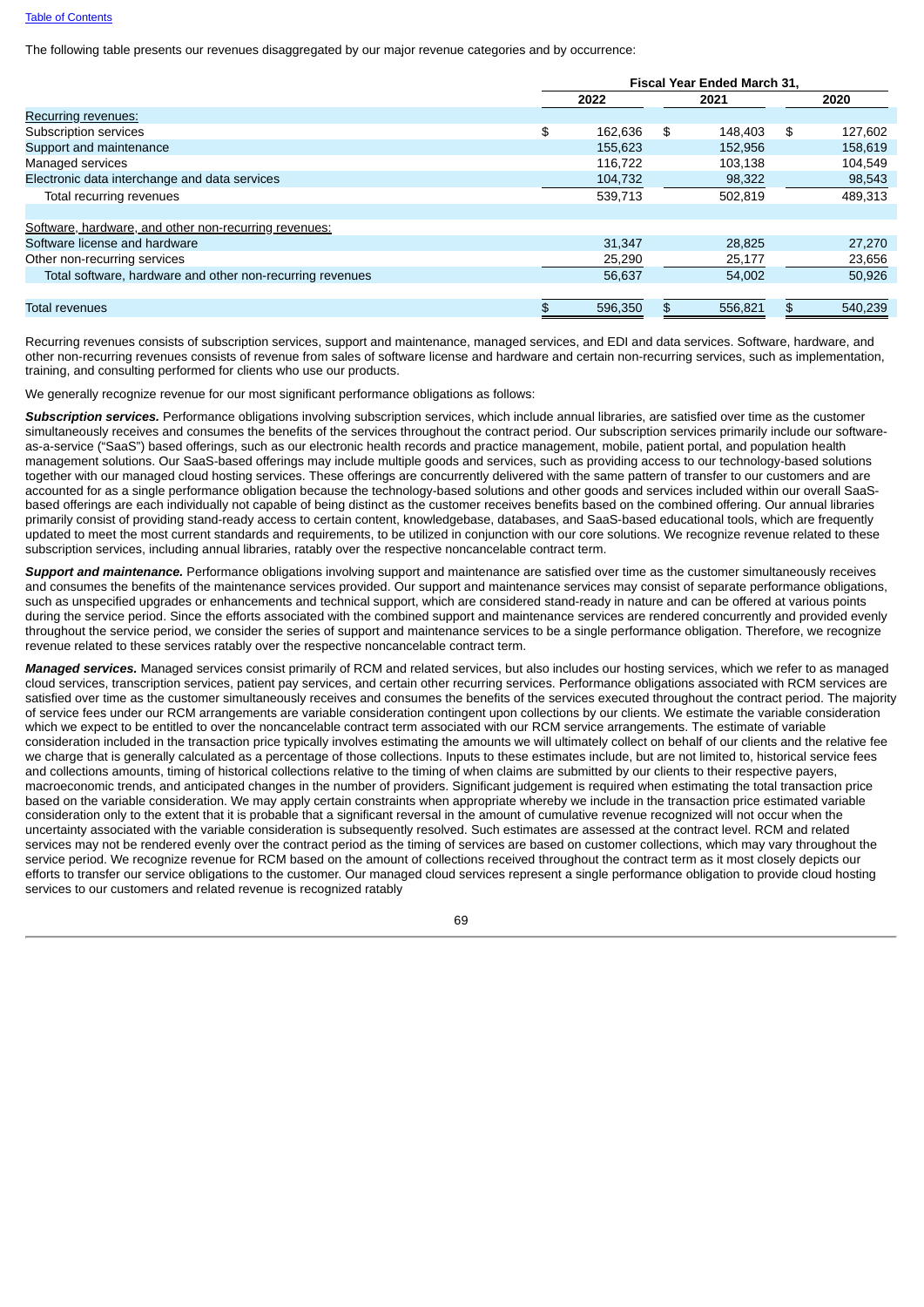The following table presents our revenues disaggregated by our major revenue categories and by occurrence:

| | Fiscal Year Ended March 31, | | |
|---|---|---|---|
| | 2022 | 2021 | 2020 |
| Recurring revenues: | | | |
| Subscription services | $ 162,636 | $ 148,403 | $ 127,602 |
| Support and maintenance | 155,623 | 152,956 | 158,619 |
| Managed services | 116,722 | 103,138 | 104,549 |
| Electronic data interchange and data services | 104,732 | 98,322 | 98,543 |
| Total recurring revenues | 539,713 | 502,819 | 489,313 |
| | | | |
| Software, hardware, and other non-recurring revenues: | | | |
| Software license and hardware | 31,347 | 28,825 | 27,270 |
| Other non-recurring services | 25,290 | 25,177 | 23,656 |
| Total software, hardware and other non-recurring revenues | 56,637 | 54,002 | 50,926 |
| | | | |
| Total revenues | $ 596,350 | $ 556,821 | $ 540,239 |

Recurring revenues consists of subscription services, support and maintenance, managed services, and EDI and data services. Software, hardware, and other non-recurring revenues consists of revenue from sales of software license and hardware and certain non-recurring services, such as implementation, training, and consulting performed for clients who use our products.

We generally recognize revenue for our most significant performance obligations as follows:

***Subscription services.*** Performance obligations involving subscription services, which include annual libraries, are satisfied over time as the customer simultaneously receives and consumes the benefits of the services throughout the contract period. Our subscription services primarily include our software-as-a-service ("SaaS") based offerings, such as our electronic health records and practice management, mobile, patient portal, and population health management solutions. Our SaaS-based offerings may include multiple goods and services, such as providing access to our technology-based solutions together with our managed cloud hosting services. These offerings are concurrently delivered with the same pattern of transfer to our customers and are accounted for as a single performance obligation because the technology-based solutions and other goods and services included within our overall SaaS-based offerings are each individually not capable of being distinct as the customer receives benefits based on the combined offering. Our annual libraries primarily consist of providing stand-ready access to certain content, knowledgebase, databases, and SaaS-based educational tools, which are frequently updated to meet the most current standards and requirements, to be utilized in conjunction with our core solutions. We recognize revenue related to these subscription services, including annual libraries, ratably over the respective noncancelable contract term.

***Support and maintenance.*** Performance obligations involving support and maintenance are satisfied over time as the customer simultaneously receives and consumes the benefits of the maintenance services provided. Our support and maintenance services may consist of separate performance obligations, such as unspecified upgrades or enhancements and technical support, which are considered stand-ready in nature and can be offered at various points during the service period. Since the efforts associated with the combined support and maintenance services are rendered concurrently and provided evenly throughout the service period, we consider the series of support and maintenance services to be a single performance obligation. Therefore, we recognize revenue related to these services ratably over the respective noncancelable contract term.

***Managed services.*** Managed services consist primarily of RCM and related services, but also includes our hosting services, which we refer to as managed cloud services, transcription services, patient pay services, and certain other recurring services. Performance obligations associated with RCM services are satisfied over time as the customer simultaneously receives and consumes the benefits of the services executed throughout the contract period. The majority of service fees under our RCM arrangements are variable consideration contingent upon collections by our clients. We estimate the variable consideration which we expect to be entitled to over the noncancelable contract term associated with our RCM service arrangements. The estimate of variable consideration included in the transaction price typically involves estimating the amounts we will ultimately collect on behalf of our clients and the relative fee we charge that is generally calculated as a percentage of those collections. Inputs to these estimates include, but are not limited to, historical service fees and collections amounts, timing of historical collections relative to the timing of when claims are submitted by our clients to their respective payers, macroeconomic trends, and anticipated changes in the number of providers. Significant judgement is required when estimating the total transaction price based on the variable consideration. We may apply certain constraints when appropriate whereby we include in the transaction price estimated variable consideration only to the extent that it is probable that a significant reversal in the amount of cumulative revenue recognized will not occur when the uncertainty associated with the variable consideration is subsequently resolved. Such estimates are assessed at the contract level. RCM and related services may not be rendered evenly over the contract period as the timing of services are based on customer collections, which may vary throughout the service period. We recognize revenue for RCM based on the amount of collections received throughout the contract term as it most closely depicts our efforts to transfer our service obligations to the customer. Our managed cloud services represent a single performance obligation to provide cloud hosting services to our customers and related revenue is recognized ratably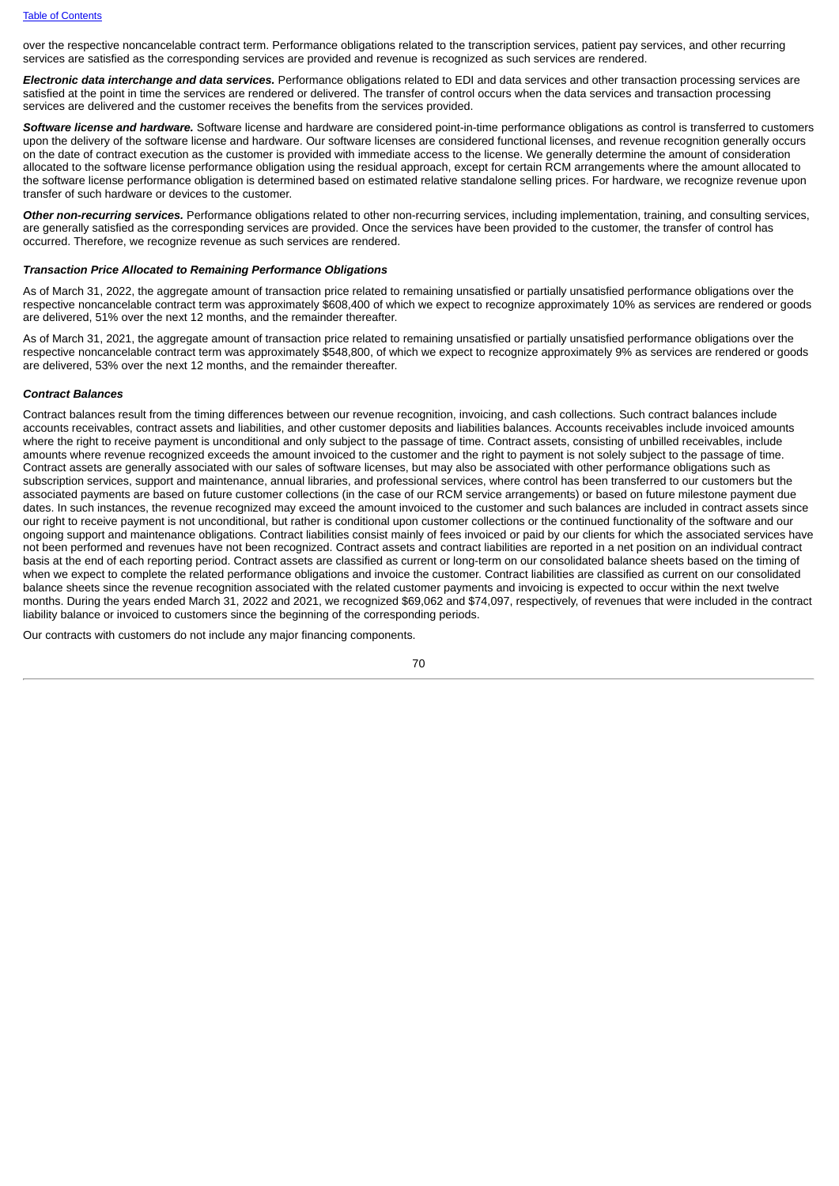over the respective noncancelable contract term. Performance obligations related to the transcription services, patient pay services, and other recurring services are satisfied as the corresponding services are provided and revenue is recognized as such services are rendered.

***Electronic data interchange and data services.*** Performance obligations related to EDI and data services and other transaction processing services are satisfied at the point in time the services are rendered or delivered. The transfer of control occurs when the data services and transaction processing services are delivered and the customer receives the benefits from the services provided.

***Software license and hardware.*** Software license and hardware are considered point-in-time performance obligations as control is transferred to customers upon the delivery of the software license and hardware. Our software licenses are considered functional licenses, and revenue recognition generally occurs on the date of contract execution as the customer is provided with immediate access to the license. We generally determine the amount of consideration allocated to the software license performance obligation using the residual approach, except for certain RCM arrangements where the amount allocated to the software license performance obligation is determined based on estimated relative standalone selling prices. For hardware, we recognize revenue upon transfer of such hardware or devices to the customer.

***Other non-recurring services.*** Performance obligations related to other non-recurring services, including implementation, training, and consulting services, are generally satisfied as the corresponding services are provided. Once the services have been provided to the customer, the transfer of control has occurred. Therefore, we recognize revenue as such services are rendered.

***Transaction Price Allocated to Remaining Performance Obligations***

As of March 31, 2022, the aggregate amount of transaction price related to remaining unsatisfied or partially unsatisfied performance obligations over the respective noncancelable contract term was approximately $608,400 of which we expect to recognize approximately 10% as services are rendered or goods are delivered, 51% over the next 12 months, and the remainder thereafter.

As of March 31, 2021, the aggregate amount of transaction price related to remaining unsatisfied or partially unsatisfied performance obligations over the respective noncancelable contract term was approximately $548,800, of which we expect to recognize approximately 9% as services are rendered or goods are delivered, 53% over the next 12 months, and the remainder thereafter.

***Contract Balances***

Contract balances result from the timing differences between our revenue recognition, invoicing, and cash collections. Such contract balances include accounts receivables, contract assets and liabilities, and other customer deposits and liabilities balances. Accounts receivables include invoiced amounts where the right to receive payment is unconditional and only subject to the passage of time. Contract assets, consisting of unbilled receivables, include amounts where revenue recognized exceeds the amount invoiced to the customer and the right to payment is not solely subject to the passage of time. Contract assets are generally associated with our sales of software licenses, but may also be associated with other performance obligations such as subscription services, support and maintenance, annual libraries, and professional services, where control has been transferred to our customers but the associated payments are based on future customer collections (in the case of our RCM service arrangements) or based on future milestone payment due dates. In such instances, the revenue recognized may exceed the amount invoiced to the customer and such balances are included in contract assets since our right to receive payment is not unconditional, but rather is conditional upon customer collections or the continued functionality of the software and our ongoing support and maintenance obligations. Contract liabilities consist mainly of fees invoiced or paid by our clients for which the associated services have not been performed and revenues have not been recognized. Contract assets and contract liabilities are reported in a net position on an individual contract basis at the end of each reporting period. Contract assets are classified as current or long-term on our consolidated balance sheets based on the timing of when we expect to complete the related performance obligations and invoice the customer. Contract liabilities are classified as current on our consolidated balance sheets since the revenue recognition associated with the related customer payments and invoicing is expected to occur within the next twelve months. During the years ended March 31, 2022 and 2021, we recognized $69,062 and $74,097, respectively, of revenues that were included in the contract liability balance or invoiced to customers since the beginning of the corresponding periods.

Our contracts with customers do not include any major financing components.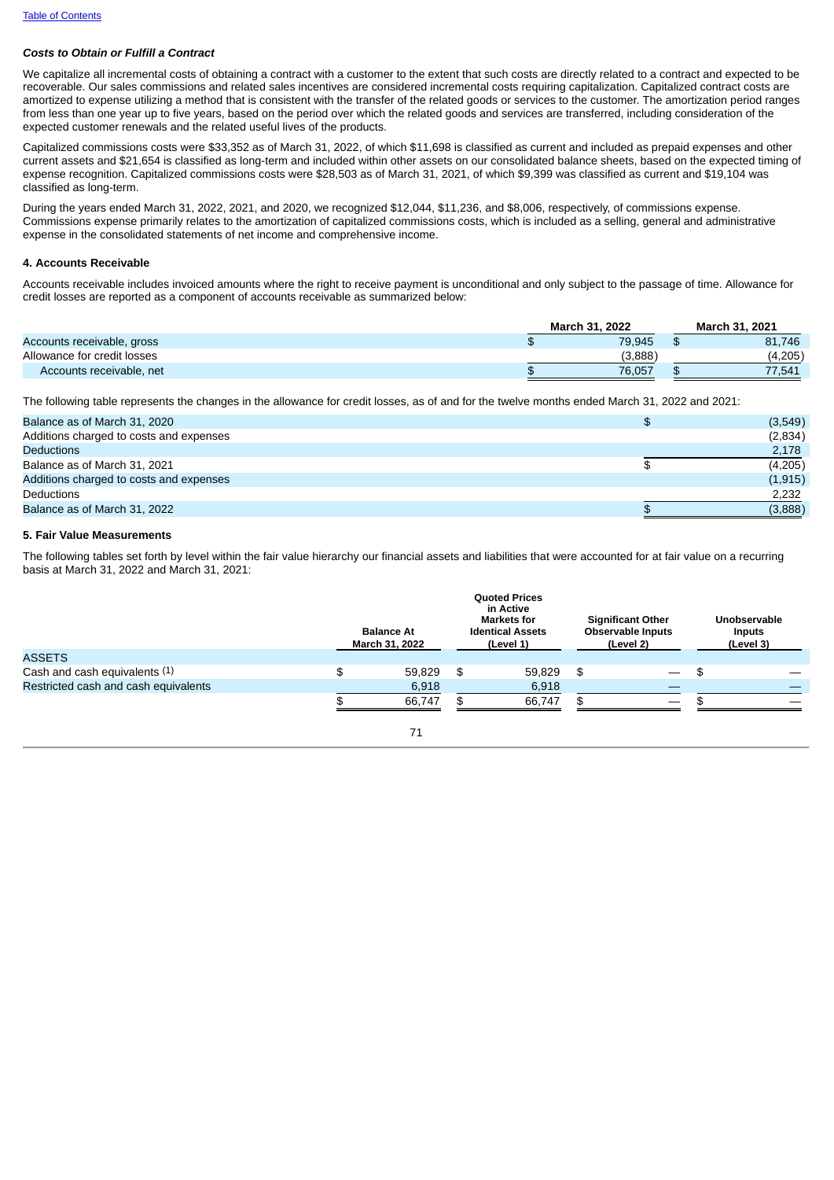*Costs to Obtain or Fulfill a Contract*

We capitalize all incremental costs of obtaining a contract with a customer to the extent that such costs are directly related to a contract and expected to be recoverable. Our sales commissions and related sales incentives are considered incremental costs requiring capitalization. Capitalized contract costs are amortized to expense utilizing a method that is consistent with the transfer of the related goods or services to the customer. The amortization period ranges from less than one year up to five years, based on the period over which the related goods and services are transferred, including consideration of the expected customer renewals and the related useful lives of the products.

Capitalized commissions costs were $33,352 as of March 31, 2022, of which $11,698 is classified as current and included as prepaid expenses and other current assets and $21,654 is classified as long-term and included within other assets on our consolidated balance sheets, based on the expected timing of expense recognition. Capitalized commissions costs were $28,503 as of March 31, 2021, of which $9,399 was classified as current and $19,104 was classified as long-term.

During the years ended March 31, 2022, 2021, and 2020, we recognized $12,044, $11,236, and $8,006, respectively, of commissions expense. Commissions expense primarily relates to the amortization of capitalized commissions costs, which is included as a selling, general and administrative expense in the consolidated statements of net income and comprehensive income.

**4. Accounts Receivable**

Accounts receivable includes invoiced amounts where the right to receive payment is unconditional and only subject to the passage of time. Allowance for credit losses are reported as a component of accounts receivable as summarized below:

| | March 31, 2022 | March 31, 2021 |
|---|---|---|
| Accounts receivable, gross | $ 79,945 | $ 81,746 |
| Allowance for credit losses | (3,888) | (4,205) |
| Accounts receivable, net | $ 76,057 | $ 77,541 |

The following table represents the changes in the allowance for credit losses, as of and for the twelve months ended March 31, 2022 and 2021:

| | |
|---|---|
| Balance as of March 31, 2020 | $ (3,549) |
| Additions charged to costs and expenses | (2,834) |
| Deductions | 2,178 |
| Balance as of March 31, 2021 | $ (4,205) |
| Additions charged to costs and expenses | (1,915) |
| Deductions | 2,232 |
| Balance as of March 31, 2022 | $ (3,888) |

**5. Fair Value Measurements**

The following tables set forth by level within the fair value hierarchy our financial assets and liabilities that were accounted for at fair value on a recurring basis at March 31, 2022 and March 31, 2021:

| | Balance At March 31, 2022 | Quoted Prices in Active Markets for Identical Assets (Level 1) | Significant Other Observable Inputs (Level 2) | Unobservable Inputs (Level 3) |
|---|---|---|---|---|
| ASSETS | | | | |
| Cash and cash equivalents (1) | $ 59,829 | $ 59,829 | $ — | $ — |
| Restricted cash and cash equivalents | 6,918 | 6,918 | — | — |
| | $ 66,747 | $ 66,747 | $ — | $ — |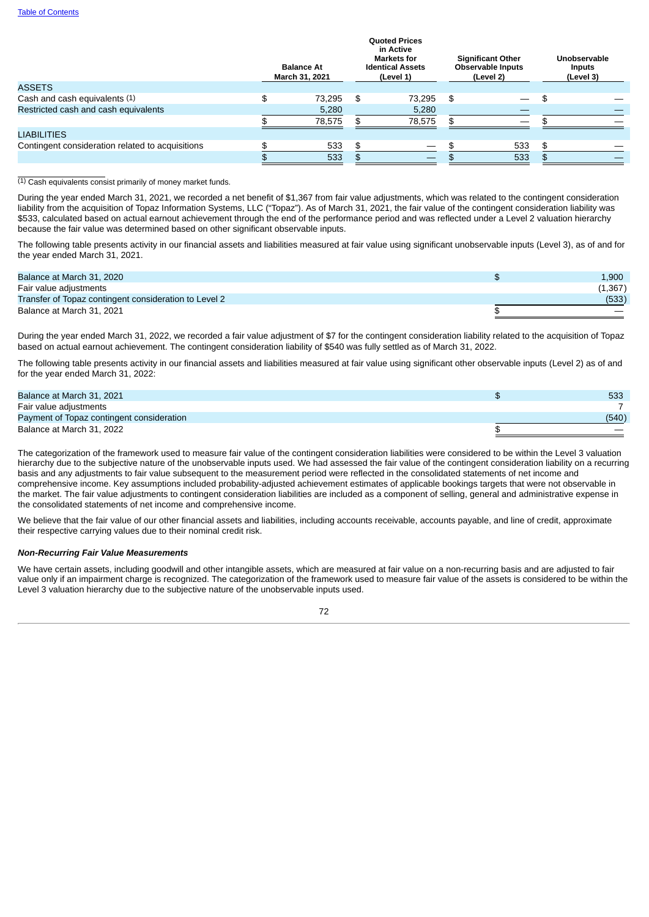| | Balance At March 31, 2021 | Quoted Prices in Active Markets for Identical Assets (Level 1) | Significant Other Observable Inputs (Level 2) | Unobservable Inputs (Level 3) |
|---|---|---|---|---|
| ASSETS | | | | |
| Cash and cash equivalents (1) | $ 73,295 | $ 73,295 | $ — | $ — |
| Restricted cash and cash equivalents | 5,280 | 5,280 | — | — |
| | $ 78,575 | $ 78,575 | $ — | $ — |
| LIABILITIES | | | | |
| Contingent consideration related to acquisitions | $ 533 | $ — | $ 533 | $ — |
| | $ 533 | $ — | $ 533 | $ — |

(1) Cash equivalents consist primarily of money market funds.

During the year ended March 31, 2021, we recorded a net benefit of $1,367 from fair value adjustments, which was related to the contingent consideration liability from the acquisition of Topaz Information Systems, LLC ("Topaz"). As of March 31, 2021, the fair value of the contingent consideration liability was $533, calculated based on actual earnout achievement through the end of the performance period and was reflected under a Level 2 valuation hierarchy because the fair value was determined based on other significant observable inputs.

The following table presents activity in our financial assets and liabilities measured at fair value using significant unobservable inputs (Level 3), as of and for the year ended March 31, 2021.

| | |
|---|---|
| Balance at March 31, 2020 | $ 1,900 |
| Fair value adjustments | (1,367) |
| Transfer of Topaz contingent consideration to Level 2 | (533) |
| Balance at March 31, 2021 | $ — |

During the year ended March 31, 2022, we recorded a fair value adjustment of $7 for the contingent consideration liability related to the acquisition of Topaz based on actual earnout achievement. The contingent consideration liability of $540 was fully settled as of March 31, 2022.

The following table presents activity in our financial assets and liabilities measured at fair value using significant other observable inputs (Level 2) as of and for the year ended March 31, 2022:

| | |
|---|---|
| Balance at March 31, 2021 | $ 533 |
| Fair value adjustments | 7 |
| Payment of Topaz contingent consideration | (540) |
| Balance at March 31, 2022 | $ — |

The categorization of the framework used to measure fair value of the contingent consideration liabilities were considered to be within the Level 3 valuation hierarchy due to the subjective nature of the unobservable inputs used. We had assessed the fair value of the contingent consideration liability on a recurring basis and any adjustments to fair value subsequent to the measurement period were reflected in the consolidated statements of net income and comprehensive income. Key assumptions included probability-adjusted achievement estimates of applicable bookings targets that were not observable in the market. The fair value adjustments to contingent consideration liabilities are included as a component of selling, general and administrative expense in the consolidated statements of net income and comprehensive income.

We believe that the fair value of our other financial assets and liabilities, including accounts receivable, accounts payable, and line of credit, approximate their respective carrying values due to their nominal credit risk.

***Non-Recurring Fair Value Measurements***

We have certain assets, including goodwill and other intangible assets, which are measured at fair value on a non-recurring basis and are adjusted to fair value only if an impairment charge is recognized. The categorization of the framework used to measure fair value of the assets is considered to be within the Level 3 valuation hierarchy due to the subjective nature of the unobservable inputs used.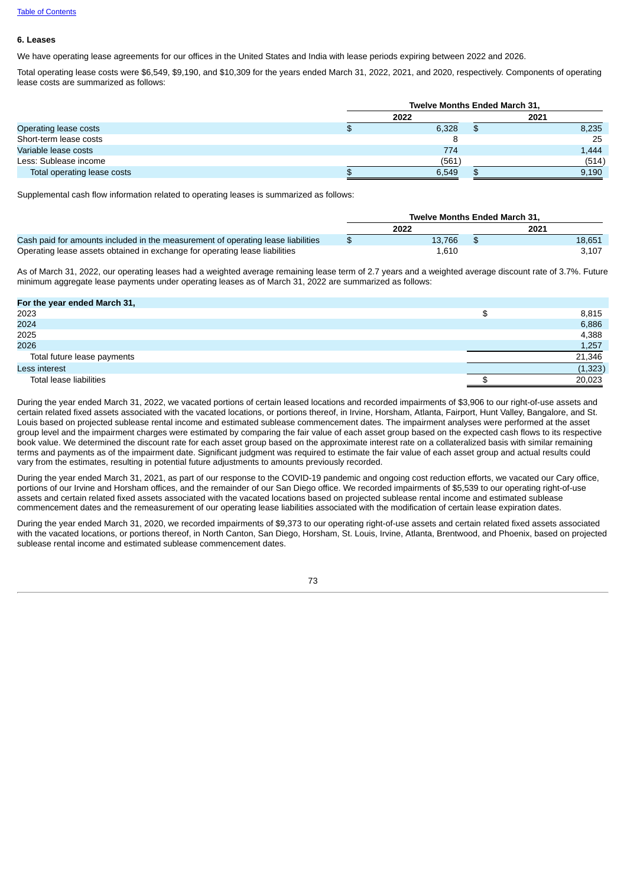[Table of Contents](#)

**6. Leases**

We have operating lease agreements for our offices in the United States and India with lease periods expiring between 2022 and 2026.

Total operating lease costs were $6,549, $9,190, and $10,309 for the years ended March 31, 2022, 2021, and 2020, respectively. Components of operating lease costs are summarized as follows:

| | Twelve Months Ended March 31, | |
|---|---|---|
| | 2022 | 2021 |
| Operating lease costs | $ 6,328 | $ 8,235 |
| Short-term lease costs | 8 | 25 |
| Variable lease costs | 774 | 1,444 |
| Less: Sublease income | (561) | (514) |
| Total operating lease costs | $ 6,549 | $ 9,190 |

Supplemental cash flow information related to operating leases is summarized as follows:

| | Twelve Months Ended March 31, | |
|---|---|---|
| | 2022 | 2021 |
| Cash paid for amounts included in the measurement of operating lease liabilities | $ 13,766 | $ 18,651 |
| Operating lease assets obtained in exchange for operating lease liabilities | 1,610 | 3,107 |

As of March 31, 2022, our operating leases had a weighted average remaining lease term of 2.7 years and a weighted average discount rate of 3.7%. Future minimum aggregate lease payments under operating leases as of March 31, 2022 are summarized as follows:

| For the year ended March 31, | |
|---|---|
| 2023 | $ 8,815 |
| 2024 | 6,886 |
| 2025 | 4,388 |
| 2026 | 1,257 |
| Total future lease payments | 21,346 |
| Less interest | (1,323) |
| Total lease liabilities | $ 20,023 |

During the year ended March 31, 2022, we vacated portions of certain leased locations and recorded impairments of $3,906 to our right-of-use assets and certain related fixed assets associated with the vacated locations, or portions thereof, in Irvine, Horsham, Atlanta, Fairport, Hunt Valley, Bangalore, and St. Louis based on projected sublease rental income and estimated sublease commencement dates. The impairment analyses were performed at the asset group level and the impairment charges were estimated by comparing the fair value of each asset group based on the expected cash flows to its respective book value. We determined the discount rate for each asset group based on the approximate interest rate on a collateralized basis with similar remaining terms and payments as of the impairment date. Significant judgment was required to estimate the fair value of each asset group and actual results could vary from the estimates, resulting in potential future adjustments to amounts previously recorded.

During the year ended March 31, 2021, as part of our response to the COVID-19 pandemic and ongoing cost reduction efforts, we vacated our Cary office, portions of our Irvine and Horsham offices, and the remainder of our San Diego office. We recorded impairments of $5,539 to our operating right-of-use assets and certain related fixed assets associated with the vacated locations based on projected sublease rental income and estimated sublease commencement dates and the remeasurement of our operating lease liabilities associated with the modification of certain lease expiration dates.

During the year ended March 31, 2020, we recorded impairments of $9,373 to our operating right-of-use assets and certain related fixed assets associated with the vacated locations, or portions thereof, in North Canton, San Diego, Horsham, St. Louis, Irvine, Atlanta, Brentwood, and Phoenix, based on projected sublease rental income and estimated sublease commencement dates.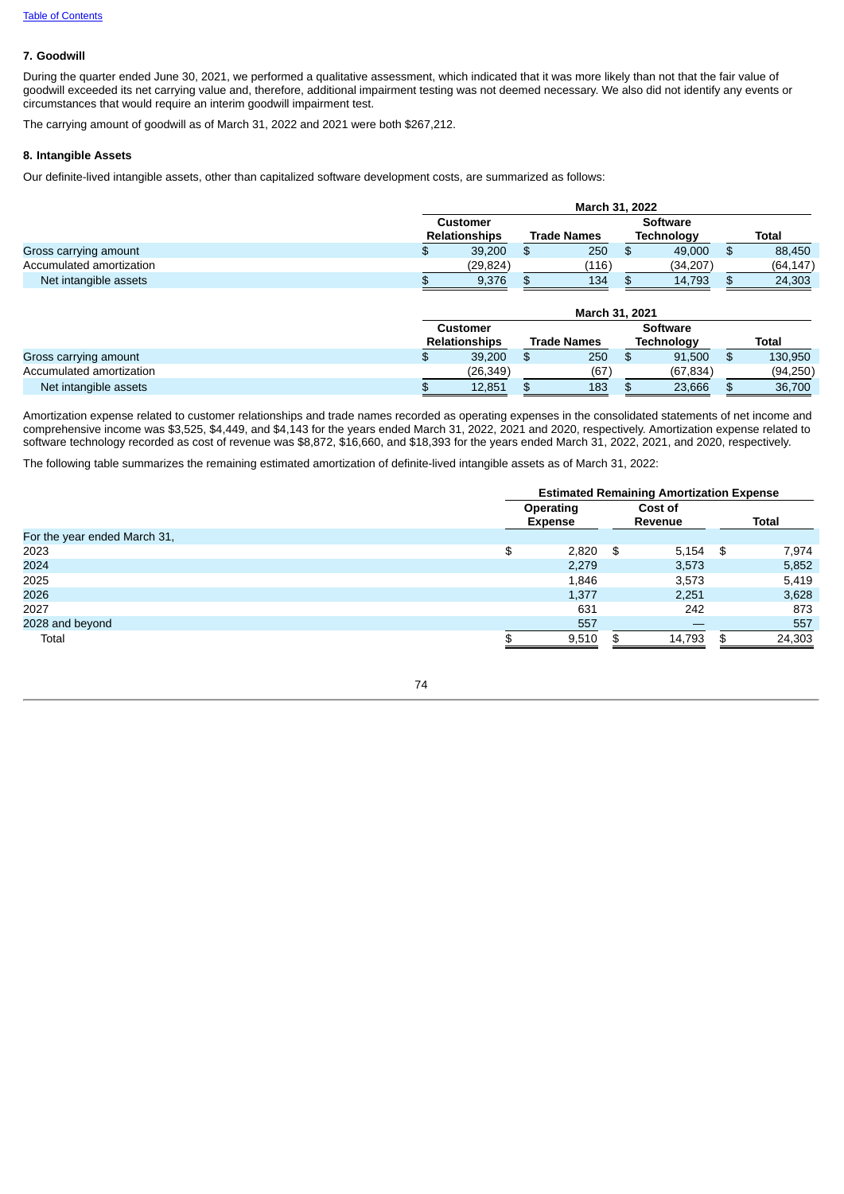### 7. Goodwill

During the quarter ended June 30, 2021, we performed a qualitative assessment, which indicated that it was more likely than not that the fair value of goodwill exceeded its net carrying value and, therefore, additional impairment testing was not deemed necessary. We also did not identify any events or circumstances that would require an interim goodwill impairment test.

The carrying amount of goodwill as of March 31, 2022 and 2021 were both $267,212.

### 8. Intangible Assets

Our definite-lived intangible assets, other than capitalized software development costs, are summarized as follows:

| | March 31, 2022 | | | |
|---|---|---|---|---|
| | Customer Relationships | Trade Names | Software Technology | Total |
| Gross carrying amount | $ 39,200 | $ 250 | $ 49,000 | $ 88,450 |
| Accumulated amortization | (29,824) | (116) | (34,207) | (64,147) |
| Net intangible assets | $ 9,376 | $ 134 | $ 14,793 | $ 24,303 |

| | March 31, 2021 | | | |
|---|---|---|---|---|
| | Customer Relationships | Trade Names | Software Technology | Total |
| Gross carrying amount | $ 39,200 | $ 250 | $ 91,500 | $ 130,950 |
| Accumulated amortization | (26,349) | (67) | (67,834) | (94,250) |
| Net intangible assets | $ 12,851 | $ 183 | $ 23,666 | $ 36,700 |

Amortization expense related to customer relationships and trade names recorded as operating expenses in the consolidated statements of net income and comprehensive income was $3,525, $4,449, and $4,143 for the years ended March 31, 2022, 2021 and 2020, respectively. Amortization expense related to software technology recorded as cost of revenue was $8,872, $16,660, and $18,393 for the years ended March 31, 2022, 2021, and 2020, respectively.

The following table summarizes the remaining estimated amortization of definite-lived intangible assets as of March 31, 2022:

| | Estimated Remaining Amortization Expense | | |
|---|---|---|---|
| | Operating Expense | Cost of Revenue | Total |
| For the year ended March 31, | | | |
| 2023 | $ 2,820 | $ 5,154 | $ 7,974 |
| 2024 | 2,279 | 3,573 | 5,852 |
| 2025 | 1,846 | 3,573 | 5,419 |
| 2026 | 1,377 | 2,251 | 3,628 |
| 2027 | 631 | 242 | 873 |
| 2028 and beyond | 557 | — | 557 |
| Total | $ 9,510 | $ 14,793 | $ 24,303 |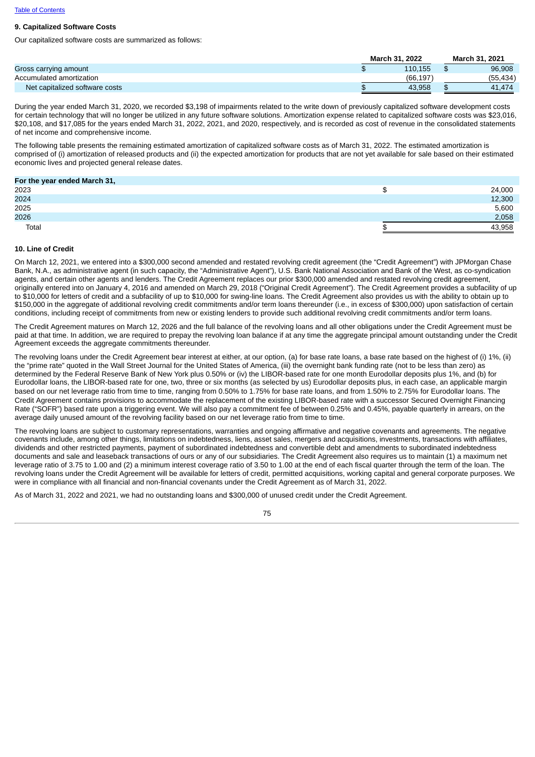### 9. Capitalized Software Costs

Our capitalized software costs are summarized as follows:

| | March 31, 2022 | March 31, 2021 |
|---|---|---|
| Gross carrying amount | $ 110,155 | $ 96,908 |
| Accumulated amortization | (66,197) | (55,434) |
| Net capitalized software costs | $ 43,958 | $ 41,474 |

During the year ended March 31, 2020, we recorded $3,198 of impairments related to the write down of previously capitalized software development costs for certain technology that will no longer be utilized in any future software solutions. Amortization expense related to capitalized software costs was $23,016, $20,108, and $17,085 for the years ended March 31, 2022, 2021, and 2020, respectively, and is recorded as cost of revenue in the consolidated statements of net income and comprehensive income.

The following table presents the remaining estimated amortization of capitalized software costs as of March 31, 2022. The estimated amortization is comprised of (i) amortization of released products and (ii) the expected amortization for products that are not yet available for sale based on their estimated economic lives and projected general release dates.

| For the year ended March 31, | |
|---|---|
| 2023 | $ 24,000 |
| 2024 | 12,300 |
| 2025 | 5,600 |
| 2026 | 2,058 |
| Total | $ 43,958 |

### 10. Line of Credit

On March 12, 2021, we entered into a $300,000 second amended and restated revolving credit agreement (the "Credit Agreement") with JPMorgan Chase Bank, N.A., as administrative agent (in such capacity, the "Administrative Agent"), U.S. Bank National Association and Bank of the West, as co-syndication agents, and certain other agents and lenders. The Credit Agreement replaces our prior $300,000 amended and restated revolving credit agreement, originally entered into on January 4, 2016 and amended on March 29, 2018 ("Original Credit Agreement"). The Credit Agreement provides a subfacility of up to $10,000 for letters of credit and a subfacility of up to $10,000 for swing-line loans. The Credit Agreement also provides us with the ability to obtain up to $150,000 in the aggregate of additional revolving credit commitments and/or term loans thereunder (i.e., in excess of $300,000) upon satisfaction of certain conditions, including receipt of commitments from new or existing lenders to provide such additional revolving credit commitments and/or term loans.

The Credit Agreement matures on March 12, 2026 and the full balance of the revolving loans and all other obligations under the Credit Agreement must be paid at that time. In addition, we are required to prepay the revolving loan balance if at any time the aggregate principal amount outstanding under the Credit Agreement exceeds the aggregate commitments thereunder.

The revolving loans under the Credit Agreement bear interest at either, at our option, (a) for base rate loans, a base rate based on the highest of (i) 1%, (ii) the "prime rate" quoted in the Wall Street Journal for the United States of America, (iii) the overnight bank funding rate (not to be less than zero) as determined by the Federal Reserve Bank of New York plus 0.50% or (iv) the LIBOR-based rate for one month Eurodollar deposits plus 1%, and (b) for Eurodollar loans, the LIBOR-based rate for one, two, three or six months (as selected by us) Eurodollar deposits plus, in each case, an applicable margin based on our net leverage ratio from time to time, ranging from 0.50% to 1.75% for base rate loans, and from 1.50% to 2.75% for Eurodollar loans. The Credit Agreement contains provisions to accommodate the replacement of the existing LIBOR-based rate with a successor Secured Overnight Financing Rate ("SOFR") based rate upon a triggering event. We will also pay a commitment fee of between 0.25% and 0.45%, payable quarterly in arrears, on the average daily unused amount of the revolving facility based on our net leverage ratio from time to time.

The revolving loans are subject to customary representations, warranties and ongoing affirmative and negative covenants and agreements. The negative covenants include, among other things, limitations on indebtedness, liens, asset sales, mergers and acquisitions, investments, transactions with affiliates, dividends and other restricted payments, payment of subordinated indebtedness and convertible debt and amendments to subordinated indebtedness documents and sale and leaseback transactions of ours or any of our subsidiaries. The Credit Agreement also requires us to maintain (1) a maximum net leverage ratio of 3.75 to 1.00 and (2) a minimum interest coverage ratio of 3.50 to 1.00 at the end of each fiscal quarter through the term of the loan. The revolving loans under the Credit Agreement will be available for letters of credit, permitted acquisitions, working capital and general corporate purposes. We were in compliance with all financial and non-financial covenants under the Credit Agreement as of March 31, 2022.

As of March 31, 2022 and 2021, we had no outstanding loans and $300,000 of unused credit under the Credit Agreement.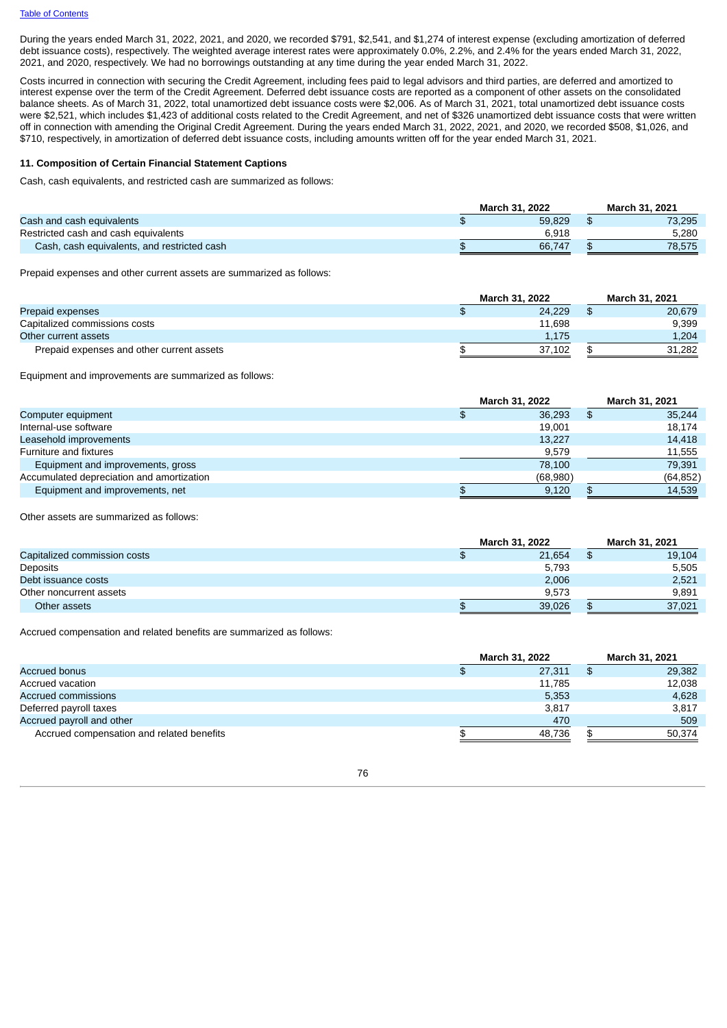During the years ended March 31, 2022, 2021, and 2020, we recorded $791, $2,541, and $1,274 of interest expense (excluding amortization of deferred debt issuance costs), respectively. The weighted average interest rates were approximately 0.0%, 2.2%, and 2.4% for the years ended March 31, 2022, 2021, and 2020, respectively. We had no borrowings outstanding at any time during the year ended March 31, 2022.

Costs incurred in connection with securing the Credit Agreement, including fees paid to legal advisors and third parties, are deferred and amortized to interest expense over the term of the Credit Agreement. Deferred debt issuance costs are reported as a component of other assets on the consolidated balance sheets. As of March 31, 2022, total unamortized debt issuance costs were $2,006. As of March 31, 2021, total unamortized debt issuance costs were $2,521, which includes $1,423 of additional costs related to the Credit Agreement, and net of $326 unamortized debt issuance costs that were written off in connection with amending the Original Credit Agreement. During the years ended March 31, 2022, 2021, and 2020, we recorded $508, $1,026, and $710, respectively, in amortization of deferred debt issuance costs, including amounts written off for the year ended March 31, 2021.

**11. Composition of Certain Financial Statement Captions**

Cash, cash equivalents, and restricted cash are summarized as follows:

| | March 31, 2022 | March 31, 2021 |
|---|---|---|
| Cash and cash equivalents | $ 59,829 | $ 73,295 |
| Restricted cash and cash equivalents | 6,918 | 5,280 |
| Cash, cash equivalents, and restricted cash | $ 66,747 | $ 78,575 |

Prepaid expenses and other current assets are summarized as follows:

| | March 31, 2022 | March 31, 2021 |
|---|---|---|
| Prepaid expenses | $ 24,229 | $ 20,679 |
| Capitalized commissions costs | 11,698 | 9,399 |
| Other current assets | 1,175 | 1,204 |
| Prepaid expenses and other current assets | $ 37,102 | $ 31,282 |

Equipment and improvements are summarized as follows:

| | March 31, 2022 | March 31, 2021 |
|---|---|---|
| Computer equipment | $ 36,293 | $ 35,244 |
| Internal-use software | 19,001 | 18,174 |
| Leasehold improvements | 13,227 | 14,418 |
| Furniture and fixtures | 9,579 | 11,555 |
| Equipment and improvements, gross | 78,100 | 79,391 |
| Accumulated depreciation and amortization | (68,980) | (64,852) |
| Equipment and improvements, net | $ 9,120 | $ 14,539 |

Other assets are summarized as follows:

| | March 31, 2022 | March 31, 2021 |
|---|---|---|
| Capitalized commission costs | $ 21,654 | $ 19,104 |
| Deposits | 5,793 | 5,505 |
| Debt issuance costs | 2,006 | 2,521 |
| Other noncurrent assets | 9,573 | 9,891 |
| Other assets | $ 39,026 | $ 37,021 |

Accrued compensation and related benefits are summarized as follows:

| | March 31, 2022 | March 31, 2021 |
|---|---|---|
| Accrued bonus | $ 27,311 | $ 29,382 |
| Accrued vacation | 11,785 | 12,038 |
| Accrued commissions | 5,353 | 4,628 |
| Deferred payroll taxes | 3,817 | 3,817 |
| Accrued payroll and other | 470 | 509 |
| Accrued compensation and related benefits | $ 48,736 | $ 50,374 |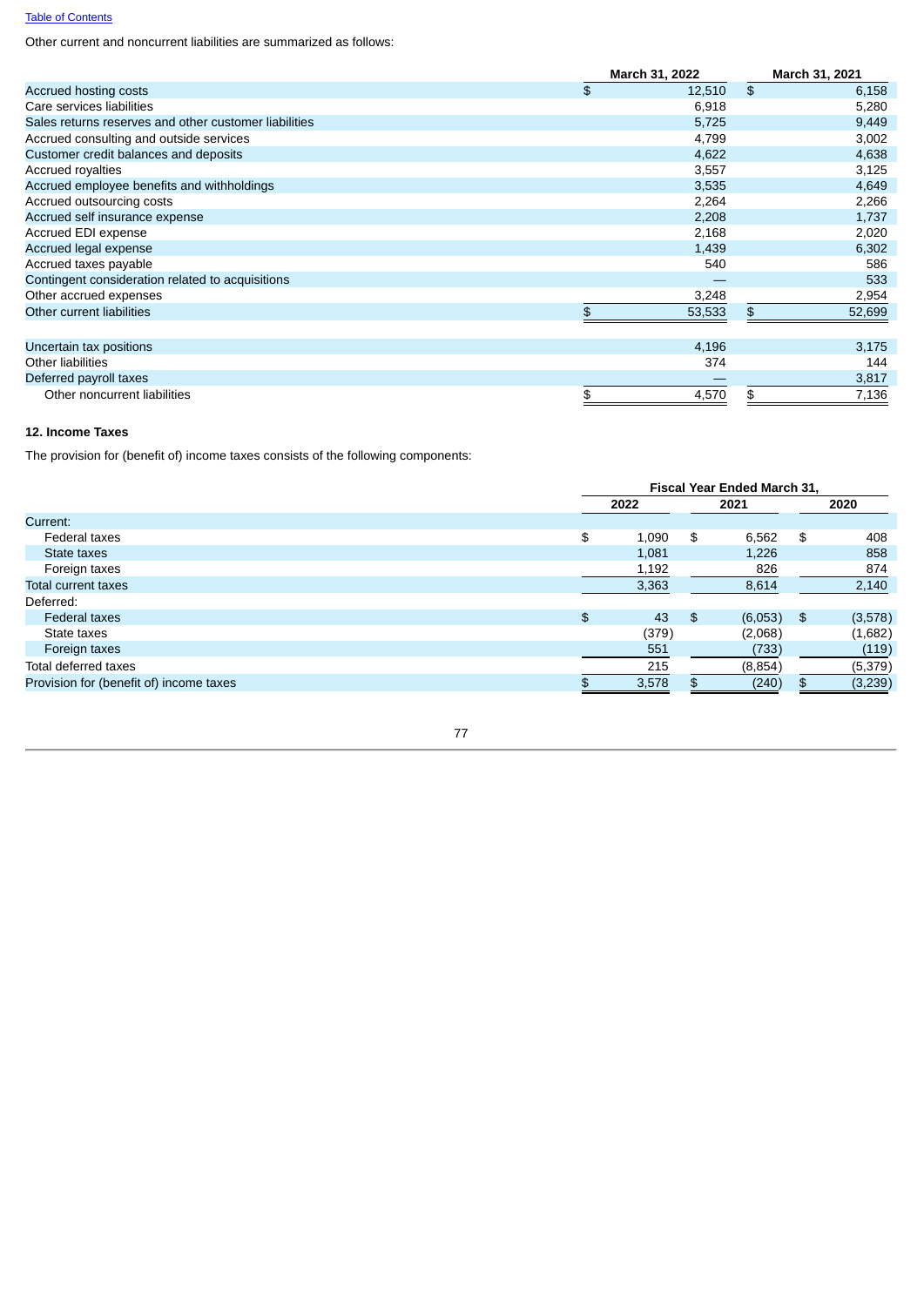Table of Contents

Other current and noncurrent liabilities are summarized as follows:

| | March 31, 2022 | March 31, 2021 |
|---|---|---|
| Accrued hosting costs | $ 12,510 | $ 6,158 |
| Care services liabilities | 6,918 | 5,280 |
| Sales returns reserves and other customer liabilities | 5,725 | 9,449 |
| Accrued consulting and outside services | 4,799 | 3,002 |
| Customer credit balances and deposits | 4,622 | 4,638 |
| Accrued royalties | 3,557 | 3,125 |
| Accrued employee benefits and withholdings | 3,535 | 4,649 |
| Accrued outsourcing costs | 2,264 | 2,266 |
| Accrued self insurance expense | 2,208 | 1,737 |
| Accrued EDI expense | 2,168 | 2,020 |
| Accrued legal expense | 1,439 | 6,302 |
| Accrued taxes payable | 540 | 586 |
| Contingent consideration related to acquisitions | — | 533 |
| Other accrued expenses | 3,248 | 2,954 |
| Other current liabilities | $ 53,533 | $ 52,699 |
| | | |
| Uncertain tax positions | 4,196 | 3,175 |
| Other liabilities | 374 | 144 |
| Deferred payroll taxes | — | 3,817 |
| Other noncurrent liabilities | $ 4,570 | $ 7,136 |

## 12. Income Taxes

The provision for (benefit of) income taxes consists of the following components:

| | Fiscal Year Ended March 31, | | |
|---|---|---|---|
| | 2022 | 2021 | 2020 |
| Current: | | | |
| Federal taxes | $ 1,090 | $ 6,562 | $ 408 |
| State taxes | 1,081 | 1,226 | 858 |
| Foreign taxes | 1,192 | 826 | 874 |
| Total current taxes | 3,363 | 8,614 | 2,140 |
| Deferred: | | | |
| Federal taxes | $ 43 | $ (6,053) | $ (3,578) |
| State taxes | (379) | (2,068) | (1,682) |
| Foreign taxes | 551 | (733) | (119) |
| Total deferred taxes | 215 | (8,854) | (5,379) |
| Provision for (benefit of) income taxes | $ 3,578 | $ (240) | $ (3,239) |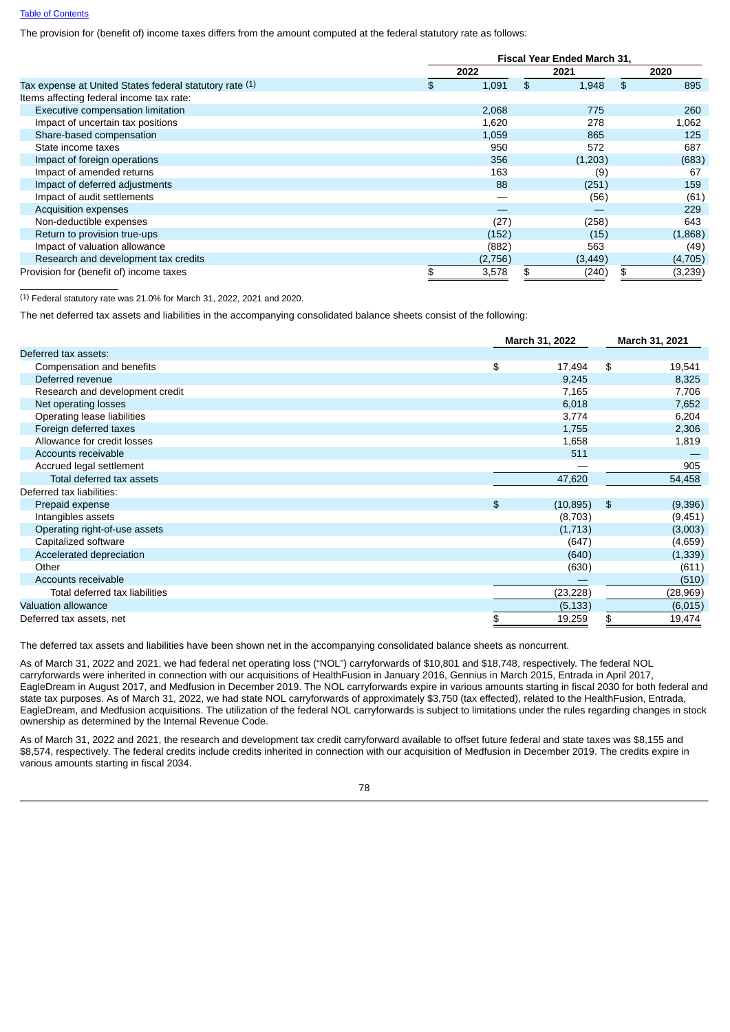The provision for (benefit of) income taxes differs from the amount computed at the federal statutory rate as follows:

| | Fiscal Year Ended March 31, | | |
|---|---|---|---|
| | 2022 | 2021 | 2020 |
| Tax expense at United States federal statutory rate (1) | $ 1,091 | $ 1,948 | $ 895 |
| Items affecting federal income tax rate: | | | |
| Executive compensation limitation | 2,068 | 775 | 260 |
| Impact of uncertain tax positions | 1,620 | 278 | 1,062 |
| Share-based compensation | 1,059 | 865 | 125 |
| State income taxes | 950 | 572 | 687 |
| Impact of foreign operations | 356 | (1,203) | (683) |
| Impact of amended returns | 163 | (9) | 67 |
| Impact of deferred adjustments | 88 | (251) | 159 |
| Impact of audit settlements | — | (56) | (61) |
| Acquisition expenses | — | — | 229 |
| Non-deductible expenses | (27) | (258) | 643 |
| Return to provision true-ups | (152) | (15) | (1,868) |
| Impact of valuation allowance | (882) | 563 | (49) |
| Research and development tax credits | (2,756) | (3,449) | (4,705) |
| Provision for (benefit of) income taxes | $ 3,578 | $ (240) | $ (3,239) |

(1) Federal statutory rate was 21.0% for March 31, 2022, 2021 and 2020.

The net deferred tax assets and liabilities in the accompanying consolidated balance sheets consist of the following:

| | March 31, 2022 | March 31, 2021 |
|---|---|---|
| Deferred tax assets: | | |
| Compensation and benefits | $ 17,494 | $ 19,541 |
| Deferred revenue | 9,245 | 8,325 |
| Research and development credit | 7,165 | 7,706 |
| Net operating losses | 6,018 | 7,652 |
| Operating lease liabilities | 3,774 | 6,204 |
| Foreign deferred taxes | 1,755 | 2,306 |
| Allowance for credit losses | 1,658 | 1,819 |
| Accounts receivable | 511 | — |
| Accrued legal settlement | — | 905 |
| Total deferred tax assets | 47,620 | 54,458 |
| Deferred tax liabilities: | | |
| Prepaid expense | $ (10,895) | $ (9,396) |
| Intangibles assets | (8,703) | (9,451) |
| Operating right-of-use assets | (1,713) | (3,003) |
| Capitalized software | (647) | (4,659) |
| Accelerated depreciation | (640) | (1,339) |
| Other | (630) | (611) |
| Accounts receivable | — | (510) |
| Total deferred tax liabilities | (23,228) | (28,969) |
| Valuation allowance | (5,133) | (6,015) |
| Deferred tax assets, net | $ 19,259 | $ 19,474 |

The deferred tax assets and liabilities have been shown net in the accompanying consolidated balance sheets as noncurrent.

As of March 31, 2022 and 2021, we had federal net operating loss ("NOL") carryforwards of $10,801 and $18,748, respectively. The federal NOL carryforwards were inherited in connection with our acquisitions of HealthFusion in January 2016, Gennius in March 2015, Entrada in April 2017, EagleDream in August 2017, and Medfusion in December 2019. The NOL carryforwards expire in various amounts starting in fiscal 2030 for both federal and state tax purposes. As of March 31, 2022, we had state NOL carryforwards of approximately $3,750 (tax effected), related to the HealthFusion, Entrada, EagleDream, and Medfusion acquisitions. The utilization of the federal NOL carryforwards is subject to limitations under the rules regarding changes in stock ownership as determined by the Internal Revenue Code.

As of March 31, 2022 and 2021, the research and development tax credit carryforward available to offset future federal and state taxes was $8,155 and $8,574, respectively. The federal credits include credits inherited in connection with our acquisition of Medfusion in December 2019. The credits expire in various amounts starting in fiscal 2034.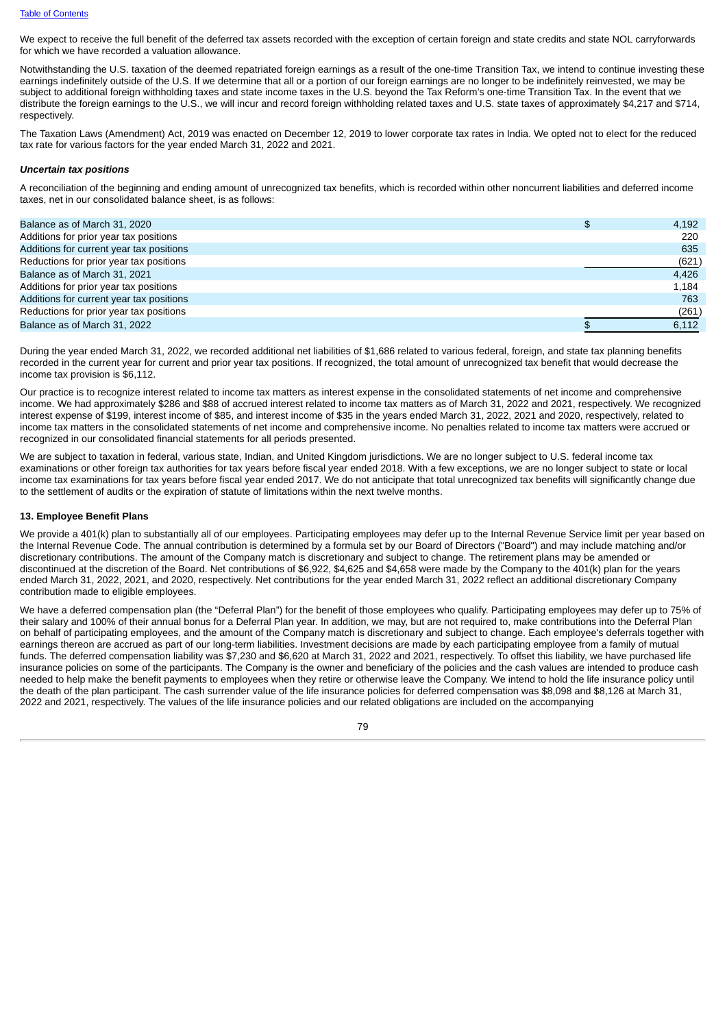We expect to receive the full benefit of the deferred tax assets recorded with the exception of certain foreign and state credits and state NOL carryforwards for which we have recorded a valuation allowance.

Notwithstanding the U.S. taxation of the deemed repatriated foreign earnings as a result of the one-time Transition Tax, we intend to continue investing these earnings indefinitely outside of the U.S. If we determine that all or a portion of our foreign earnings are no longer to be indefinitely reinvested, we may be subject to additional foreign withholding taxes and state income taxes in the U.S. beyond the Tax Reform's one-time Transition Tax. In the event that we distribute the foreign earnings to the U.S., we will incur and record foreign withholding related taxes and U.S. state taxes of approximately $4,217 and $714, respectively.

The Taxation Laws (Amendment) Act, 2019 was enacted on December 12, 2019 to lower corporate tax rates in India. We opted not to elect for the reduced tax rate for various factors for the year ended March 31, 2022 and 2021.

***Uncertain tax positions***

A reconciliation of the beginning and ending amount of unrecognized tax benefits, which is recorded within other noncurrent liabilities and deferred income taxes, net in our consolidated balance sheet, is as follows:

| | |
|---|---|
| Balance as of March 31, 2020 | $ 4,192 |
| Additions for prior year tax positions | 220 |
| Additions for current year tax positions | 635 |
| Reductions for prior year tax positions | (621) |
| Balance as of March 31, 2021 | 4,426 |
| Additions for prior year tax positions | 1,184 |
| Additions for current year tax positions | 763 |
| Reductions for prior year tax positions | (261) |
| Balance as of March 31, 2022 | $ 6,112 |

During the year ended March 31, 2022, we recorded additional net liabilities of $1,686 related to various federal, foreign, and state tax planning benefits recorded in the current year for current and prior year tax positions. If recognized, the total amount of unrecognized tax benefit that would decrease the income tax provision is $6,112.

Our practice is to recognize interest related to income tax matters as interest expense in the consolidated statements of net income and comprehensive income. We had approximately $286 and $88 of accrued interest related to income tax matters as of March 31, 2022 and 2021, respectively. We recognized interest expense of $199, interest income of $85, and interest income of $35 in the years ended March 31, 2022, 2021 and 2020, respectively, related to income tax matters in the consolidated statements of net income and comprehensive income. No penalties related to income tax matters were accrued or recognized in our consolidated financial statements for all periods presented.

We are subject to taxation in federal, various state, Indian, and United Kingdom jurisdictions. We are no longer subject to U.S. federal income tax examinations or other foreign tax authorities for tax years before fiscal year ended 2018. With a few exceptions, we are no longer subject to state or local income tax examinations for tax years before fiscal year ended 2017. We do not anticipate that total unrecognized tax benefits will significantly change due to the settlement of audits or the expiration of statute of limitations within the next twelve months.

**13. Employee Benefit Plans**

We provide a 401(k) plan to substantially all of our employees. Participating employees may defer up to the Internal Revenue Service limit per year based on the Internal Revenue Code. The annual contribution is determined by a formula set by our Board of Directors ("Board") and may include matching and/or discretionary contributions. The amount of the Company match is discretionary and subject to change. The retirement plans may be amended or discontinued at the discretion of the Board. Net contributions of $6,922, $4,625 and $4,658 were made by the Company to the 401(k) plan for the years ended March 31, 2022, 2021, and 2020, respectively. Net contributions for the year ended March 31, 2022 reflect an additional discretionary Company contribution made to eligible employees.

We have a deferred compensation plan (the "Deferral Plan") for the benefit of those employees who qualify. Participating employees may defer up to 75% of their salary and 100% of their annual bonus for a Deferral Plan year. In addition, we may, but are not required to, make contributions into the Deferral Plan on behalf of participating employees, and the amount of the Company match is discretionary and subject to change. Each employee's deferrals together with earnings thereon are accrued as part of our long-term liabilities. Investment decisions are made by each participating employee from a family of mutual funds. The deferred compensation liability was $7,230 and $6,620 at March 31, 2022 and 2021, respectively. To offset this liability, we have purchased life insurance policies on some of the participants. The Company is the owner and beneficiary of the policies and the cash values are intended to produce cash needed to help make the benefit payments to employees when they retire or otherwise leave the Company. We intend to hold the life insurance policy until the death of the plan participant. The cash surrender value of the life insurance policies for deferred compensation was $8,098 and $8,126 at March 31, 2022 and 2021, respectively. The values of the life insurance policies and our related obligations are included on the accompanying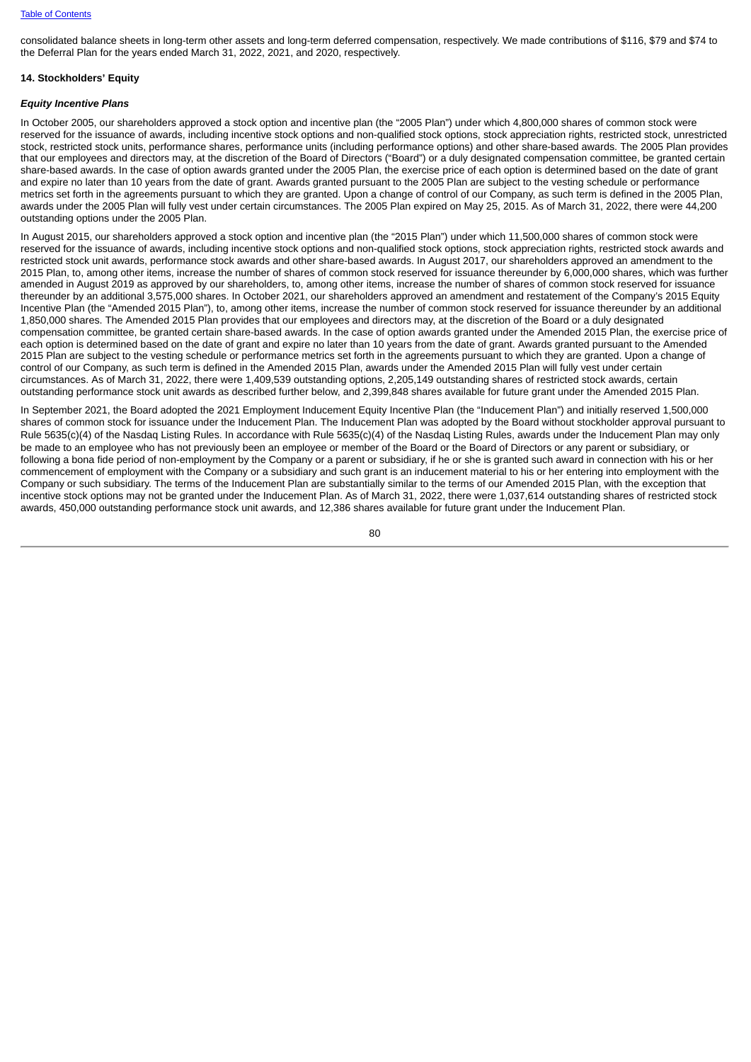consolidated balance sheets in long-term other assets and long-term deferred compensation, respectively. We made contributions of $116, $79 and $74 to the Deferral Plan for the years ended March 31, 2022, 2021, and 2020, respectively.

**14. Stockholders' Equity**

***Equity Incentive Plans***

In October 2005, our shareholders approved a stock option and incentive plan (the "2005 Plan") under which 4,800,000 shares of common stock were reserved for the issuance of awards, including incentive stock options and non-qualified stock options, stock appreciation rights, restricted stock, unrestricted stock, restricted stock units, performance shares, performance units (including performance options) and other share-based awards. The 2005 Plan provides that our employees and directors may, at the discretion of the Board of Directors ("Board") or a duly designated compensation committee, be granted certain share-based awards. In the case of option awards granted under the 2005 Plan, the exercise price of each option is determined based on the date of grant and expire no later than 10 years from the date of grant. Awards granted pursuant to the 2005 Plan are subject to the vesting schedule or performance metrics set forth in the agreements pursuant to which they are granted. Upon a change of control of our Company, as such term is defined in the 2005 Plan, awards under the 2005 Plan will fully vest under certain circumstances. The 2005 Plan expired on May 25, 2015. As of March 31, 2022, there were 44,200 outstanding options under the 2005 Plan.

In August 2015, our shareholders approved a stock option and incentive plan (the "2015 Plan") under which 11,500,000 shares of common stock were reserved for the issuance of awards, including incentive stock options and non-qualified stock options, stock appreciation rights, restricted stock awards and restricted stock unit awards, performance stock awards and other share-based awards. In August 2017, our shareholders approved an amendment to the 2015 Plan, to, among other items, increase the number of shares of common stock reserved for issuance thereunder by 6,000,000 shares, which was further amended in August 2019 as approved by our shareholders, to, among other items, increase the number of shares of common stock reserved for issuance thereunder by an additional 3,575,000 shares. In October 2021, our shareholders approved an amendment and restatement of the Company's 2015 Equity Incentive Plan (the "Amended 2015 Plan"), to, among other items, increase the number of common stock reserved for issuance thereunder by an additional 1,850,000 shares. The Amended 2015 Plan provides that our employees and directors may, at the discretion of the Board or a duly designated compensation committee, be granted certain share-based awards. In the case of option awards granted under the Amended 2015 Plan, the exercise price of each option is determined based on the date of grant and expire no later than 10 years from the date of grant. Awards granted pursuant to the Amended 2015 Plan are subject to the vesting schedule or performance metrics set forth in the agreements pursuant to which they are granted. Upon a change of control of our Company, as such term is defined in the Amended 2015 Plan, awards under the Amended 2015 Plan will fully vest under certain circumstances. As of March 31, 2022, there were 1,409,539 outstanding options, 2,205,149 outstanding shares of restricted stock awards, certain outstanding performance stock unit awards as described further below, and 2,399,848 shares available for future grant under the Amended 2015 Plan.

In September 2021, the Board adopted the 2021 Employment Inducement Equity Incentive Plan (the "Inducement Plan") and initially reserved 1,500,000 shares of common stock for issuance under the Inducement Plan. The Inducement Plan was adopted by the Board without stockholder approval pursuant to Rule 5635(c)(4) of the Nasdaq Listing Rules. In accordance with Rule 5635(c)(4) of the Nasdaq Listing Rules, awards under the Inducement Plan may only be made to an employee who has not previously been an employee or member of the Board or the Board of Directors or any parent or subsidiary, or following a bona fide period of non-employment by the Company or a parent or subsidiary, if he or she is granted such award in connection with his or her commencement of employment with the Company or a subsidiary and such grant is an inducement material to his or her entering into employment with the Company or such subsidiary. The terms of the Inducement Plan are substantially similar to the terms of our Amended 2015 Plan, with the exception that incentive stock options may not be granted under the Inducement Plan. As of March 31, 2022, there were 1,037,614 outstanding shares of restricted stock awards, 450,000 outstanding performance stock unit awards, and 12,386 shares available for future grant under the Inducement Plan.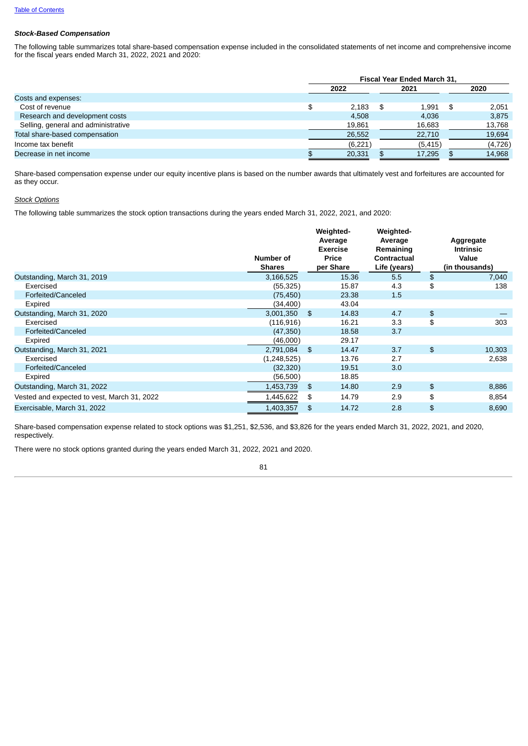***Stock-Based Compensation***

The following table summarizes total share-based compensation expense included in the consolidated statements of net income and comprehensive income for the fiscal years ended March 31, 2022, 2021 and 2020:

| | Fiscal Year Ended March 31, | | |
|---|---|---|---|
| | 2022 | 2021 | 2020 |
| Costs and expenses: | | | |
| Cost of revenue | $ 2,183 | $ 1,991 | $ 2,051 |
| Research and development costs | 4,508 | 4,036 | 3,875 |
| Selling, general and administrative | 19,861 | 16,683 | 13,768 |
| Total share-based compensation | 26,552 | 22,710 | 19,694 |
| Income tax benefit | (6,221) | (5,415) | (4,726) |
| Decrease in net income | $ 20,331 | $ 17,295 | $ 14,968 |

Share-based compensation expense under our equity incentive plans is based on the number awards that ultimately vest and forfeitures are accounted for as they occur.

*Stock Options*

The following table summarizes the stock option transactions during the years ended March 31, 2022, 2021, and 2020:

| | Number of Shares | Weighted-Average Exercise Price per Share | Weighted-Average Remaining Contractual Life (years) | Aggregate Intrinsic Value (in thousands) |
|---|---|---|---|---|
| Outstanding, March 31, 2019 | 3,166,525 | 15.36 | 5.5 | $ 7,040 |
| Exercised | (55,325) | 15.87 | 4.3 | $ 138 |
| Forfeited/Canceled | (75,450) | 23.38 | 1.5 | |
| Expired | (34,400) | 43.04 | | |
| Outstanding, March 31, 2020 | 3,001,350 | $ 14.83 | 4.7 | $ — |
| Exercised | (116,916) | 16.21 | 3.3 | $ 303 |
| Forfeited/Canceled | (47,350) | 18.58 | 3.7 | |
| Expired | (46,000) | 29.17 | | |
| Outstanding, March 31, 2021 | 2,791,084 | $ 14.47 | 3.7 | $ 10,303 |
| Exercised | (1,248,525) | 13.76 | 2.7 | 2,638 |
| Forfeited/Canceled | (32,320) | 19.51 | 3.0 | |
| Expired | (56,500) | 18.85 | | |
| Outstanding, March 31, 2022 | 1,453,739 | $ 14.80 | 2.9 | $ 8,886 |
| Vested and expected to vest, March 31, 2022 | 1,445,622 | $ 14.79 | 2.9 | $ 8,854 |
| Exercisable, March 31, 2022 | 1,403,357 | $ 14.72 | 2.8 | $ 8,690 |

Share-based compensation expense related to stock options was $1,251, $2,536, and $3,826 for the years ended March 31, 2022, 2021, and 2020, respectively.

There were no stock options granted during the years ended March 31, 2022, 2021 and 2020.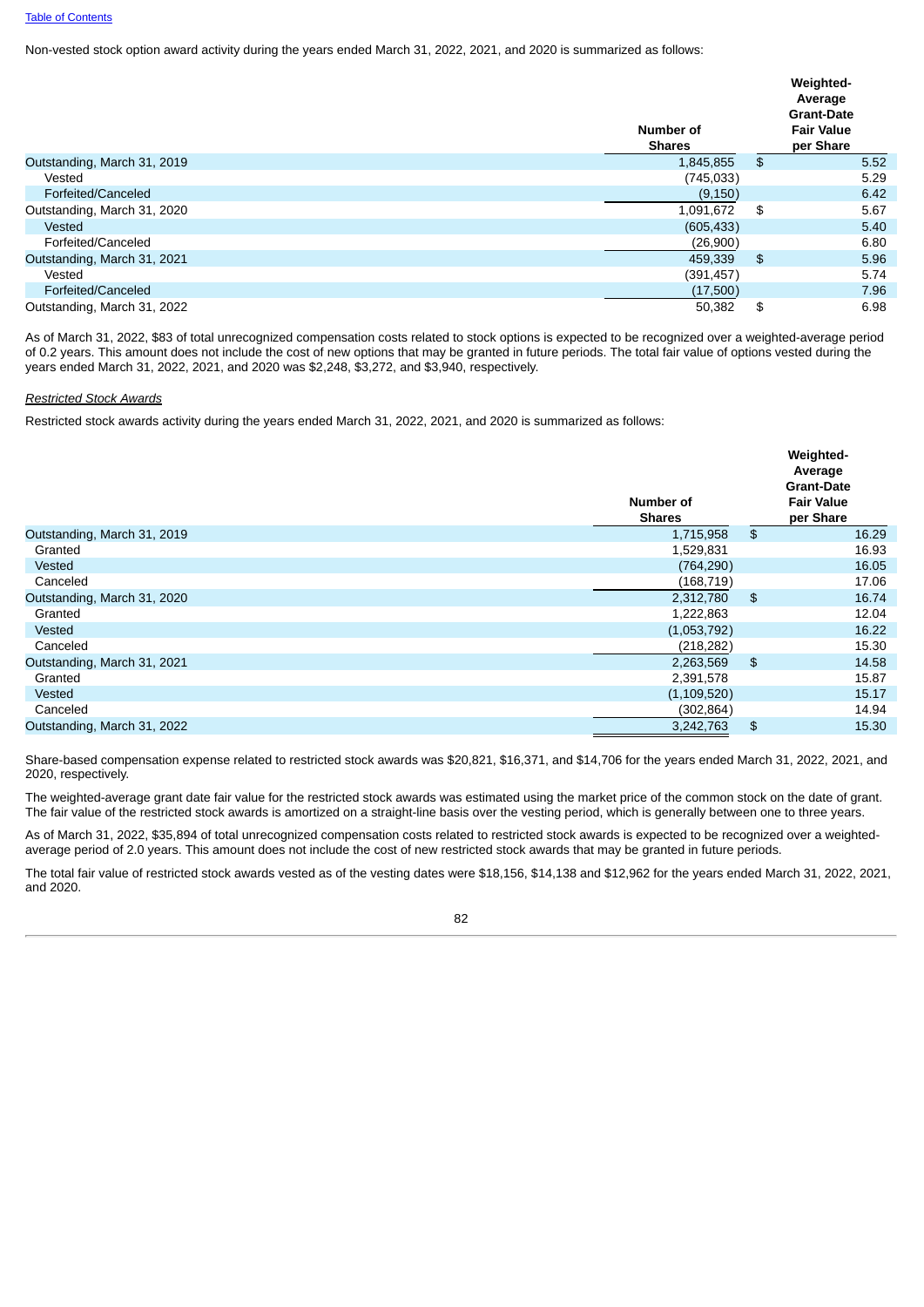Non-vested stock option award activity during the years ended March 31, 2022, 2021, and 2020 is summarized as follows:

| | Number of Shares | Weighted-Average Grant-Date Fair Value per Share |
|---|---|---|
| Outstanding, March 31, 2019 | 1,845,855 | $ 5.52 |
| Vested | (745,033) | 5.29 |
| Forfeited/Canceled | (9,150) | 6.42 |
| Outstanding, March 31, 2020 | 1,091,672 | $ 5.67 |
| Vested | (605,433) | 5.40 |
| Forfeited/Canceled | (26,900) | 6.80 |
| Outstanding, March 31, 2021 | 459,339 | $ 5.96 |
| Vested | (391,457) | 5.74 |
| Forfeited/Canceled | (17,500) | 7.96 |
| Outstanding, March 31, 2022 | 50,382 | $ 6.98 |

As of March 31, 2022, $83 of total unrecognized compensation costs related to stock options is expected to be recognized over a weighted-average period of 0.2 years. This amount does not include the cost of new options that may be granted in future periods. The total fair value of options vested during the years ended March 31, 2022, 2021, and 2020 was $2,248, $3,272, and $3,940, respectively.

*Restricted Stock Awards*

Restricted stock awards activity during the years ended March 31, 2022, 2021, and 2020 is summarized as follows:

| | Number of Shares | Weighted-Average Grant-Date Fair Value per Share |
|---|---|---|
| Outstanding, March 31, 2019 | 1,715,958 | $ 16.29 |
| Granted | 1,529,831 | 16.93 |
| Vested | (764,290) | 16.05 |
| Canceled | (168,719) | 17.06 |
| Outstanding, March 31, 2020 | 2,312,780 | $ 16.74 |
| Granted | 1,222,863 | 12.04 |
| Vested | (1,053,792) | 16.22 |
| Canceled | (218,282) | 15.30 |
| Outstanding, March 31, 2021 | 2,263,569 | $ 14.58 |
| Granted | 2,391,578 | 15.87 |
| Vested | (1,109,520) | 15.17 |
| Canceled | (302,864) | 14.94 |
| Outstanding, March 31, 2022 | 3,242,763 | $ 15.30 |

Share-based compensation expense related to restricted stock awards was $20,821, $16,371, and $14,706 for the years ended March 31, 2022, 2021, and 2020, respectively.

The weighted-average grant date fair value for the restricted stock awards was estimated using the market price of the common stock on the date of grant. The fair value of the restricted stock awards is amortized on a straight-line basis over the vesting period, which is generally between one to three years.

As of March 31, 2022, $35,894 of total unrecognized compensation costs related to restricted stock awards is expected to be recognized over a weighted-average period of 2.0 years. This amount does not include the cost of new restricted stock awards that may be granted in future periods.

The total fair value of restricted stock awards vested as of the vesting dates were $18,156, $14,138 and $12,962 for the years ended March 31, 2022, 2021, and 2020.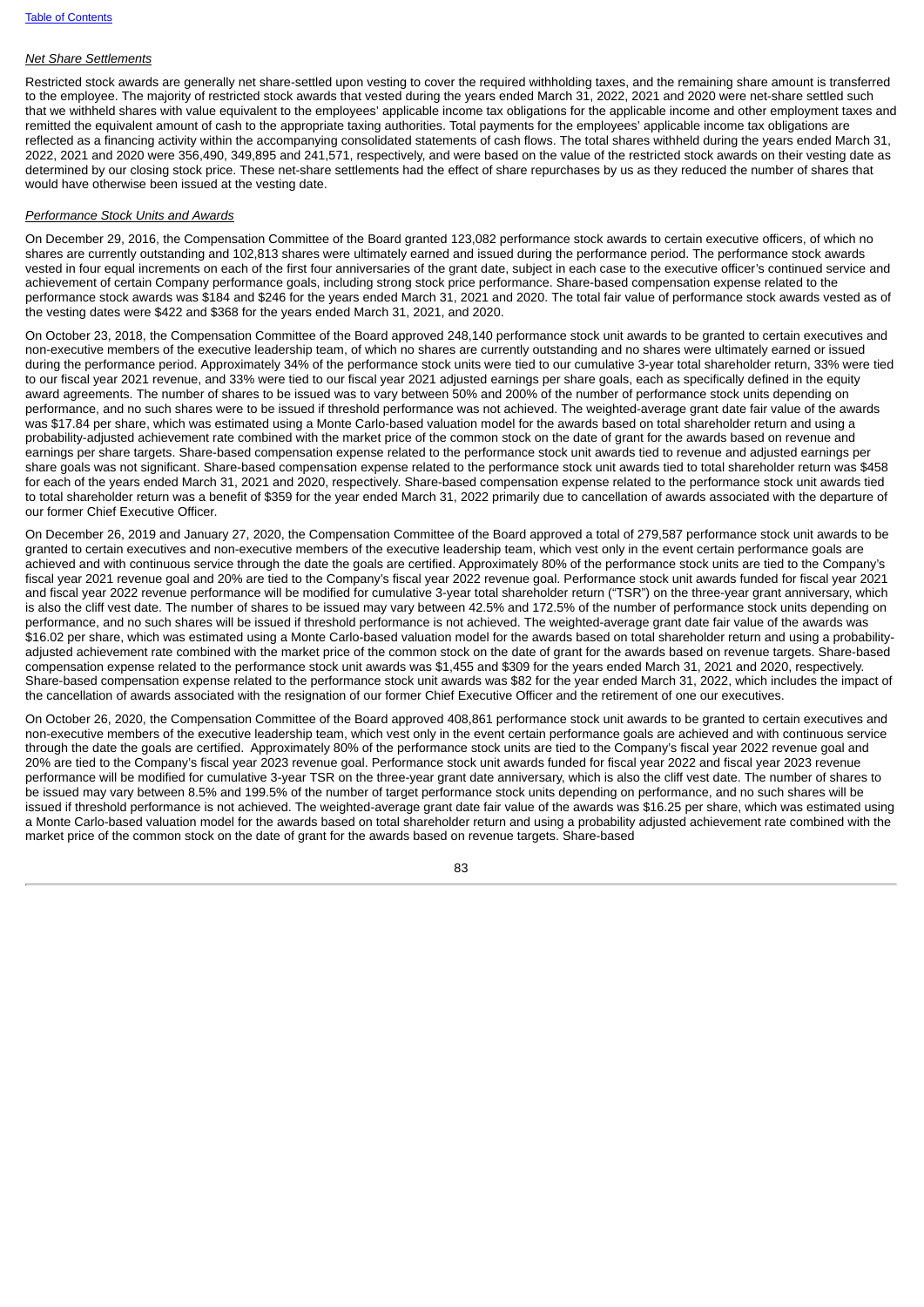*Net Share Settlements*

Restricted stock awards are generally net share-settled upon vesting to cover the required withholding taxes, and the remaining share amount is transferred to the employee. The majority of restricted stock awards that vested during the years ended March 31, 2022, 2021 and 2020 were net-share settled such that we withheld shares with value equivalent to the employees' applicable income tax obligations for the applicable income and other employment taxes and remitted the equivalent amount of cash to the appropriate taxing authorities. Total payments for the employees' applicable income tax obligations are reflected as a financing activity within the accompanying consolidated statements of cash flows. The total shares withheld during the years ended March 31, 2022, 2021 and 2020 were 356,490, 349,895 and 241,571, respectively, and were based on the value of the restricted stock awards on their vesting date as determined by our closing stock price. These net-share settlements had the effect of share repurchases by us as they reduced the number of shares that would have otherwise been issued at the vesting date.

*Performance Stock Units and Awards*

On December 29, 2016, the Compensation Committee of the Board granted 123,082 performance stock awards to certain executive officers, of which no shares are currently outstanding and 102,813 shares were ultimately earned and issued during the performance period. The performance stock awards vested in four equal increments on each of the first four anniversaries of the grant date, subject in each case to the executive officer's continued service and achievement of certain Company performance goals, including strong stock price performance. Share-based compensation expense related to the performance stock awards was $184 and $246 for the years ended March 31, 2021 and 2020. The total fair value of performance stock awards vested as of the vesting dates were $422 and $368 for the years ended March 31, 2021, and 2020.

On October 23, 2018, the Compensation Committee of the Board approved 248,140 performance stock unit awards to be granted to certain executives and non-executive members of the executive leadership team, of which no shares are currently outstanding and no shares were ultimately earned or issued during the performance period. Approximately 34% of the performance stock units were tied to our cumulative 3-year total shareholder return, 33% were tied to our fiscal year 2021 revenue, and 33% were tied to our fiscal year 2021 adjusted earnings per share goals, each as specifically defined in the equity award agreements. The number of shares to be issued was to vary between 50% and 200% of the number of performance stock units depending on performance, and no such shares were to be issued if threshold performance was not achieved. The weighted-average grant date fair value of the awards was $17.84 per share, which was estimated using a Monte Carlo-based valuation model for the awards based on total shareholder return and using a probability-adjusted achievement rate combined with the market price of the common stock on the date of grant for the awards based on revenue and earnings per share targets. Share-based compensation expense related to the performance stock unit awards tied to revenue and adjusted earnings per share goals was not significant. Share-based compensation expense related to the performance stock unit awards tied to total shareholder return was $458 for each of the years ended March 31, 2021 and 2020, respectively. Share-based compensation expense related to the performance stock unit awards tied to total shareholder return was a benefit of $359 for the year ended March 31, 2022 primarily due to cancellation of awards associated with the departure of our former Chief Executive Officer.

On December 26, 2019 and January 27, 2020, the Compensation Committee of the Board approved a total of 279,587 performance stock unit awards to be granted to certain executives and non-executive members of the executive leadership team, which vest only in the event certain performance goals are achieved and with continuous service through the date the goals are certified. Approximately 80% of the performance stock units are tied to the Company's fiscal year 2021 revenue goal and 20% are tied to the Company's fiscal year 2022 revenue goal. Performance stock unit awards funded for fiscal year 2021 and fiscal year 2022 revenue performance will be modified for cumulative 3-year total shareholder return ("TSR") on the three-year grant anniversary, which is also the cliff vest date. The number of shares to be issued may vary between 42.5% and 172.5% of the number of performance stock units depending on performance, and no such shares will be issued if threshold performance is not achieved. The weighted-average grant date fair value of the awards was $16.02 per share, which was estimated using a Monte Carlo-based valuation model for the awards based on total shareholder return and using a probability-adjusted achievement rate combined with the market price of the common stock on the date of grant for the awards based on revenue targets. Share-based compensation expense related to the performance stock unit awards was $1,455 and $309 for the years ended March 31, 2021 and 2020, respectively. Share-based compensation expense related to the performance stock unit awards was $82 for the year ended March 31, 2022, which includes the impact of the cancellation of awards associated with the resignation of our former Chief Executive Officer and the retirement of one our executives.

On October 26, 2020, the Compensation Committee of the Board approved 408,861 performance stock unit awards to be granted to certain executives and non-executive members of the executive leadership team, which vest only in the event certain performance goals are achieved and with continuous service through the date the goals are certified. Approximately 80% of the performance stock units are tied to the Company's fiscal year 2022 revenue goal and 20% are tied to the Company's fiscal year 2023 revenue goal. Performance stock unit awards funded for fiscal year 2022 and fiscal year 2023 revenue performance will be modified for cumulative 3-year TSR on the three-year grant date anniversary, which is also the cliff vest date. The number of shares to be issued may vary between 8.5% and 199.5% of the number of target performance stock units depending on performance, and no such shares will be issued if threshold performance is not achieved. The weighted-average grant date fair value of the awards was $16.25 per share, which was estimated using a Monte Carlo-based valuation model for the awards based on total shareholder return and using a probability adjusted achievement rate combined with the market price of the common stock on the date of grant for the awards based on revenue targets. Share-based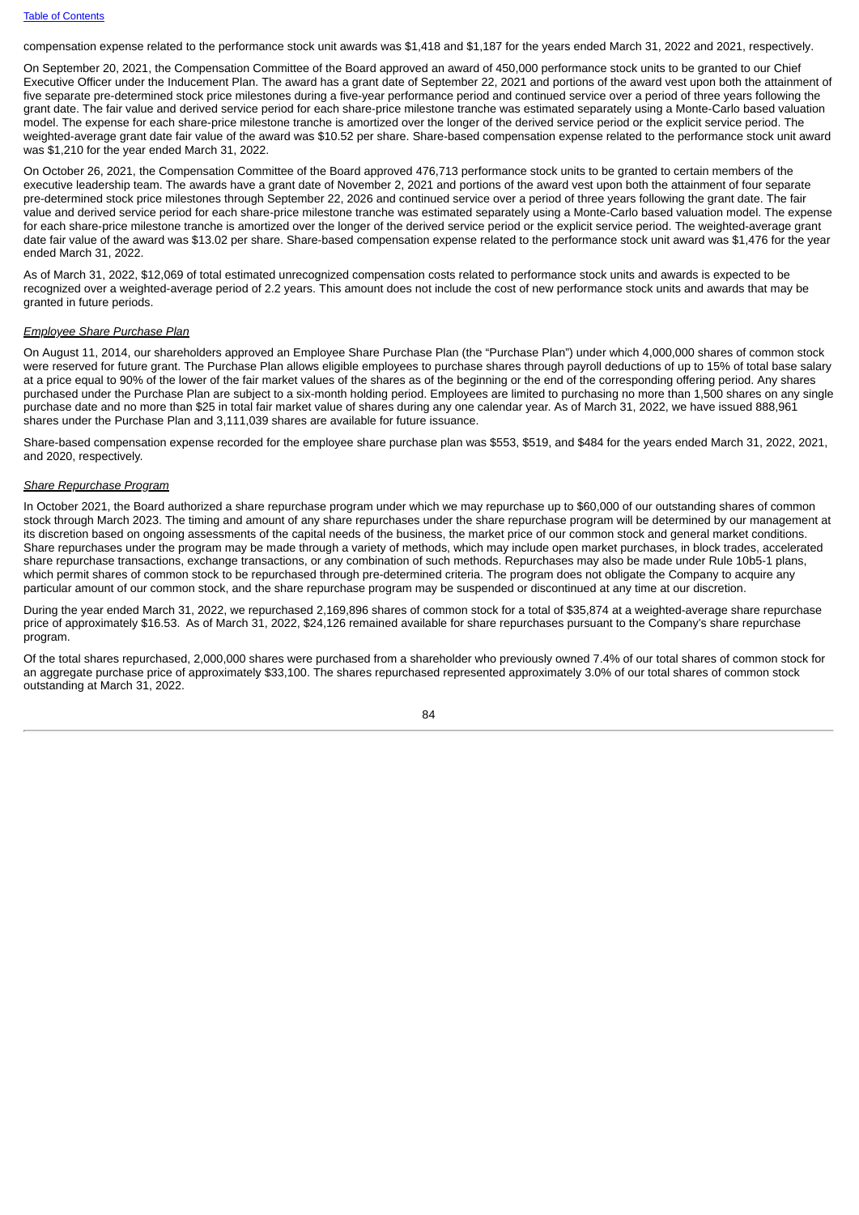compensation expense related to the performance stock unit awards was $1,418 and $1,187 for the years ended March 31, 2022 and 2021, respectively.

On September 20, 2021, the Compensation Committee of the Board approved an award of 450,000 performance stock units to be granted to our Chief Executive Officer under the Inducement Plan. The award has a grant date of September 22, 2021 and portions of the award vest upon both the attainment of five separate pre-determined stock price milestones during a five-year performance period and continued service over a period of three years following the grant date. The fair value and derived service period for each share-price milestone tranche was estimated separately using a Monte-Carlo based valuation model. The expense for each share-price milestone tranche is amortized over the longer of the derived service period or the explicit service period. The weighted-average grant date fair value of the award was $10.52 per share. Share-based compensation expense related to the performance stock unit award was $1,210 for the year ended March 31, 2022.

On October 26, 2021, the Compensation Committee of the Board approved 476,713 performance stock units to be granted to certain members of the executive leadership team. The awards have a grant date of November 2, 2021 and portions of the award vest upon both the attainment of four separate pre-determined stock price milestones through September 22, 2026 and continued service over a period of three years following the grant date. The fair value and derived service period for each share-price milestone tranche was estimated separately using a Monte-Carlo based valuation model. The expense for each share-price milestone tranche is amortized over the longer of the derived service period or the explicit service period. The weighted-average grant date fair value of the award was $13.02 per share. Share-based compensation expense related to the performance stock unit award was $1,476 for the year ended March 31, 2022.

As of March 31, 2022, $12,069 of total estimated unrecognized compensation costs related to performance stock units and awards is expected to be recognized over a weighted-average period of 2.2 years. This amount does not include the cost of new performance stock units and awards that may be granted in future periods.

*Employee Share Purchase Plan*

On August 11, 2014, our shareholders approved an Employee Share Purchase Plan (the "Purchase Plan") under which 4,000,000 shares of common stock were reserved for future grant. The Purchase Plan allows eligible employees to purchase shares through payroll deductions of up to 15% of total base salary at a price equal to 90% of the lower of the fair market values of the shares as of the beginning or the end of the corresponding offering period. Any shares purchased under the Purchase Plan are subject to a six-month holding period. Employees are limited to purchasing no more than 1,500 shares on any single purchase date and no more than $25 in total fair market value of shares during any one calendar year. As of March 31, 2022, we have issued 888,961 shares under the Purchase Plan and 3,111,039 shares are available for future issuance.

Share-based compensation expense recorded for the employee share purchase plan was $553, $519, and $484 for the years ended March 31, 2022, 2021, and 2020, respectively.

*Share Repurchase Program*

In October 2021, the Board authorized a share repurchase program under which we may repurchase up to $60,000 of our outstanding shares of common stock through March 2023. The timing and amount of any share repurchases under the share repurchase program will be determined by our management at its discretion based on ongoing assessments of the capital needs of the business, the market price of our common stock and general market conditions. Share repurchases under the program may be made through a variety of methods, which may include open market purchases, in block trades, accelerated share repurchase transactions, exchange transactions, or any combination of such methods. Repurchases may also be made under Rule 10b5-1 plans, which permit shares of common stock to be repurchased through pre-determined criteria. The program does not obligate the Company to acquire any particular amount of our common stock, and the share repurchase program may be suspended or discontinued at any time at our discretion.

During the year ended March 31, 2022, we repurchased 2,169,896 shares of common stock for a total of $35,874 at a weighted-average share repurchase price of approximately $16.53. As of March 31, 2022, $24,126 remained available for share repurchases pursuant to the Company's share repurchase program.

Of the total shares repurchased, 2,000,000 shares were purchased from a shareholder who previously owned 7.4% of our total shares of common stock for an aggregate purchase price of approximately $33,100. The shares repurchased represented approximately 3.0% of our total shares of common stock outstanding at March 31, 2022.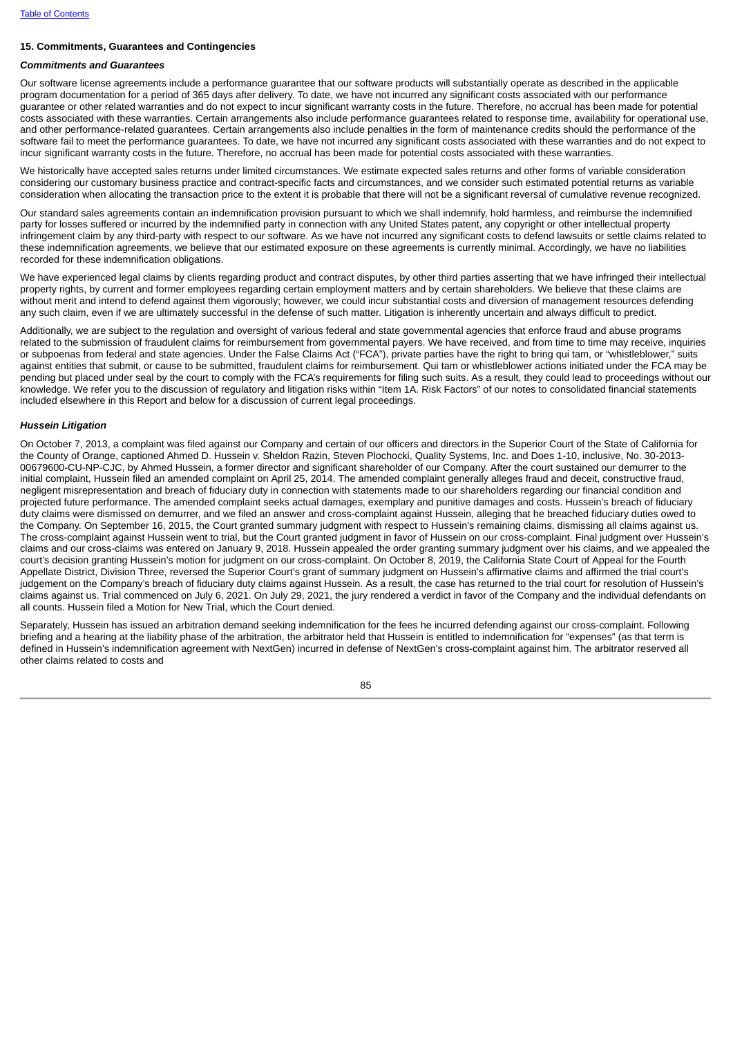### 15. Commitments, Guarantees and Contingencies

#### *Commitments and Guarantees*

Our software license agreements include a performance guarantee that our software products will substantially operate as described in the applicable program documentation for a period of 365 days after delivery. To date, we have not incurred any significant costs associated with our performance guarantee or other related warranties and do not expect to incur significant warranty costs in the future. Therefore, no accrual has been made for potential costs associated with these warranties. Certain arrangements also include performance guarantees related to response time, availability for operational use, and other performance-related guarantees. Certain arrangements also include penalties in the form of maintenance credits should the performance of the software fail to meet the performance guarantees. To date, we have not incurred any significant costs associated with these warranties and do not expect to incur significant warranty costs in the future. Therefore, no accrual has been made for potential costs associated with these warranties.

We historically have accepted sales returns under limited circumstances. We estimate expected sales returns and other forms of variable consideration considering our customary business practice and contract-specific facts and circumstances, and we consider such estimated potential returns as variable consideration when allocating the transaction price to the extent it is probable that there will not be a significant reversal of cumulative revenue recognized.

Our standard sales agreements contain an indemnification provision pursuant to which we shall indemnify, hold harmless, and reimburse the indemnified party for losses suffered or incurred by the indemnified party in connection with any United States patent, any copyright or other intellectual property infringement claim by any third-party with respect to our software. As we have not incurred any significant costs to defend lawsuits or settle claims related to these indemnification agreements, we believe that our estimated exposure on these agreements is currently minimal. Accordingly, we have no liabilities recorded for these indemnification obligations.

We have experienced legal claims by clients regarding product and contract disputes, by other third parties asserting that we have infringed their intellectual property rights, by current and former employees regarding certain employment matters and by certain shareholders. We believe that these claims are without merit and intend to defend against them vigorously; however, we could incur substantial costs and diversion of management resources defending any such claim, even if we are ultimately successful in the defense of such matter. Litigation is inherently uncertain and always difficult to predict.

Additionally, we are subject to the regulation and oversight of various federal and state governmental agencies that enforce fraud and abuse programs related to the submission of fraudulent claims for reimbursement from governmental payers. We have received, and from time to time may receive, inquiries or subpoenas from federal and state agencies. Under the False Claims Act ("FCA"), private parties have the right to bring qui tam, or "whistleblower," suits against entities that submit, or cause to be submitted, fraudulent claims for reimbursement. Qui tam or whistleblower actions initiated under the FCA may be pending but placed under seal by the court to comply with the FCA's requirements for filing such suits. As a result, they could lead to proceedings without our knowledge. We refer you to the discussion of regulatory and litigation risks within "Item 1A. Risk Factors" of our notes to consolidated financial statements included elsewhere in this Report and below for a discussion of current legal proceedings.

#### *Hussein Litigation*

On October 7, 2013, a complaint was filed against our Company and certain of our officers and directors in the Superior Court of the State of California for the County of Orange, captioned Ahmed D. Hussein v. Sheldon Razin, Steven Plochocki, Quality Systems, Inc. and Does 1-10, inclusive, No. 30-2013-00679600-CU-NP-CJC, by Ahmed Hussein, a former director and significant shareholder of our Company. After the court sustained our demurrer to the initial complaint, Hussein filed an amended complaint on April 25, 2014. The amended complaint generally alleges fraud and deceit, constructive fraud, negligent misrepresentation and breach of fiduciary duty in connection with statements made to our shareholders regarding our financial condition and projected future performance. The amended complaint seeks actual damages, exemplary and punitive damages and costs. Hussein's breach of fiduciary duty claims were dismissed on demurrer, and we filed an answer and cross-complaint against Hussein, alleging that he breached fiduciary duties owed to the Company. On September 16, 2015, the Court granted summary judgment with respect to Hussein's remaining claims, dismissing all claims against us. The cross-complaint against Hussein went to trial, but the Court granted judgment in favor of Hussein on our cross-complaint. Final judgment over Hussein's claims and our cross-claims was entered on January 9, 2018. Hussein appealed the order granting summary judgment over his claims, and we appealed the court's decision granting Hussein's motion for judgment on our cross-complaint. On October 8, 2019, the California State Court of Appeal for the Fourth Appellate District, Division Three, reversed the Superior Court's grant of summary judgment on Hussein's affirmative claims and affirmed the trial court's judgement on the Company's breach of fiduciary duty claims against Hussein. As a result, the case has returned to the trial court for resolution of Hussein's claims against us. Trial commenced on July 6, 2021. On July 29, 2021, the jury rendered a verdict in favor of the Company and the individual defendants on all counts. Hussein filed a Motion for New Trial, which the Court denied.

Separately, Hussein has issued an arbitration demand seeking indemnification for the fees he incurred defending against our cross-complaint. Following briefing and a hearing at the liability phase of the arbitration, the arbitrator held that Hussein is entitled to indemnification for "expenses" (as that term is defined in Hussein's indemnification agreement with NextGen) incurred in defense of NextGen's cross-complaint against him. The arbitrator reserved all other claims related to costs and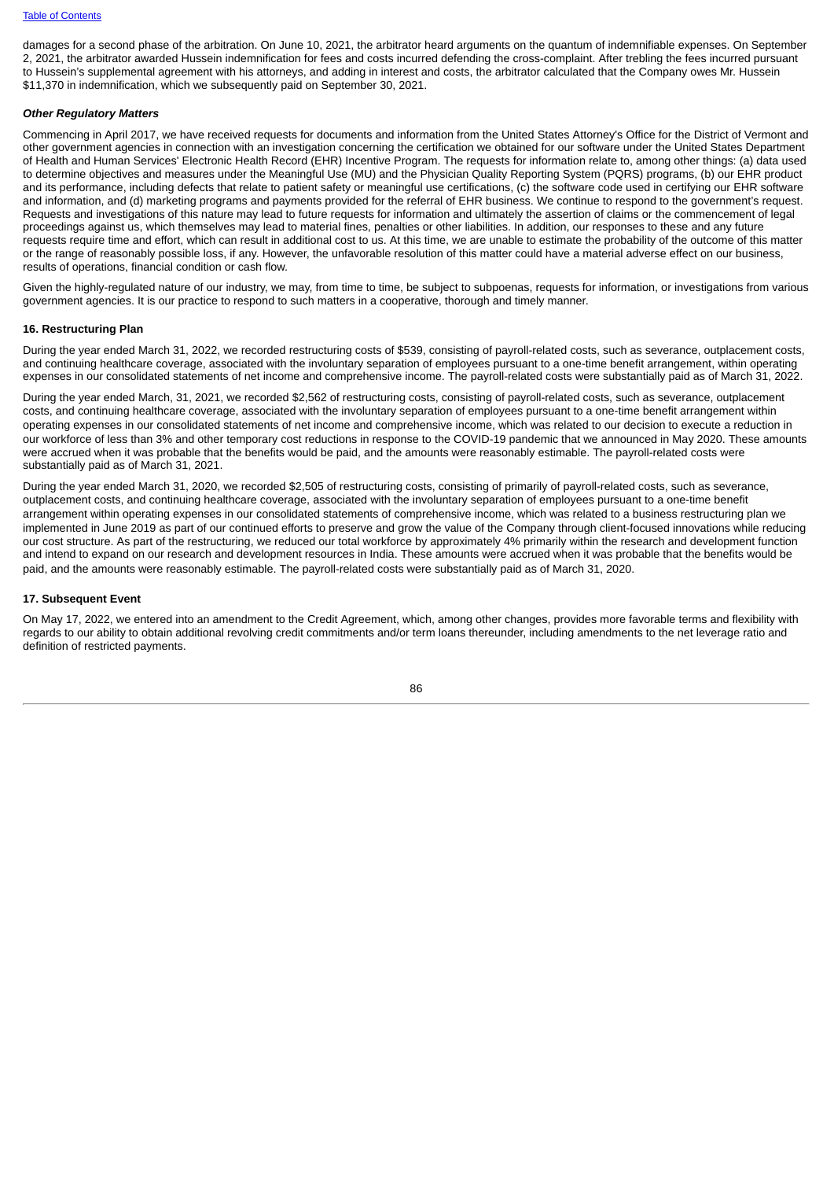damages for a second phase of the arbitration. On June 10, 2021, the arbitrator heard arguments on the quantum of indemnifiable expenses. On September 2, 2021, the arbitrator awarded Hussein indemnification for fees and costs incurred defending the cross-complaint. After trebling the fees incurred pursuant to Hussein's supplemental agreement with his attorneys, and adding in interest and costs, the arbitrator calculated that the Company owes Mr. Hussein $11,370 in indemnification, which we subsequently paid on September 30, 2021.

***Other Regulatory Matters***

Commencing in April 2017, we have received requests for documents and information from the United States Attorney's Office for the District of Vermont and other government agencies in connection with an investigation concerning the certification we obtained for our software under the United States Department of Health and Human Services' Electronic Health Record (EHR) Incentive Program. The requests for information relate to, among other things: (a) data used to determine objectives and measures under the Meaningful Use (MU) and the Physician Quality Reporting System (PQRS) programs, (b) our EHR product and its performance, including defects that relate to patient safety or meaningful use certifications, (c) the software code used in certifying our EHR software and information, and (d) marketing programs and payments provided for the referral of EHR business. We continue to respond to the government's request. Requests and investigations of this nature may lead to future requests for information and ultimately the assertion of claims or the commencement of legal proceedings against us, which themselves may lead to material fines, penalties or other liabilities. In addition, our responses to these and any future requests require time and effort, which can result in additional cost to us. At this time, we are unable to estimate the probability of the outcome of this matter or the range of reasonably possible loss, if any. However, the unfavorable resolution of this matter could have a material adverse effect on our business, results of operations, financial condition or cash flow.

Given the highly-regulated nature of our industry, we may, from time to time, be subject to subpoenas, requests for information, or investigations from various government agencies. It is our practice to respond to such matters in a cooperative, thorough and timely manner.

**16. Restructuring Plan**

During the year ended March 31, 2022, we recorded restructuring costs of $539, consisting of payroll-related costs, such as severance, outplacement costs, and continuing healthcare coverage, associated with the involuntary separation of employees pursuant to a one-time benefit arrangement, within operating expenses in our consolidated statements of net income and comprehensive income. The payroll-related costs were substantially paid as of March 31, 2022.

During the year ended March, 31, 2021, we recorded $2,562 of restructuring costs, consisting of payroll-related costs, such as severance, outplacement costs, and continuing healthcare coverage, associated with the involuntary separation of employees pursuant to a one-time benefit arrangement within operating expenses in our consolidated statements of net income and comprehensive income, which was related to our decision to execute a reduction in our workforce of less than 3% and other temporary cost reductions in response to the COVID-19 pandemic that we announced in May 2020. These amounts were accrued when it was probable that the benefits would be paid, and the amounts were reasonably estimable. The payroll-related costs were substantially paid as of March 31, 2021.

During the year ended March 31, 2020, we recorded $2,505 of restructuring costs, consisting of primarily of payroll-related costs, such as severance, outplacement costs, and continuing healthcare coverage, associated with the involuntary separation of employees pursuant to a one-time benefit arrangement within operating expenses in our consolidated statements of comprehensive income, which was related to a business restructuring plan we implemented in June 2019 as part of our continued efforts to preserve and grow the value of the Company through client-focused innovations while reducing our cost structure. As part of the restructuring, we reduced our total workforce by approximately 4% primarily within the research and development function and intend to expand on our research and development resources in India. These amounts were accrued when it was probable that the benefits would be paid, and the amounts were reasonably estimable. The payroll-related costs were substantially paid as of March 31, 2020.

**17. Subsequent Event**

On May 17, 2022, we entered into an amendment to the Credit Agreement, which, among other changes, provides more favorable terms and flexibility with regards to our ability to obtain additional revolving credit commitments and/or term loans thereunder, including amendments to the net leverage ratio and definition of restricted payments.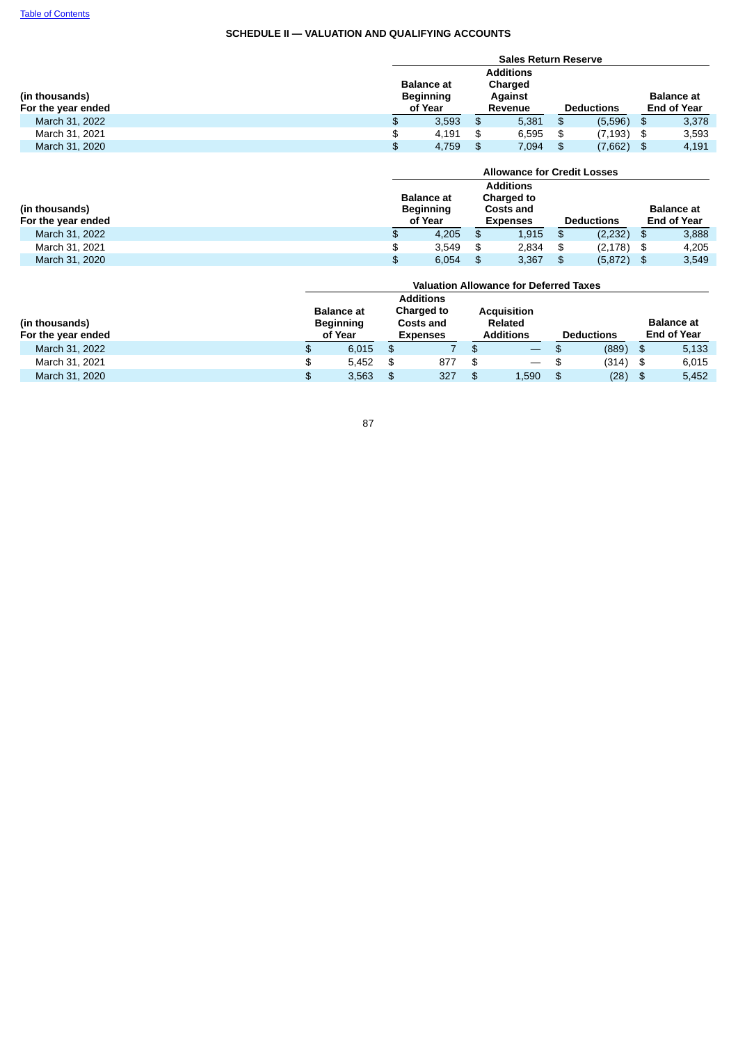**SCHEDULE II — VALUATION AND QUALIFYING ACCOUNTS**

| (in thousands) For the year ended | Sales Return Reserve | | | |
|---|---|---|---|---|
| | Balance at Beginning of Year | Additions Charged Against Revenue | Deductions | Balance at End of Year |
| March 31, 2022 | $ 3,593 | $ 5,381 | $ (5,596) | $ 3,378 |
| March 31, 2021 | $ 4,191 | $ 6,595 | $ (7,193) | $ 3,593 |
| March 31, 2020 | $ 4,759 | $ 7,094 | $ (7,662) | $ 4,191 |

| (in thousands) For the year ended | Allowance for Credit Losses | | | |
|---|---|---|---|---|
| | Balance at Beginning of Year | Additions Charged to Costs and Expenses | Deductions | Balance at End of Year |
| March 31, 2022 | $ 4,205 | $ 1,915 | $ (2,232) | $ 3,888 |
| March 31, 2021 | $ 3,549 | $ 2,834 | $ (2,178) | $ 4,205 |
| March 31, 2020 | $ 6,054 | $ 3,367 | $ (5,872) | $ 3,549 |

| (in thousands) For the year ended | Valuation Allowance for Deferred Taxes | | | | |
|---|---|---|---|---|---|
| | Balance at Beginning of Year | Additions Charged to Costs and Expenses | Acquisition Related Additions | Deductions | Balance at End of Year |
| March 31, 2022 | $ 6,015 | $ 7 | $ — | $ (889) | $ 5,133 |
| March 31, 2021 | $ 5,452 | $ 877 | $ — | $ (314) | $ 6,015 |
| March 31, 2020 | $ 3,563 | $ 327 | $ 1,590 | $ (28) | $ 5,452 |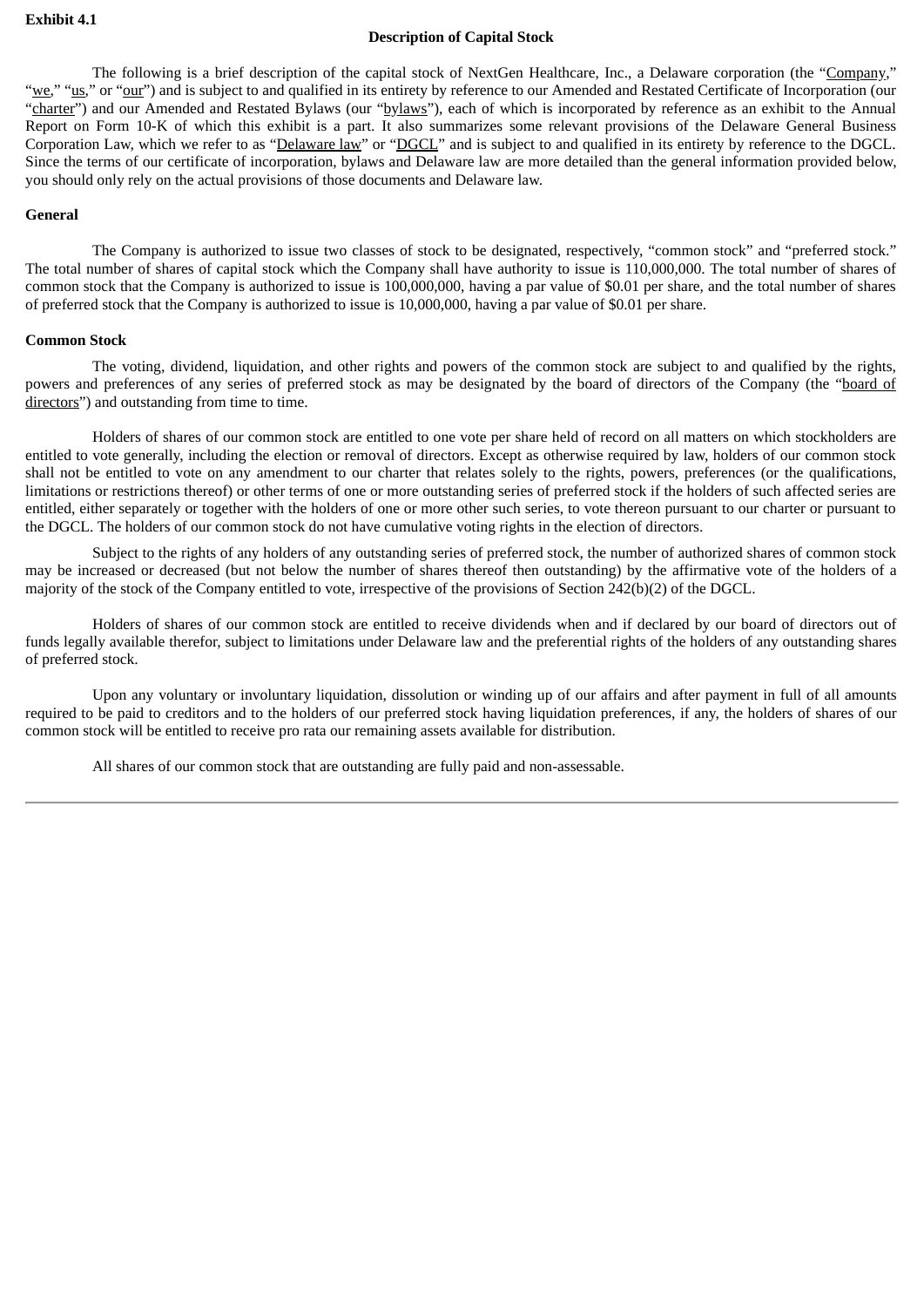**Exhibit 4.1**

**Description of Capital Stock**

The following is a brief description of the capital stock of NextGen Healthcare, Inc., a Delaware corporation (the "Company," "we," "us," or "our") and is subject to and qualified in its entirety by reference to our Amended and Restated Certificate of Incorporation (our "charter") and our Amended and Restated Bylaws (our "bylaws"), each of which is incorporated by reference as an exhibit to the Annual Report on Form 10-K of which this exhibit is a part. It also summarizes some relevant provisions of the Delaware General Business Corporation Law, which we refer to as "Delaware law" or "DGCL" and is subject to and qualified in its entirety by reference to the DGCL. Since the terms of our certificate of incorporation, bylaws and Delaware law are more detailed than the general information provided below, you should only rely on the actual provisions of those documents and Delaware law.

**General**

The Company is authorized to issue two classes of stock to be designated, respectively, "common stock" and "preferred stock." The total number of shares of capital stock which the Company shall have authority to issue is 110,000,000. The total number of shares of common stock that the Company is authorized to issue is 100,000,000, having a par value of $0.01 per share, and the total number of shares of preferred stock that the Company is authorized to issue is 10,000,000, having a par value of $0.01 per share.

**Common Stock**

The voting, dividend, liquidation, and other rights and powers of the common stock are subject to and qualified by the rights, powers and preferences of any series of preferred stock as may be designated by the board of directors of the Company (the "board of directors") and outstanding from time to time.

Holders of shares of our common stock are entitled to one vote per share held of record on all matters on which stockholders are entitled to vote generally, including the election or removal of directors. Except as otherwise required by law, holders of our common stock shall not be entitled to vote on any amendment to our charter that relates solely to the rights, powers, preferences (or the qualifications, limitations or restrictions thereof) or other terms of one or more outstanding series of preferred stock if the holders of such affected series are entitled, either separately or together with the holders of one or more other such series, to vote thereon pursuant to our charter or pursuant to the DGCL. The holders of our common stock do not have cumulative voting rights in the election of directors.

Subject to the rights of any holders of any outstanding series of preferred stock, the number of authorized shares of common stock may be increased or decreased (but not below the number of shares thereof then outstanding) by the affirmative vote of the holders of a majority of the stock of the Company entitled to vote, irrespective of the provisions of Section 242(b)(2) of the DGCL.

Holders of shares of our common stock are entitled to receive dividends when and if declared by our board of directors out of funds legally available therefor, subject to limitations under Delaware law and the preferential rights of the holders of any outstanding shares of preferred stock.

Upon any voluntary or involuntary liquidation, dissolution or winding up of our affairs and after payment in full of all amounts required to be paid to creditors and to the holders of our preferred stock having liquidation preferences, if any, the holders of shares of our common stock will be entitled to receive pro rata our remaining assets available for distribution.

All shares of our common stock that are outstanding are fully paid and non-assessable.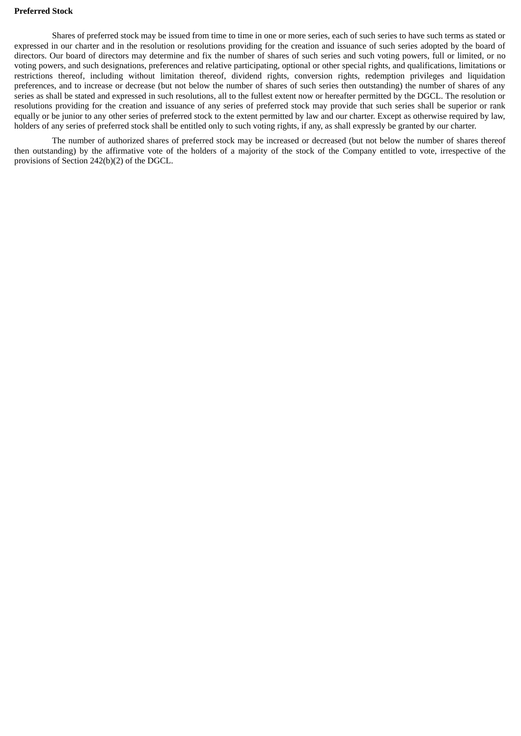**Preferred Stock**

Shares of preferred stock may be issued from time to time in one or more series, each of such series to have such terms as stated or expressed in our charter and in the resolution or resolutions providing for the creation and issuance of such series adopted by the board of directors. Our board of directors may determine and fix the number of shares of such series and such voting powers, full or limited, or no voting powers, and such designations, preferences and relative participating, optional or other special rights, and qualifications, limitations or restrictions thereof, including without limitation thereof, dividend rights, conversion rights, redemption privileges and liquidation preferences, and to increase or decrease (but not below the number of shares of such series then outstanding) the number of shares of any series as shall be stated and expressed in such resolutions, all to the fullest extent now or hereafter permitted by the DGCL. The resolution or resolutions providing for the creation and issuance of any series of preferred stock may provide that such series shall be superior or rank equally or be junior to any other series of preferred stock to the extent permitted by law and our charter. Except as otherwise required by law, holders of any series of preferred stock shall be entitled only to such voting rights, if any, as shall expressly be granted by our charter.

The number of authorized shares of preferred stock may be increased or decreased (but not below the number of shares thereof then outstanding) by the affirmative vote of the holders of a majority of the stock of the Company entitled to vote, irrespective of the provisions of Section 242(b)(2) of the DGCL.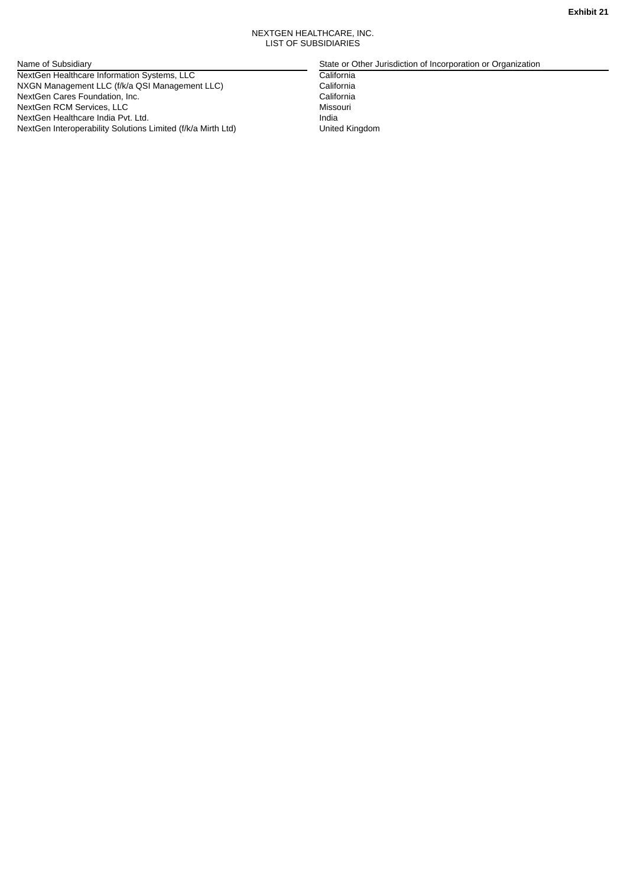**Exhibit 21**

NEXTGEN HEALTHCARE, INC.
LIST OF SUBSIDIARIES

| Name of Subsidiary | State or Other Jurisdiction of Incorporation or Organization |
| --- | --- |
| NextGen Healthcare Information Systems, LLC | California |
| NXGN Management LLC (f/k/a QSI Management LLC) | California |
| NextGen Cares Foundation, Inc. | California |
| NextGen RCM Services, LLC | Missouri |
| NextGen Healthcare India Pvt. Ltd. | India |
| NextGen Interoperability Solutions Limited (f/k/a Mirth Ltd) | United Kingdom |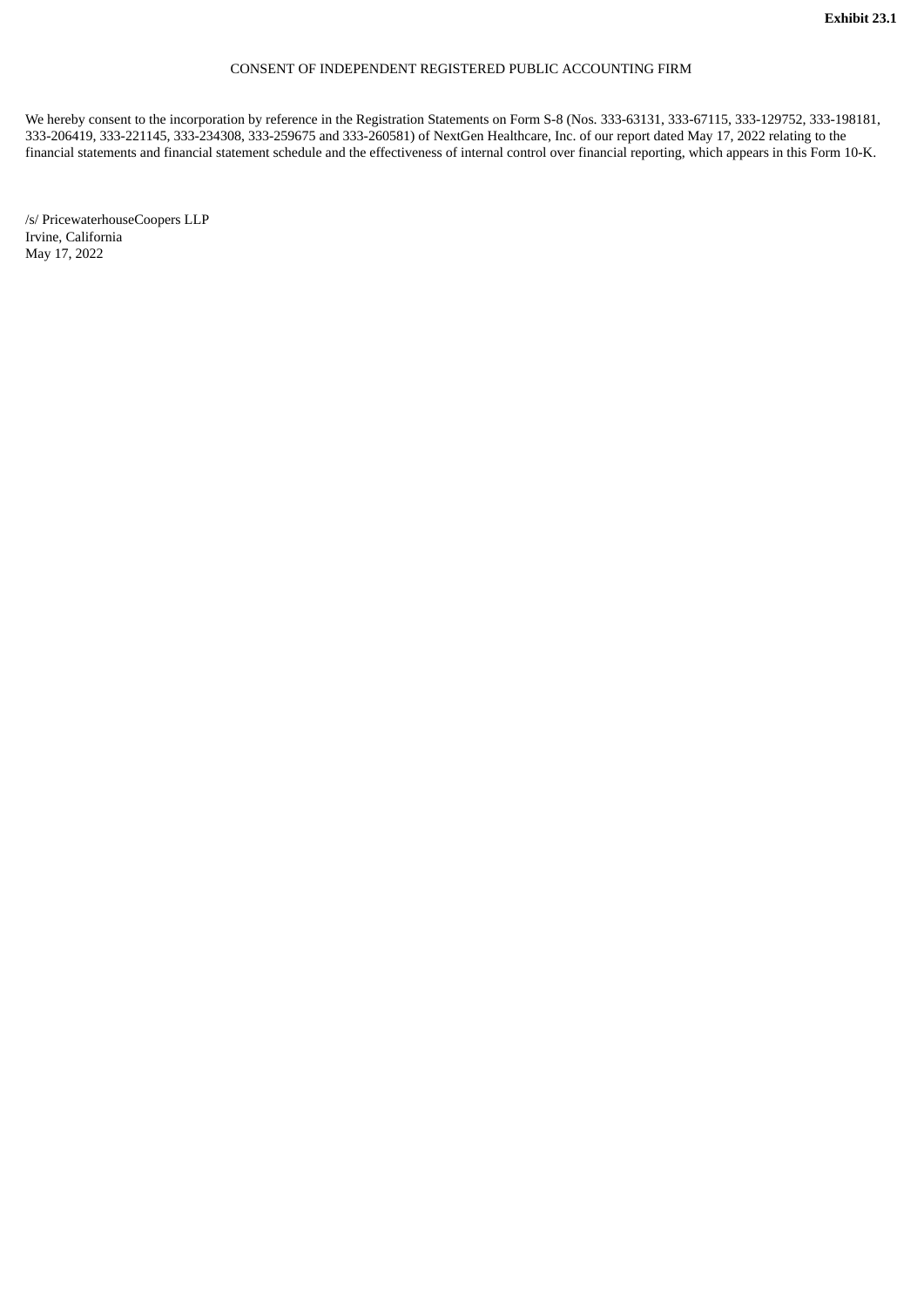**Exhibit 23.1**

CONSENT OF INDEPENDENT REGISTERED PUBLIC ACCOUNTING FIRM

We hereby consent to the incorporation by reference in the Registration Statements on Form S-8 (Nos. 333-63131, 333-67115, 333-129752, 333-198181, 333-206419, 333-221145, 333-234308, 333-259675 and 333-260581) of NextGen Healthcare, Inc. of our report dated May 17, 2022 relating to the financial statements and financial statement schedule and the effectiveness of internal control over financial reporting, which appears in this Form 10-K.

/s/ PricewaterhouseCoopers LLP
Irvine, California
May 17, 2022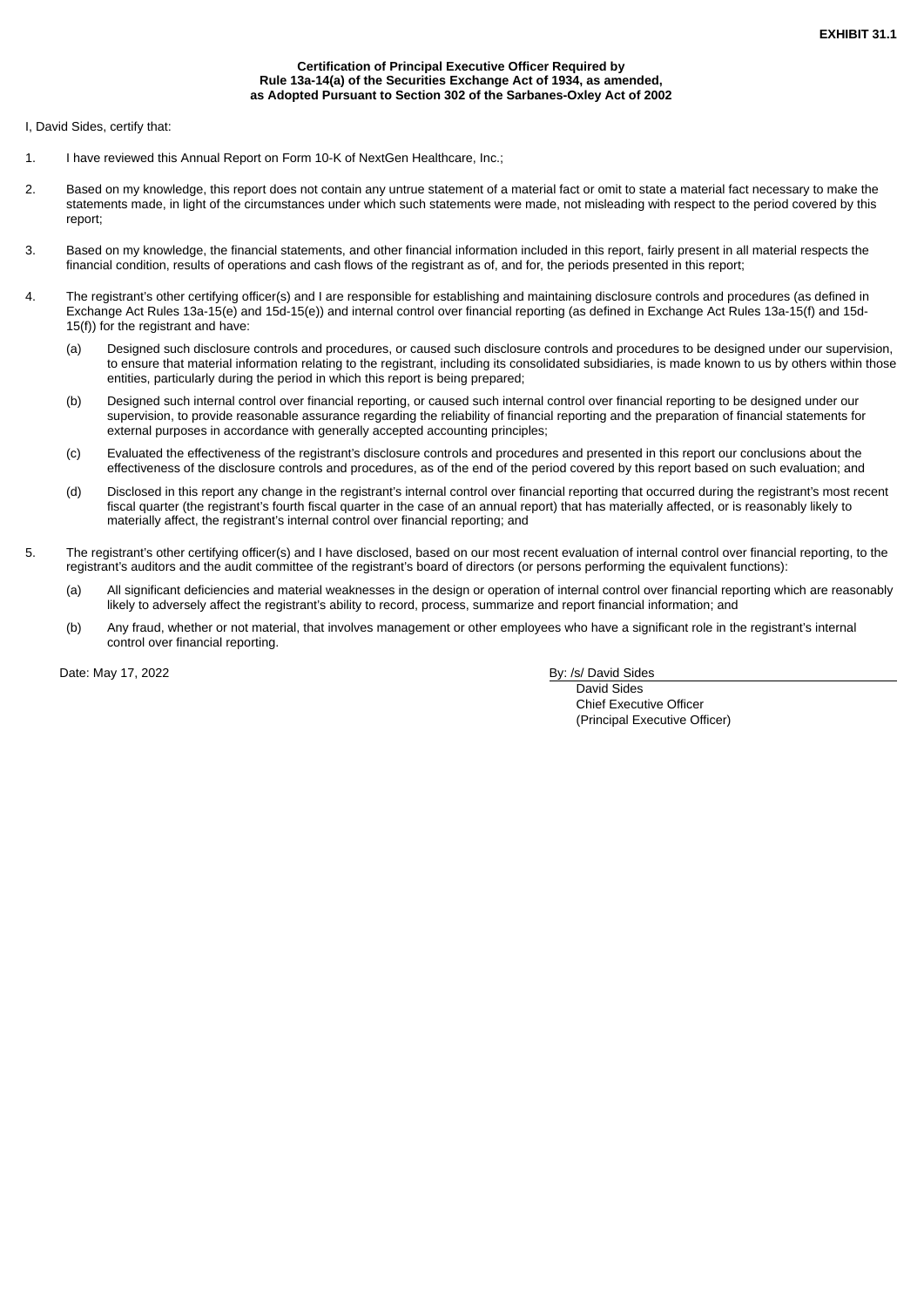**EXHIBIT 31.1**

**Certification of Principal Executive Officer Required by Rule 13a-14(a) of the Securities Exchange Act of 1934, as amended, as Adopted Pursuant to Section 302 of the Sarbanes-Oxley Act of 2002**

I, David Sides, certify that:

1. I have reviewed this Annual Report on Form 10-K of NextGen Healthcare, Inc.;
2. Based on my knowledge, this report does not contain any untrue statement of a material fact or omit to state a material fact necessary to make the statements made, in light of the circumstances under which such statements were made, not misleading with respect to the period covered by this report;
3. Based on my knowledge, the financial statements, and other financial information included in this report, fairly present in all material respects the financial condition, results of operations and cash flows of the registrant as of, and for, the periods presented in this report;
4. The registrant's other certifying officer(s) and I are responsible for establishing and maintaining disclosure controls and procedures (as defined in Exchange Act Rules 13a-15(e) and 15d-15(e)) and internal control over financial reporting (as defined in Exchange Act Rules 13a-15(f) and 15d-15(f)) for the registrant and have:
   (a) Designed such disclosure controls and procedures, or caused such disclosure controls and procedures to be designed under our supervision, to ensure that material information relating to the registrant, including its consolidated subsidiaries, is made known to us by others within those entities, particularly during the period in which this report is being prepared;
   (b) Designed such internal control over financial reporting, or caused such internal control over financial reporting to be designed under our supervision, to provide reasonable assurance regarding the reliability of financial reporting and the preparation of financial statements for external purposes in accordance with generally accepted accounting principles;
   (c) Evaluated the effectiveness of the registrant's disclosure controls and procedures and presented in this report our conclusions about the effectiveness of the disclosure controls and procedures, as of the end of the period covered by this report based on such evaluation; and
   (d) Disclosed in this report any change in the registrant's internal control over financial reporting that occurred during the registrant's most recent fiscal quarter (the registrant's fourth fiscal quarter in the case of an annual report) that has materially affected, or is reasonably likely to materially affect, the registrant's internal control over financial reporting; and
5. The registrant's other certifying officer(s) and I have disclosed, based on our most recent evaluation of internal control over financial reporting, to the registrant's auditors and the audit committee of the registrant's board of directors (or persons performing the equivalent functions):
   (a) All significant deficiencies and material weaknesses in the design or operation of internal control over financial reporting which are reasonably likely to adversely affect the registrant's ability to record, process, summarize and report financial information; and
   (b) Any fraud, whether or not material, that involves management or other employees who have a significant role in the registrant's internal control over financial reporting.

Date: May 17, 2022

By: /s/ David Sides
David Sides
Chief Executive Officer
(Principal Executive Officer)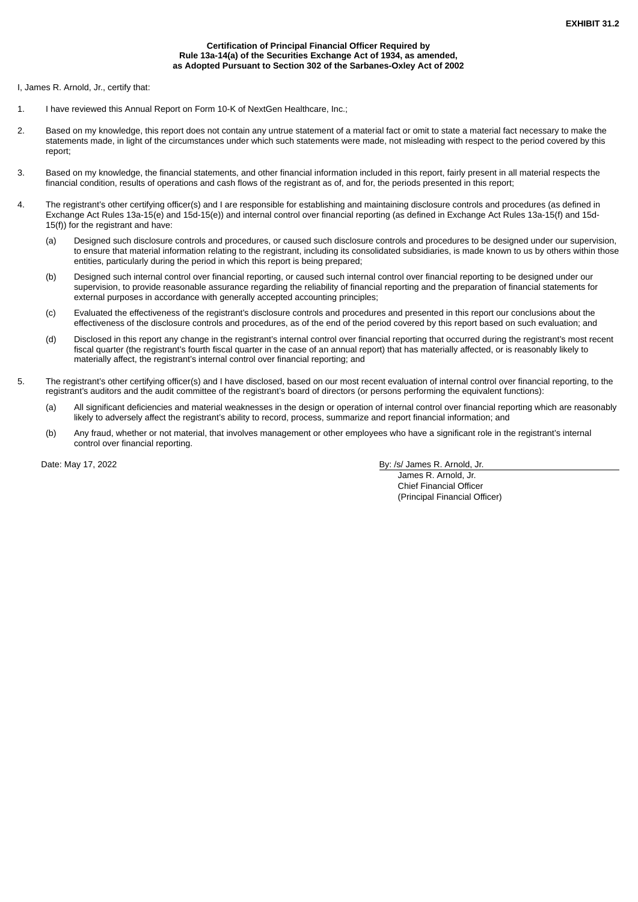**EXHIBIT 31.2**

**Certification of Principal Financial Officer Required by**
**Rule 13a-14(a) of the Securities Exchange Act of 1934, as amended,**
**as Adopted Pursuant to Section 302 of the Sarbanes-Oxley Act of 2002**

I, James R. Arnold, Jr., certify that:

1. I have reviewed this Annual Report on Form 10-K of NextGen Healthcare, Inc.;

2. Based on my knowledge, this report does not contain any untrue statement of a material fact or omit to state a material fact necessary to make the statements made, in light of the circumstances under which such statements were made, not misleading with respect to the period covered by this report;

3. Based on my knowledge, the financial statements, and other financial information included in this report, fairly present in all material respects the financial condition, results of operations and cash flows of the registrant as of, and for, the periods presented in this report;

4. The registrant's other certifying officer(s) and I are responsible for establishing and maintaining disclosure controls and procedures (as defined in Exchange Act Rules 13a-15(e) and 15d-15(e)) and internal control over financial reporting (as defined in Exchange Act Rules 13a-15(f) and 15d-15(f)) for the registrant and have:

   (a) Designed such disclosure controls and procedures, or caused such disclosure controls and procedures to be designed under our supervision, to ensure that material information relating to the registrant, including its consolidated subsidiaries, is made known to us by others within those entities, particularly during the period in which this report is being prepared;

   (b) Designed such internal control over financial reporting, or caused such internal control over financial reporting to be designed under our supervision, to provide reasonable assurance regarding the reliability of financial reporting and the preparation of financial statements for external purposes in accordance with generally accepted accounting principles;

   (c) Evaluated the effectiveness of the registrant's disclosure controls and procedures and presented in this report our conclusions about the effectiveness of the disclosure controls and procedures, as of the end of the period covered by this report based on such evaluation; and

   (d) Disclosed in this report any change in the registrant's internal control over financial reporting that occurred during the registrant's most recent fiscal quarter (the registrant's fourth fiscal quarter in the case of an annual report) that has materially affected, or is reasonably likely to materially affect, the registrant's internal control over financial reporting; and

5. The registrant's other certifying officer(s) and I have disclosed, based on our most recent evaluation of internal control over financial reporting, to the registrant's auditors and the audit committee of the registrant's board of directors (or persons performing the equivalent functions):

   (a) All significant deficiencies and material weaknesses in the design or operation of internal control over financial reporting which are reasonably likely to adversely affect the registrant's ability to record, process, summarize and report financial information; and

   (b) Any fraud, whether or not material, that involves management or other employees who have a significant role in the registrant's internal control over financial reporting.

Date: May 17, 2022

By: /s/ James R. Arnold, Jr.
James R. Arnold, Jr.
Chief Financial Officer
(Principal Financial Officer)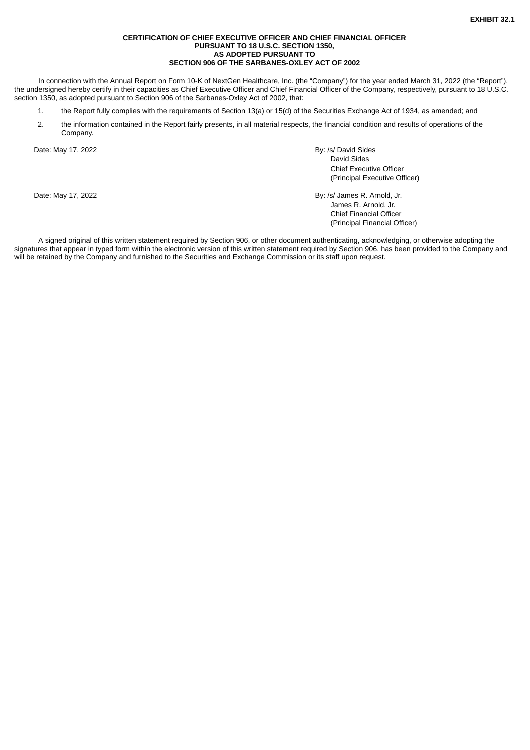**EXHIBIT 32.1**

**CERTIFICATION OF CHIEF EXECUTIVE OFFICER AND CHIEF FINANCIAL OFFICER PURSUANT TO 18 U.S.C. SECTION 1350, AS ADOPTED PURSUANT TO SECTION 906 OF THE SARBANES-OXLEY ACT OF 2002**

In connection with the Annual Report on Form 10-K of NextGen Healthcare, Inc. (the “Company”) for the year ended March 31, 2022 (the “Report”), the undersigned hereby certify in their capacities as Chief Executive Officer and Chief Financial Officer of the Company, respectively, pursuant to 18 U.S.C. section 1350, as adopted pursuant to Section 906 of the Sarbanes-Oxley Act of 2002, that:

1. the Report fully complies with the requirements of Section 13(a) or 15(d) of the Securities Exchange Act of 1934, as amended; and
2. the information contained in the Report fairly presents, in all material respects, the financial condition and results of operations of the Company.

Date: May 17, 2022

By: /s/ David Sides
David Sides
Chief Executive Officer
(Principal Executive Officer)

Date: May 17, 2022

By: /s/ James R. Arnold, Jr.
James R. Arnold, Jr.
Chief Financial Officer
(Principal Financial Officer)

A signed original of this written statement required by Section 906, or other document authenticating, acknowledging, or otherwise adopting the signatures that appear in typed form within the electronic version of this written statement required by Section 906, has been provided to the Company and will be retained by the Company and furnished to the Securities and Exchange Commission or its staff upon request.